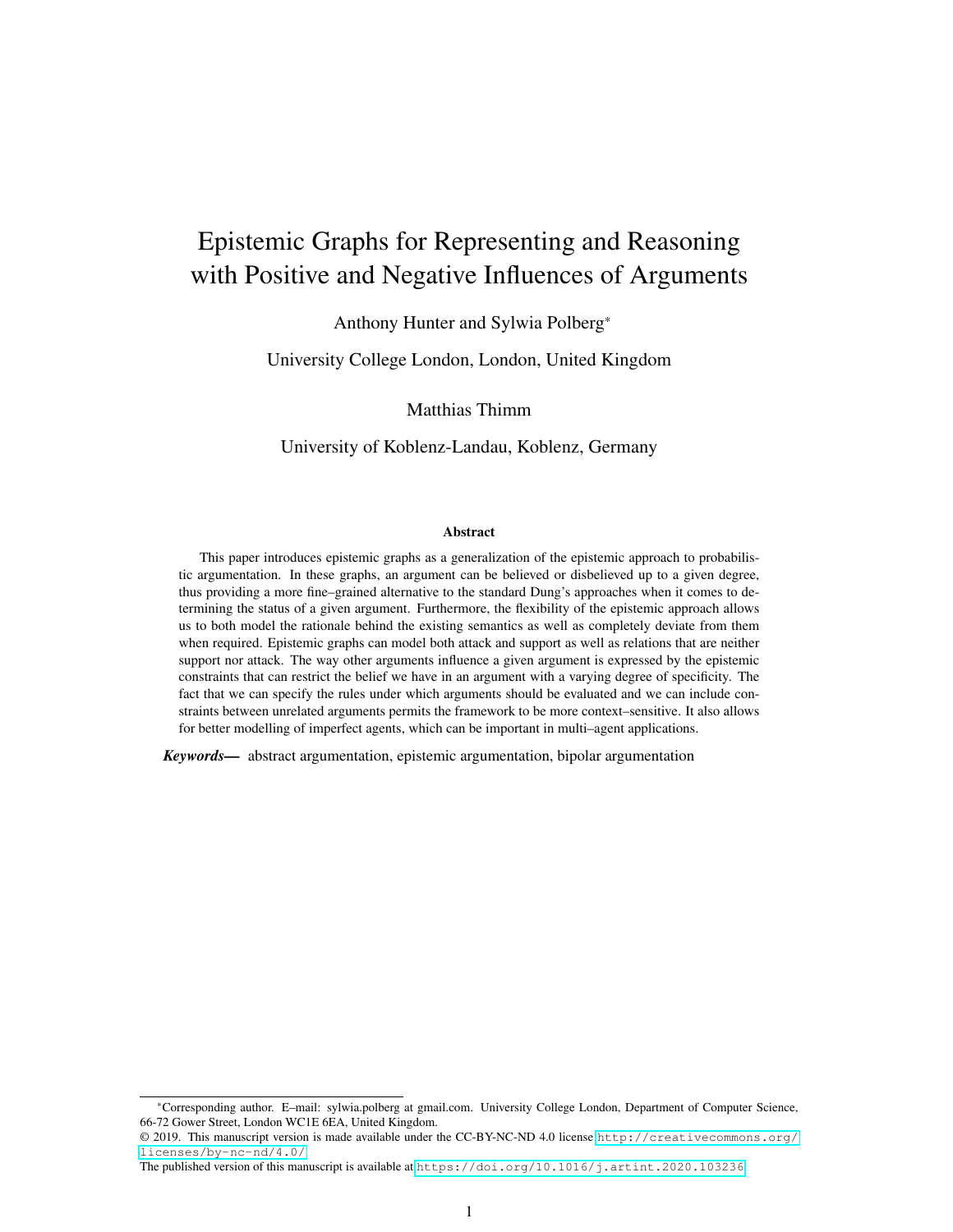# Epistemic Graphs for Representing and Reasoning with Positive and Negative Influences of Arguments

Anthony Hunter and Sylwia Polberg*

University College London, London, United Kingdom

Matthias Thimm

University of Koblenz-Landau, Koblenz, Germany

### Abstract

This paper introduces epistemic graphs as a generalization of the epistemic approach to probabilistic argumentation. In these graphs, an argument can be believed or disbelieved up to a given degree, thus providing a more fine–grained alternative to the standard Dung's approaches when it comes to determining the status of a given argument. Furthermore, the flexibility of the epistemic approach allows us to both model the rationale behind the existing semantics as well as completely deviate from them when required. Epistemic graphs can model both attack and support as well as relations that are neither support nor attack. The way other arguments influence a given argument is expressed by the epistemic constraints that can restrict the belief we have in an argument with a varying degree of specificity. The fact that we can specify the rules under which arguments should be evaluated and we can include constraints between unrelated arguments permits the framework to be more context–sensitive. It also allows for better modelling of imperfect agents, which can be important in multi–agent applications.

***Keywords—*** abstract argumentation, epistemic argumentation, bipolar argumentation

---

*Corresponding author. E–mail: sylwia.polberg at gmail.com. University College London, Department of Computer Science, 66-72 Gower Street, London WC1E 6EA, United Kingdom.

© 2019. This manuscript version is made available under the CC-BY-NC-ND 4.0 license http://creativecommons.org/licenses/by-nc-nd/4.0/

The published version of this manuscript is available at https://doi.org/10.1016/j.artint.2020.103236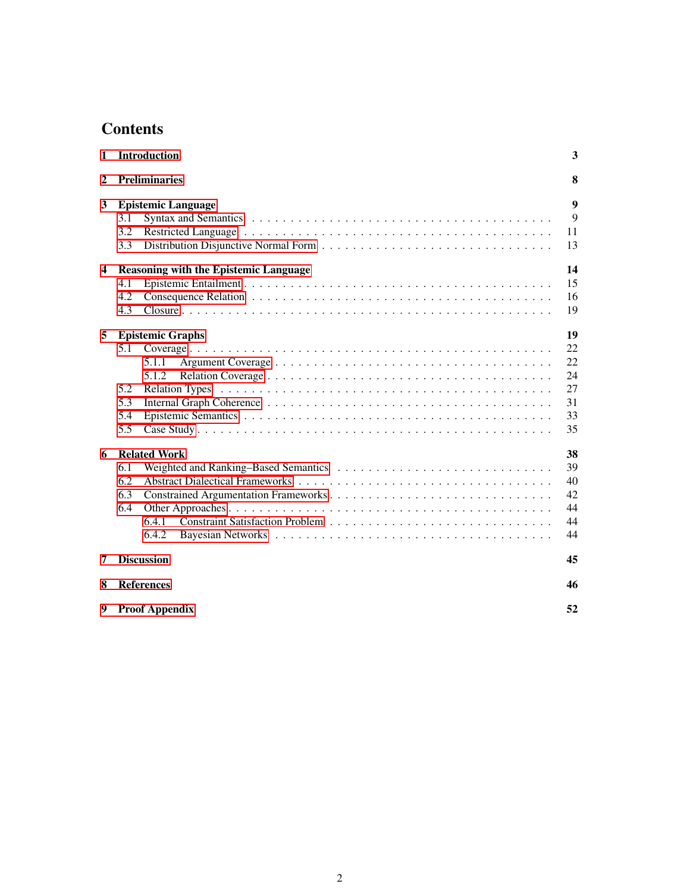# Contents

**1 Introduction** **3**

**2 Preliminaries** **8**

**3 Epistemic Language** **9**
- 3.1 Syntax and Semantics . . . 9
- 3.2 Restricted Language . . . 11
- 3.3 Distribution Disjunctive Normal Form . . . 13

**4 Reasoning with the Epistemic Language** **14**
- 4.1 Epistemic Entailment . . . 15
- 4.2 Consequence Relation . . . 16
- 4.3 Closure . . . 19

**5 Epistemic Graphs** **19**
- 5.1 Coverage . . . 22
  - 5.1.1 Argument Coverage . . . 22
  - 5.1.2 Relation Coverage . . . 24
- 5.2 Relation Types . . . 27
- 5.3 Internal Graph Coherence . . . 31
- 5.4 Epistemic Semantics . . . 33
- 5.5 Case Study . . . 35

**6 Related Work** **38**
- 6.1 Weighted and Ranking–Based Semantics . . . 39
- 6.2 Abstract Dialectical Frameworks . . . 40
- 6.3 Constrained Argumentation Frameworks . . . 42
- 6.4 Other Approaches . . . 44
  - 6.4.1 Constraint Satisfaction Problem . . . 44
  - 6.4.2 Bayesian Networks . . . 44

**7 Discussion** **45**

**8 References** **46**

**9 Proof Appendix** **52**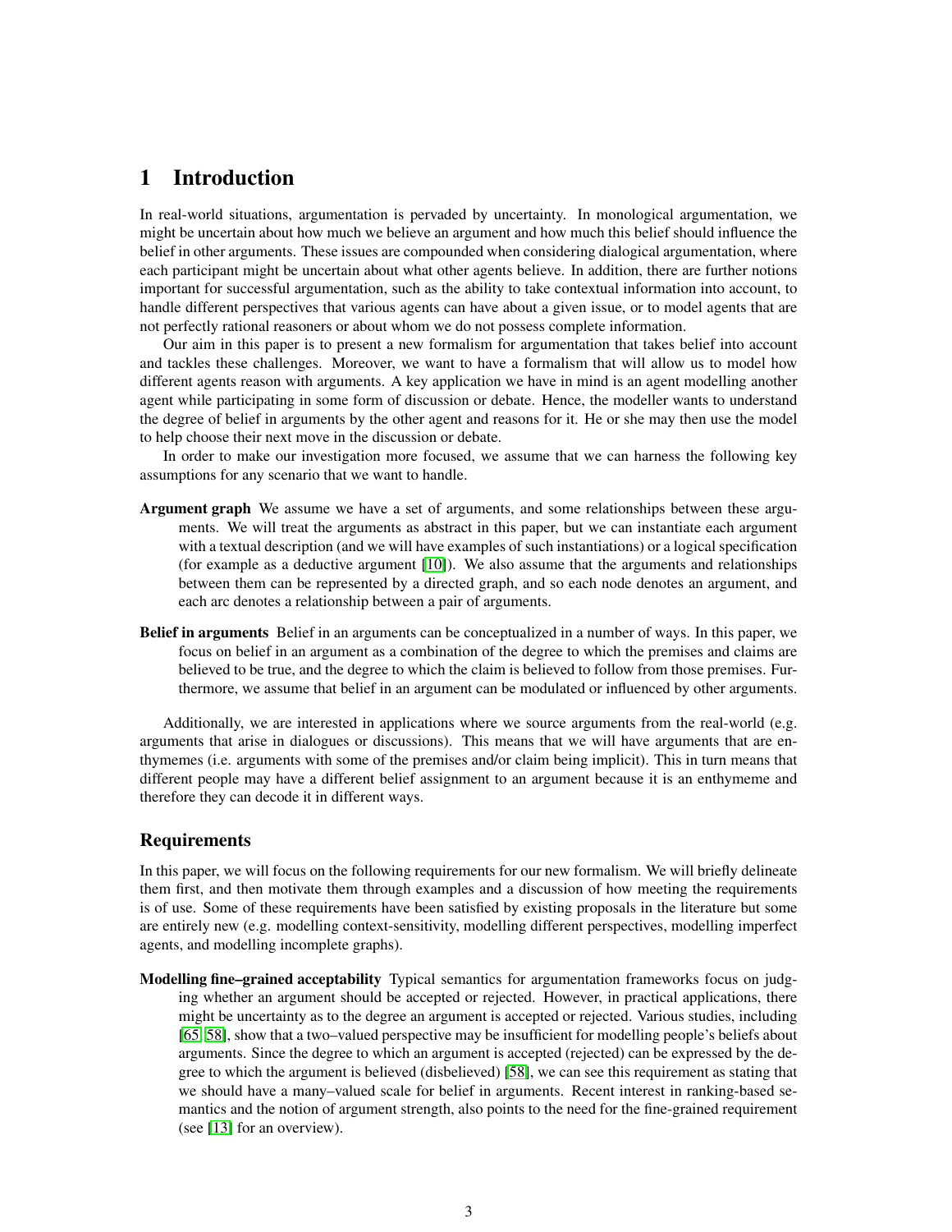# 1 Introduction

In real-world situations, argumentation is pervaded by uncertainty. In monological argumentation, we might be uncertain about how much we believe an argument and how much this belief should influence the belief in other arguments. These issues are compounded when considering dialogical argumentation, where each participant might be uncertain about what other agents believe. In addition, there are further notions important for successful argumentation, such as the ability to take contextual information into account, to handle different perspectives that various agents can have about a given issue, or to model agents that are not perfectly rational reasoners or about whom we do not possess complete information.

Our aim in this paper is to present a new formalism for argumentation that takes belief into account and tackles these challenges. Moreover, we want to have a formalism that will allow us to model how different agents reason with arguments. A key application we have in mind is an agent modelling another agent while participating in some form of discussion or debate. Hence, the modeller wants to understand the degree of belief in arguments by the other agent and reasons for it. He or she may then use the model to help choose their next move in the discussion or debate.

In order to make our investigation more focused, we assume that we can harness the following key assumptions for any scenario that we want to handle.

**Argument graph** We assume we have a set of arguments, and some relationships between these arguments. We will treat the arguments as abstract in this paper, but we can instantiate each argument with a textual description (and we will have examples of such instantiations) or a logical specification (for example as a deductive argument [10]). We also assume that the arguments and relationships between them can be represented by a directed graph, and so each node denotes an argument, and each arc denotes a relationship between a pair of arguments.

**Belief in arguments** Belief in an arguments can be conceptualized in a number of ways. In this paper, we focus on belief in an argument as a combination of the degree to which the premises and claims are believed to be true, and the degree to which the claim is believed to follow from those premises. Furthermore, we assume that belief in an argument can be modulated or influenced by other arguments.

Additionally, we are interested in applications where we source arguments from the real-world (e.g. arguments that arise in dialogues or discussions). This means that we will have arguments that are enthymemes (i.e. arguments with some of the premises and/or claim being implicit). This in turn means that different people may have a different belief assignment to an argument because it is an enthymeme and therefore they can decode it in different ways.

## Requirements

In this paper, we will focus on the following requirements for our new formalism. We will briefly delineate them first, and then motivate them through examples and a discussion of how meeting the requirements is of use. Some of these requirements have been satisfied by existing proposals in the literature but some are entirely new (e.g. modelling context-sensitivity, modelling different perspectives, modelling imperfect agents, and modelling incomplete graphs).

**Modelling fine–grained acceptability** Typical semantics for argumentation frameworks focus on judging whether an argument should be accepted or rejected. However, in practical applications, there might be uncertainty as to the degree an argument is accepted or rejected. Various studies, including [65, 58], show that a two–valued perspective may be insufficient for modelling people's beliefs about arguments. Since the degree to which an argument is accepted (rejected) can be expressed by the degree to which the argument is believed (disbelieved) [58], we can see this requirement as stating that we should have a many–valued scale for belief in arguments. Recent interest in ranking-based semantics and the notion of argument strength, also points to the need for the fine-grained requirement (see [13] for an overview).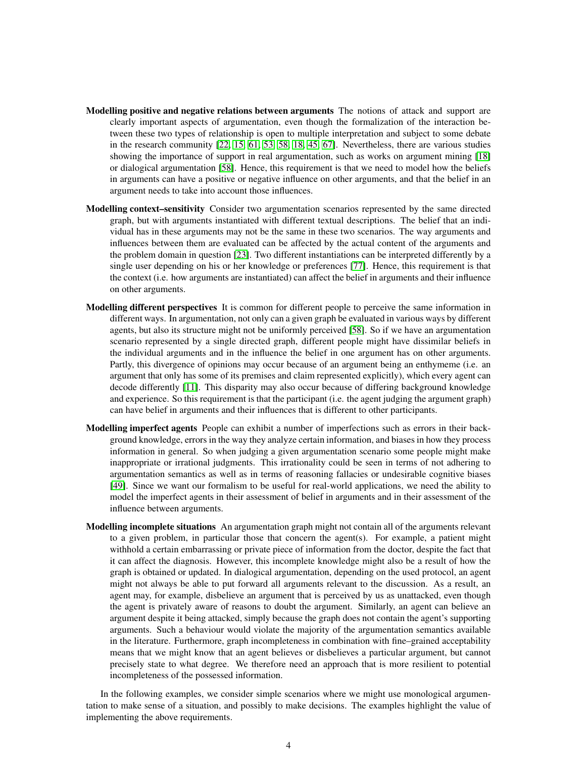**Modelling positive and negative relations between arguments** The notions of attack and support are clearly important aspects of argumentation, even though the formalization of the interaction between these two types of relationship is open to multiple interpretation and subject to some debate in the research community [22, 15, 61, 53, 58, 18, 45, 67]. Nevertheless, there are various studies showing the importance of support in real argumentation, such as works on argument mining [18] or dialogical argumentation [58]. Hence, this requirement is that we need to model how the beliefs in arguments can have a positive or negative influence on other arguments, and that the belief in an argument needs to take into account those influences.

**Modelling context–sensitivity** Consider two argumentation scenarios represented by the same directed graph, but with arguments instantiated with different textual descriptions. The belief that an individual has in these arguments may not be the same in these two scenarios. The way arguments and influences between them are evaluated can be affected by the actual content of the arguments and the problem domain in question [23]. Two different instantiations can be interpreted differently by a single user depending on his or her knowledge or preferences [77]. Hence, this requirement is that the context (i.e. how arguments are instantiated) can affect the belief in arguments and their influence on other arguments.

**Modelling different perspectives** It is common for different people to perceive the same information in different ways. In argumentation, not only can a given graph be evaluated in various ways by different agents, but also its structure might not be uniformly perceived [58]. So if we have an argumentation scenario represented by a single directed graph, different people might have dissimilar beliefs in the individual arguments and in the influence the belief in one argument has on other arguments. Partly, this divergence of opinions may occur because of an argument being an enthymeme (i.e. an argument that only has some of its premises and claim represented explicitly), which every agent can decode differently [11]. This disparity may also occur because of differing background knowledge and experience. So this requirement is that the participant (i.e. the agent judging the argument graph) can have belief in arguments and their influences that is different to other participants.

**Modelling imperfect agents** People can exhibit a number of imperfections such as errors in their background knowledge, errors in the way they analyze certain information, and biases in how they process information in general. So when judging a given argumentation scenario some people might make inappropriate or irrational judgments. This irrationality could be seen in terms of not adhering to argumentation semantics as well as in terms of reasoning fallacies or undesirable cognitive biases [49]. Since we want our formalism to be useful for real-world applications, we need the ability to model the imperfect agents in their assessment of belief in arguments and in their assessment of the influence between arguments.

**Modelling incomplete situations** An argumentation graph might not contain all of the arguments relevant to a given problem, in particular those that concern the agent(s). For example, a patient might withhold a certain embarrassing or private piece of information from the doctor, despite the fact that it can affect the diagnosis. However, this incomplete knowledge might also be a result of how the graph is obtained or updated. In dialogical argumentation, depending on the used protocol, an agent might not always be able to put forward all arguments relevant to the discussion. As a result, an agent may, for example, disbelieve an argument that is perceived by us as unattacked, even though the agent is privately aware of reasons to doubt the argument. Similarly, an agent can believe an argument despite it being attacked, simply because the graph does not contain the agent's supporting arguments. Such a behaviour would violate the majority of the argumentation semantics available in the literature. Furthermore, graph incompleteness in combination with fine–grained acceptability means that we might know that an agent believes or disbelieves a particular argument, but cannot precisely state to what degree. We therefore need an approach that is more resilient to potential incompleteness of the possessed information.

In the following examples, we consider simple scenarios where we might use monological argumentation to make sense of a situation, and possibly to make decisions. The examples highlight the value of implementing the above requirements.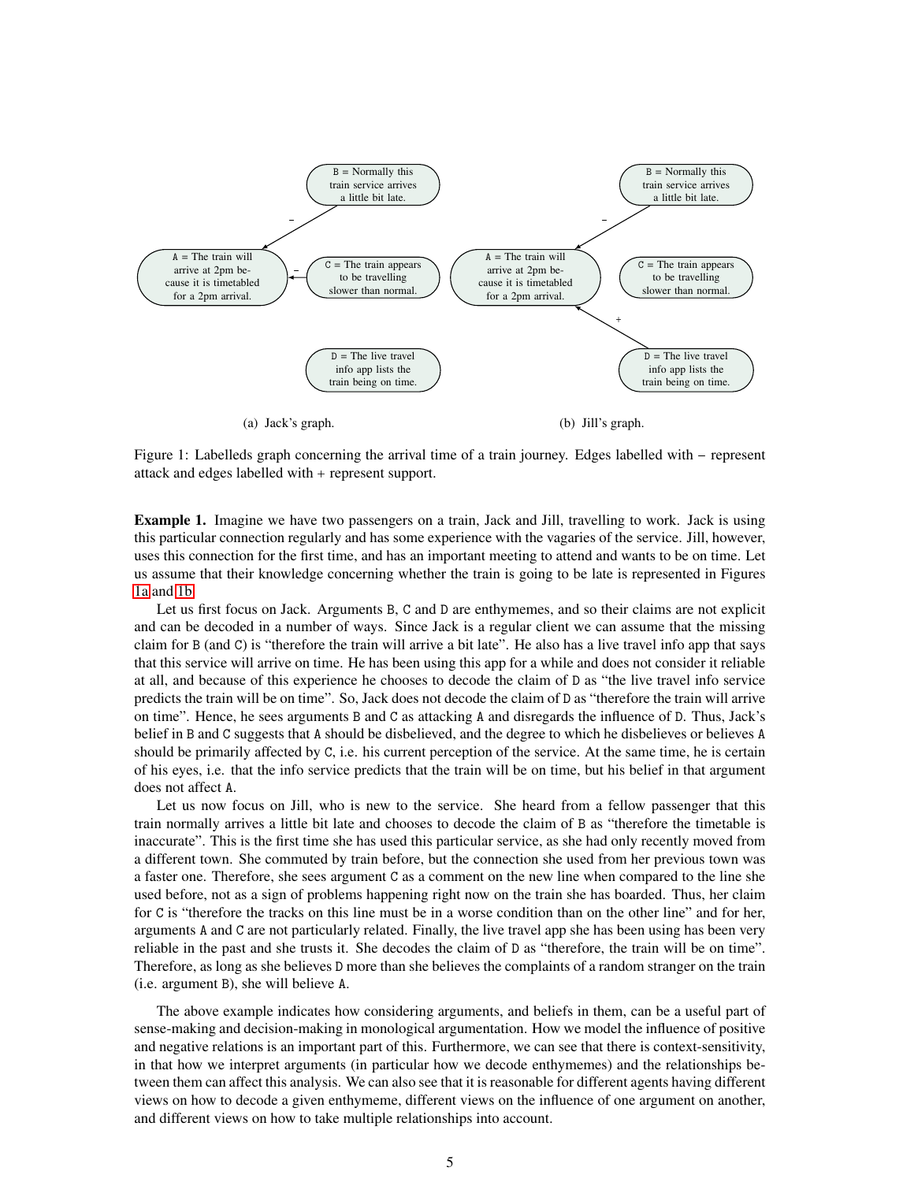Figure 1: Labelleds graph concerning the arrival time of a train journey. Edges labelled with – represent attack and edges labelled with + represent support.

(a) Jack's graph.

(b) Jill's graph.

**Example 1.** Imagine we have two passengers on a train, Jack and Jill, travelling to work. Jack is using this particular connection regularly and has some experience with the vagaries of the service. Jill, however, uses this connection for the first time, and has an important meeting to attend and wants to be on time. Let us assume that their knowledge concerning whether the train is going to be late is represented in Figures 1a and 1b.

Let us first focus on Jack. Arguments B, C and D are enthymemes, and so their claims are not explicit and can be decoded in a number of ways. Since Jack is a regular client we can assume that the missing claim for B (and C) is "therefore the train will arrive a bit late". He also has a live travel info app that says that this service will arrive on time. He has been using this app for a while and does not consider it reliable at all, and because of this experience he chooses to decode the claim of D as "the live travel info service predicts the train will be on time". So, Jack does not decode the claim of D as "therefore the train will arrive on time". Hence, he sees arguments B and C as attacking A and disregards the influence of D. Thus, Jack's belief in B and C suggests that A should be disbelieved, and the degree to which he disbelieves or believes A should be primarily affected by C, i.e. his current perception of the service. At the same time, he is certain of his eyes, i.e. that the info service predicts that the train will be on time, but his belief in that argument does not affect A.

Let us now focus on Jill, who is new to the service. She heard from a fellow passenger that this train normally arrives a little bit late and chooses to decode the claim of B as "therefore the timetable is inaccurate". This is the first time she has used this particular service, as she had only recently moved from a different town. She commuted by train before, but the connection she used from her previous town was a faster one. Therefore, she sees argument C as a comment on the new line when compared to the line she used before, not as a sign of problems happening right now on the train she has boarded. Thus, her claim for C is "therefore the tracks on this line must be in a worse condition than on the other line" and for her, arguments A and C are not particularly related. Finally, the live travel app she has been using has been very reliable in the past and she trusts it. She decodes the claim of D as "therefore, the train will be on time". Therefore, as long as she believes D more than she believes the complaints of a random stranger on the train (i.e. argument B), she will believe A.

The above example indicates how considering arguments, and beliefs in them, can be a useful part of sense-making and decision-making in monological argumentation. How we model the influence of positive and negative relations is an important part of this. Furthermore, we can see that there is context-sensitivity, in that how we interpret arguments (in particular how we decode enthymemes) and the relationships between them can affect this analysis. We can also see that it is reasonable for different agents having different views on how to decode a given enthymeme, different views on the influence of one argument on another, and different views on how to take multiple relationships into account.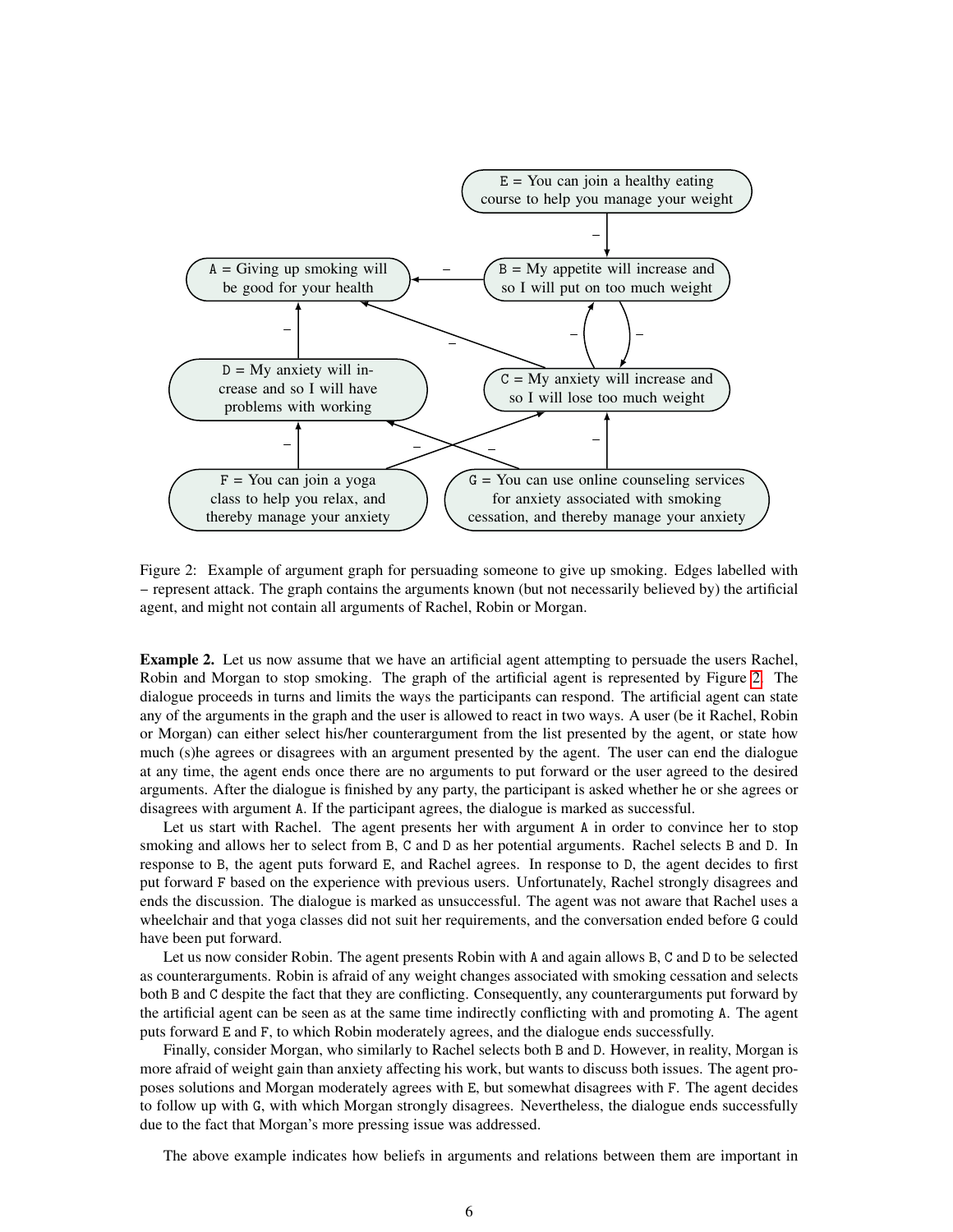Figure 2: Example of argument graph for persuading someone to give up smoking. Edges labelled with – represent attack. The graph contains the arguments known (but not necessarily believed by) the artificial agent, and might not contain all arguments of Rachel, Robin or Morgan.

**Example 2.** Let us now assume that we have an artificial agent attempting to persuade the users Rachel, Robin and Morgan to stop smoking. The graph of the artificial agent is represented by Figure 2. The dialogue proceeds in turns and limits the ways the participants can respond. The artificial agent can state any of the arguments in the graph and the user is allowed to react in two ways. A user (be it Rachel, Robin or Morgan) can either select his/her counterargument from the list presented by the agent, or state how much (s)he agrees or disagrees with an argument presented by the agent. The user can end the dialogue at any time, the agent ends once there are no arguments to put forward or the user agreed to the desired arguments. After the dialogue is finished by any party, the participant is asked whether he or she agrees or disagrees with argument A. If the participant agrees, the dialogue is marked as successful.

Let us start with Rachel. The agent presents her with argument A in order to convince her to stop smoking and allows her to select from B, C and D as her potential arguments. Rachel selects B and D. In response to B, the agent puts forward E, and Rachel agrees. In response to D, the agent decides to first put forward F based on the experience with previous users. Unfortunately, Rachel strongly disagrees and ends the discussion. The dialogue is marked as unsuccessful. The agent was not aware that Rachel uses a wheelchair and that yoga classes did not suit her requirements, and the conversation ended before G could have been put forward.

Let us now consider Robin. The agent presents Robin with A and again allows B, C and D to be selected as counterarguments. Robin is afraid of any weight changes associated with smoking cessation and selects both B and C despite the fact that they are conflicting. Consequently, any counterarguments put forward by the artificial agent can be seen as at the same time indirectly conflicting with and promoting A. The agent puts forward E and F, to which Robin moderately agrees, and the dialogue ends successfully.

Finally, consider Morgan, who similarly to Rachel selects both B and D. However, in reality, Morgan is more afraid of weight gain than anxiety affecting his work, but wants to discuss both issues. The agent proposes solutions and Morgan moderately agrees with E, but somewhat disagrees with F. The agent decides to follow up with G, with which Morgan strongly disagrees. Nevertheless, the dialogue ends successfully due to the fact that Morgan's more pressing issue was addressed.

The above example indicates how beliefs in arguments and relations between them are important in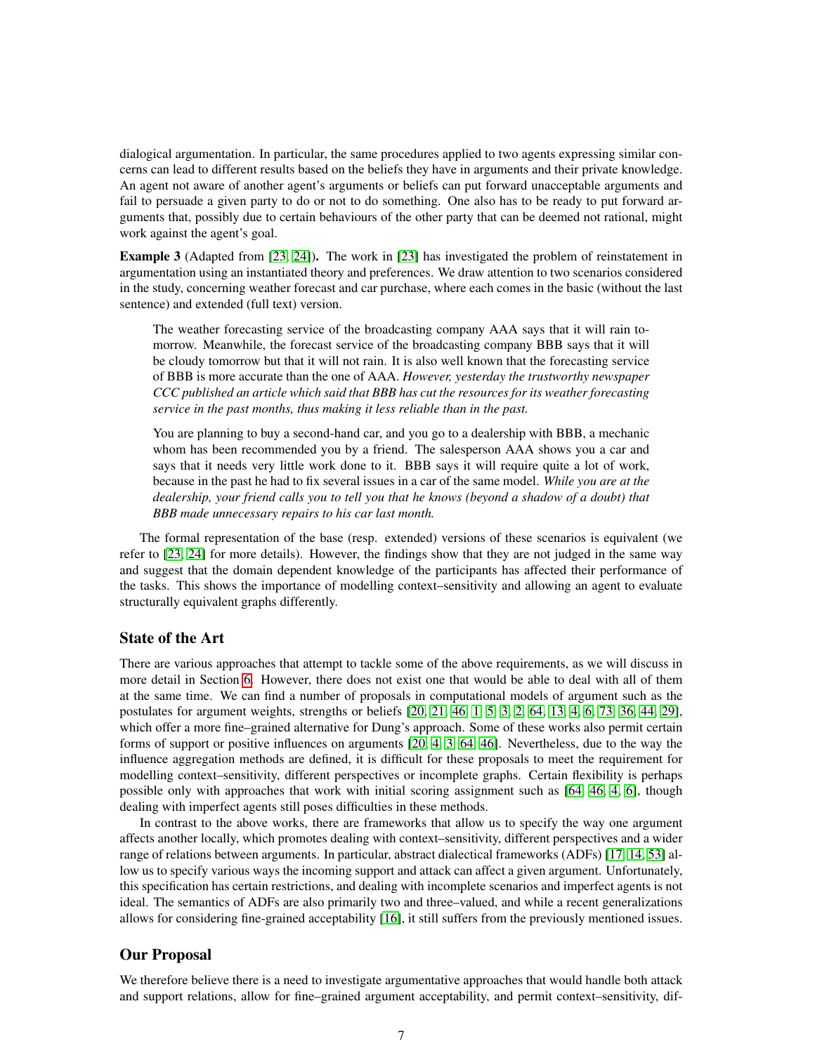dialogical argumentation. In particular, the same procedures applied to two agents expressing similar concerns can lead to different results based on the beliefs they have in arguments and their private knowledge. An agent not aware of another agent's arguments or beliefs can put forward unacceptable arguments and fail to persuade a given party to do or not to do something. One also has to be ready to put forward arguments that, possibly due to certain behaviours of the other party that can be deemed not rational, might work against the agent's goal.

**Example 3** (Adapted from [23, 24])**.** The work in [23] has investigated the problem of reinstatement in argumentation using an instantiated theory and preferences. We draw attention to two scenarios considered in the study, concerning weather forecast and car purchase, where each comes in the basic (without the last sentence) and extended (full text) version.

> The weather forecasting service of the broadcasting company AAA says that it will rain tomorrow. Meanwhile, the forecast service of the broadcasting company BBB says that it will be cloudy tomorrow but that it will not rain. It is also well known that the forecasting service of BBB is more accurate than the one of AAA. *However, yesterday the trustworthy newspaper CCC published an article which said that BBB has cut the resources for its weather forecasting service in the past months, thus making it less reliable than in the past.*

> You are planning to buy a second-hand car, and you go to a dealership with BBB, a mechanic whom has been recommended you by a friend. The salesperson AAA shows you a car and says that it needs very little work done to it. BBB says it will require quite a lot of work, because in the past he had to fix several issues in a car of the same model. *While you are at the dealership, your friend calls you to tell you that he knows (beyond a shadow of a doubt) that BBB made unnecessary repairs to his car last month.*

The formal representation of the base (resp. extended) versions of these scenarios is equivalent (we refer to [23, 24] for more details). However, the findings show that they are not judged in the same way and suggest that the domain dependent knowledge of the participants has affected their performance of the tasks. This shows the importance of modelling context–sensitivity and allowing an agent to evaluate structurally equivalent graphs differently.

## State of the Art

There are various approaches that attempt to tackle some of the above requirements, as we will discuss in more detail in Section 6. However, there does not exist one that would be able to deal with all of them at the same time. We can find a number of proposals in computational models of argument such as the postulates for argument weights, strengths or beliefs [20, 21, 46, 1, 5, 3, 2, 64, 13, 4, 6, 73, 36, 44, 29], which offer a more fine–grained alternative for Dung's approach. Some of these works also permit certain forms of support or positive influences on arguments [20, 4, 3, 64, 46]. Nevertheless, due to the way the influence aggregation methods are defined, it is difficult for these proposals to meet the requirement for modelling context–sensitivity, different perspectives or incomplete graphs. Certain flexibility is perhaps possible only with approaches that work with initial scoring assignment such as [64, 46, 4, 6], though dealing with imperfect agents still poses difficulties in these methods.

In contrast to the above works, there are frameworks that allow us to specify the way one argument affects another locally, which promotes dealing with context–sensitivity, different perspectives and a wider range of relations between arguments. In particular, abstract dialectical frameworks (ADFs) [17, 14, 53] allow us to specify various ways the incoming support and attack can affect a given argument. Unfortunately, this specification has certain restrictions, and dealing with incomplete scenarios and imperfect agents is not ideal. The semantics of ADFs are also primarily two and three–valued, and while a recent generalizations allows for considering fine-grained acceptability [16], it still suffers from the previously mentioned issues.

## Our Proposal

We therefore believe there is a need to investigate argumentative approaches that would handle both attack and support relations, allow for fine–grained argument acceptability, and permit context–sensitivity, dif-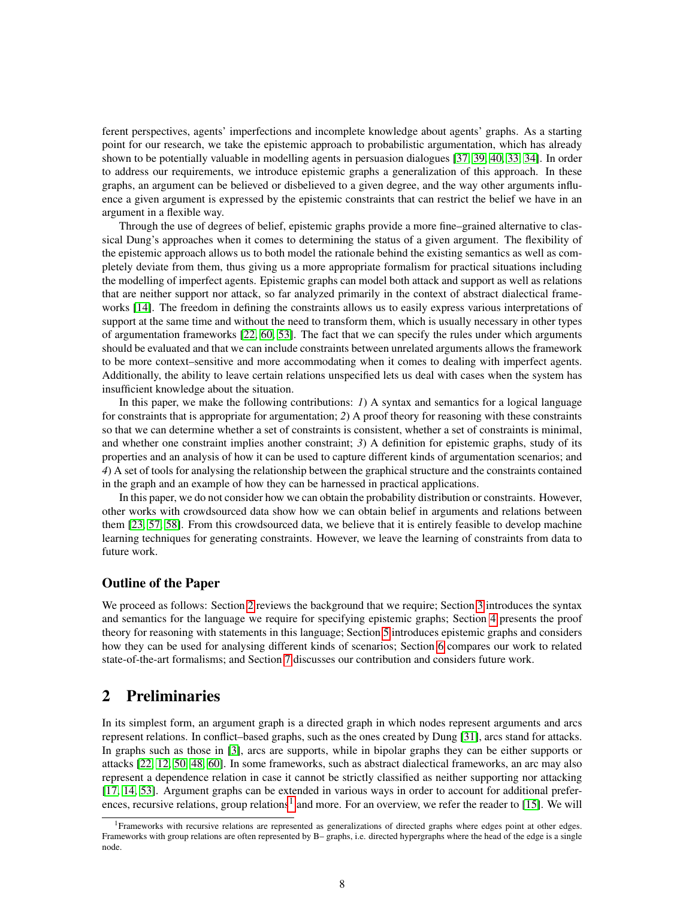ferent perspectives, agents' imperfections and incomplete knowledge about agents' graphs. As a starting point for our research, we take the epistemic approach to probabilistic argumentation, which has already shown to be potentially valuable in modelling agents in persuasion dialogues [37, 39, 40, 33, 34]. In order to address our requirements, we introduce epistemic graphs a generalization of this approach. In these graphs, an argument can be believed or disbelieved to a given degree, and the way other arguments influence a given argument is expressed by the epistemic constraints that can restrict the belief we have in an argument in a flexible way.

Through the use of degrees of belief, epistemic graphs provide a more fine–grained alternative to classical Dung's approaches when it comes to determining the status of a given argument. The flexibility of the epistemic approach allows us to both model the rationale behind the existing semantics as well as completely deviate from them, thus giving us a more appropriate formalism for practical situations including the modelling of imperfect agents. Epistemic graphs can model both attack and support as well as relations that are neither support nor attack, so far analyzed primarily in the context of abstract dialectical frameworks [14]. The freedom in defining the constraints allows us to easily express various interpretations of support at the same time and without the need to transform them, which is usually necessary in other types of argumentation frameworks [22, 60, 53]. The fact that we can specify the rules under which arguments should be evaluated and that we can include constraints between unrelated arguments allows the framework to be more context–sensitive and more accommodating when it comes to dealing with imperfect agents. Additionally, the ability to leave certain relations unspecified lets us deal with cases when the system has insufficient knowledge about the situation.

In this paper, we make the following contributions: *1*) A syntax and semantics for a logical language for constraints that is appropriate for argumentation; *2*) A proof theory for reasoning with these constraints so that we can determine whether a set of constraints is consistent, whether a set of constraints is minimal, and whether one constraint implies another constraint; *3*) A definition for epistemic graphs, study of its properties and an analysis of how it can be used to capture different kinds of argumentation scenarios; and *4*) A set of tools for analysing the relationship between the graphical structure and the constraints contained in the graph and an example of how they can be harnessed in practical applications.

In this paper, we do not consider how we can obtain the probability distribution or constraints. However, other works with crowdsourced data show how we can obtain belief in arguments and relations between them [23, 57, 58]. From this crowdsourced data, we believe that it is entirely feasible to develop machine learning techniques for generating constraints. However, we leave the learning of constraints from data to future work.

### Outline of the Paper

We proceed as follows: Section 2 reviews the background that we require; Section 3 introduces the syntax and semantics for the language we require for specifying epistemic graphs; Section 4 presents the proof theory for reasoning with statements in this language; Section 5 introduces epistemic graphs and considers how they can be used for analysing different kinds of scenarios; Section 6 compares our work to related state-of-the-art formalisms; and Section 7 discusses our contribution and considers future work.

## 2 Preliminaries

In its simplest form, an argument graph is a directed graph in which nodes represent arguments and arcs represent relations. In conflict–based graphs, such as the ones created by Dung [31], arcs stand for attacks. In graphs such as those in [3], arcs are supports, while in bipolar graphs they can be either supports or attacks [22, 12, 50, 48, 60]. In some frameworks, such as abstract dialectical frameworks, an arc may also represent a dependence relation in case it cannot be strictly classified as neither supporting nor attacking [17, 14, 53]. Argument graphs can be extended in various ways in order to account for additional preferences, recursive relations, group relations[1] and more. For an overview, we refer the reader to [15]. We will

[1] Frameworks with recursive relations are represented as generalizations of directed graphs where edges point at other edges. Frameworks with group relations are often represented by B– graphs, i.e. directed hypergraphs where the head of the edge is a single node.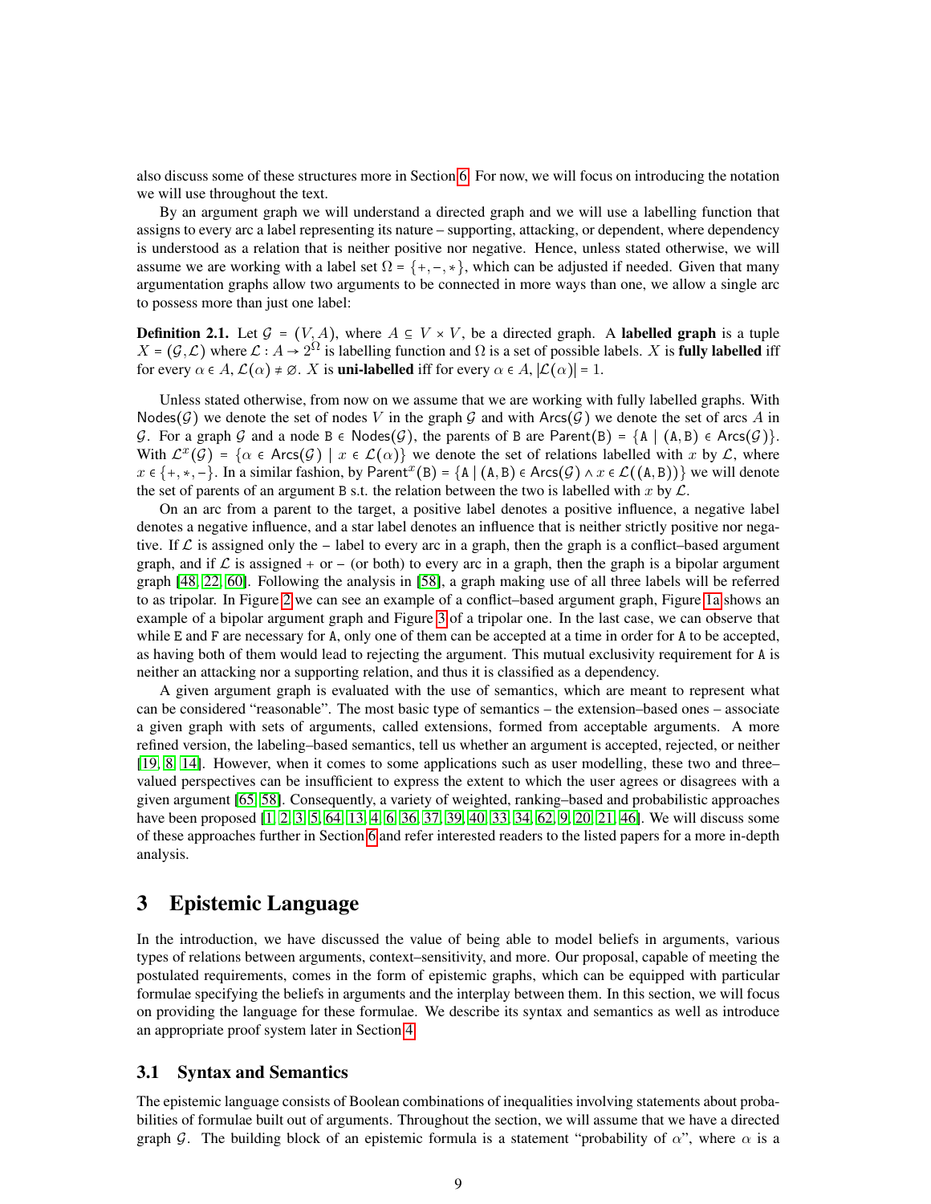also discuss some of these structures more in Section 6. For now, we will focus on introducing the notation we will use throughout the text.

By an argument graph we will understand a directed graph and we will use a labelling function that assigns to every arc a label representing its nature – supporting, attacking, or dependent, where dependency is understood as a relation that is neither positive nor negative. Hence, unless stated otherwise, we will assume we are working with a label set $\Omega = \{+, -, *\}$, which can be adjusted if needed. Given that many argumentation graphs allow two arguments to be connected in more ways than one, we allow a single arc to possess more than just one label:

**Definition 2.1.** Let $\mathcal{G} = (V, A)$, where $A \subseteq V \times V$, be a directed graph. A **labelled graph** is a tuple $X = (\mathcal{G}, \mathcal{L})$ where $\mathcal{L} : A \to 2^{\Omega}$ is labelling function and $\Omega$ is a set of possible labels. $X$ is **fully labelled** iff for every $\alpha \in A$, $\mathcal{L}(\alpha) \neq \emptyset$. $X$ is **uni-labelled** iff for every $\alpha \in A$, $|\mathcal{L}(\alpha)| = 1$.

Unless stated otherwise, from now on we assume that we are working with fully labelled graphs. With $\mathsf{Nodes}(\mathcal{G})$ we denote the set of nodes $V$ in the graph $\mathcal{G}$ and with $\mathsf{Arcs}(\mathcal{G})$ we denote the set of arcs $A$ in $\mathcal{G}$. For a graph $\mathcal{G}$ and a node $\mathtt{B} \in \mathsf{Nodes}(\mathcal{G})$, the parents of B are $\mathsf{Parent}(\mathtt{B}) = \{\mathtt{A} \mid (\mathtt{A}, \mathtt{B}) \in \mathsf{Arcs}(\mathcal{G})\}$. With $\mathcal{L}^x(\mathcal{G}) = \{\alpha \in \mathsf{Arcs}(\mathcal{G}) \mid x \in \mathcal{L}(\alpha)\}$ we denote the set of relations labelled with $x$ by $\mathcal{L}$, where $x \in \{+, *, -\}$. In a similar fashion, by $\mathsf{Parent}^x(\mathtt{B}) = \{\mathtt{A} \mid (\mathtt{A}, \mathtt{B}) \in \mathsf{Arcs}(\mathcal{G}) \wedge x \in \mathcal{L}((\mathtt{A}, \mathtt{B}))\}$ we will denote the set of parents of an argument B s.t. the relation between the two is labelled with $x$ by $\mathcal{L}$.

On an arc from a parent to the target, a positive label denotes a positive influence, a negative label denotes a negative influence, and a star label denotes an influence that is neither strictly positive nor negative. If $\mathcal{L}$ is assigned only the $-$ label to every arc in a graph, then the graph is a conflict–based argument graph, and if $\mathcal{L}$ is assigned $+$ or $-$ (or both) to every arc in a graph, then the graph is a bipolar argument graph [48, 22, 60]. Following the analysis in [58], a graph making use of all three labels will be referred to as tripolar. In Figure 2 we can see an example of a conflict–based argument graph, Figure 1a shows an example of a bipolar argument graph and Figure 3 of a tripolar one. In the last case, we can observe that while E and F are necessary for A, only one of them can be accepted at a time in order for A to be accepted, as having both of them would lead to rejecting the argument. This mutual exclusivity requirement for A is neither an attacking nor a supporting relation, and thus it is classified as a dependency.

A given argument graph is evaluated with the use of semantics, which are meant to represent what can be considered "reasonable". The most basic type of semantics – the extension–based ones – associate a given graph with sets of arguments, called extensions, formed from acceptable arguments. A more refined version, the labeling–based semantics, tell us whether an argument is accepted, rejected, or neither [19, 8, 14]. However, when it comes to some applications such as user modelling, these two and three–valued perspectives can be insufficient to express the extent to which the user agrees or disagrees with a given argument [65, 58]. Consequently, a variety of weighted, ranking–based and probabilistic approaches have been proposed [1, 2, 3, 5, 64, 13, 4, 6, 36, 37, 39, 40, 33, 34, 62, 9, 20, 21, 46]. We will discuss some of these approaches further in Section 6 and refer interested readers to the listed papers for a more in-depth analysis.

# 3 Epistemic Language

In the introduction, we have discussed the value of being able to model beliefs in arguments, various types of relations between arguments, context–sensitivity, and more. Our proposal, capable of meeting the postulated requirements, comes in the form of epistemic graphs, which can be equipped with particular formulae specifying the beliefs in arguments and the interplay between them. In this section, we will focus on providing the language for these formulae. We describe its syntax and semantics as well as introduce an appropriate proof system later in Section 4.

## 3.1 Syntax and Semantics

The epistemic language consists of Boolean combinations of inequalities involving statements about probabilities of formulae built out of arguments. Throughout the section, we will assume that we have a directed graph $\mathcal{G}$. The building block of an epistemic formula is a statement "probability of $\alpha$", where $\alpha$ is a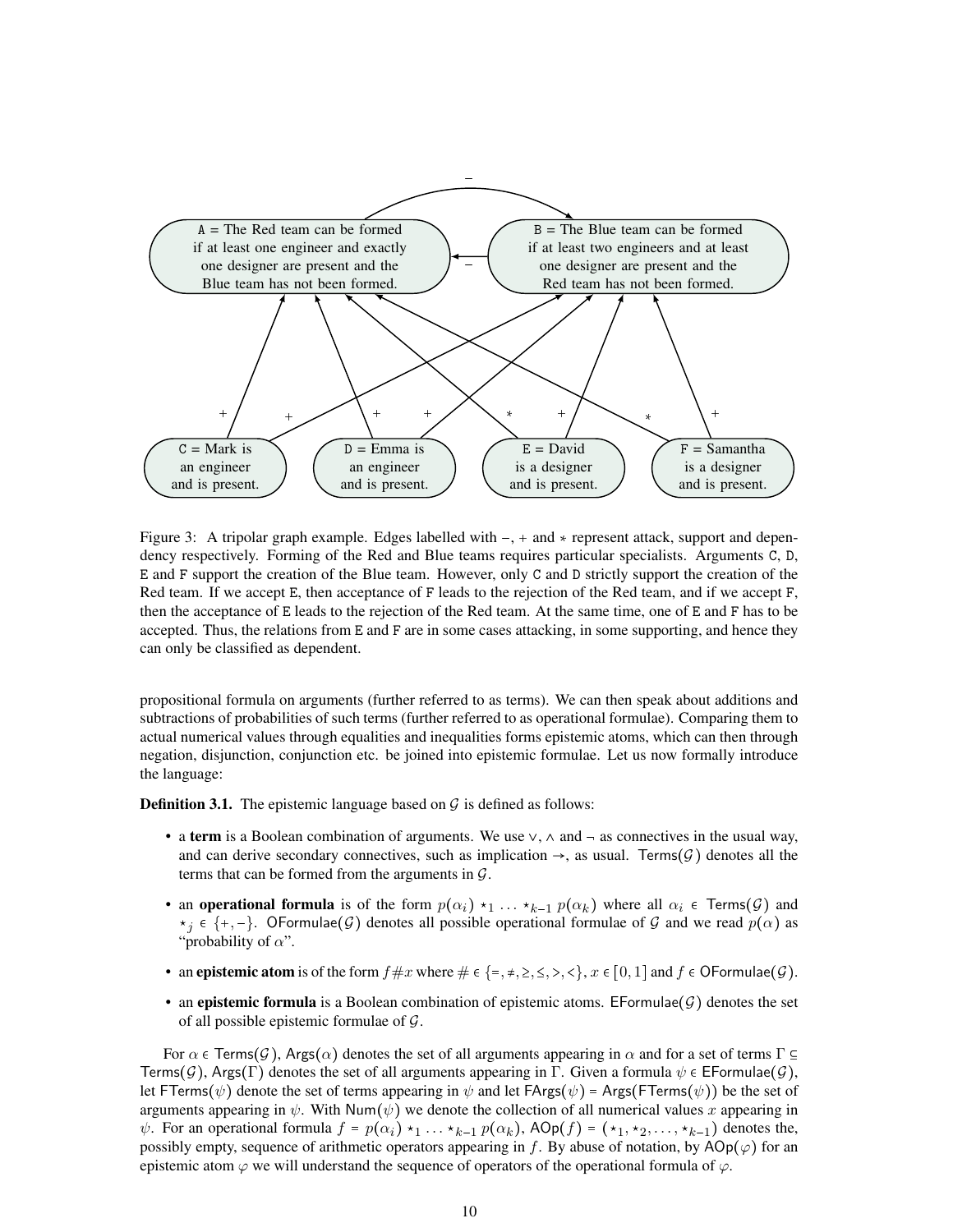A = The Red team can be formed if at least one engineer and exactly one designer are present and the Blue team has not been formed.

B = The Blue team can be formed if at least two engineers and at least one designer are present and the Red team has not been formed.

C = Mark is an engineer and is present.

D = Emma is an engineer and is present.

E = David is a designer and is present.

F = Samantha is a designer and is present.

Figure 3: A tripolar graph example. Edges labelled with −, + and ∗ represent attack, support and dependency respectively. Forming of the Red and Blue teams requires particular specialists. Arguments C, D, E and F support the creation of the Blue team. However, only C and D strictly support the creation of the Red team. If we accept E, then acceptance of F leads to the rejection of the Red team, and if we accept F, then the acceptance of E leads to the rejection of the Red team. At the same time, one of E and F has to be accepted. Thus, the relations from E and F are in some cases attacking, in some supporting, and hence they can only be classified as dependent.

propositional formula on arguments (further referred to as terms). We can then speak about additions and subtractions of probabilities of such terms (further referred to as operational formulae). Comparing them to actual numerical values through equalities and inequalities forms epistemic atoms, which can then through negation, disjunction, conjunction etc. be joined into epistemic formulae. Let us now formally introduce the language:

**Definition 3.1.** The epistemic language based on $\mathcal{G}$ is defined as follows:

- a **term** is a Boolean combination of arguments. We use $\vee$, $\wedge$ and $\neg$ as connectives in the usual way, and can derive secondary connectives, such as implication $\rightarrow$, as usual. $\mathsf{Terms}(\mathcal{G})$ denotes all the terms that can be formed from the arguments in $\mathcal{G}$.
- an **operational formula** is of the form $p(\alpha_i) \star_1 \ldots \star_{k-1} p(\alpha_k)$ where all $\alpha_i \in \mathsf{Terms}(\mathcal{G})$ and $\star_j \in \{+, -\}$. $\mathsf{OFormulae}(\mathcal{G})$ denotes all possible operational formulae of $\mathcal{G}$ and we read $p(\alpha)$ as "probability of $\alpha$".
- an **epistemic atom** is of the form $f \# x$ where $\# \in \{=, \neq, \geq, \leq, >, <\}$, $x \in [0, 1]$ and $f \in \mathsf{OFormulae}(\mathcal{G})$.
- an **epistemic formula** is a Boolean combination of epistemic atoms. $\mathsf{EFormulae}(\mathcal{G})$ denotes the set of all possible epistemic formulae of $\mathcal{G}$.

For $\alpha \in \mathsf{Terms}(\mathcal{G})$, $\mathsf{Args}(\alpha)$ denotes the set of all arguments appearing in $\alpha$ and for a set of terms $\Gamma \subseteq \mathsf{Terms}(\mathcal{G})$, $\mathsf{Args}(\Gamma)$ denotes the set of all arguments appearing in $\Gamma$. Given a formula $\psi \in \mathsf{EFormulae}(\mathcal{G})$, let $\mathsf{FTerms}(\psi)$ denote the set of terms appearing in $\psi$ and let $\mathsf{FArgs}(\psi) = \mathsf{Args}(\mathsf{FTerms}(\psi))$ be the set of arguments appearing in $\psi$. With $\mathsf{Num}(\psi)$ we denote the collection of all numerical values $x$ appearing in $\psi$. For an operational formula $f = p(\alpha_i) \star_1 \ldots \star_{k-1} p(\alpha_k)$, $\mathsf{AOp}(f) = (\star_1, \star_2, \ldots, \star_{k-1})$ denotes the, possibly empty, sequence of arithmetic operators appearing in $f$. By abuse of notation, by $\mathsf{AOp}(\varphi)$ for an epistemic atom $\varphi$ we will understand the sequence of operators of the operational formula of $\varphi$.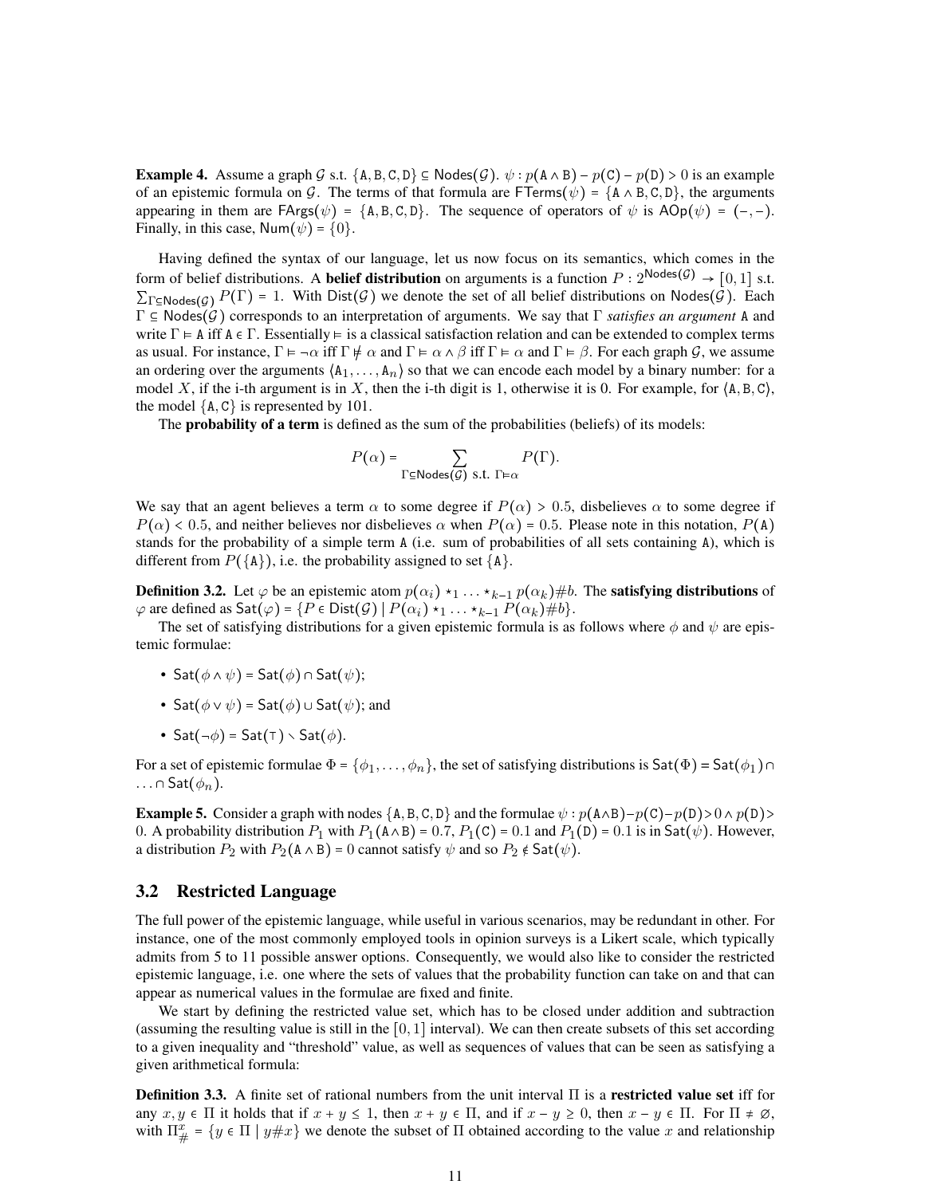**Example 4.** Assume a graph $\mathcal{G}$ s.t. $\{\mathtt{A}, \mathtt{B}, \mathtt{C}, \mathtt{D}\} \subseteq \mathsf{Nodes}(\mathcal{G})$. $\psi : p(\mathtt{A} \wedge \mathtt{B}) - p(\mathtt{C}) - p(\mathtt{D}) > 0$ is an example of an epistemic formula on $\mathcal{G}$. The terms of that formula are $\mathsf{FTerms}(\psi) = \{\mathtt{A} \wedge \mathtt{B}, \mathtt{C}, \mathtt{D}\}$, the arguments appearing in them are $\mathsf{FArgs}(\psi) = \{\mathtt{A}, \mathtt{B}, \mathtt{C}, \mathtt{D}\}$. The sequence of operators of $\psi$ is $\mathsf{AOp}(\psi) = (-, -)$. Finally, in this case, $\mathsf{Num}(\psi) = \{0\}$.

Having defined the syntax of our language, let us now focus on its semantics, which comes in the form of belief distributions. A **belief distribution** on arguments is a function $P : 2^{\mathsf{Nodes}(\mathcal{G})} \to [0, 1]$ s.t. $\sum_{\Gamma \subseteq \mathsf{Nodes}(\mathcal{G})} P(\Gamma) = 1$. With $\mathsf{Dist}(\mathcal{G})$ we denote the set of all belief distributions on $\mathsf{Nodes}(\mathcal{G})$. Each $\Gamma \subseteq \mathsf{Nodes}(\mathcal{G})$ corresponds to an interpretation of arguments. We say that $\Gamma$ *satisfies an argument* $\mathtt{A}$ and write $\Gamma \vDash \mathtt{A}$ iff $\mathtt{A} \in \Gamma$. Essentially $\vDash$ is a classical satisfaction relation and can be extended to complex terms as usual. For instance, $\Gamma \vDash \neg\alpha$ iff $\Gamma \nvDash \alpha$ and $\Gamma \vDash \alpha \wedge \beta$ iff $\Gamma \vDash \alpha$ and $\Gamma \vDash \beta$. For each graph $\mathcal{G}$, we assume an ordering over the arguments $\langle \mathtt{A}_1, \ldots, \mathtt{A}_n \rangle$ so that we can encode each model by a binary number: for a model $X$, if the i-th argument is in $X$, then the i-th digit is 1, otherwise it is 0. For example, for $\langle \mathtt{A}, \mathtt{B}, \mathtt{C} \rangle$, the model $\{\mathtt{A}, \mathtt{C}\}$ is represented by 101.

The **probability of a term** is defined as the sum of the probabilities (beliefs) of its models:

$$P(\alpha) = \sum_{\Gamma \subseteq \mathsf{Nodes}(\mathcal{G}) \text{ s.t. } \Gamma \vDash \alpha} P(\Gamma).$$

We say that an agent believes a term $\alpha$ to some degree if $P(\alpha) > 0.5$, disbelieves $\alpha$ to some degree if $P(\alpha) < 0.5$, and neither believes nor disbelieves $\alpha$ when $P(\alpha) = 0.5$. Please note in this notation, $P(\mathtt{A})$ stands for the probability of a simple term $\mathtt{A}$ (i.e. sum of probabilities of all sets containing $\mathtt{A}$), which is different from $P(\{\mathtt{A}\})$, i.e. the probability assigned to set $\{\mathtt{A}\}$.

**Definition 3.2.** Let $\varphi$ be an epistemic atom $p(\alpha_i) \star_1 \ldots \star_{k-1} p(\alpha_k) \# b$. The **satisfying distributions** of $\varphi$ are defined as $\mathsf{Sat}(\varphi) = \{P \in \mathsf{Dist}(\mathcal{G}) \mid P(\alpha_i) \star_1 \ldots \star_{k-1} P(\alpha_k) \# b\}$.

The set of satisfying distributions for a given epistemic formula is as follows where $\phi$ and $\psi$ are epistemic formulae:

- $\mathsf{Sat}(\phi \wedge \psi) = \mathsf{Sat}(\phi) \cap \mathsf{Sat}(\psi)$;
- $\mathsf{Sat}(\phi \vee \psi) = \mathsf{Sat}(\phi) \cup \mathsf{Sat}(\psi)$; and
- $\mathsf{Sat}(\neg\phi) = \mathsf{Sat}(\top) \setminus \mathsf{Sat}(\phi)$.

For a set of epistemic formulae $\Phi = \{\phi_1, \ldots, \phi_n\}$, the set of satisfying distributions is $\mathsf{Sat}(\Phi) = \mathsf{Sat}(\phi_1) \cap \ldots \cap \mathsf{Sat}(\phi_n)$.

**Example 5.** Consider a graph with nodes $\{\mathtt{A}, \mathtt{B}, \mathtt{C}, \mathtt{D}\}$ and the formulae $\psi : p(\mathtt{A} \wedge \mathtt{B}) - p(\mathtt{C}) - p(\mathtt{D}) > 0 \wedge p(\mathtt{D}) > 0$. A probability distribution $P_1$ with $P_1(\mathtt{A} \wedge \mathtt{B}) = 0.7$, $P_1(\mathtt{C}) = 0.1$ and $P_1(\mathtt{D}) = 0.1$ is in $\mathsf{Sat}(\psi)$. However, a distribution $P_2$ with $P_2(\mathtt{A} \wedge \mathtt{B}) = 0$ cannot satisfy $\psi$ and so $P_2 \notin \mathsf{Sat}(\psi)$.

## 3.2 Restricted Language

The full power of the epistemic language, while useful in various scenarios, may be redundant in other. For instance, one of the most commonly employed tools in opinion surveys is a Likert scale, which typically admits from 5 to 11 possible answer options. Consequently, we would also like to consider the restricted epistemic language, i.e. one where the sets of values that the probability function can take on and that can appear as numerical values in the formulae are fixed and finite.

We start by defining the restricted value set, which has to be closed under addition and subtraction (assuming the resulting value is still in the $[0, 1]$ interval). We can then create subsets of this set according to a given inequality and "threshold" value, as well as sequences of values that can be seen as satisfying a given arithmetical formula:

**Definition 3.3.** A finite set of rational numbers from the unit interval $\Pi$ is a **restricted value set** iff for any $x, y \in \Pi$ it holds that if $x + y \leq 1$, then $x + y \in \Pi$, and if $x - y \geq 0$, then $x - y \in \Pi$. For $\Pi \neq \emptyset$, with $\Pi^x_\# = \{y \in \Pi \mid y \# x\}$ we denote the subset of $\Pi$ obtained according to the value $x$ and relationship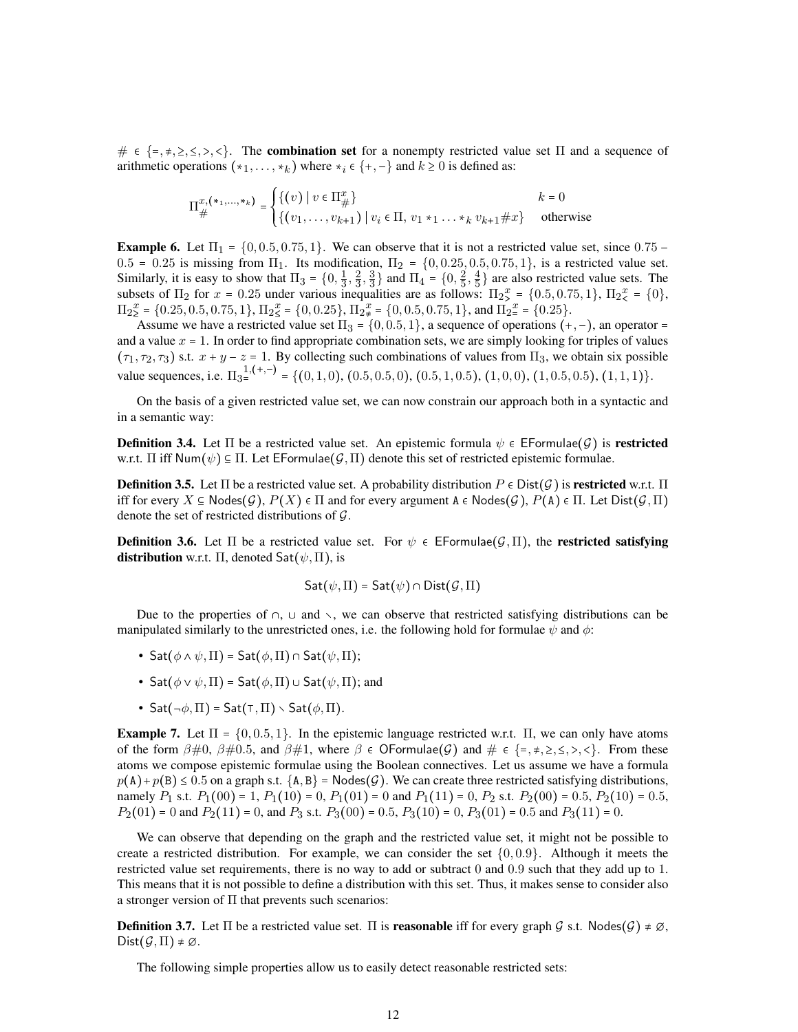$\# \in \{=, \neq, \geq, \leq, >, <\}$. The **combination set** for a nonempty restricted value set $\Pi$ and a sequence of arithmetic operations $(*_1, \ldots, *_k)$ where $*_i \in \{+, -\}$ and $k \geq 0$ is defined as:

$$\Pi_{\#}^{x,(*_1,\ldots,*_k)} = \begin{cases} \{(v) \mid v \in \Pi_{\#}^{x}\} & k = 0 \\ \{(v_1, \ldots, v_{k+1}) \mid v_i \in \Pi,\ v_1 *_1 \ldots *_k v_{k+1} \# x\} & \text{otherwise} \end{cases}$$

**Example 6.** Let $\Pi_1 = \{0, 0.5, 0.75, 1\}$. We can observe that it is not a restricted value set, since $0.75 - 0.5 = 0.25$ is missing from $\Pi_1$. Its modification, $\Pi_2 = \{0, 0.25, 0.5, 0.75, 1\}$, is a restricted value set. Similarly, it is easy to show that $\Pi_3 = \{0, \frac{1}{3}, \frac{2}{3}, \frac{3}{3}\}$ and $\Pi_4 = \{0, \frac{2}{5}, \frac{4}{5}\}$ are also restricted value sets. The subsets of $\Pi_2$ for $x = 0.25$ under various inequalities are as follows: ${\Pi_2}_{>}^{x} = \{0.5, 0.75, 1\}$, ${\Pi_2}_{<}^{x} = \{0\}$, ${\Pi_2}_{\geq}^{x} = \{0.25, 0.5, 0.75, 1\}$, ${\Pi_2}_{\leq}^{x} = \{0, 0.25\}$, ${\Pi_2}_{\neq}^{x} = \{0, 0.5, 0.75, 1\}$, and ${\Pi_2}_{=}^{x} = \{0.25\}$.

Assume we have a restricted value set $\Pi_3 = \{0, 0.5, 1\}$, a sequence of operations $(+, -)$, an operator $=$ and a value $x = 1$. In order to find appropriate combination sets, we are simply looking for triples of values $(\tau_1, \tau_2, \tau_3)$ s.t. $x + y - z = 1$. By collecting such combinations of values from $\Pi_3$, we obtain six possible value sequences, i.e. ${\Pi_3}_{=}^{1,(+,-)} = \{(0, 1, 0), (0.5, 0.5, 0), (0.5, 1, 0.5), (1, 0, 0), (1, 0.5, 0.5), (1, 1, 1)\}$.

On the basis of a given restricted value set, we can now constrain our approach both in a syntactic and in a semantic way:

**Definition 3.4.** Let $\Pi$ be a restricted value set. An epistemic formula $\psi \in \mathsf{EFormulae}(\mathcal{G})$ is **restricted** w.r.t. $\Pi$ iff $\mathsf{Num}(\psi) \subseteq \Pi$. Let $\mathsf{EFormulae}(\mathcal{G}, \Pi)$ denote this set of restricted epistemic formulae.

**Definition 3.5.** Let $\Pi$ be a restricted value set. A probability distribution $P \in \mathsf{Dist}(\mathcal{G})$ is **restricted** w.r.t. $\Pi$ iff for every $X \subseteq \mathsf{Nodes}(\mathcal{G})$, $P(X) \in \Pi$ and for every argument $\mathtt{A} \in \mathsf{Nodes}(\mathcal{G})$, $P(\mathtt{A}) \in \Pi$. Let $\mathsf{Dist}(\mathcal{G}, \Pi)$ denote the set of restricted distributions of $\mathcal{G}$.

**Definition 3.6.** Let $\Pi$ be a restricted value set. For $\psi \in \mathsf{EFormulae}(\mathcal{G}, \Pi)$, the **restricted satisfying distribution** w.r.t. $\Pi$, denoted $\mathsf{Sat}(\psi, \Pi)$, is

$$\mathsf{Sat}(\psi, \Pi) = \mathsf{Sat}(\psi) \cap \mathsf{Dist}(\mathcal{G}, \Pi)$$

Due to the properties of $\cap$, $\cup$ and $\setminus$, we can observe that restricted satisfying distributions can be manipulated similarly to the unrestricted ones, i.e. the following hold for formulae $\psi$ and $\phi$:

- $\mathsf{Sat}(\phi \wedge \psi, \Pi) = \mathsf{Sat}(\phi, \Pi) \cap \mathsf{Sat}(\psi, \Pi)$;
- $\mathsf{Sat}(\phi \vee \psi, \Pi) = \mathsf{Sat}(\phi, \Pi) \cup \mathsf{Sat}(\psi, \Pi)$; and
- $\mathsf{Sat}(\neg\phi, \Pi) = \mathsf{Sat}(\top, \Pi) \setminus \mathsf{Sat}(\phi, \Pi)$.

**Example 7.** Let $\Pi = \{0, 0.5, 1\}$. In the epistemic language restricted w.r.t. $\Pi$, we can only have atoms of the form $\beta\#0$, $\beta\#0.5$, and $\beta\#1$, where $\beta \in \mathsf{OFormulae}(\mathcal{G})$ and $\# \in \{=, \neq, \geq, \leq, >, <\}$. From these atoms we compose epistemic formulae using the Boolean connectives. Let us assume we have a formula $p(\mathtt{A}) + p(\mathtt{B}) \leq 0.5$ on a graph s.t. $\{\mathtt{A}, \mathtt{B}\} = \mathsf{Nodes}(\mathcal{G})$. We can create three restricted satisfying distributions, namely $P_1$ s.t. $P_1(00) = 1$, $P_1(10) = 0$, $P_1(01) = 0$ and $P_1(11) = 0$, $P_2$ s.t. $P_2(00) = 0.5$, $P_2(10) = 0.5$, $P_2(01) = 0$ and $P_2(11) = 0$, and $P_3$ s.t. $P_3(00) = 0.5$, $P_3(10) = 0$, $P_3(01) = 0.5$ and $P_3(11) = 0$.

We can observe that depending on the graph and the restricted value set, it might not be possible to create a restricted distribution. For example, we can consider the set $\{0, 0.9\}$. Although it meets the restricted value set requirements, there is no way to add or subtract 0 and 0.9 such that they add up to 1. This means that it is not possible to define a distribution with this set. Thus, it makes sense to consider also a stronger version of $\Pi$ that prevents such scenarios:

**Definition 3.7.** Let $\Pi$ be a restricted value set. $\Pi$ is **reasonable** iff for every graph $\mathcal{G}$ s.t. $\mathsf{Nodes}(\mathcal{G}) \neq \emptyset$, $\mathsf{Dist}(\mathcal{G}, \Pi) \neq \emptyset$.

The following simple properties allow us to easily detect reasonable restricted sets: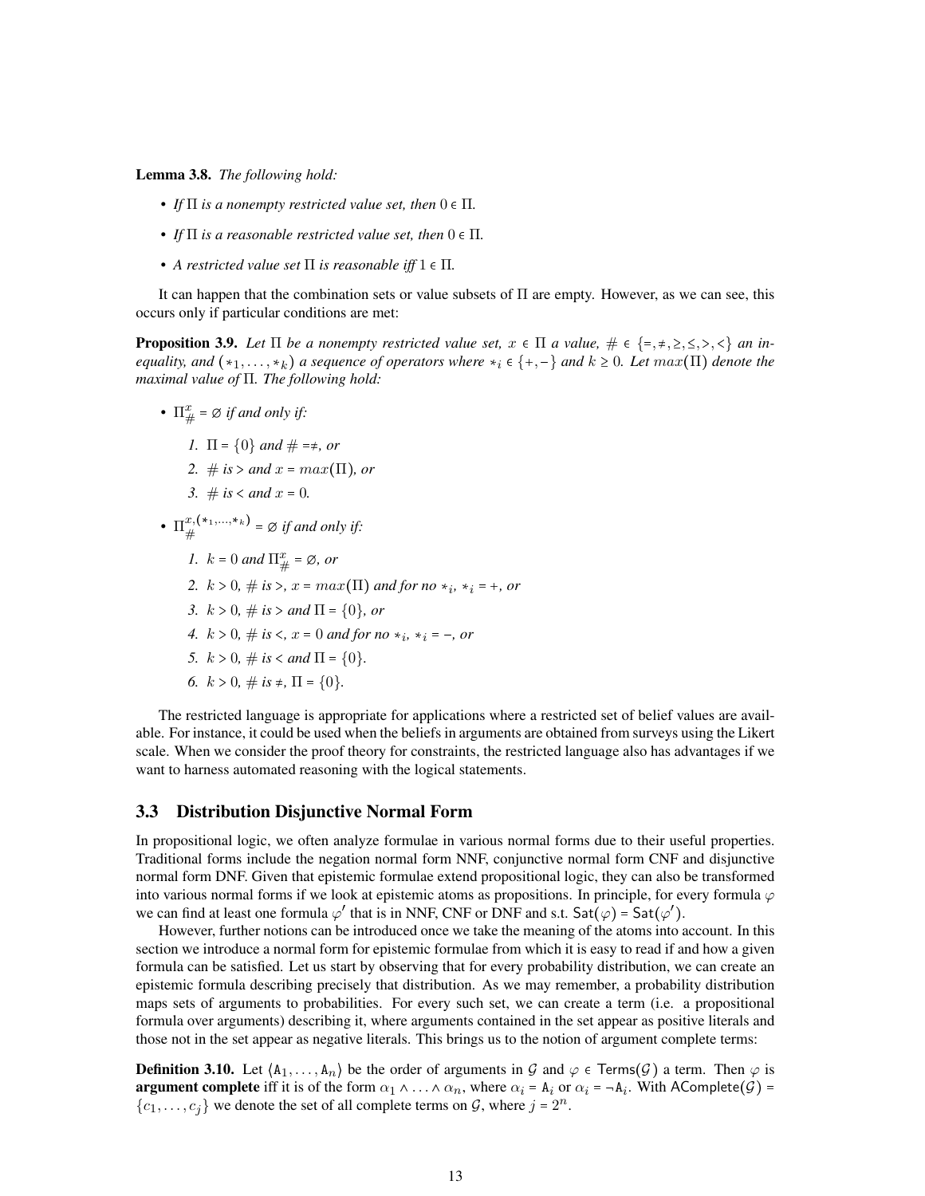**Lemma 3.8.** *The following hold:*

- *If $\Pi$ is a nonempty restricted value set, then $0 \in \Pi$.*
- *If $\Pi$ is a reasonable restricted value set, then $0 \in \Pi$.*
- *A restricted value set $\Pi$ is reasonable iff $1 \in \Pi$.*

It can happen that the combination sets or value subsets of $\Pi$ are empty. However, as we can see, this occurs only if particular conditions are met:

**Proposition 3.9.** *Let $\Pi$ be a nonempty restricted value set, $x \in \Pi$ a value, $\# \in \{=, \neq, \geq, \leq, >, <\}$ an inequality, and $(*_1, \ldots, *_k)$ a sequence of operators where $*_i \in \{+, -\}$ and $k \geq 0$. Let $max(\Pi)$ denote the maximal value of $\Pi$. The following hold:*

- $\Pi^x_\# = \emptyset$ *if and only if:*
  1. *$\Pi = \{0\}$ and $\# = \neq$, or*
  2. *$\#$ is $>$ and $x = max(\Pi)$, or*
  3. *$\#$ is $<$ and $x = 0$.*
- $\Pi^{x,(*_1,\ldots,*_k)}_\# = \emptyset$ *if and only if:*
  1. *$k = 0$ and $\Pi^x_\# = \emptyset$, or*
  2. *$k > 0$, $\#$ is $>$, $x = max(\Pi)$ and for no $*_i$, $*_i = +$, or*
  3. *$k > 0$, $\#$ is $>$ and $\Pi = \{0\}$, or*
  4. *$k > 0$, $\#$ is $<$, $x = 0$ and for no $*_i$, $*_i = -$, or*
  5. *$k > 0$, $\#$ is $<$ and $\Pi = \{0\}$.*
  6. *$k > 0$, $\#$ is $\neq$, $\Pi = \{0\}$.*

The restricted language is appropriate for applications where a restricted set of belief values are available. For instance, it could be used when the beliefs in arguments are obtained from surveys using the Likert scale. When we consider the proof theory for constraints, the restricted language also has advantages if we want to harness automated reasoning with the logical statements.

### 3.3 Distribution Disjunctive Normal Form

In propositional logic, we often analyze formulae in various normal forms due to their useful properties. Traditional forms include the negation normal form NNF, conjunctive normal form CNF and disjunctive normal form DNF. Given that epistemic formulae extend propositional logic, they can also be transformed into various normal forms if we look at epistemic atoms as propositions. In principle, for every formula $\varphi$ we can find at least one formula $\varphi'$ that is in NNF, CNF or DNF and s.t. $\mathsf{Sat}(\varphi) = \mathsf{Sat}(\varphi')$.

However, further notions can be introduced once we take the meaning of the atoms into account. In this section we introduce a normal form for epistemic formulae from which it is easy to read if and how a given formula can be satisfied. Let us start by observing that for every probability distribution, we can create an epistemic formula describing precisely that distribution. As we may remember, a probability distribution maps sets of arguments to probabilities. For every such set, we can create a term (i.e. a propositional formula over arguments) describing it, where arguments contained in the set appear as positive literals and those not in the set appear as negative literals. This brings us to the notion of argument complete terms:

**Definition 3.10.** Let $\langle \mathtt{A}_1, \ldots, \mathtt{A}_n \rangle$ be the order of arguments in $\mathcal{G}$ and $\varphi \in \mathsf{Terms}(\mathcal{G})$ a term. Then $\varphi$ is **argument complete** iff it is of the form $\alpha_1 \wedge \ldots \wedge \alpha_n$, where $\alpha_i = \mathtt{A}_i$ or $\alpha_i = \neg \mathtt{A}_i$. With $\mathsf{AComplete}(\mathcal{G}) = \{c_1, \ldots, c_j\}$ we denote the set of all complete terms on $\mathcal{G}$, where $j = 2^n$.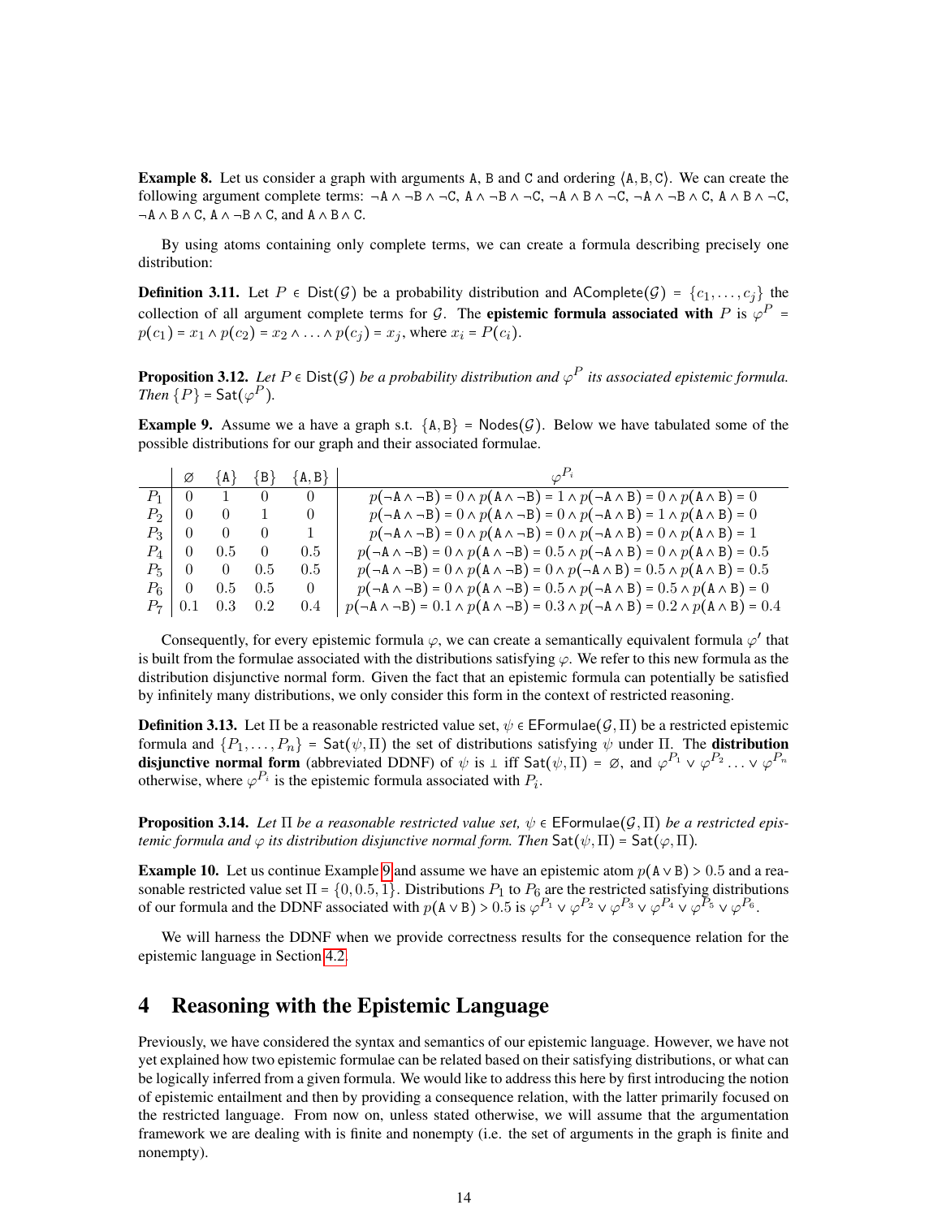**Example 8.** Let us consider a graph with arguments A, B and C and ordering $\langle A, B, C\rangle$. We can create the following argument complete terms: $\neg A \wedge \neg B \wedge \neg C$, $A \wedge \neg B \wedge \neg C$, $\neg A \wedge B \wedge \neg C$, $\neg A \wedge \neg B \wedge C$, $A \wedge B \wedge \neg C$, $\neg A \wedge B \wedge C$, $A \wedge \neg B \wedge C$, and $A \wedge B \wedge C$.

By using atoms containing only complete terms, we can create a formula describing precisely one distribution:

**Definition 3.11.** Let $P \in \mathsf{Dist}(\mathcal{G})$ be a probability distribution and $\mathsf{AComplete}(\mathcal{G}) = \{c_1, \ldots, c_j\}$ the collection of all argument complete terms for $\mathcal{G}$. The **epistemic formula associated with** $P$ is $\varphi^P = p(c_1) = x_1 \wedge p(c_2) = x_2 \wedge \ldots \wedge p(c_j) = x_j$, where $x_i = P(c_i)$.

**Proposition 3.12.** *Let $P \in \mathsf{Dist}(\mathcal{G})$ be a probability distribution and $\varphi^P$ its associated epistemic formula. Then $\{P\} = \mathsf{Sat}(\varphi^P)$.*

**Example 9.** Assume we a have a graph s.t. $\{A, B\} = \mathsf{Nodes}(\mathcal{G})$. Below we have tabulated some of the possible distributions for our graph and their associated formulae.

| | $\varnothing$ | $\{A\}$ | $\{B\}$ | $\{A, B\}$ | $\varphi^{P_i}$ |
|---|---|---|---|---|---|
| $P_1$ | 0 | 1 | 0 | 0 | $p(\neg A \wedge \neg B) = 0 \wedge p(A \wedge \neg B) = 1 \wedge p(\neg A \wedge B) = 0 \wedge p(A \wedge B) = 0$ |
| $P_2$ | 0 | 0 | 1 | 0 | $p(\neg A \wedge \neg B) = 0 \wedge p(A \wedge \neg B) = 0 \wedge p(\neg A \wedge B) = 1 \wedge p(A \wedge B) = 0$ |
| $P_3$ | 0 | 0 | 0 | 1 | $p(\neg A \wedge \neg B) = 0 \wedge p(A \wedge \neg B) = 0 \wedge p(\neg A \wedge B) = 0 \wedge p(A \wedge B) = 1$ |
| $P_4$ | 0 | 0.5 | 0 | 0.5 | $p(\neg A \wedge \neg B) = 0 \wedge p(A \wedge \neg B) = 0.5 \wedge p(\neg A \wedge B) = 0 \wedge p(A \wedge B) = 0.5$ |
| $P_5$ | 0 | 0 | 0.5 | 0.5 | $p(\neg A \wedge \neg B) = 0 \wedge p(A \wedge \neg B) = 0 \wedge p(\neg A \wedge B) = 0.5 \wedge p(A \wedge B) = 0.5$ |
| $P_6$ | 0 | 0.5 | 0.5 | 0 | $p(\neg A \wedge \neg B) = 0 \wedge p(A \wedge \neg B) = 0.5 \wedge p(\neg A \wedge B) = 0.5 \wedge p(A \wedge B) = 0$ |
| $P_7$ | 0.1 | 0.3 | 0.2 | 0.4 | $p(\neg A \wedge \neg B) = 0.1 \wedge p(A \wedge \neg B) = 0.3 \wedge p(\neg A \wedge B) = 0.2 \wedge p(A \wedge B) = 0.4$ |

Consequently, for every epistemic formula $\varphi$, we can create a semantically equivalent formula $\varphi'$ that is built from the formulae associated with the distributions satisfying $\varphi$. We refer to this new formula as the distribution disjunctive normal form. Given the fact that an epistemic formula can potentially be satisfied by infinitely many distributions, we only consider this form in the context of restricted reasoning.

**Definition 3.13.** Let $\Pi$ be a reasonable restricted value set, $\psi \in \mathsf{EFormulae}(\mathcal{G}, \Pi)$ be a restricted epistemic formula and $\{P_1, \ldots, P_n\} = \mathsf{Sat}(\psi, \Pi)$ the set of distributions satisfying $\psi$ under $\Pi$. The **distribution disjunctive normal form** (abbreviated DDNF) of $\psi$ is $\perp$ iff $\mathsf{Sat}(\psi, \Pi) = \varnothing$, and $\varphi^{P_1} \vee \varphi^{P_2} \ldots \vee \varphi^{P_n}$ otherwise, where $\varphi^{P_i}$ is the epistemic formula associated with $P_i$.

**Proposition 3.14.** *Let $\Pi$ be a reasonable restricted value set, $\psi \in \mathsf{EFormulae}(\mathcal{G}, \Pi)$ be a restricted epistemic formula and $\varphi$ its distribution disjunctive normal form. Then $\mathsf{Sat}(\psi, \Pi) = \mathsf{Sat}(\varphi, \Pi)$.*

**Example 10.** Let us continue Example 9 and assume we have an epistemic atom $p(A \vee B) > 0.5$ and a reasonable restricted value set $\Pi = \{0, 0.5, 1\}$. Distributions $P_1$ to $P_6$ are the restricted satisfying distributions of our formula and the DDNF associated with $p(A \vee B) > 0.5$ is $\varphi^{P_1} \vee \varphi^{P_2} \vee \varphi^{P_3} \vee \varphi^{P_4} \vee \varphi^{P_5} \vee \varphi^{P_6}$.

We will harness the DDNF when we provide correctness results for the consequence relation for the epistemic language in Section 4.2.

# 4 Reasoning with the Epistemic Language

Previously, we have considered the syntax and semantics of our epistemic language. However, we have not yet explained how two epistemic formulae can be related based on their satisfying distributions, or what can be logically inferred from a given formula. We would like to address this here by first introducing the notion of epistemic entailment and then by providing a consequence relation, with the latter primarily focused on the restricted language. From now on, unless stated otherwise, we will assume that the argumentation framework we are dealing with is finite and nonempty (i.e. the set of arguments in the graph is finite and nonempty).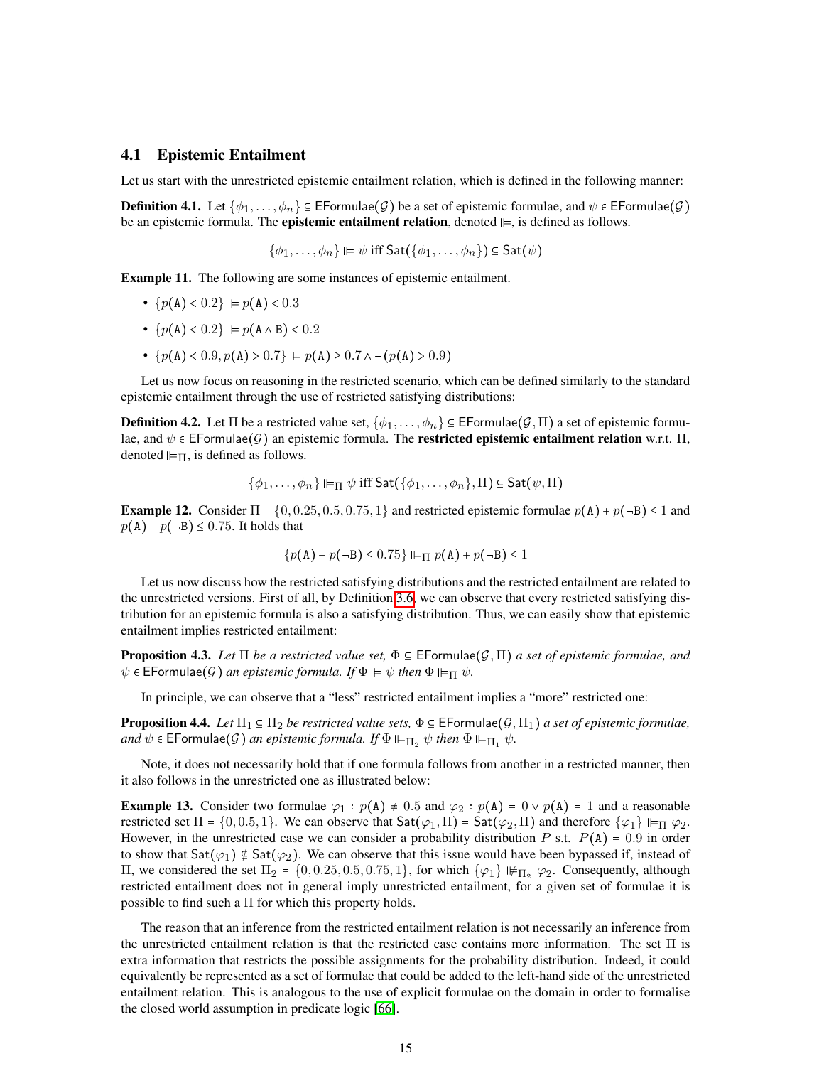### 4.1 Epistemic Entailment

Let us start with the unrestricted epistemic entailment relation, which is defined in the following manner:

**Definition 4.1.** Let $\{\phi_1, \ldots, \phi_n\} \subseteq \mathsf{EFormulae}(\mathcal{G})$ be a set of epistemic formulae, and $\psi \in \mathsf{EFormulae}(\mathcal{G})$ be an epistemic formula. The **epistemic entailment relation**, denoted $\Vdash$, is defined as follows.

$$\{\phi_1, \ldots, \phi_n\} \Vdash \psi \text{ iff } \mathsf{Sat}(\{\phi_1, \ldots, \phi_n\}) \subseteq \mathsf{Sat}(\psi)$$

**Example 11.** The following are some instances of epistemic entailment.

- $\{p(\mathtt{A}) < 0.2\} \Vdash p(\mathtt{A}) < 0.3$
- $\{p(\mathtt{A}) < 0.2\} \Vdash p(\mathtt{A} \wedge \mathtt{B}) < 0.2$
- $\{p(\mathtt{A}) < 0.9, p(\mathtt{A}) > 0.7\} \Vdash p(\mathtt{A}) \geq 0.7 \wedge \neg(p(\mathtt{A}) > 0.9)$

Let us now focus on reasoning in the restricted scenario, which can be defined similarly to the standard epistemic entailment through the use of restricted satisfying distributions:

**Definition 4.2.** Let $\Pi$ be a restricted value set, $\{\phi_1, \ldots, \phi_n\} \subseteq \mathsf{EFormulae}(\mathcal{G}, \Pi)$ a set of epistemic formulae, and $\psi \in \mathsf{EFormulae}(\mathcal{G})$ an epistemic formula. The **restricted epistemic entailment relation** w.r.t. $\Pi$, denoted $\Vdash_{\Pi}$, is defined as follows.

$$\{\phi_1, \ldots, \phi_n\} \Vdash_{\Pi} \psi \text{ iff } \mathsf{Sat}(\{\phi_1, \ldots, \phi_n\}, \Pi) \subseteq \mathsf{Sat}(\psi, \Pi)$$

**Example 12.** Consider $\Pi = \{0, 0.25, 0.5, 0.75, 1\}$ and restricted epistemic formulae $p(\mathtt{A}) + p(\neg\mathtt{B}) \leq 1$ and $p(\mathtt{A}) + p(\neg\mathtt{B}) \leq 0.75$. It holds that

$$\{p(\mathtt{A}) + p(\neg\mathtt{B}) \leq 0.75\} \Vdash_{\Pi} p(\mathtt{A}) + p(\neg\mathtt{B}) \leq 1$$

Let us now discuss how the restricted satisfying distributions and the restricted entailment are related to the unrestricted versions. First of all, by Definition 3.6, we can observe that every restricted satisfying distribution for an epistemic formula is also a satisfying distribution. Thus, we can easily show that epistemic entailment implies restricted entailment:

**Proposition 4.3.** *Let $\Pi$ be a restricted value set, $\Phi \subseteq \mathsf{EFormulae}(\mathcal{G}, \Pi)$ a set of epistemic formulae, and $\psi \in \mathsf{EFormulae}(\mathcal{G})$ an epistemic formula. If $\Phi \Vdash \psi$ then $\Phi \Vdash_{\Pi} \psi$.*

In principle, we can observe that a "less" restricted entailment implies a "more" restricted one:

**Proposition 4.4.** *Let $\Pi_1 \subseteq \Pi_2$ be restricted value sets, $\Phi \subseteq \mathsf{EFormulae}(\mathcal{G}, \Pi_1)$ a set of epistemic formulae, and $\psi \in \mathsf{EFormulae}(\mathcal{G})$ an epistemic formula. If $\Phi \Vdash_{\Pi_2} \psi$ then $\Phi \Vdash_{\Pi_1} \psi$.*

Note, it does not necessarily hold that if one formula follows from another in a restricted manner, then it also follows in the unrestricted one as illustrated below:

**Example 13.** Consider two formulae $\varphi_1 : p(\mathtt{A}) \neq 0.5$ and $\varphi_2 : p(\mathtt{A}) = 0 \vee p(\mathtt{A}) = 1$ and a reasonable restricted set $\Pi = \{0, 0.5, 1\}$. We can observe that $\mathsf{Sat}(\varphi_1, \Pi) = \mathsf{Sat}(\varphi_2, \Pi)$ and therefore $\{\varphi_1\} \Vdash_{\Pi} \varphi_2$. However, in the unrestricted case we can consider a probability distribution $P$ s.t. $P(\mathtt{A}) = 0.9$ in order to show that $\mathsf{Sat}(\varphi_1) \nsubseteq \mathsf{Sat}(\varphi_2)$. We can observe that this issue would have been bypassed if, instead of $\Pi$, we considered the set $\Pi_2 = \{0, 0.25, 0.5, 0.75, 1\}$, for which $\{\varphi_1\} \nVdash_{\Pi_2} \varphi_2$. Consequently, although restricted entailment does not in general imply unrestricted entailment, for a given set of formulae it is possible to find such a $\Pi$ for which this property holds.

The reason that an inference from the restricted entailment relation is not necessarily an inference from the unrestricted entailment relation is that the restricted case contains more information. The set $\Pi$ is extra information that restricts the possible assignments for the probability distribution. Indeed, it could equivalently be represented as a set of formulae that could be added to the left-hand side of the unrestricted entailment relation. This is analogous to the use of explicit formulae on the domain in order to formalise the closed world assumption in predicate logic [66].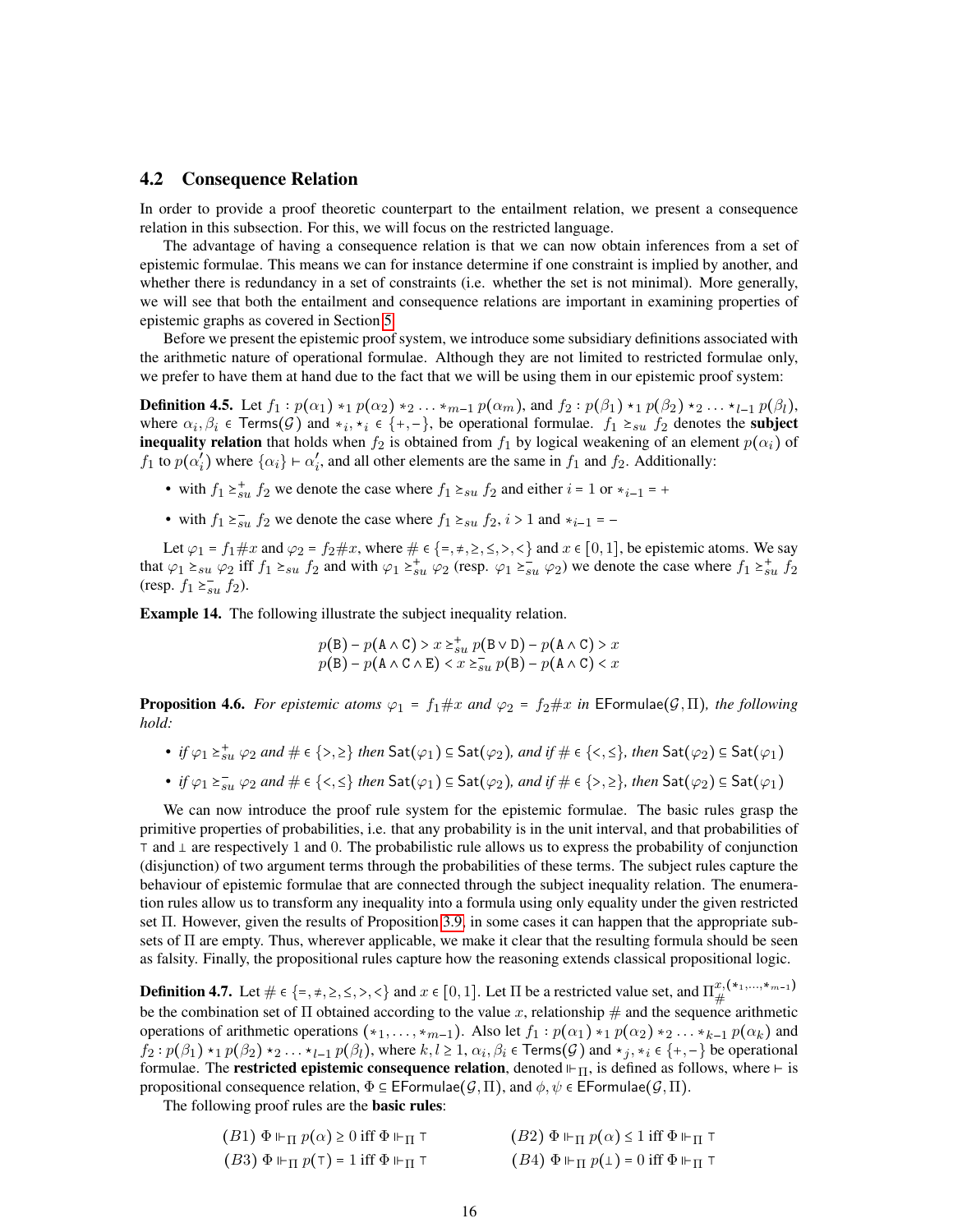## 4.2 Consequence Relation

In order to provide a proof theoretic counterpart to the entailment relation, we present a consequence relation in this subsection. For this, we will focus on the restricted language.

The advantage of having a consequence relation is that we can now obtain inferences from a set of epistemic formulae. This means we can for instance determine if one constraint is implied by another, and whether there is redundancy in a set of constraints (i.e. whether the set is not minimal). More generally, we will see that both the entailment and consequence relations are important in examining properties of epistemic graphs as covered in Section 5.

Before we present the epistemic proof system, we introduce some subsidiary definitions associated with the arithmetic nature of operational formulae. Although they are not limited to restricted formulae only, we prefer to have them at hand due to the fact that we will be using them in our epistemic proof system:

**Definition 4.5.** Let $f_1 : p(\alpha_1) *_1 p(\alpha_2) *_2 \ldots *_{m-1} p(\alpha_m)$, and $f_2 : p(\beta_1) \star_1 p(\beta_2) \star_2 \ldots \star_{l-1} p(\beta_l)$, where $\alpha_i, \beta_i \in \mathsf{Terms}(\mathcal{G})$ and $*_i, \star_i \in \{+,-\}$, be operational formulae. $f_1 \succeq_{su} f_2$ denotes the **subject inequality relation** that holds when $f_2$ is obtained from $f_1$ by logical weakening of an element $p(\alpha_i)$ of $f_1$ to $p(\alpha_i')$ where $\{\alpha_i\} \vdash \alpha_i'$, and all other elements are the same in $f_1$ and $f_2$. Additionally:

- with $f_1 \succeq^+_{su} f_2$ we denote the case where $f_1 \succeq_{su} f_2$ and either $i = 1$ or $*_{i-1} = +$
- with $f_1 \succeq^-_{su} f_2$ we denote the case where $f_1 \succeq_{su} f_2$, $i > 1$ and $*_{i-1} = -$

Let $\varphi_1 = f_1 \# x$ and $\varphi_2 = f_2 \# x$, where $\# \in \{=, \neq, \geq, \leq, >, <\}$ and $x \in [0,1]$, be epistemic atoms. We say that $\varphi_1 \succeq_{su} \varphi_2$ iff $f_1 \succeq_{su} f_2$ and with $\varphi_1 \succeq^+_{su} \varphi_2$ (resp. $\varphi_1 \succeq^-_{su} \varphi_2$) we denote the case where $f_1 \succeq^+_{su} f_2$ (resp. $f_1 \succeq^-_{su} f_2$).

**Example 14.** The following illustrate the subject inequality relation.

$$p(\mathtt{B}) - p(\mathtt{A} \wedge \mathtt{C}) > x \succeq^+_{su} p(\mathtt{B} \vee \mathtt{D}) - p(\mathtt{A} \wedge \mathtt{C}) > x$$
$$p(\mathtt{B}) - p(\mathtt{A} \wedge \mathtt{C} \wedge \mathtt{E}) < x \succeq^-_{su} p(\mathtt{B}) - p(\mathtt{A} \wedge \mathtt{C}) < x$$

**Proposition 4.6.** *For epistemic atoms $\varphi_1 = f_1 \# x$ and $\varphi_2 = f_2 \# x$ in $\mathsf{EFormulae}(\mathcal{G}, \Pi)$, the following hold:*

- *if $\varphi_1 \succeq^+_{su} \varphi_2$ and $\# \in \{>, \geq\}$ then $\mathsf{Sat}(\varphi_1) \subseteq \mathsf{Sat}(\varphi_2)$, and if $\# \in \{<, \leq\}$, then $\mathsf{Sat}(\varphi_2) \subseteq \mathsf{Sat}(\varphi_1)$*
- *if $\varphi_1 \succeq^-_{su} \varphi_2$ and $\# \in \{<, \leq\}$ then $\mathsf{Sat}(\varphi_1) \subseteq \mathsf{Sat}(\varphi_2)$, and if $\# \in \{>, \geq\}$, then $\mathsf{Sat}(\varphi_2) \subseteq \mathsf{Sat}(\varphi_1)$*

We can now introduce the proof rule system for the epistemic formulae. The basic rules grasp the primitive properties of probabilities, i.e. that any probability is in the unit interval, and that probabilities of $\top$ and $\bot$ are respectively 1 and 0. The probabilistic rule allows us to express the probability of conjunction (disjunction) of two argument terms through the probabilities of these terms. The subject rules capture the behaviour of epistemic formulae that are connected through the subject inequality relation. The enumeration rules allow us to transform any inequality into a formula using only equality under the given restricted set $\Pi$. However, given the results of Proposition 3.9, in some cases it can happen that the appropriate subsets of $\Pi$ are empty. Thus, wherever applicable, we make it clear that the resulting formula should be seen as falsity. Finally, the propositional rules capture how the reasoning extends classical propositional logic.

**Definition 4.7.** Let $\# \in \{=, \neq, \geq, \leq, >, <\}$ and $x \in [0,1]$. Let $\Pi$ be a restricted value set, and $\Pi^{x,(*_1,\ldots,*_{m-1})}_{\#}$ be the combination set of $\Pi$ obtained according to the value $x$, relationship $\#$ and the sequence arithmetic operations of arithmetic operations $(*_1, \ldots, *_{m-1})$. Also let $f_1 : p(\alpha_1) *_1 p(\alpha_2) *_2 \ldots *_{k-1} p(\alpha_k)$ and $f_2 : p(\beta_1) \star_1 p(\beta_2) \star_2 \ldots \star_{l-1} p(\beta_l)$, where $k, l \geq 1$, $\alpha_i, \beta_i \in \mathsf{Terms}(\mathcal{G})$ and $\star_j, *_i \in \{+,-\}$ be operational formulae. The **restricted epistemic consequence relation**, denoted $\Vdash_\Pi$, is defined as follows, where $\vdash$ is propositional consequence relation, $\Phi \subseteq \mathsf{EFormulae}(\mathcal{G}, \Pi)$, and $\phi, \psi \in \mathsf{EFormulae}(\mathcal{G}, \Pi)$.

The following proof rules are the **basic rules**:

$$(B1)\ \Phi \Vdash_\Pi p(\alpha) \geq 0 \text{ iff } \Phi \Vdash_\Pi \top \qquad (B2)\ \Phi \Vdash_\Pi p(\alpha) \leq 1 \text{ iff } \Phi \Vdash_\Pi \top$$
$$(B3)\ \Phi \Vdash_\Pi p(\top) = 1 \text{ iff } \Phi \Vdash_\Pi \top \qquad (B4)\ \Phi \Vdash_\Pi p(\bot) = 0 \text{ iff } \Phi \Vdash_\Pi \top$$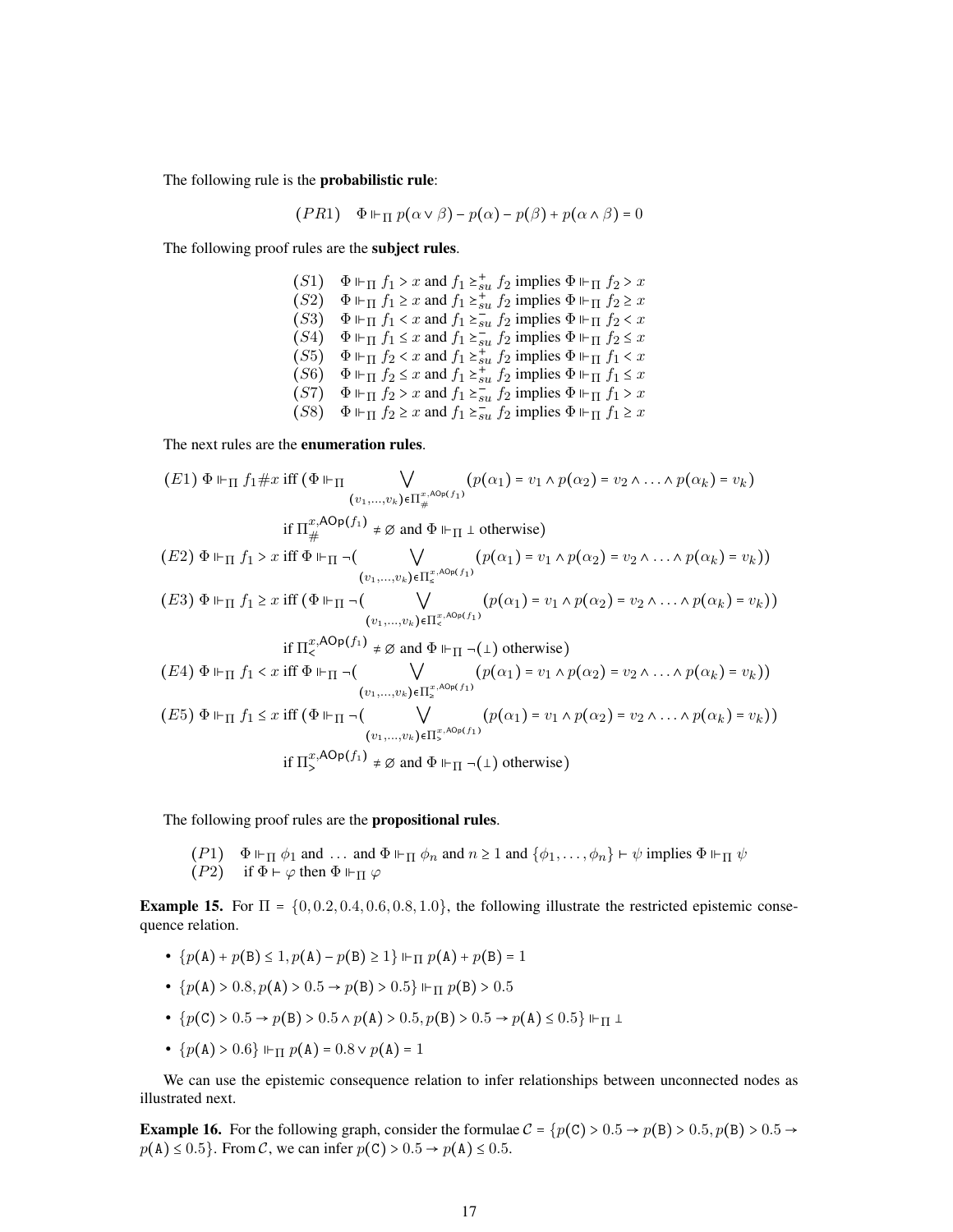The following rule is the **probabilistic rule**:

$$(PR1) \quad \Phi \Vdash_\Pi p(\alpha \vee \beta) - p(\alpha) - p(\beta) + p(\alpha \wedge \beta) = 0$$

The following proof rules are the **subject rules**.

$$
\begin{array}{ll}
(S1) & \Phi \Vdash_\Pi f_1 > x \text{ and } f_1 \succeq^+_{su} f_2 \text{ implies } \Phi \Vdash_\Pi f_2 > x \\
(S2) & \Phi \Vdash_\Pi f_1 \geq x \text{ and } f_1 \succeq^+_{su} f_2 \text{ implies } \Phi \Vdash_\Pi f_2 \geq x \\
(S3) & \Phi \Vdash_\Pi f_1 < x \text{ and } f_1 \succeq^-_{su} f_2 \text{ implies } \Phi \Vdash_\Pi f_2 < x \\
(S4) & \Phi \Vdash_\Pi f_1 \leq x \text{ and } f_1 \succeq^-_{su} f_2 \text{ implies } \Phi \Vdash_\Pi f_2 \leq x \\
(S5) & \Phi \Vdash_\Pi f_2 < x \text{ and } f_1 \succeq^+_{su} f_2 \text{ implies } \Phi \Vdash_\Pi f_1 < x \\
(S6) & \Phi \Vdash_\Pi f_2 \leq x \text{ and } f_1 \succeq^+_{su} f_2 \text{ implies } \Phi \Vdash_\Pi f_1 \leq x \\
(S7) & \Phi \Vdash_\Pi f_2 > x \text{ and } f_1 \succeq^-_{su} f_2 \text{ implies } \Phi \Vdash_\Pi f_1 > x \\
(S8) & \Phi \Vdash_\Pi f_2 \geq x \text{ and } f_1 \succeq^-_{su} f_2 \text{ implies } \Phi \Vdash_\Pi f_1 \geq x
\end{array}
$$

The next rules are the **enumeration rules**.

$$(E1)\ \Phi \Vdash_\Pi f_1 \# x \text{ iff } (\Phi \Vdash_\Pi \bigvee_{(v_1,\ldots,v_k) \in \Pi^{x,\mathsf{AOp}(f_1)}_{\#}} (p(\alpha_1) = v_1 \wedge p(\alpha_2) = v_2 \wedge \ldots \wedge p(\alpha_k) = v_k)$$

$$\text{if } \Pi^{x,\mathsf{AOp}(f_1)}_{\#} \neq \emptyset \text{ and } \Phi \Vdash_\Pi \bot \text{ otherwise})$$

$$(E2)\ \Phi \Vdash_\Pi f_1 > x \text{ iff } \Phi \Vdash_\Pi \neg( \bigvee_{(v_1,\ldots,v_k) \in \Pi^{x,\mathsf{AOp}(f_1)}_{\leq}} (p(\alpha_1) = v_1 \wedge p(\alpha_2) = v_2 \wedge \ldots \wedge p(\alpha_k) = v_k))$$

$$(E3)\ \Phi \Vdash_\Pi f_1 \geq x \text{ iff } (\Phi \Vdash_\Pi \neg( \bigvee_{(v_1,\ldots,v_k) \in \Pi^{x,\mathsf{AOp}(f_1)}_{<}} (p(\alpha_1) = v_1 \wedge p(\alpha_2) = v_2 \wedge \ldots \wedge p(\alpha_k) = v_k))$$

$$\text{if } \Pi^{x,\mathsf{AOp}(f_1)}_{<} \neq \emptyset \text{ and } \Phi \Vdash_\Pi \neg(\bot) \text{ otherwise})$$

$$(E4)\ \Phi \Vdash_\Pi f_1 < x \text{ iff } \Phi \Vdash_\Pi \neg( \bigvee_{(v_1,\ldots,v_k) \in \Pi^{x,\mathsf{AOp}(f_1)}_{\geq}} (p(\alpha_1) = v_1 \wedge p(\alpha_2) = v_2 \wedge \ldots \wedge p(\alpha_k) = v_k))$$

$$(E5)\ \Phi \Vdash_\Pi f_1 \leq x \text{ iff } (\Phi \Vdash_\Pi \neg( \bigvee_{(v_1,\ldots,v_k) \in \Pi^{x,\mathsf{AOp}(f_1)}_{>}} (p(\alpha_1) = v_1 \wedge p(\alpha_2) = v_2 \wedge \ldots \wedge p(\alpha_k) = v_k))$$

$$\text{if } \Pi^{x,\mathsf{AOp}(f_1)}_{>} \neq \emptyset \text{ and } \Phi \Vdash_\Pi \neg(\bot) \text{ otherwise})$$

The following proof rules are the **propositional rules**.

$$
\begin{array}{ll}
(P1) & \Phi \Vdash_\Pi \phi_1 \text{ and } \ldots \text{ and } \Phi \Vdash_\Pi \phi_n \text{ and } n \geq 1 \text{ and } \{\phi_1, \ldots, \phi_n\} \vdash \psi \text{ implies } \Phi \Vdash_\Pi \psi \\
(P2) & \text{if } \Phi \vdash \varphi \text{ then } \Phi \Vdash_\Pi \varphi
\end{array}
$$

**Example 15.** For $\Pi = \{0, 0.2, 0.4, 0.6, 0.8, 1.0\}$, the following illustrate the restricted epistemic consequence relation.

- $\{p(\mathtt{A}) + p(\mathtt{B}) \leq 1, p(\mathtt{A}) - p(\mathtt{B}) \geq 1\} \Vdash_\Pi p(\mathtt{A}) + p(\mathtt{B}) = 1$
- $\{p(\mathtt{A}) > 0.8, p(\mathtt{A}) > 0.5 \rightarrow p(\mathtt{B}) > 0.5\} \Vdash_\Pi p(\mathtt{B}) > 0.5$
- $\{p(\mathtt{C}) > 0.5 \rightarrow p(\mathtt{B}) > 0.5 \wedge p(\mathtt{A}) > 0.5, p(\mathtt{B}) > 0.5 \rightarrow p(\mathtt{A}) \leq 0.5\} \Vdash_\Pi \bot$
- $\{p(\mathtt{A}) > 0.6\} \Vdash_\Pi p(\mathtt{A}) = 0.8 \vee p(\mathtt{A}) = 1$

We can use the epistemic consequence relation to infer relationships between unconnected nodes as illustrated next.

**Example 16.** For the following graph, consider the formulae $\mathcal{C} = \{p(\mathtt{C}) > 0.5 \rightarrow p(\mathtt{B}) > 0.5, p(\mathtt{B}) > 0.5 \rightarrow p(\mathtt{A}) \leq 0.5\}$. From $\mathcal{C}$, we can infer $p(\mathtt{C}) > 0.5 \rightarrow p(\mathtt{A}) \leq 0.5$.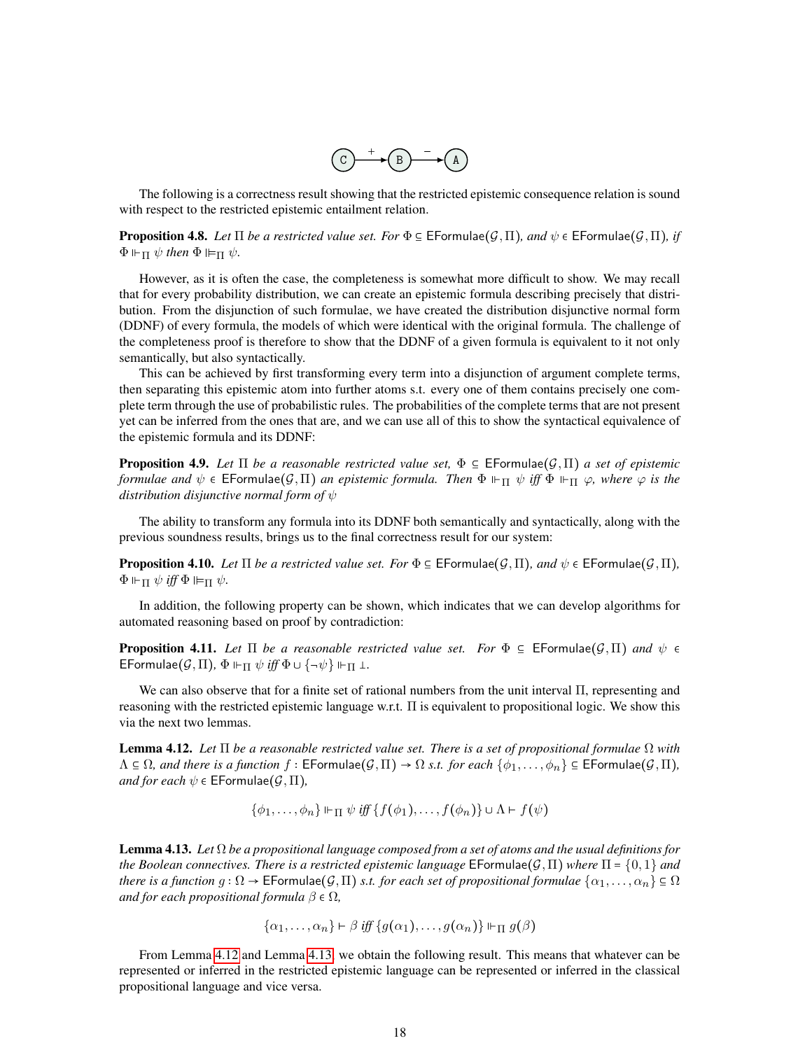The following is a correctness result showing that the restricted epistemic consequence relation is sound with respect to the restricted epistemic entailment relation.

**Proposition 4.8.** *Let $\Pi$ be a restricted value set. For $\Phi \subseteq \mathsf{EFormulae}(\mathcal{G}, \Pi)$, and $\psi \in \mathsf{EFormulae}(\mathcal{G}, \Pi)$, if $\Phi \Vdash_{\Pi} \psi$ then $\Phi \Vdash\!\!=_{\Pi} \psi$.*

However, as it is often the case, the completeness is somewhat more difficult to show. We may recall that for every probability distribution, we can create an epistemic formula describing precisely that distribution. From the disjunction of such formulae, we have created the distribution disjunctive normal form (DDNF) of every formula, the models of which were identical with the original formula. The challenge of the completeness proof is therefore to show that the DDNF of a given formula is equivalent to it not only semantically, but also syntactically.

This can be achieved by first transforming every term into a disjunction of argument complete terms, then separating this epistemic atom into further atoms s.t. every one of them contains precisely one complete term through the use of probabilistic rules. The probabilities of the complete terms that are not present yet can be inferred from the ones that are, and we can use all of this to show the syntactical equivalence of the epistemic formula and its DDNF:

**Proposition 4.9.** *Let $\Pi$ be a reasonable restricted value set, $\Phi \subseteq \mathsf{EFormulae}(\mathcal{G}, \Pi)$ a set of epistemic formulae and $\psi \in \mathsf{EFormulae}(\mathcal{G}, \Pi)$ an epistemic formula. Then $\Phi \Vdash_{\Pi} \psi$ iff $\Phi \Vdash_{\Pi} \varphi$, where $\varphi$ is the distribution disjunctive normal form of $\psi$*

The ability to transform any formula into its DDNF both semantically and syntactically, along with the previous soundness results, brings us to the final correctness result for our system:

**Proposition 4.10.** *Let $\Pi$ be a restricted value set. For $\Phi \subseteq \mathsf{EFormulae}(\mathcal{G}, \Pi)$, and $\psi \in \mathsf{EFormulae}(\mathcal{G}, \Pi)$, $\Phi \Vdash_{\Pi} \psi$ iff $\Phi \Vdash\!\!=_{\Pi} \psi$.*

In addition, the following property can be shown, which indicates that we can develop algorithms for automated reasoning based on proof by contradiction:

**Proposition 4.11.** *Let $\Pi$ be a reasonable restricted value set. For $\Phi \subseteq \mathsf{EFormulae}(\mathcal{G}, \Pi)$ and $\psi \in \mathsf{EFormulae}(\mathcal{G}, \Pi)$, $\Phi \Vdash_{\Pi} \psi$ iff $\Phi \cup \{\neg\psi\} \Vdash_{\Pi} \bot$.*

We can also observe that for a finite set of rational numbers from the unit interval $\Pi$, representing and reasoning with the restricted epistemic language w.r.t. $\Pi$ is equivalent to propositional logic. We show this via the next two lemmas.

**Lemma 4.12.** *Let $\Pi$ be a reasonable restricted value set. There is a set of propositional formulae $\Omega$ with $\Lambda \subseteq \Omega$, and there is a function $f : \mathsf{EFormulae}(\mathcal{G}, \Pi) \rightarrow \Omega$ s.t. for each $\{\phi_1, \ldots, \phi_n\} \subseteq \mathsf{EFormulae}(\mathcal{G}, \Pi)$, and for each $\psi \in \mathsf{EFormulae}(\mathcal{G}, \Pi)$,*

$$\{\phi_1, \ldots, \phi_n\} \Vdash_{\Pi} \psi \text{ iff } \{f(\phi_1), \ldots, f(\phi_n)\} \cup \Lambda \vdash f(\psi)$$

**Lemma 4.13.** *Let $\Omega$ be a propositional language composed from a set of atoms and the usual definitions for the Boolean connectives. There is a restricted epistemic language $\mathsf{EFormulae}(\mathcal{G}, \Pi)$ where $\Pi = \{0, 1\}$ and there is a function $g : \Omega \rightarrow \mathsf{EFormulae}(\mathcal{G}, \Pi)$ s.t. for each set of propositional formulae $\{\alpha_1, \ldots, \alpha_n\} \subseteq \Omega$ and for each propositional formula $\beta \in \Omega$,*

$$\{\alpha_1, \ldots, \alpha_n\} \vdash \beta \text{ iff } \{g(\alpha_1), \ldots, g(\alpha_n)\} \Vdash_{\Pi} g(\beta)$$

From Lemma 4.12 and Lemma 4.13, we obtain the following result. This means that whatever can be represented or inferred in the restricted epistemic language can be represented or inferred in the classical propositional language and vice versa.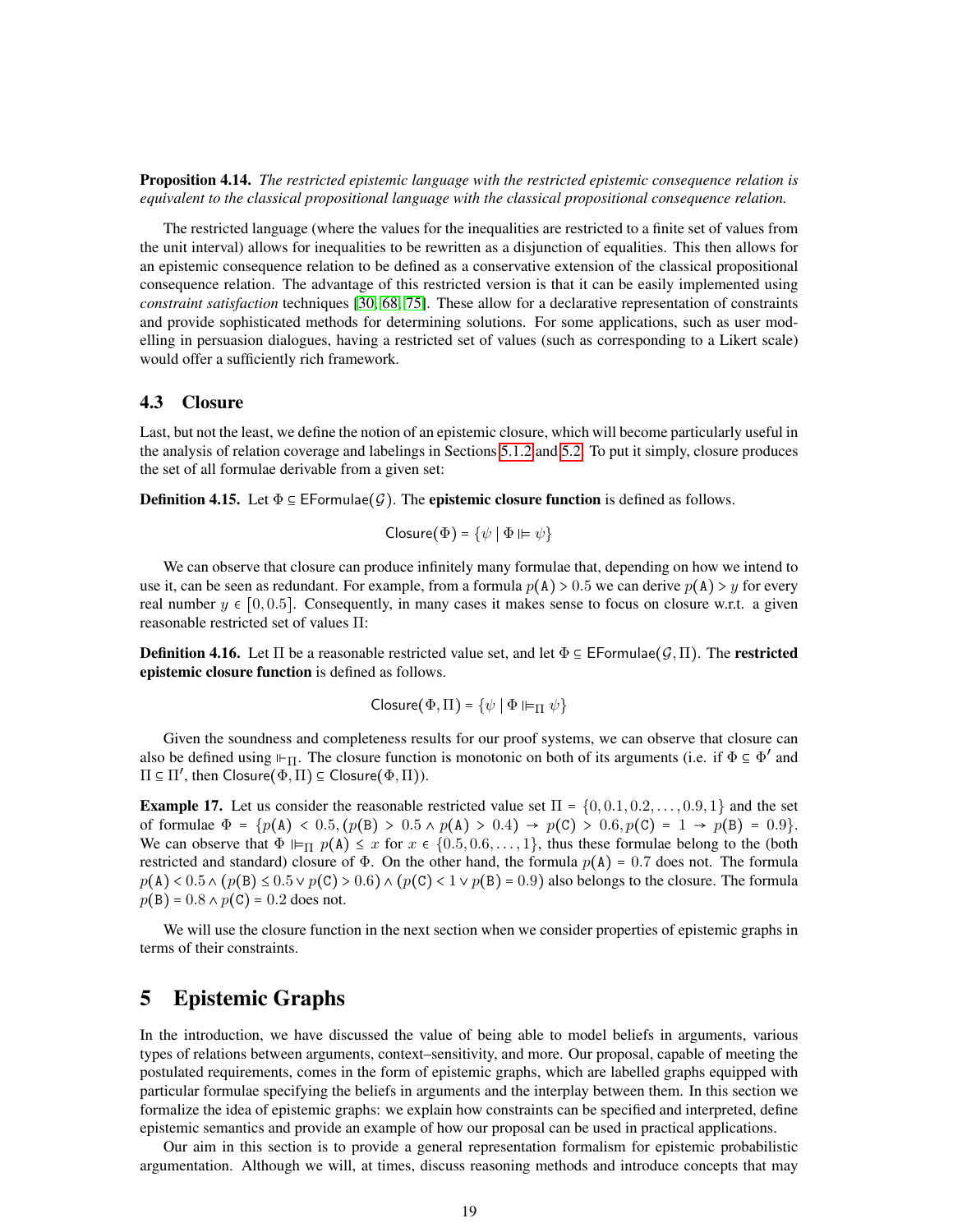**Proposition 4.14.** *The restricted epistemic language with the restricted epistemic consequence relation is equivalent to the classical propositional language with the classical propositional consequence relation.*

The restricted language (where the values for the inequalities are restricted to a finite set of values from the unit interval) allows for inequalities to be rewritten as a disjunction of equalities. This then allows for an epistemic consequence relation to be defined as a conservative extension of the classical propositional consequence relation. The advantage of this restricted version is that it can be easily implemented using *constraint satisfaction* techniques [30, 68, 75]. These allow for a declarative representation of constraints and provide sophisticated methods for determining solutions. For some applications, such as user modelling in persuasion dialogues, having a restricted set of values (such as corresponding to a Likert scale) would offer a sufficiently rich framework.

## 4.3 Closure

Last, but not the least, we define the notion of an epistemic closure, which will become particularly useful in the analysis of relation coverage and labelings in Sections 5.1.2 and 5.2. To put it simply, closure produces the set of all formulae derivable from a given set:

**Definition 4.15.** Let $\Phi \subseteq \mathsf{EFormulae}(\mathcal{G})$. The **epistemic closure function** is defined as follows.

$$\mathsf{Closure}(\Phi) = \{\psi \mid \Phi \Vdash \psi\}$$

We can observe that closure can produce infinitely many formulae that, depending on how we intend to use it, can be seen as redundant. For example, from a formula $p(\mathtt{A}) > 0.5$ we can derive $p(\mathtt{A}) > y$ for every real number $y \in [0, 0.5]$. Consequently, in many cases it makes sense to focus on closure w.r.t. a given reasonable restricted set of values $\Pi$:

**Definition 4.16.** Let $\Pi$ be a reasonable restricted value set, and let $\Phi \subseteq \mathsf{EFormulae}(\mathcal{G}, \Pi)$. The **restricted epistemic closure function** is defined as follows.

$$\mathsf{Closure}(\Phi, \Pi) = \{\psi \mid \Phi \Vdash_{\Pi} \psi\}$$

Given the soundness and completeness results for our proof systems, we can observe that closure can also be defined using $\Vdash_{\Pi}$. The closure function is monotonic on both of its arguments (i.e. if $\Phi \subseteq \Phi'$ and $\Pi \subseteq \Pi'$, then $\mathsf{Closure}(\Phi, \Pi) \subseteq \mathsf{Closure}(\Phi, \Pi)$).

**Example 17.** Let us consider the reasonable restricted value set $\Pi = \{0, 0.1, 0.2, \ldots, 0.9, 1\}$ and the set of formulae $\Phi = \{p(\mathtt{A}) < 0.5, (p(\mathtt{B}) > 0.5 \wedge p(\mathtt{A}) > 0.4) \rightarrow p(\mathtt{C}) > 0.6, p(\mathtt{C}) = 1 \rightarrow p(\mathtt{B}) = 0.9\}$. We can observe that $\Phi \Vdash_{\Pi} p(\mathtt{A}) \leq x$ for $x \in \{0.5, 0.6, \ldots, 1\}$, thus these formulae belong to the (both restricted and standard) closure of $\Phi$. On the other hand, the formula $p(\mathtt{A}) = 0.7$ does not. The formula $p(\mathtt{A}) < 0.5 \wedge (p(\mathtt{B}) \leq 0.5 \vee p(\mathtt{C}) > 0.6) \wedge (p(\mathtt{C}) < 1 \vee p(\mathtt{B}) = 0.9)$ also belongs to the closure. The formula $p(\mathtt{B}) = 0.8 \wedge p(\mathtt{C}) = 0.2$ does not.

We will use the closure function in the next section when we consider properties of epistemic graphs in terms of their constraints.

# 5 Epistemic Graphs

In the introduction, we have discussed the value of being able to model beliefs in arguments, various types of relations between arguments, context–sensitivity, and more. Our proposal, capable of meeting the postulated requirements, comes in the form of epistemic graphs, which are labelled graphs equipped with particular formulae specifying the beliefs in arguments and the interplay between them. In this section we formalize the idea of epistemic graphs: we explain how constraints can be specified and interpreted, define epistemic semantics and provide an example of how our proposal can be used in practical applications.

Our aim in this section is to provide a general representation formalism for epistemic probabilistic argumentation. Although we will, at times, discuss reasoning methods and introduce concepts that may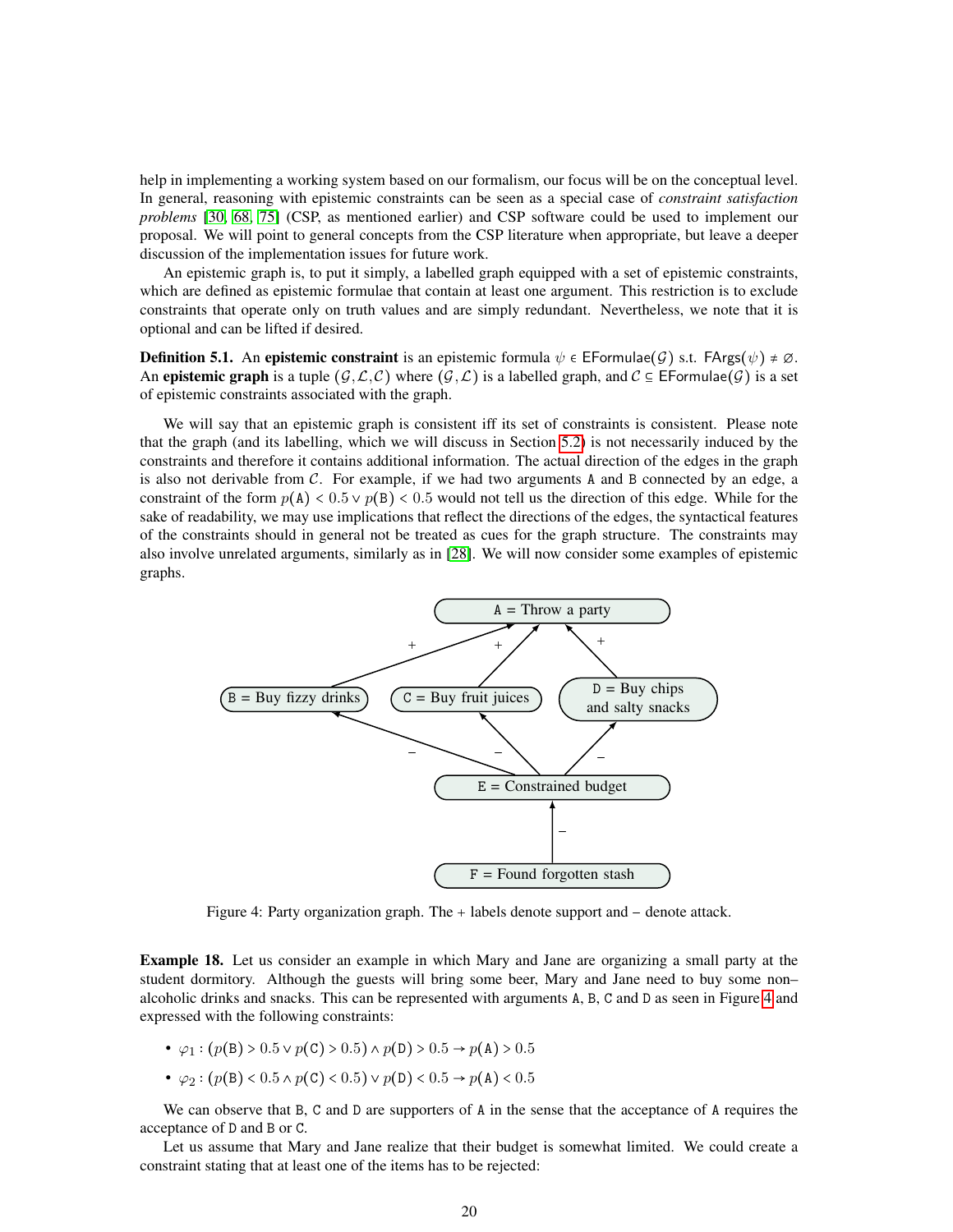help in implementing a working system based on our formalism, our focus will be on the conceptual level. In general, reasoning with epistemic constraints can be seen as a special case of *constraint satisfaction problems* [30, 68, 75] (CSP, as mentioned earlier) and CSP software could be used to implement our proposal. We will point to general concepts from the CSP literature when appropriate, but leave a deeper discussion of the implementation issues for future work.

An epistemic graph is, to put it simply, a labelled graph equipped with a set of epistemic constraints, which are defined as epistemic formulae that contain at least one argument. This restriction is to exclude constraints that operate only on truth values and are simply redundant. Nevertheless, we note that it is optional and can be lifted if desired.

**Definition 5.1.** An **epistemic constraint** is an epistemic formula $\psi \in \mathsf{EFormulae}(\mathcal{G})$ s.t. $\mathsf{FArgs}(\psi) \neq \emptyset$. An **epistemic graph** is a tuple $(\mathcal{G}, \mathcal{L}, \mathcal{C})$ where $(\mathcal{G}, \mathcal{L})$ is a labelled graph, and $\mathcal{C} \subseteq \mathsf{EFormulae}(\mathcal{G})$ is a set of epistemic constraints associated with the graph.

We will say that an epistemic graph is consistent iff its set of constraints is consistent. Please note that the graph (and its labelling, which we will discuss in Section 5.2) is not necessarily induced by the constraints and therefore it contains additional information. The actual direction of the edges in the graph is also not derivable from $\mathcal{C}$. For example, if we had two arguments A and B connected by an edge, a constraint of the form $p(\mathtt{A}) < 0.5 \vee p(\mathtt{B}) < 0.5$ would not tell us the direction of this edge. While for the sake of readability, we may use implications that reflect the directions of the edges, the syntactical features of the constraints should in general not be treated as cues for the graph structure. The constraints may also involve unrelated arguments, similarly as in [28]. We will now consider some examples of epistemic graphs.

Figure 4: Party organization graph. The + labels denote support and − denote attack.

**Example 18.** Let us consider an example in which Mary and Jane are organizing a small party at the student dormitory. Although the guests will bring some beer, Mary and Jane need to buy some non–alcoholic drinks and snacks. This can be represented with arguments A, B, C and D as seen in Figure 4 and expressed with the following constraints:

- $\varphi_1 : (p(\mathtt{B}) > 0.5 \vee p(\mathtt{C}) > 0.5) \wedge p(\mathtt{D}) > 0.5 \rightarrow p(\mathtt{A}) > 0.5$
- $\varphi_2 : (p(\mathtt{B}) < 0.5 \wedge p(\mathtt{C}) < 0.5) \vee p(\mathtt{D}) < 0.5 \rightarrow p(\mathtt{A}) < 0.5$

We can observe that B, C and D are supporters of A in the sense that the acceptance of A requires the acceptance of D and B or C.

Let us assume that Mary and Jane realize that their budget is somewhat limited. We could create a constraint stating that at least one of the items has to be rejected: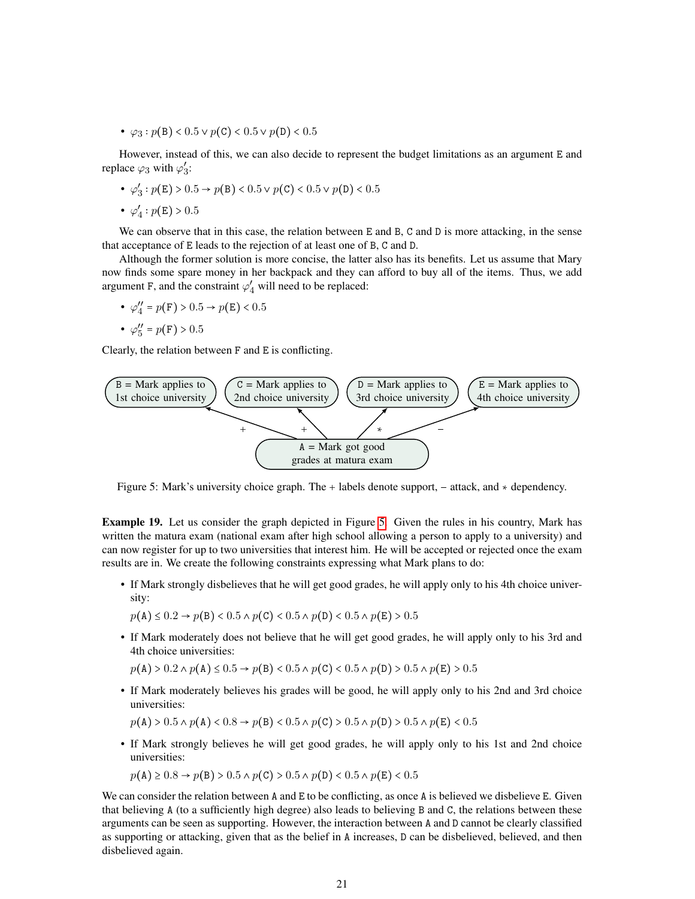- $\varphi_3 : p(\texttt{B}) < 0.5 \lor p(\texttt{C}) < 0.5 \lor p(\texttt{D}) < 0.5$

However, instead of this, we can also decide to represent the budget limitations as an argument E and replace $\varphi_3$ with $\varphi_3'$:

- $\varphi_3' : p(\texttt{E}) > 0.5 \rightarrow p(\texttt{B}) < 0.5 \lor p(\texttt{C}) < 0.5 \lor p(\texttt{D}) < 0.5$
- $\varphi_4' : p(\texttt{E}) > 0.5$

We can observe that in this case, the relation between E and B, C and D is more attacking, in the sense that acceptance of E leads to the rejection of at least one of B, C and D.

Although the former solution is more concise, the latter also has its benefits. Let us assume that Mary now finds some spare money in her backpack and they can afford to buy all of the items. Thus, we add argument F, and the constraint $\varphi_4'$ will need to be replaced:

- $\varphi_4'' = p(\texttt{F}) > 0.5 \rightarrow p(\texttt{E}) < 0.5$
- $\varphi_5'' = p(\texttt{F}) > 0.5$

Clearly, the relation between F and E is conflicting.

B = Mark applies to 1st choice university; C = Mark applies to 2nd choice university; D = Mark applies to 3rd choice university; E = Mark applies to 4th choice university; A = Mark got good grades at matura exam (A → B: +, A → C: +, A → D: *, A → E: −)

Figure 5: Mark's university choice graph. The + labels denote support, − attack, and * dependency.

**Example 19.** Let us consider the graph depicted in Figure 5. Given the rules in his country, Mark has written the matura exam (national exam after high school allowing a person to apply to a university) and can now register for up to two universities that interest him. He will be accepted or rejected once the exam results are in. We create the following constraints expressing what Mark plans to do:

- If Mark strongly disbelieves that he will get good grades, he will apply only to his 4th choice university:

  $p(\texttt{A}) \leq 0.2 \rightarrow p(\texttt{B}) < 0.5 \land p(\texttt{C}) < 0.5 \land p(\texttt{D}) < 0.5 \land p(\texttt{E}) > 0.5$

- If Mark moderately does not believe that he will get good grades, he will apply only to his 3rd and 4th choice universities:

  $p(\texttt{A}) > 0.2 \land p(\texttt{A}) \leq 0.5 \rightarrow p(\texttt{B}) < 0.5 \land p(\texttt{C}) < 0.5 \land p(\texttt{D}) > 0.5 \land p(\texttt{E}) > 0.5$

- If Mark moderately believes his grades will be good, he will apply only to his 2nd and 3rd choice universities:

  $p(\texttt{A}) > 0.5 \land p(\texttt{A}) < 0.8 \rightarrow p(\texttt{B}) < 0.5 \land p(\texttt{C}) > 0.5 \land p(\texttt{D}) > 0.5 \land p(\texttt{E}) < 0.5$

- If Mark strongly believes he will get good grades, he will apply only to his 1st and 2nd choice universities:

  $p(\texttt{A}) \geq 0.8 \rightarrow p(\texttt{B}) > 0.5 \land p(\texttt{C}) > 0.5 \land p(\texttt{D}) < 0.5 \land p(\texttt{E}) < 0.5$

We can consider the relation between A and E to be conflicting, as once A is believed we disbelieve E. Given that believing A (to a sufficiently high degree) also leads to believing B and C, the relations between these arguments can be seen as supporting. However, the interaction between A and D cannot be clearly classified as supporting or attacking, given that as the belief in A increases, D can be disbelieved, believed, and then disbelieved again.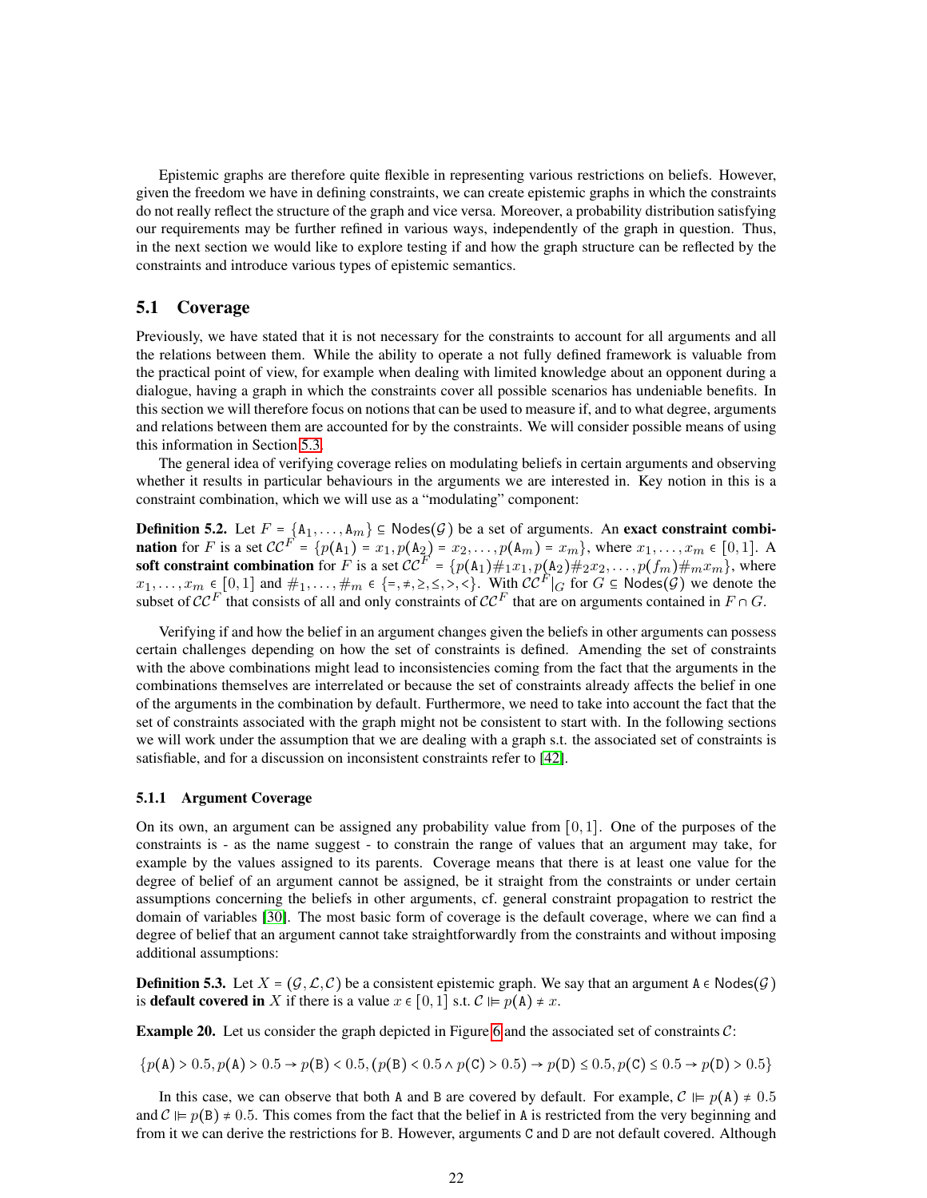Epistemic graphs are therefore quite flexible in representing various restrictions on beliefs. However, given the freedom we have in defining constraints, we can create epistemic graphs in which the constraints do not really reflect the structure of the graph and vice versa. Moreover, a probability distribution satisfying our requirements may be further refined in various ways, independently of the graph in question. Thus, in the next section we would like to explore testing if and how the graph structure can be reflected by the constraints and introduce various types of epistemic semantics.

## 5.1 Coverage

Previously, we have stated that it is not necessary for the constraints to account for all arguments and all the relations between them. While the ability to operate a not fully defined framework is valuable from the practical point of view, for example when dealing with limited knowledge about an opponent during a dialogue, having a graph in which the constraints cover all possible scenarios has undeniable benefits. In this section we will therefore focus on notions that can be used to measure if, and to what degree, arguments and relations between them are accounted for by the constraints. We will consider possible means of using this information in Section 5.3.

The general idea of verifying coverage relies on modulating beliefs in certain arguments and observing whether it results in particular behaviours in the arguments we are interested in. Key notion in this is a constraint combination, which we will use as a "modulating" component:

**Definition 5.2.** Let $F = \{\mathtt{A}_1, \ldots, \mathtt{A}_m\} \subseteq \mathsf{Nodes}(\mathcal{G})$ be a set of arguments. An **exact constraint combination** for $F$ is a set $\mathcal{CC}^F = \{p(\mathtt{A}_1) = x_1, p(\mathtt{A}_2) = x_2, \ldots, p(\mathtt{A}_m) = x_m\}$, where $x_1, \ldots, x_m \in [0,1]$. A **soft constraint combination** for $F$ is a set $\mathcal{CC}^F = \{p(\mathtt{A}_1)\#_1 x_1, p(\mathtt{A}_2)\#_2 x_2, \ldots, p(f_m)\#_m x_m\}$, where $x_1, \ldots, x_m \in [0,1]$ and $\#_1, \ldots, \#_m \in \{=, \neq, \geq, \leq, >, <\}$. With $\mathcal{CC}^F|_G$ for $G \subseteq \mathsf{Nodes}(\mathcal{G})$ we denote the subset of $\mathcal{CC}^F$ that consists of all and only constraints of $\mathcal{CC}^F$ that are on arguments contained in $F \cap G$.

Verifying if and how the belief in an argument changes given the beliefs in other arguments can possess certain challenges depending on how the set of constraints is defined. Amending the set of constraints with the above combinations might lead to inconsistencies coming from the fact that the arguments in the combinations themselves are interrelated or because the set of constraints already affects the belief in one of the arguments in the combination by default. Furthermore, we need to take into account the fact that the set of constraints associated with the graph might not be consistent to start with. In the following sections we will work under the assumption that we are dealing with a graph s.t. the associated set of constraints is satisfiable, and for a discussion on inconsistent constraints refer to [42].

### 5.1.1 Argument Coverage

On its own, an argument can be assigned any probability value from $[0,1]$. One of the purposes of the constraints is - as the name suggest - to constrain the range of values that an argument may take, for example by the values assigned to its parents. Coverage means that there is at least one value for the degree of belief of an argument cannot be assigned, be it straight from the constraints or under certain assumptions concerning the beliefs in other arguments, cf. general constraint propagation to restrict the domain of variables [30]. The most basic form of coverage is the default coverage, where we can find a degree of belief that an argument cannot take straightforwardly from the constraints and without imposing additional assumptions:

**Definition 5.3.** Let $X = (\mathcal{G}, \mathcal{L}, \mathcal{C})$ be a consistent epistemic graph. We say that an argument $\mathtt{A} \in \mathsf{Nodes}(\mathcal{G})$ is **default covered in** $X$ if there is a value $x \in [0,1]$ s.t. $\mathcal{C} \Vdash p(\mathtt{A}) \neq x$.

**Example 20.** Let us consider the graph depicted in Figure 6 and the associated set of constraints $\mathcal{C}$:

$$\{p(\mathtt{A}) > 0.5, p(\mathtt{A}) > 0.5 \rightarrow p(\mathtt{B}) < 0.5, (p(\mathtt{B}) < 0.5 \land p(\mathtt{C}) > 0.5) \rightarrow p(\mathtt{D}) \leq 0.5, p(\mathtt{C}) \leq 0.5 \rightarrow p(\mathtt{D}) > 0.5\}$$

In this case, we can observe that both A and B are covered by default. For example, $\mathcal{C} \Vdash p(\mathtt{A}) \neq 0.5$ and $\mathcal{C} \Vdash p(\mathtt{B}) \neq 0.5$. This comes from the fact that the belief in A is restricted from the very beginning and from it we can derive the restrictions for B. However, arguments C and D are not default covered. Although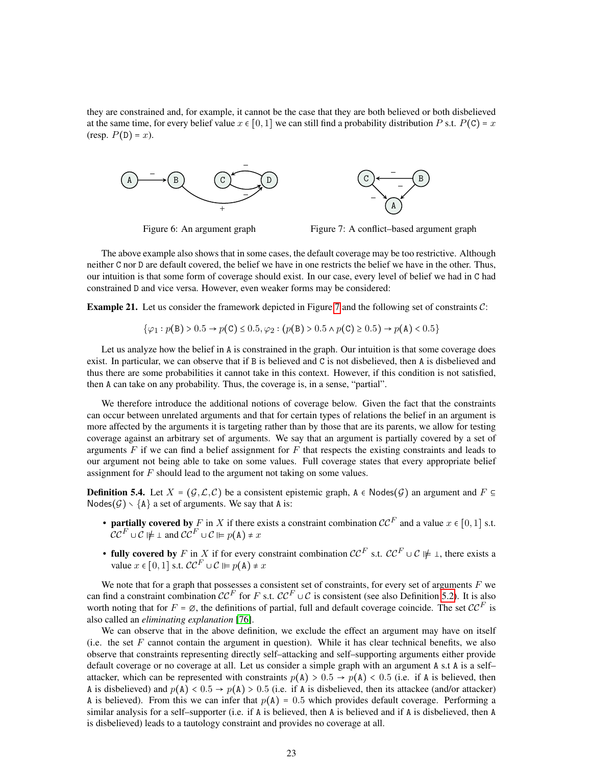they are constrained and, for example, it cannot be the case that they are both believed or both disbelieved at the same time, for every belief value $x \in [0,1]$ we can still find a probability distribution $P$ s.t. $P(\mathtt{C}) = x$ (resp. $P(\mathtt{D}) = x$).

Figure 6: An argument graph

Figure 7: A conflict–based argument graph

The above example also shows that in some cases, the default coverage may be too restrictive. Although neither C nor D are default covered, the belief we have in one restricts the belief we have in the other. Thus, our intuition is that some form of coverage should exist. In our case, every level of belief we had in C had constrained D and vice versa. However, even weaker forms may be considered:

**Example 21.** Let us consider the framework depicted in Figure 7 and the following set of constraints $\mathcal{C}$:

$$\{\varphi_1 : p(\mathtt{B}) > 0.5 \rightarrow p(\mathtt{C}) \leq 0.5, \varphi_2 : (p(\mathtt{B}) > 0.5 \land p(\mathtt{C}) \geq 0.5) \rightarrow p(\mathtt{A}) < 0.5\}$$

Let us analyze how the belief in A is constrained in the graph. Our intuition is that some coverage does exist. In particular, we can observe that if B is believed and C is not disbelieved, then A is disbelieved and thus there are some probabilities it cannot take in this context. However, if this condition is not satisfied, then A can take on any probability. Thus, the coverage is, in a sense, "partial".

We therefore introduce the additional notions of coverage below. Given the fact that the constraints can occur between unrelated arguments and that for certain types of relations the belief in an argument is more affected by the arguments it is targeting rather than by those that are its parents, we allow for testing coverage against an arbitrary set of arguments. We say that an argument is partially covered by a set of arguments $F$ if we can find a belief assignment for $F$ that respects the existing constraints and leads to our argument not being able to take on some values. Full coverage states that every appropriate belief assignment for $F$ should lead to the argument not taking on some values.

**Definition 5.4.** Let $X = (\mathcal{G}, \mathcal{L}, \mathcal{C})$ be a consistent epistemic graph, $\mathtt{A} \in \mathsf{Nodes}(\mathcal{G})$ an argument and $F \subseteq \mathsf{Nodes}(\mathcal{G}) \setminus \{\mathtt{A}\}$ a set of arguments. We say that A is:

- **partially covered by** $F$ in $X$ if there exists a constraint combination $\mathcal{CC}^F$ and a value $x \in [0,1]$ s.t. $\mathcal{CC}^F \cup \mathcal{C} \not\Vdash \bot$ and $\mathcal{CC}^F \cup \mathcal{C} \Vdash p(\mathtt{A}) \neq x$
- **fully covered by** $F$ in $X$ if for every constraint combination $\mathcal{CC}^F$ s.t. $\mathcal{CC}^F \cup \mathcal{C} \not\Vdash \bot$, there exists a value $x \in [0,1]$ s.t. $\mathcal{CC}^F \cup \mathcal{C} \Vdash p(\mathtt{A}) \neq x$

We note that for a graph that possesses a consistent set of constraints, for every set of arguments $F$ we can find a constraint combination $\mathcal{CC}^F$ for $F$ s.t. $\mathcal{CC}^F \cup \mathcal{C}$ is consistent (see also Definition 5.2). It is also worth noting that for $F = \emptyset$, the definitions of partial, full and default coverage coincide. The set $\mathcal{CC}^F$ is also called an *eliminating explanation* [76].

We can observe that in the above definition, we exclude the effect an argument may have on itself (i.e. the set $F$ cannot contain the argument in question). While it has clear technical benefits, we also observe that constraints representing directly self–attacking and self–supporting arguments either provide default coverage or no coverage at all. Let us consider a simple graph with an argument A s.t A is a self–attacker, which can be represented with constraints $p(\mathtt{A}) > 0.5 \rightarrow p(\mathtt{A}) < 0.5$ (i.e. if A is believed, then A is disbelieved) and $p(\mathtt{A}) < 0.5 \rightarrow p(\mathtt{A}) > 0.5$ (i.e. if A is disbelieved, then its attackee (and/or attacker) A is believed). From this we can infer that $p(\mathtt{A}) = 0.5$ which provides default coverage. Performing a similar analysis for a self–supporter (i.e. if A is believed, then A is believed and if A is disbelieved, then A is disbelieved) leads to a tautology constraint and provides no coverage at all.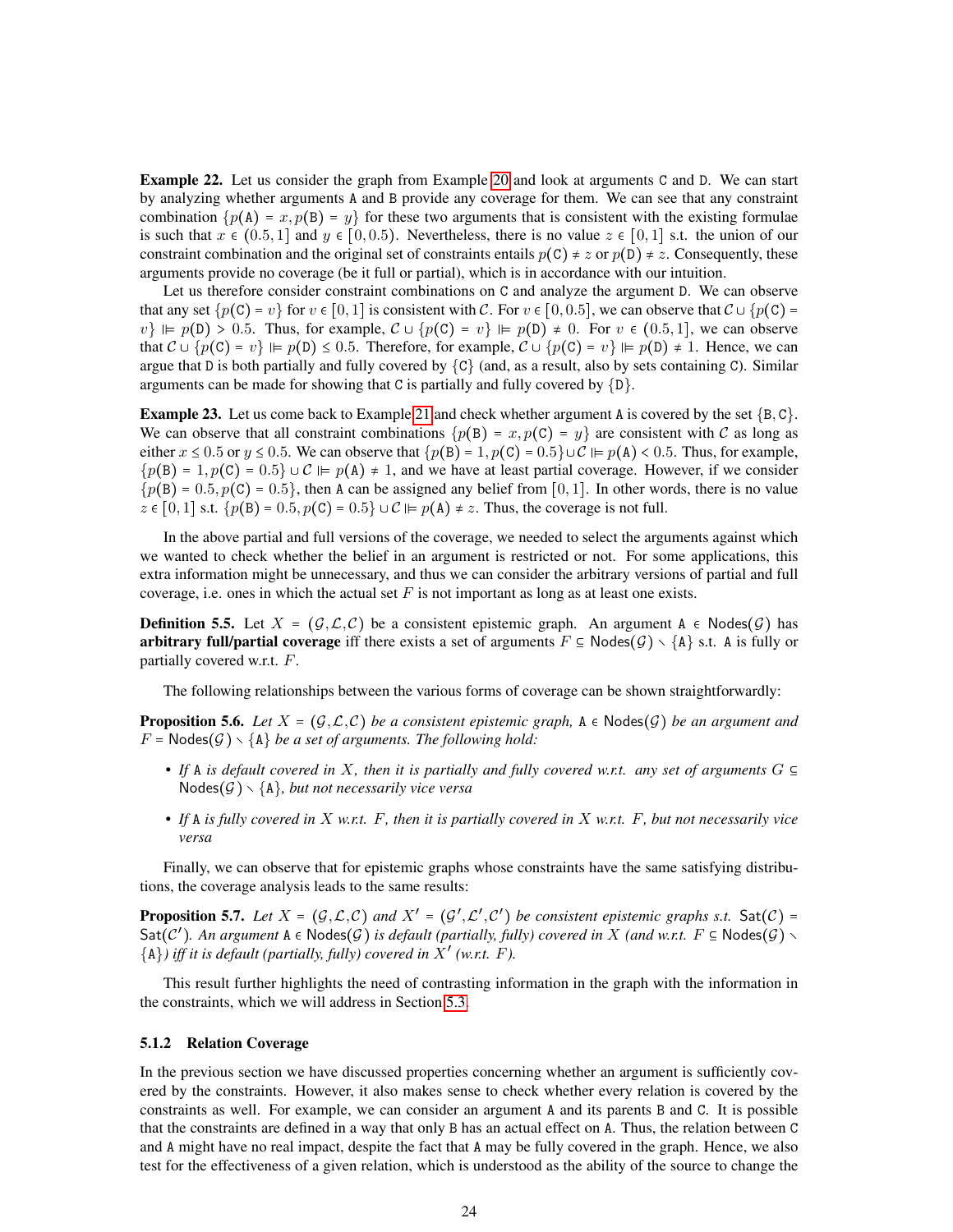**Example 22.** Let us consider the graph from Example 20 and look at arguments C and D. We can start by analyzing whether arguments A and B provide any coverage for them. We can see that any constraint combination $\{p(\mathtt{A}) = x, p(\mathtt{B}) = y\}$ for these two arguments that is consistent with the existing formulae is such that $x \in (0.5, 1]$ and $y \in [0, 0.5)$. Nevertheless, there is no value $z \in [0, 1]$ s.t. the union of our constraint combination and the original set of constraints entails $p(\mathtt{C}) \neq z$ or $p(\mathtt{D}) \neq z$. Consequently, these arguments provide no coverage (be it full or partial), which is in accordance with our intuition.

Let us therefore consider constraint combinations on C and analyze the argument D. We can observe that any set $\{p(\mathtt{C}) = v\}$ for $v \in [0, 1]$ is consistent with $\mathcal{C}$. For $v \in [0, 0.5]$, we can observe that $\mathcal{C} \cup \{p(\mathtt{C}) = v\} \Vdash p(\mathtt{D}) > 0.5$. Thus, for example, $\mathcal{C} \cup \{p(\mathtt{C}) = v\} \Vdash p(\mathtt{D}) \neq 0$. For $v \in (0.5, 1]$, we can observe that $\mathcal{C} \cup \{p(\mathtt{C}) = v\} \Vdash p(\mathtt{D}) \leq 0.5$. Therefore, for example, $\mathcal{C} \cup \{p(\mathtt{C}) = v\} \Vdash p(\mathtt{D}) \neq 1$. Hence, we can argue that D is both partially and fully covered by $\{\mathtt{C}\}$ (and, as a result, also by sets containing C). Similar arguments can be made for showing that C is partially and fully covered by $\{\mathtt{D}\}$.

**Example 23.** Let us come back to Example 21 and check whether argument A is covered by the set $\{\mathtt{B}, \mathtt{C}\}$. We can observe that all constraint combinations $\{p(\mathtt{B}) = x, p(\mathtt{C}) = y\}$ are consistent with $\mathcal{C}$ as long as either $x \leq 0.5$ or $y \leq 0.5$. We can observe that $\{p(\mathtt{B}) = 1, p(\mathtt{C}) = 0.5\} \cup \mathcal{C} \Vdash p(\mathtt{A}) < 0.5$. Thus, for example, $\{p(\mathtt{B}) = 1, p(\mathtt{C}) = 0.5\} \cup \mathcal{C} \Vdash p(\mathtt{A}) \neq 1$, and we have at least partial coverage. However, if we consider $\{p(\mathtt{B}) = 0.5, p(\mathtt{C}) = 0.5\}$, then A can be assigned any belief from $[0, 1]$. In other words, there is no value $z \in [0, 1]$ s.t. $\{p(\mathtt{B}) = 0.5, p(\mathtt{C}) = 0.5\} \cup \mathcal{C} \Vdash p(\mathtt{A}) \neq z$. Thus, the coverage is not full.

In the above partial and full versions of the coverage, we needed to select the arguments against which we wanted to check whether the belief in an argument is restricted or not. For some applications, this extra information might be unnecessary, and thus we can consider the arbitrary versions of partial and full coverage, i.e. ones in which the actual set $F$ is not important as long as at least one exists.

**Definition 5.5.** Let $X = (\mathcal{G}, \mathcal{L}, \mathcal{C})$ be a consistent epistemic graph. An argument $\mathtt{A} \in \mathsf{Nodes}(\mathcal{G})$ has **arbitrary full/partial coverage** iff there exists a set of arguments $F \subseteq \mathsf{Nodes}(\mathcal{G}) \setminus \{\mathtt{A}\}$ s.t. A is fully or partially covered w.r.t. $F$.

The following relationships between the various forms of coverage can be shown straightforwardly:

**Proposition 5.6.** *Let $X = (\mathcal{G}, \mathcal{L}, \mathcal{C})$ be a consistent epistemic graph, $\mathtt{A} \in \mathsf{Nodes}(\mathcal{G})$ be an argument and $F = \mathsf{Nodes}(\mathcal{G}) \setminus \{\mathtt{A}\}$ be a set of arguments. The following hold:*

- *If A is default covered in $X$, then it is partially and fully covered w.r.t. any set of arguments $G \subseteq \mathsf{Nodes}(\mathcal{G}) \setminus \{\mathtt{A}\}$, but not necessarily vice versa*
- *If A is fully covered in $X$ w.r.t. $F$, then it is partially covered in $X$ w.r.t. $F$, but not necessarily vice versa*

Finally, we can observe that for epistemic graphs whose constraints have the same satisfying distributions, the coverage analysis leads to the same results:

**Proposition 5.7.** *Let $X = (\mathcal{G}, \mathcal{L}, \mathcal{C})$ and $X' = (\mathcal{G}', \mathcal{L}', \mathcal{C}')$ be consistent epistemic graphs s.t. $\mathsf{Sat}(\mathcal{C}) = \mathsf{Sat}(\mathcal{C}')$. An argument $\mathtt{A} \in \mathsf{Nodes}(\mathcal{G})$ is default (partially, fully) covered in $X$ (and w.r.t. $F \subseteq \mathsf{Nodes}(\mathcal{G}) \setminus \{\mathtt{A}\}$) iff it is default (partially, fully) covered in $X'$ (w.r.t. $F$).*

This result further highlights the need of contrasting information in the graph with the information in the constraints, which we will address in Section 5.3.

### 5.1.2 Relation Coverage

In the previous section we have discussed properties concerning whether an argument is sufficiently covered by the constraints. However, it also makes sense to check whether every relation is covered by the constraints as well. For example, we can consider an argument A and its parents B and C. It is possible that the constraints are defined in a way that only B has an actual effect on A. Thus, the relation between C and A might have no real impact, despite the fact that A may be fully covered in the graph. Hence, we also test for the effectiveness of a given relation, which is understood as the ability of the source to change the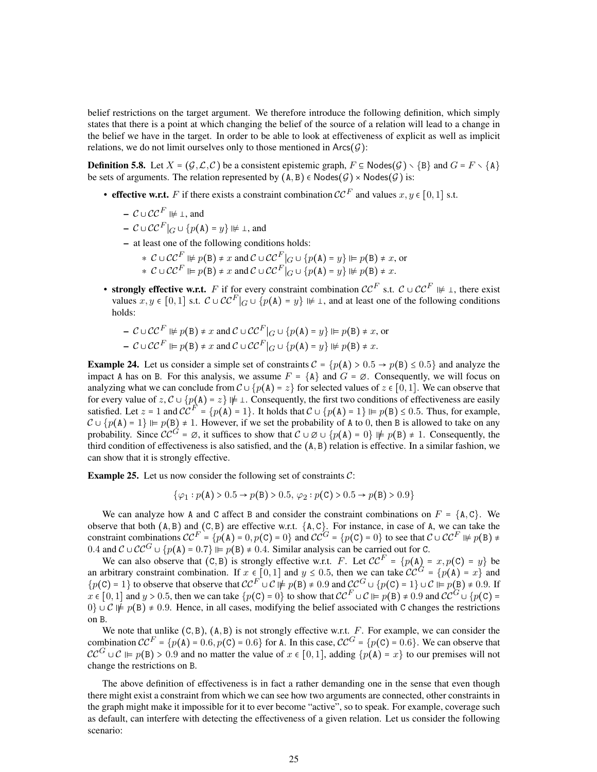belief restrictions on the target argument. We therefore introduce the following definition, which simply states that there is a point at which changing the belief of the source of a relation will lead to a change in the belief we have in the target. In order to be able to look at effectiveness of explicit as well as implicit relations, we do not limit ourselves only to those mentioned in $\mathsf{Arcs}(\mathcal{G})$:

**Definition 5.8.** Let $X = (\mathcal{G}, \mathcal{L}, \mathcal{C})$ be a consistent epistemic graph, $F \subseteq \mathsf{Nodes}(\mathcal{G}) \setminus \{\mathtt{B}\}$ and $G = F \setminus \{\mathtt{A}\}$ be sets of arguments. The relation represented by $(\mathtt{A}, \mathtt{B}) \in \mathsf{Nodes}(\mathcal{G}) \times \mathsf{Nodes}(\mathcal{G})$ is:

- **effective w.r.t.** $F$ if there exists a constraint combination $\mathcal{CC}^F$ and values $x, y \in [0,1]$ s.t.
  - $\mathcal{C} \cup \mathcal{CC}^F \not\Vdash \bot$, and
  - $\mathcal{C} \cup \mathcal{CC}^F|_G \cup \{p(\mathtt{A}) = y\} \not\Vdash \bot$, and
  - at least one of the following conditions holds:
    - $\mathcal{C} \cup \mathcal{CC}^F \not\Vdash p(\mathtt{B}) \neq x$ and $\mathcal{C} \cup \mathcal{CC}^F|_G \cup \{p(\mathtt{A}) = y\} \Vdash p(\mathtt{B}) \neq x$, or
    - $\mathcal{C} \cup \mathcal{CC}^F \Vdash p(\mathtt{B}) \neq x$ and $\mathcal{C} \cup \mathcal{CC}^F|_G \cup \{p(\mathtt{A}) = y\} \not\Vdash p(\mathtt{B}) \neq x$.
- **strongly effective w.r.t.** $F$ if for every constraint combination $\mathcal{CC}^F$ s.t. $\mathcal{C} \cup \mathcal{CC}^F \not\Vdash \bot$, there exist values $x, y \in [0,1]$ s.t. $\mathcal{C} \cup \mathcal{CC}^F|_G \cup \{p(\mathtt{A}) = y\} \not\Vdash \bot$, and at least one of the following conditions holds:
  - $\mathcal{C} \cup \mathcal{CC}^F \not\Vdash p(\mathtt{B}) \neq x$ and $\mathcal{C} \cup \mathcal{CC}^F|_G \cup \{p(\mathtt{A}) = y\} \Vdash p(\mathtt{B}) \neq x$, or
  - $\mathcal{C} \cup \mathcal{CC}^F \Vdash p(\mathtt{B}) \neq x$ and $\mathcal{C} \cup \mathcal{CC}^F|_G \cup \{p(\mathtt{A}) = y\} \not\Vdash p(\mathtt{B}) \neq x$.

**Example 24.** Let us consider a simple set of constraints $\mathcal{C} = \{p(\mathtt{A}) > 0.5 \to p(\mathtt{B}) \leq 0.5\}$ and analyze the impact A has on B. For this analysis, we assume $F = \{\mathtt{A}\}$ and $G = \varnothing$. Consequently, we will focus on analyzing what we can conclude from $\mathcal{C} \cup \{p(\mathtt{A}) = z\}$ for selected values of $z \in [0,1]$. We can observe that for every value of $z$, $\mathcal{C} \cup \{p(\mathtt{A}) = z\} \not\Vdash \bot$. Consequently, the first two conditions of effectiveness are easily satisfied. Let $z = 1$ and $\mathcal{CC}^F = \{p(\mathtt{A}) = 1\}$. It holds that $\mathcal{C} \cup \{p(\mathtt{A}) = 1\} \Vdash p(\mathtt{B}) \leq 0.5$. Thus, for example, $\mathcal{C} \cup \{p(\mathtt{A}) = 1\} \Vdash p(\mathtt{B}) \neq 1$. However, if we set the probability of A to 0, then B is allowed to take on any probability. Since $\mathcal{CC}^G = \varnothing$, it suffices to show that $\mathcal{C} \cup \varnothing \cup \{p(\mathtt{A}) = 0\} \not\Vdash p(\mathtt{B}) \neq 1$. Consequently, the third condition of effectiveness is also satisfied, and the $(\mathtt{A}, \mathtt{B})$ relation is effective. In a similar fashion, we can show that it is strongly effective.

**Example 25.** Let us now consider the following set of constraints $\mathcal{C}$:

$$\{\varphi_1 : p(\mathtt{A}) > 0.5 \to p(\mathtt{B}) > 0.5,\ \varphi_2 : p(\mathtt{C}) > 0.5 \to p(\mathtt{B}) > 0.9\}$$

We can analyze how A and C affect B and consider the constraint combinations on $F = \{\mathtt{A}, \mathtt{C}\}$. We observe that both $(\mathtt{A}, \mathtt{B})$ and $(\mathtt{C}, \mathtt{B})$ are effective w.r.t. $\{\mathtt{A}, \mathtt{C}\}$. For instance, in case of A, we can take the constraint combinations $\mathcal{CC}^F = \{p(\mathtt{A}) = 0, p(\mathtt{C}) = 0\}$ and $\mathcal{CC}^G = \{p(\mathtt{C}) = 0\}$ to see that $\mathcal{C} \cup \mathcal{CC}^F \not\Vdash p(\mathtt{B}) \neq 0.4$ and $\mathcal{C} \cup \mathcal{CC}^G \cup \{p(\mathtt{A}) = 0.7\} \Vdash p(\mathtt{B}) \neq 0.4$. Similar analysis can be carried out for C.

We can also observe that $(\mathtt{C}, \mathtt{B})$ is strongly effective w.r.t. $F$. Let $\mathcal{CC}^F = \{p(\mathtt{A}) = x, p(\mathtt{C}) = y\}$ be an arbitrary constraint combination. If $x \in [0,1]$ and $y \leq 0.5$, then we can take $\mathcal{CC}^G = \{p(\mathtt{A}) = x\}$ and $\{p(\mathtt{C}) = 1\}$ to observe that observe that $\mathcal{CC}^F \cup \mathcal{C} \not\Vdash p(\mathtt{B}) \neq 0.9$ and $\mathcal{CC}^G \cup \{p(\mathtt{C}) = 1\} \cup \mathcal{C} \Vdash p(\mathtt{B}) \neq 0.9$. If $x \in [0,1]$ and $y > 0.5$, then we can take $\{p(\mathtt{C}) = 0\}$ to show that $\mathcal{CC}^F \cup \mathcal{C} \Vdash p(\mathtt{B}) \neq 0.9$ and $\mathcal{CC}^G \cup \{p(\mathtt{C}) = 0\} \cup \mathcal{C} \not\Vdash p(\mathtt{B}) \neq 0.9$. Hence, in all cases, modifying the belief associated with C changes the restrictions on B.

We note that unlike $(\mathtt{C}, \mathtt{B})$, $(\mathtt{A}, \mathtt{B})$ is not strongly effective w.r.t. $F$. For example, we can consider the combination $\mathcal{CC}^F = \{p(\mathtt{A}) = 0.6, p(\mathtt{C}) = 0.6\}$ for A. In this case, $\mathcal{CC}^G = \{p(\mathtt{C}) = 0.6\}$. We can observe that $\mathcal{CC}^G \cup \mathcal{C} \Vdash p(\mathtt{B}) > 0.9$ and no matter the value of $x \in [0,1]$, adding $\{p(\mathtt{A}) = x\}$ to our premises will not change the restrictions on B.

The above definition of effectiveness is in fact a rather demanding one in the sense that even though there might exist a constraint from which we can see how two arguments are connected, other constraints in the graph might make it impossible for it to ever become "active", so to speak. For example, coverage such as default, can interfere with detecting the effectiveness of a given relation. Let us consider the following scenario: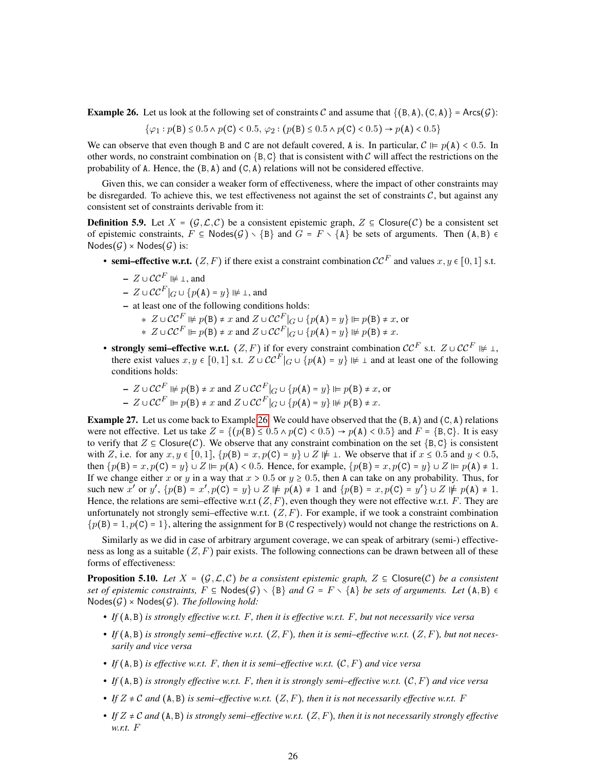**Example 26.** Let us look at the following set of constraints $\mathcal{C}$ and assume that $\{(\mathtt{B},\mathtt{A}),(\mathtt{C},\mathtt{A})\} = \mathsf{Arcs}(\mathcal{G})$:

$$\{\varphi_1 : p(\mathtt{B}) \le 0.5 \land p(\mathtt{C}) < 0.5,\ \varphi_2 : (p(\mathtt{B}) \le 0.5 \land p(\mathtt{C}) < 0.5) \to p(\mathtt{A}) < 0.5\}$$

We can observe that even though B and C are not default covered, A is. In particular, $\mathcal{C} \Vdash p(\mathtt{A}) < 0.5$. In other words, no constraint combination on $\{\mathtt{B},\mathtt{C}\}$ that is consistent with $\mathcal{C}$ will affect the restrictions on the probability of A. Hence, the $(\mathtt{B},\mathtt{A})$ and $(\mathtt{C},\mathtt{A})$ relations will not be considered effective.

Given this, we can consider a weaker form of effectiveness, where the impact of other constraints may be disregarded. To achieve this, we test effectiveness not against the set of constraints $\mathcal{C}$, but against any consistent set of constraints derivable from it:

**Definition 5.9.** Let $X = (\mathcal{G},\mathcal{L},\mathcal{C})$ be a consistent epistemic graph, $Z \subseteq \mathsf{Closure}(\mathcal{C})$ be a consistent set of epistemic constraints, $F \subseteq \mathsf{Nodes}(\mathcal{G}) \setminus \{\mathtt{B}\}$ and $G = F \setminus \{\mathtt{A}\}$ be sets of arguments. Then $(\mathtt{A},\mathtt{B}) \in \mathsf{Nodes}(\mathcal{G}) \times \mathsf{Nodes}(\mathcal{G})$ is:

- **semi–effective w.r.t.** $(Z,F)$ if there exist a constraint combination $\mathcal{CC}^F$ and values $x,y \in [0,1]$ s.t.
  - $Z \cup \mathcal{CC}^F \nVdash \bot$, and
  - $Z \cup \mathcal{CC}^F|_G \cup \{p(\mathtt{A}) = y\} \nVdash \bot$, and
  - at least one of the following conditions holds:
    - $Z \cup \mathcal{CC}^F \nVdash p(\mathtt{B}) \ne x$ and $Z \cup \mathcal{CC}^F|_G \cup \{p(\mathtt{A}) = y\} \Vdash p(\mathtt{B}) \ne x$, or
    - $Z \cup \mathcal{CC}^F \Vdash p(\mathtt{B}) \ne x$ and $Z \cup \mathcal{CC}^F|_G \cup \{p(\mathtt{A}) = y\} \nVdash p(\mathtt{B}) \ne x$.
- **strongly semi–effective w.r.t.** $(Z,F)$ if for every constraint combination $\mathcal{CC}^F$ s.t. $Z \cup \mathcal{CC}^F \nVdash \bot$, there exist values $x,y \in [0,1]$ s.t. $Z \cup \mathcal{CC}^F|_G \cup \{p(\mathtt{A}) = y\} \nVdash \bot$ and at least one of the following conditions holds:
  - $Z \cup \mathcal{CC}^F \nVdash p(\mathtt{B}) \ne x$ and $Z \cup \mathcal{CC}^F|_G \cup \{p(\mathtt{A}) = y\} \Vdash p(\mathtt{B}) \ne x$, or
  - $Z \cup \mathcal{CC}^F \Vdash p(\mathtt{B}) \ne x$ and $Z \cup \mathcal{CC}^F|_G \cup \{p(\mathtt{A}) = y\} \nVdash p(\mathtt{B}) \ne x$.

**Example 27.** Let us come back to Example 26. We could have observed that the $(\mathtt{B},\mathtt{A})$ and $(\mathtt{C},\mathtt{A})$ relations were not effective. Let us take $Z = \{(p(\mathtt{B}) \le 0.5 \land p(\mathtt{C}) < 0.5) \to p(\mathtt{A}) < 0.5\}$ and $F = \{\mathtt{B},\mathtt{C}\}$. It is easy to verify that $Z \subseteq \mathsf{Closure}(\mathcal{C})$. We observe that any constraint combination on the set $\{\mathtt{B},\mathtt{C}\}$ is consistent with $Z$, i.e. for any $x,y \in [0,1]$, $\{p(\mathtt{B}) = x, p(\mathtt{C}) = y\} \cup Z \nVdash \bot$. We observe that if $x \le 0.5$ and $y < 0.5$, then $\{p(\mathtt{B}) = x, p(\mathtt{C}) = y\} \cup Z \Vdash p(\mathtt{A}) < 0.5$. Hence, for example, $\{p(\mathtt{B}) = x, p(\mathtt{C}) = y\} \cup Z \Vdash p(\mathtt{A}) \ne 1$. If we change either $x$ or $y$ in a way that $x > 0.5$ or $y \ge 0.5$, then A can take on any probability. Thus, for such new $x'$ or $y'$, $\{p(\mathtt{B}) = x', p(\mathtt{C}) = y\} \cup Z \nVdash p(\mathtt{A}) \ne 1$ and $\{p(\mathtt{B}) = x, p(\mathtt{C}) = y'\} \cup Z \nVdash p(\mathtt{A}) \ne 1$. Hence, the relations are semi–effective w.r.t $(Z,F)$, even though they were not effective w.r.t. $F$. They are unfortunately not strongly semi–effective w.r.t. $(Z,F)$. For example, if we took a constraint combination $\{p(\mathtt{B}) = 1, p(\mathtt{C}) = 1\}$, altering the assignment for B (C respectively) would not change the restrictions on A.

Similarly as we did in case of arbitrary argument coverage, we can speak of arbitrary (semi-) effectiveness as long as a suitable $(Z,F)$ pair exists. The following connections can be drawn between all of these forms of effectiveness:

**Proposition 5.10.** *Let $X = (\mathcal{G},\mathcal{L},\mathcal{C})$ be a consistent epistemic graph, $Z \subseteq \mathsf{Closure}(\mathcal{C})$ be a consistent set of epistemic constraints, $F \subseteq \mathsf{Nodes}(\mathcal{G}) \setminus \{\mathtt{B}\}$ and $G = F \setminus \{\mathtt{A}\}$ be sets of arguments. Let $(\mathtt{A},\mathtt{B}) \in \mathsf{Nodes}(\mathcal{G}) \times \mathsf{Nodes}(\mathcal{G})$. The following hold:*

- *If $(\mathtt{A},\mathtt{B})$ is strongly effective w.r.t. $F$, then it is effective w.r.t. $F$, but not necessarily vice versa*
- *If $(\mathtt{A},\mathtt{B})$ is strongly semi–effective w.r.t. $(Z,F)$, then it is semi–effective w.r.t. $(Z,F)$, but not necessarily and vice versa*
- *If $(\mathtt{A},\mathtt{B})$ is effective w.r.t. $F$, then it is semi–effective w.r.t. $(\mathcal{C},F)$ and vice versa*
- *If $(\mathtt{A},\mathtt{B})$ is strongly effective w.r.t. $F$, then it is strongly semi–effective w.r.t. $(\mathcal{C},F)$ and vice versa*
- *If $Z \ne \mathcal{C}$ and $(\mathtt{A},\mathtt{B})$ is semi–effective w.r.t. $(Z,F)$, then it is not necessarily effective w.r.t. $F$*
- *If $Z \ne \mathcal{C}$ and $(\mathtt{A},\mathtt{B})$ is strongly semi–effective w.r.t. $(Z,F)$, then it is not necessarily strongly effective w.r.t. $F$*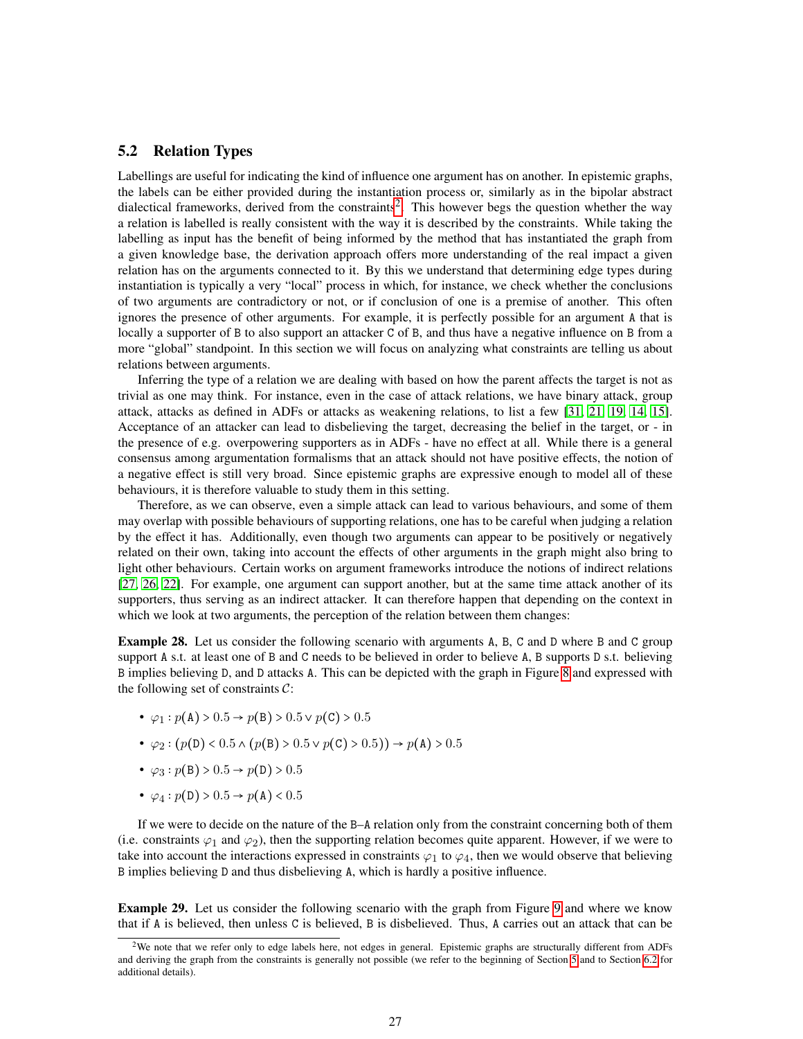## 5.2 Relation Types

Labellings are useful for indicating the kind of influence one argument has on another. In epistemic graphs, the labels can be either provided during the instantiation process or, similarly as in the bipolar abstract dialectical frameworks, derived from the constraints[2]. This however begs the question whether the way a relation is labelled is really consistent with the way it is described by the constraints. While taking the labelling as input has the benefit of being informed by the method that has instantiated the graph from a given knowledge base, the derivation approach offers more understanding of the real impact a given relation has on the arguments connected to it. By this we understand that determining edge types during instantiation is typically a very "local" process in which, for instance, we check whether the conclusions of two arguments are contradictory or not, or if conclusion of one is a premise of another. This often ignores the presence of other arguments. For example, it is perfectly possible for an argument A that is locally a supporter of B to also support an attacker C of B, and thus have a negative influence on B from a more "global" standpoint. In this section we will focus on analyzing what constraints are telling us about relations between arguments.

Inferring the type of a relation we are dealing with based on how the parent affects the target is not as trivial as one may think. For instance, even in the case of attack relations, we have binary attack, group attack, attacks as defined in ADFs or attacks as weakening relations, to list a few [31, 21, 19, 14, 15]. Acceptance of an attacker can lead to disbelieving the target, decreasing the belief in the target, or - in the presence of e.g. overpowering supporters as in ADFs - have no effect at all. While there is a general consensus among argumentation formalisms that an attack should not have positive effects, the notion of a negative effect is still very broad. Since epistemic graphs are expressive enough to model all of these behaviours, it is therefore valuable to study them in this setting.

Therefore, as we can observe, even a simple attack can lead to various behaviours, and some of them may overlap with possible behaviours of supporting relations, one has to be careful when judging a relation by the effect it has. Additionally, even though two arguments can appear to be positively or negatively related on their own, taking into account the effects of other arguments in the graph might also bring to light other behaviours. Certain works on argument frameworks introduce the notions of indirect relations [27, 26, 22]. For example, one argument can support another, but at the same time attack another of its supporters, thus serving as an indirect attacker. It can therefore happen that depending on the context in which we look at two arguments, the perception of the relation between them changes:

**Example 28.** Let us consider the following scenario with arguments A, B, C and D where B and C group support A s.t. at least one of B and C needs to be believed in order to believe A, B supports D s.t. believing B implies believing D, and D attacks A. This can be depicted with the graph in Figure 8 and expressed with the following set of constraints $\mathcal{C}$:

- $\varphi_1 : p(\mathtt{A}) > 0.5 \rightarrow p(\mathtt{B}) > 0.5 \vee p(\mathtt{C}) > 0.5$
- $\varphi_2 : (p(\mathtt{D}) < 0.5 \wedge (p(\mathtt{B}) > 0.5 \vee p(\mathtt{C}) > 0.5)) \rightarrow p(\mathtt{A}) > 0.5$
- $\varphi_3 : p(\mathtt{B}) > 0.5 \rightarrow p(\mathtt{D}) > 0.5$
- $\varphi_4 : p(\mathtt{D}) > 0.5 \rightarrow p(\mathtt{A}) < 0.5$

If we were to decide on the nature of the B–A relation only from the constraint concerning both of them (i.e. constraints $\varphi_1$ and $\varphi_2$), then the supporting relation becomes quite apparent. However, if we were to take into account the interactions expressed in constraints $\varphi_1$ to $\varphi_4$, then we would observe that believing B implies believing D and thus disbelieving A, which is hardly a positive influence.

**Example 29.** Let us consider the following scenario with the graph from Figure 9 and where we know that if A is believed, then unless C is believed, B is disbelieved. Thus, A carries out an attack that can be

[2] We note that we refer only to edge labels here, not edges in general. Epistemic graphs are structurally different from ADFs and deriving the graph from the constraints is generally not possible (we refer to the beginning of Section 5 and to Section 6.2 for additional details).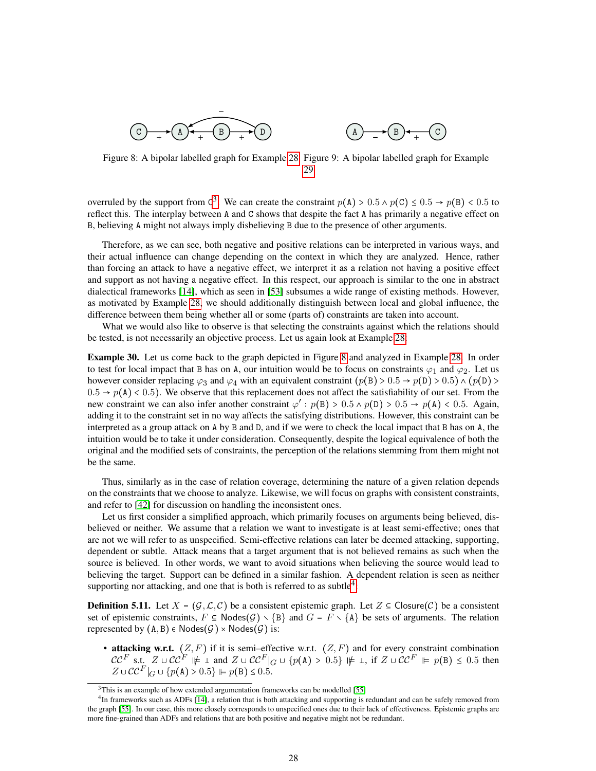Figure 8: A bipolar labelled graph for Example 28

Figure 9: A bipolar labelled graph for Example 29

overruled by the support from C[3]. We can create the constraint $p(\mathtt{A}) > 0.5 \wedge p(\mathtt{C}) \leq 0.5 \rightarrow p(\mathtt{B}) < 0.5$ to reflect this. The interplay between A and C shows that despite the fact A has primarily a negative effect on B, believing A might not always imply disbelieving B due to the presence of other arguments.

Therefore, as we can see, both negative and positive relations can be interpreted in various ways, and their actual influence can change depending on the context in which they are analyzed. Hence, rather than forcing an attack to have a negative effect, we interpret it as a relation not having a positive effect and support as not having a negative effect. In this respect, our approach is similar to the one in abstract dialectical frameworks [14], which as seen in [53] subsumes a wide range of existing methods. However, as motivated by Example 28, we should additionally distinguish between local and global influence, the difference between them being whether all or some (parts of) constraints are taken into account.

What we would also like to observe is that selecting the constraints against which the relations should be tested, is not necessarily an objective process. Let us again look at Example 28.

**Example 30.** Let us come back to the graph depicted in Figure 8 and analyzed in Example 28. In order to test for local impact that B has on A, our intuition would be to focus on constraints $\varphi_1$ and $\varphi_2$. Let us however consider replacing $\varphi_3$ and $\varphi_4$ with an equivalent constraint $(p(\mathtt{B}) > 0.5 \rightarrow p(\mathtt{D}) > 0.5) \wedge (p(\mathtt{D}) > 0.5 \rightarrow p(\mathtt{A}) < 0.5)$. We observe that this replacement does not affect the satisfiability of our set. From the new constraint we can also infer another constraint $\varphi' : p(\mathtt{B}) > 0.5 \wedge p(\mathtt{D}) > 0.5 \rightarrow p(\mathtt{A}) < 0.5$. Again, adding it to the constraint set in no way affects the satisfying distributions. However, this constraint can be interpreted as a group attack on A by B and D, and if we were to check the local impact that B has on A, the intuition would be to take it under consideration. Consequently, despite the logical equivalence of both the original and the modified sets of constraints, the perception of the relations stemming from them might not be the same.

Thus, similarly as in the case of relation coverage, determining the nature of a given relation depends on the constraints that we choose to analyze. Likewise, we will focus on graphs with consistent constraints, and refer to [42] for discussion on handling the inconsistent ones.

Let us first consider a simplified approach, which primarily focuses on arguments being believed, disbelieved or neither. We assume that a relation we want to investigate is at least semi-effective; ones that are not we will refer to as unspecified. Semi-effective relations can later be deemed attacking, supporting, dependent or subtle. Attack means that a target argument that is not believed remains as such when the source is believed. In other words, we want to avoid situations when believing the source would lead to believing the target. Support can be defined in a similar fashion. A dependent relation is seen as neither supporting nor attacking, and one that is both is referred to as subtle[4].

**Definition 5.11.** Let $X = (\mathcal{G}, \mathcal{L}, \mathcal{C})$ be a consistent epistemic graph. Let $Z \subseteq \mathsf{Closure}(\mathcal{C})$ be a consistent set of epistemic constraints, $F \subseteq \mathsf{Nodes}(\mathcal{G}) \setminus \{\mathtt{B}\}$ and $G = F \setminus \{\mathtt{A}\}$ be sets of arguments. The relation represented by $(\mathtt{A}, \mathtt{B}) \in \mathsf{Nodes}(\mathcal{G}) \times \mathsf{Nodes}(\mathcal{G})$ is:

- **attacking w.r.t.** $(Z, F)$ if it is semi–effective w.r.t. $(Z, F)$ and for every constraint combination $\mathcal{CC}^F$ s.t. $Z \cup \mathcal{CC}^F \not\Vdash \bot$ and $Z \cup \mathcal{CC}^F|_G \cup \{p(\mathtt{A}) > 0.5\} \not\Vdash \bot$, if $Z \cup \mathcal{CC}^F \Vdash p(\mathtt{B}) \leq 0.5$ then $Z \cup \mathcal{CC}^F|_G \cup \{p(\mathtt{A}) > 0.5\} \Vdash p(\mathtt{B}) \leq 0.5$.

[3] This is an example of how extended argumentation frameworks can be modelled [55].

[4] In frameworks such as ADFs [14], a relation that is both attacking and supporting is redundant and can be safely removed from the graph [55]. In our case, this more closely corresponds to unspecified ones due to their lack of effectiveness. Epistemic graphs are more fine-grained than ADFs and relations that are both positive and negative might not be redundant.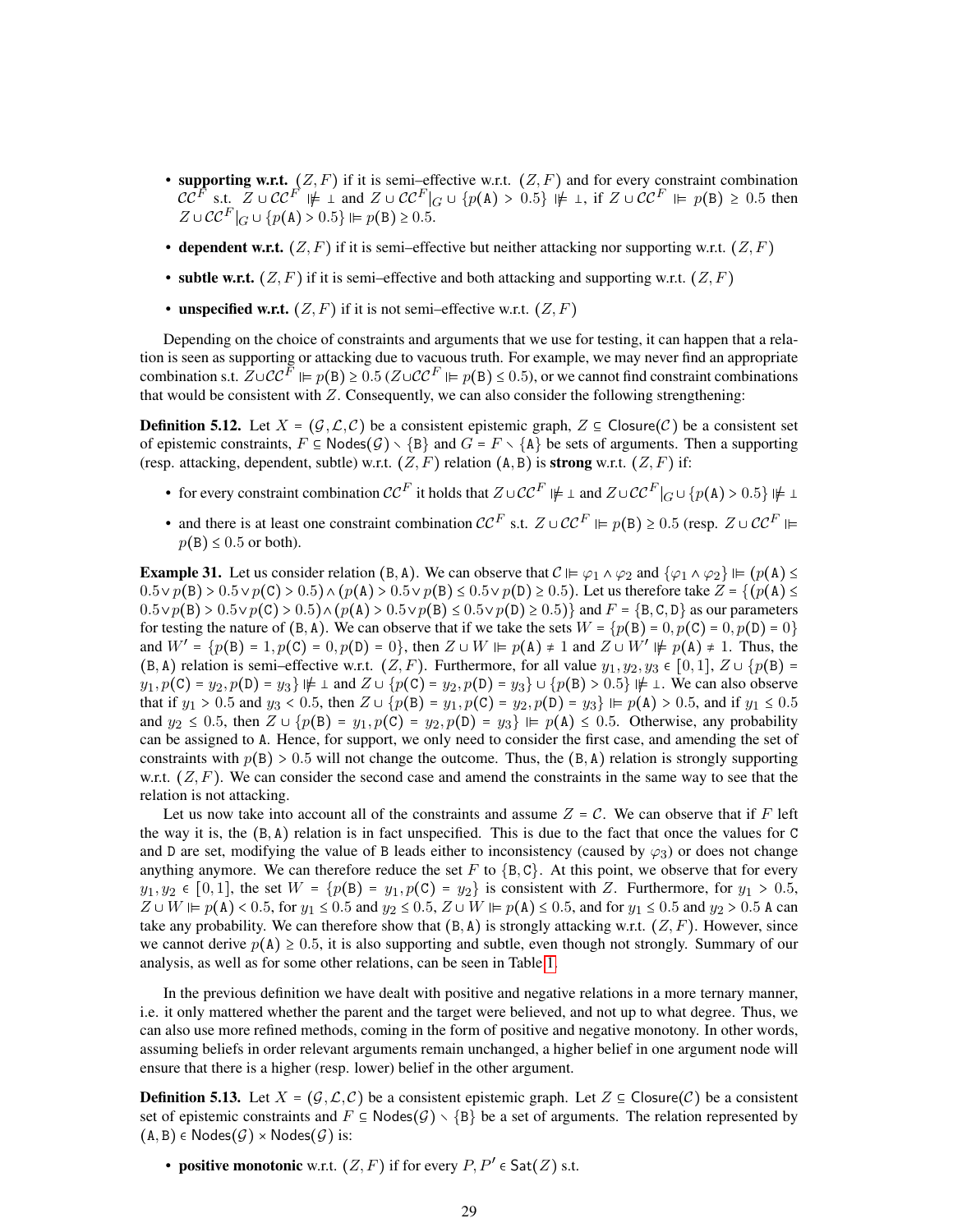- **supporting w.r.t.** $(Z, F)$ if it is semi–effective w.r.t. $(Z, F)$ and for every constraint combination $\mathcal{CC}^F$ s.t. $Z \cup \mathcal{CC}^F \nVdash \bot$ and $Z \cup \mathcal{CC}^F|_G \cup \{p(\texttt{A}) > 0.5\} \nVdash \bot$, if $Z \cup \mathcal{CC}^F \Vdash p(\texttt{B}) \geq 0.5$ then $Z \cup \mathcal{CC}^F|_G \cup \{p(\texttt{A}) > 0.5\} \Vdash p(\texttt{B}) \geq 0.5$.
- **dependent w.r.t.** $(Z, F)$ if it is semi–effective but neither attacking nor supporting w.r.t. $(Z, F)$
- **subtle w.r.t.** $(Z, F)$ if it is semi–effective and both attacking and supporting w.r.t. $(Z, F)$
- **unspecified w.r.t.** $(Z, F)$ if it is not semi–effective w.r.t. $(Z, F)$

Depending on the choice of constraints and arguments that we use for testing, it can happen that a relation is seen as supporting or attacking due to vacuous truth. For example, we may never find an appropriate combination s.t. $Z \cup \mathcal{CC}^F \Vdash p(\texttt{B}) \geq 0.5$ ($Z \cup \mathcal{CC}^F \Vdash p(\texttt{B}) \leq 0.5$), or we cannot find constraint combinations that would be consistent with $Z$. Consequently, we can also consider the following strengthening:

**Definition 5.12.** Let $X = (\mathcal{G}, \mathcal{L}, \mathcal{C})$ be a consistent epistemic graph, $Z \subseteq \mathsf{Closure}(\mathcal{C})$ be a consistent set of epistemic constraints, $F \subseteq \mathsf{Nodes}(\mathcal{G}) \setminus \{\texttt{B}\}$ and $G = F \setminus \{\texttt{A}\}$ be sets of arguments. Then a supporting (resp. attacking, dependent, subtle) w.r.t. $(Z, F)$ relation $(\texttt{A}, \texttt{B})$ is **strong** w.r.t. $(Z, F)$ if:

- for every constraint combination $\mathcal{CC}^F$ it holds that $Z \cup \mathcal{CC}^F \nVdash \bot$ and $Z \cup \mathcal{CC}^F|_G \cup \{p(\texttt{A}) > 0.5\} \nVdash \bot$
- and there is at least one constraint combination $\mathcal{CC}^F$ s.t. $Z \cup \mathcal{CC}^F \Vdash p(\texttt{B}) \geq 0.5$ (resp. $Z \cup \mathcal{CC}^F \Vdash p(\texttt{B}) \leq 0.5$ or both).

**Example 31.** Let us consider relation $(\texttt{B}, \texttt{A})$. We can observe that $\mathcal{C} \Vdash \varphi_1 \wedge \varphi_2$ and $\{\varphi_1 \wedge \varphi_2\} \Vdash (p(\texttt{A}) \leq 0.5 \vee p(\texttt{B}) > 0.5 \vee p(\texttt{C}) > 0.5) \wedge (p(\texttt{A}) > 0.5 \vee p(\texttt{B}) \leq 0.5 \vee p(\texttt{D}) \geq 0.5)$. Let us therefore take $Z = \{(p(\texttt{A}) \leq 0.5 \vee p(\texttt{B}) > 0.5 \vee p(\texttt{C}) > 0.5) \wedge (p(\texttt{A}) > 0.5 \vee p(\texttt{B}) \leq 0.5 \vee p(\texttt{D}) \geq 0.5)\}$ and $F = \{\texttt{B}, \texttt{C}, \texttt{D}\}$ as our parameters for testing the nature of $(\texttt{B}, \texttt{A})$. We can observe that if we take the sets $W = \{p(\texttt{B}) = 0, p(\texttt{C}) = 0, p(\texttt{D}) = 0\}$ and $W' = \{p(\texttt{B}) = 1, p(\texttt{C}) = 0, p(\texttt{D}) = 0\}$, then $Z \cup W \Vdash p(\texttt{A}) \neq 1$ and $Z \cup W' \nVdash p(\texttt{A}) \neq 1$. Thus, the $(\texttt{B}, \texttt{A})$ relation is semi–effective w.r.t. $(Z, F)$. Furthermore, for all value $y_1, y_2, y_3 \in [0, 1]$, $Z \cup \{p(\texttt{B}) = y_1, p(\texttt{C}) = y_2, p(\texttt{D}) = y_3\} \nVdash \bot$ and $Z \cup \{p(\texttt{C}) = y_2, p(\texttt{D}) = y_3\} \cup \{p(\texttt{B}) > 0.5\} \nVdash \bot$. We can also observe that if $y_1 > 0.5$ and $y_3 < 0.5$, then $Z \cup \{p(\texttt{B}) = y_1, p(\texttt{C}) = y_2, p(\texttt{D}) = y_3\} \Vdash p(\texttt{A}) > 0.5$, and if $y_1 \leq 0.5$ and $y_2 \leq 0.5$, then $Z \cup \{p(\texttt{B}) = y_1, p(\texttt{C}) = y_2, p(\texttt{D}) = y_3\} \Vdash p(\texttt{A}) \leq 0.5$. Otherwise, any probability can be assigned to A. Hence, for support, we only need to consider the first case, and amending the set of constraints with $p(\texttt{B}) > 0.5$ will not change the outcome. Thus, the $(\texttt{B}, \texttt{A})$ relation is strongly supporting w.r.t. $(Z, F)$. We can consider the second case and amend the constraints in the same way to see that the relation is not attacking.

Let us now take into account all of the constraints and assume $Z = \mathcal{C}$. We can observe that if $F$ left the way it is, the $(\texttt{B}, \texttt{A})$ relation is in fact unspecified. This is due to the fact that once the values for C and D are set, modifying the value of B leads either to inconsistency (caused by $\varphi_3$) or does not change anything anymore. We can therefore reduce the set $F$ to $\{\texttt{B}, \texttt{C}\}$. At this point, we observe that for every $y_1, y_2 \in [0, 1]$, the set $W = \{p(\texttt{B}) = y_1, p(\texttt{C}) = y_2\}$ is consistent with $Z$. Furthermore, for $y_1 > 0.5$, $Z \cup W \Vdash p(\texttt{A}) < 0.5$, for $y_1 \leq 0.5$ and $y_2 \leq 0.5$, $Z \cup W \Vdash p(\texttt{A}) \leq 0.5$, and for $y_1 \leq 0.5$ and $y_2 > 0.5$ A can take any probability. We can therefore show that $(\texttt{B}, \texttt{A})$ is strongly attacking w.r.t. $(Z, F)$. However, since we cannot derive $p(\texttt{A}) \geq 0.5$, it is also supporting and subtle, even though not strongly. Summary of our analysis, as well as for some other relations, can be seen in Table 1.

In the previous definition we have dealt with positive and negative relations in a more ternary manner, i.e. it only mattered whether the parent and the target were believed, and not up to what degree. Thus, we can also use more refined methods, coming in the form of positive and negative monotony. In other words, assuming beliefs in order relevant arguments remain unchanged, a higher belief in one argument node will ensure that there is a higher (resp. lower) belief in the other argument.

**Definition 5.13.** Let $X = (\mathcal{G}, \mathcal{L}, \mathcal{C})$ be a consistent epistemic graph. Let $Z \subseteq \mathsf{Closure}(\mathcal{C})$ be a consistent set of epistemic constraints and $F \subseteq \mathsf{Nodes}(\mathcal{G}) \setminus \{\texttt{B}\}$ be a set of arguments. The relation represented by $(\texttt{A}, \texttt{B}) \in \mathsf{Nodes}(\mathcal{G}) \times \mathsf{Nodes}(\mathcal{G})$ is:

- **positive monotonic** w.r.t. $(Z, F)$ if for every $P, P' \in \mathsf{Sat}(Z)$ s.t.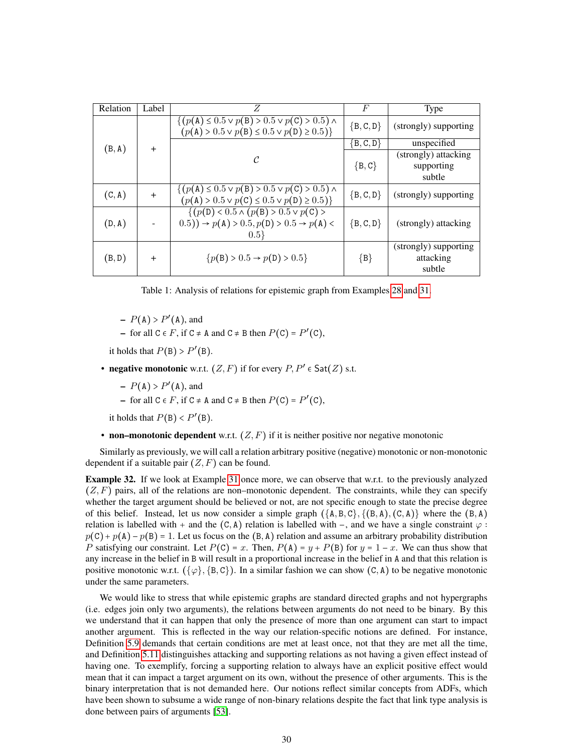| Relation | Label | $Z$ | $F$ | Type |
|---|---|---|---|---|
| $(\mathtt{B},\mathtt{A})$ | $+$ | $\{(p(\mathtt{A}) \leq 0.5 \vee p(\mathtt{B}) > 0.5 \vee p(\mathtt{C}) > 0.5) \wedge (p(\mathtt{A}) > 0.5 \vee p(\mathtt{B}) \leq 0.5 \vee p(\mathtt{D}) \geq 0.5)\}$ | $\{\mathtt{B},\mathtt{C},\mathtt{D}\}$ | (strongly) supporting |
| | | $\mathcal{C}$ | $\{\mathtt{B},\mathtt{C},\mathtt{D}\}$ | unspecified |
| | | | $\{\mathtt{B},\mathtt{C}\}$ | (strongly) attacking supporting subtle |
| $(\mathtt{C},\mathtt{A})$ | $+$ | $\{(p(\mathtt{A}) \leq 0.5 \vee p(\mathtt{B}) > 0.5 \vee p(\mathtt{C}) > 0.5) \wedge (p(\mathtt{A}) > 0.5 \vee p(\mathtt{C}) \leq 0.5 \vee p(\mathtt{D}) \geq 0.5)\}$ | $\{\mathtt{B},\mathtt{C},\mathtt{D}\}$ | (strongly) supporting |
| $(\mathtt{D},\mathtt{A})$ | - | $\{(p(\mathtt{D}) < 0.5 \wedge (p(\mathtt{B}) > 0.5 \vee p(\mathtt{C}) > 0.5)) \rightarrow p(\mathtt{A}) > 0.5, p(\mathtt{D}) > 0.5 \rightarrow p(\mathtt{A}) < 0.5\}$ | $\{\mathtt{B},\mathtt{C},\mathtt{D}\}$ | (strongly) attacking |
| $(\mathtt{B},\mathtt{D})$ | $+$ | $\{p(\mathtt{B}) > 0.5 \rightarrow p(\mathtt{D}) > 0.5\}$ | $\{\mathtt{B}\}$ | (strongly) supporting attacking subtle |

Table 1: Analysis of relations for epistemic graph from Examples 28 and 31.

  - $P(\mathtt{A}) > P'(\mathtt{A})$, and
  - for all $\mathtt{C} \in F$, if $\mathtt{C} \neq \mathtt{A}$ and $\mathtt{C} \neq \mathtt{B}$ then $P(\mathtt{C}) = P'(\mathtt{C})$,

  it holds that $P(\mathtt{B}) > P'(\mathtt{B})$.

- **negative monotonic** w.r.t. $(Z, F)$ if for every $P, P' \in \mathsf{Sat}(Z)$ s.t.
  - $P(\mathtt{A}) > P'(\mathtt{A})$, and
  - for all $\mathtt{C} \in F$, if $\mathtt{C} \neq \mathtt{A}$ and $\mathtt{C} \neq \mathtt{B}$ then $P(\mathtt{C}) = P'(\mathtt{C})$,

  it holds that $P(\mathtt{B}) < P'(\mathtt{B})$.

- **non–monotonic dependent** w.r.t. $(Z, F)$ if it is neither positive nor negative monotonic

Similarly as previously, we will call a relation arbitrary positive (negative) monotonic or non-monotonic dependent if a suitable pair $(Z, F)$ can be found.

**Example 32.** If we look at Example 31 once more, we can observe that w.r.t. to the previously analyzed $(Z, F)$ pairs, all of the relations are non–monotonic dependent. The constraints, while they can specify whether the target argument should be believed or not, are not specific enough to state the precise degree of this belief. Instead, let us now consider a simple graph $(\{\mathtt{A},\mathtt{B},\mathtt{C}\}, \{(\mathtt{B},\mathtt{A}), (\mathtt{C},\mathtt{A})\}$ where the $(\mathtt{B},\mathtt{A})$ relation is labelled with $+$ and the $(\mathtt{C},\mathtt{A})$ relation is labelled with $-$, and we have a single constraint $\varphi$ : $p(\mathtt{C}) + p(\mathtt{A}) - p(\mathtt{B}) = 1$. Let us focus on the $(\mathtt{B},\mathtt{A})$ relation and assume an arbitrary probability distribution $P$ satisfying our constraint. Let $P(\mathtt{C}) = x$. Then, $P(\mathtt{A}) = y + P(\mathtt{B})$ for $y = 1 - x$. We can thus show that any increase in the belief in $\mathtt{B}$ will result in a proportional increase in the belief in $\mathtt{A}$ and that this relation is positive monotonic w.r.t. $(\{\varphi\}, \{\mathtt{B},\mathtt{C}\})$. In a similar fashion we can show $(\mathtt{C},\mathtt{A})$ to be negative monotonic under the same parameters.

We would like to stress that while epistemic graphs are standard directed graphs and not hypergraphs (i.e. edges join only two arguments), the relations between arguments do not need to be binary. By this we understand that it can happen that only the presence of more than one argument can start to impact another argument. This is reflected in the way our relation-specific notions are defined. For instance, Definition 5.9 demands that certain conditions are met at least once, not that they are met all the time, and Definition 5.11 distinguishes attacking and supporting relations as not having a given effect instead of having one. To exemplify, forcing a supporting relation to always have an explicit positive effect would mean that it can impact a target argument on its own, without the presence of other arguments. This is the binary interpretation that is not demanded here. Our notions reflect similar concepts from ADFs, which have been shown to subsume a wide range of non-binary relations despite the fact that link type analysis is done between pairs of arguments [53].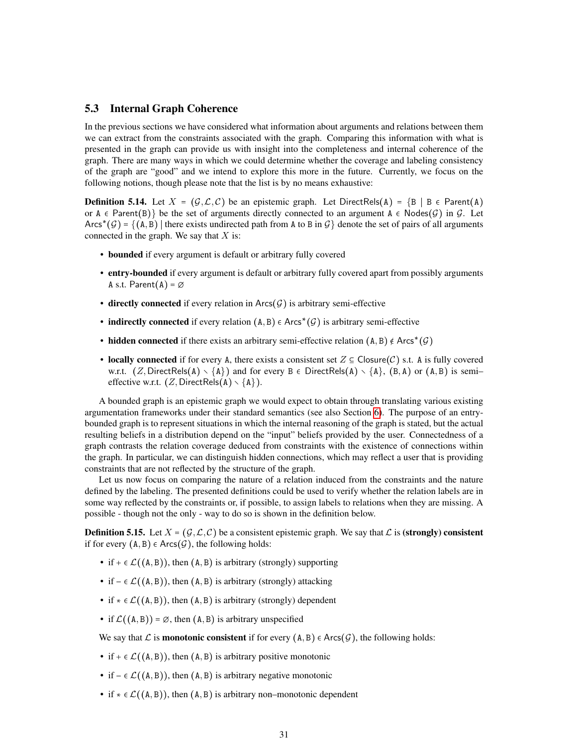### 5.3 Internal Graph Coherence

In the previous sections we have considered what information about arguments and relations between them we can extract from the constraints associated with the graph. Comparing this information with what is presented in the graph can provide us with insight into the completeness and internal coherence of the graph. There are many ways in which we could determine whether the coverage and labeling consistency of the graph are "good" and we intend to explore this more in the future. Currently, we focus on the following notions, though please note that the list is by no means exhaustive:

**Definition 5.14.** Let $X = (\mathcal{G}, \mathcal{L}, \mathcal{C})$ be an epistemic graph. Let $\mathsf{DirectRels}(\mathtt{A}) = \{\mathtt{B} \mid \mathtt{B} \in \mathsf{Parent}(\mathtt{A})$ or $\mathtt{A} \in \mathsf{Parent}(\mathtt{B})\}$ be the set of arguments directly connected to an argument $\mathtt{A} \in \mathsf{Nodes}(\mathcal{G})$ in $\mathcal{G}$. Let $\mathsf{Arcs}^*(\mathcal{G}) = \{(\mathtt{A}, \mathtt{B}) \mid$ there exists undirected path from $\mathtt{A}$ to $\mathtt{B}$ in $\mathcal{G}\}$ denote the set of pairs of all arguments connected in the graph. We say that $X$ is:

- **bounded** if every argument is default or arbitrary fully covered
- **entry-bounded** if every argument is default or arbitrary fully covered apart from possibly arguments $\mathtt{A}$ s.t. $\mathsf{Parent}(\mathtt{A}) = \emptyset$
- **directly connected** if every relation in $\mathsf{Arcs}(\mathcal{G})$ is arbitrary semi-effective
- **indirectly connected** if every relation $(\mathtt{A}, \mathtt{B}) \in \mathsf{Arcs}^*(\mathcal{G})$ is arbitrary semi-effective
- **hidden connected** if there exists an arbitrary semi-effective relation $(\mathtt{A}, \mathtt{B}) \notin \mathsf{Arcs}^*(\mathcal{G})$
- **locally connected** if for every $\mathtt{A}$, there exists a consistent set $Z \subseteq \mathsf{Closure}(\mathcal{C})$ s.t. $\mathtt{A}$ is fully covered w.r.t. $(Z, \mathsf{DirectRels}(\mathtt{A}) \setminus \{\mathtt{A}\})$ and for every $\mathtt{B} \in \mathsf{DirectRels}(\mathtt{A}) \setminus \{\mathtt{A}\}$, $(\mathtt{B}, \mathtt{A})$ or $(\mathtt{A}, \mathtt{B})$ is semi–effective w.r.t. $(Z, \mathsf{DirectRels}(\mathtt{A}) \setminus \{\mathtt{A}\})$.

A bounded graph is an epistemic graph we would expect to obtain through translating various existing argumentation frameworks under their standard semantics (see also Section 6). The purpose of an entry-bounded graph is to represent situations in which the internal reasoning of the graph is stated, but the actual resulting beliefs in a distribution depend on the "input" beliefs provided by the user. Connectedness of a graph contrasts the relation coverage deduced from constraints with the existence of connections within the graph. In particular, we can distinguish hidden connections, which may reflect a user that is providing constraints that are not reflected by the structure of the graph.

Let us now focus on comparing the nature of a relation induced from the constraints and the nature defined by the labeling. The presented definitions could be used to verify whether the relation labels are in some way reflected by the constraints or, if possible, to assign labels to relations when they are missing. A possible - though not the only - way to do so is shown in the definition below.

**Definition 5.15.** Let $X = (\mathcal{G}, \mathcal{L}, \mathcal{C})$ be a consistent epistemic graph. We say that $\mathcal{L}$ is **(strongly) consistent** if for every $(\mathtt{A}, \mathtt{B}) \in \mathsf{Arcs}(\mathcal{G})$, the following holds:

- if $+ \in \mathcal{L}((\mathtt{A}, \mathtt{B}))$, then $(\mathtt{A}, \mathtt{B})$ is arbitrary (strongly) supporting
- if $- \in \mathcal{L}((\mathtt{A}, \mathtt{B}))$, then $(\mathtt{A}, \mathtt{B})$ is arbitrary (strongly) attacking
- if $* \in \mathcal{L}((\mathtt{A}, \mathtt{B}))$, then $(\mathtt{A}, \mathtt{B})$ is arbitrary (strongly) dependent
- if $\mathcal{L}((\mathtt{A}, \mathtt{B})) = \emptyset$, then $(\mathtt{A}, \mathtt{B})$ is arbitrary unspecified

We say that $\mathcal{L}$ is **monotonic consistent** if for every $(\mathtt{A}, \mathtt{B}) \in \mathsf{Arcs}(\mathcal{G})$, the following holds:

- if $+ \in \mathcal{L}((\mathtt{A}, \mathtt{B}))$, then $(\mathtt{A}, \mathtt{B})$ is arbitrary positive monotonic
- if $- \in \mathcal{L}((\mathtt{A}, \mathtt{B}))$, then $(\mathtt{A}, \mathtt{B})$ is arbitrary negative monotonic
- if $* \in \mathcal{L}((\mathtt{A}, \mathtt{B}))$, then $(\mathtt{A}, \mathtt{B})$ is arbitrary non–monotonic dependent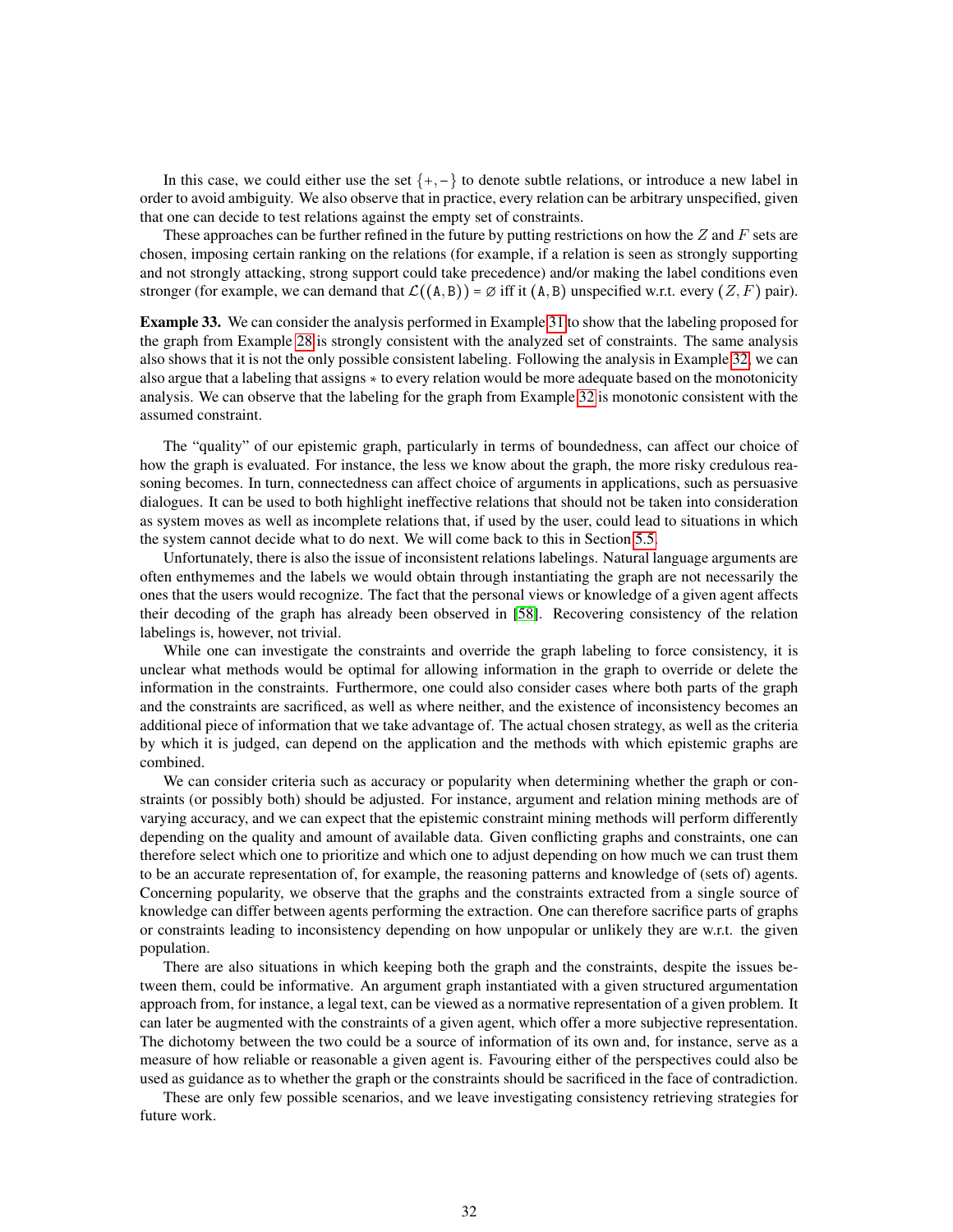In this case, we could either use the set $\{+,-\}$ to denote subtle relations, or introduce a new label in order to avoid ambiguity. We also observe that in practice, every relation can be arbitrary unspecified, given that one can decide to test relations against the empty set of constraints.

These approaches can be further refined in the future by putting restrictions on how the $Z$ and $F$ sets are chosen, imposing certain ranking on the relations (for example, if a relation is seen as strongly supporting and not strongly attacking, strong support could take precedence) and/or making the label conditions even stronger (for example, we can demand that $\mathcal{L}((\mathtt{A},\mathtt{B})) = \emptyset$ iff it $(\mathtt{A},\mathtt{B})$ unspecified w.r.t. every $(Z, F)$ pair).

**Example 33.** We can consider the analysis performed in Example 31 to show that the labeling proposed for the graph from Example 28 is strongly consistent with the analyzed set of constraints. The same analysis also shows that it is not the only possible consistent labeling. Following the analysis in Example 32, we can also argue that a labeling that assigns $*$ to every relation would be more adequate based on the monotonicity analysis. We can observe that the labeling for the graph from Example 32 is monotonic consistent with the assumed constraint.

The "quality" of our epistemic graph, particularly in terms of boundedness, can affect our choice of how the graph is evaluated. For instance, the less we know about the graph, the more risky credulous reasoning becomes. In turn, connectedness can affect choice of arguments in applications, such as persuasive dialogues. It can be used to both highlight ineffective relations that should not be taken into consideration as system moves as well as incomplete relations that, if used by the user, could lead to situations in which the system cannot decide what to do next. We will come back to this in Section 5.5.

Unfortunately, there is also the issue of inconsistent relations labelings. Natural language arguments are often enthymemes and the labels we would obtain through instantiating the graph are not necessarily the ones that the users would recognize. The fact that the personal views or knowledge of a given agent affects their decoding of the graph has already been observed in [58]. Recovering consistency of the relation labelings is, however, not trivial.

While one can investigate the constraints and override the graph labeling to force consistency, it is unclear what methods would be optimal for allowing information in the graph to override or delete the information in the constraints. Furthermore, one could also consider cases where both parts of the graph and the constraints are sacrificed, as well as where neither, and the existence of inconsistency becomes an additional piece of information that we take advantage of. The actual chosen strategy, as well as the criteria by which it is judged, can depend on the application and the methods with which epistemic graphs are combined.

We can consider criteria such as accuracy or popularity when determining whether the graph or constraints (or possibly both) should be adjusted. For instance, argument and relation mining methods are of varying accuracy, and we can expect that the epistemic constraint mining methods will perform differently depending on the quality and amount of available data. Given conflicting graphs and constraints, one can therefore select which one to prioritize and which one to adjust depending on how much we can trust them to be an accurate representation of, for example, the reasoning patterns and knowledge of (sets of) agents. Concerning popularity, we observe that the graphs and the constraints extracted from a single source of knowledge can differ between agents performing the extraction. One can therefore sacrifice parts of graphs or constraints leading to inconsistency depending on how unpopular or unlikely they are w.r.t. the given population.

There are also situations in which keeping both the graph and the constraints, despite the issues between them, could be informative. An argument graph instantiated with a given structured argumentation approach from, for instance, a legal text, can be viewed as a normative representation of a given problem. It can later be augmented with the constraints of a given agent, which offer a more subjective representation. The dichotomy between the two could be a source of information of its own and, for instance, serve as a measure of how reliable or reasonable a given agent is. Favouring either of the perspectives could also be used as guidance as to whether the graph or the constraints should be sacrificed in the face of contradiction.

These are only few possible scenarios, and we leave investigating consistency retrieving strategies for future work.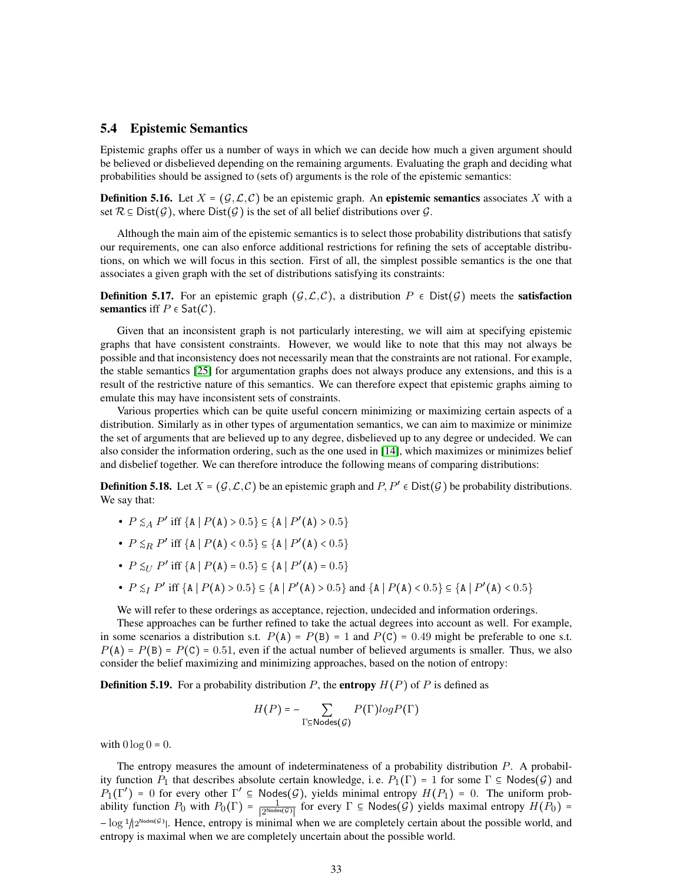### 5.4 Epistemic Semantics

Epistemic graphs offer us a number of ways in which we can decide how much a given argument should be believed or disbelieved depending on the remaining arguments. Evaluating the graph and deciding what probabilities should be assigned to (sets of) arguments is the role of the epistemic semantics:

**Definition 5.16.** Let $X = (\mathcal{G}, \mathcal{L}, \mathcal{C})$ be an epistemic graph. An **epistemic semantics** associates $X$ with a set $\mathcal{R} \subseteq \mathsf{Dist}(\mathcal{G})$, where $\mathsf{Dist}(\mathcal{G})$ is the set of all belief distributions over $\mathcal{G}$.

Although the main aim of the epistemic semantics is to select those probability distributions that satisfy our requirements, one can also enforce additional restrictions for refining the sets of acceptable distributions, on which we will focus in this section. First of all, the simplest possible semantics is the one that associates a given graph with the set of distributions satisfying its constraints:

**Definition 5.17.** For an epistemic graph $(\mathcal{G}, \mathcal{L}, \mathcal{C})$, a distribution $P \in \mathsf{Dist}(\mathcal{G})$ meets the **satisfaction semantics** iff $P \in \mathsf{Sat}(\mathcal{C})$.

Given that an inconsistent graph is not particularly interesting, we will aim at specifying epistemic graphs that have consistent constraints. However, we would like to note that this may not always be possible and that inconsistency does not necessarily mean that the constraints are not rational. For example, the stable semantics [25] for argumentation graphs does not always produce any extensions, and this is a result of the restrictive nature of this semantics. We can therefore expect that epistemic graphs aiming to emulate this may have inconsistent sets of constraints.

Various properties which can be quite useful concern minimizing or maximizing certain aspects of a distribution. Similarly as in other types of argumentation semantics, we can aim to maximize or minimize the set of arguments that are believed up to any degree, disbelieved up to any degree or undecided. We can also consider the information ordering, such as the one used in [14], which maximizes or minimizes belief and disbelief together. We can therefore introduce the following means of comparing distributions:

**Definition 5.18.** Let $X = (\mathcal{G}, \mathcal{L}, \mathcal{C})$ be an epistemic graph and $P, P' \in \mathsf{Dist}(\mathcal{G})$ be probability distributions. We say that:

- $P \lesssim_A P'$ iff $\{\mathtt{A} \mid P(\mathtt{A}) > 0.5\} \subseteq \{\mathtt{A} \mid P'(\mathtt{A}) > 0.5\}$
- $P \lesssim_R P'$ iff $\{\mathtt{A} \mid P(\mathtt{A}) < 0.5\} \subseteq \{\mathtt{A} \mid P'(\mathtt{A}) < 0.5\}$
- $P \lesssim_U P'$ iff $\{\mathtt{A} \mid P(\mathtt{A}) = 0.5\} \subseteq \{\mathtt{A} \mid P'(\mathtt{A}) = 0.5\}$
- $P \lesssim_I P'$ iff $\{\mathtt{A} \mid P(\mathtt{A}) > 0.5\} \subseteq \{\mathtt{A} \mid P'(\mathtt{A}) > 0.5\}$ and $\{\mathtt{A} \mid P(\mathtt{A}) < 0.5\} \subseteq \{\mathtt{A} \mid P'(\mathtt{A}) < 0.5\}$

We will refer to these orderings as acceptance, rejection, undecided and information orderings.

These approaches can be further refined to take the actual degrees into account as well. For example, in some scenarios a distribution s.t. $P(\mathtt{A}) = P(\mathtt{B}) = 1$ and $P(\mathtt{C}) = 0.49$ might be preferable to one s.t. $P(\mathtt{A}) = P(\mathtt{B}) = P(\mathtt{C}) = 0.51$, even if the actual number of believed arguments is smaller. Thus, we also consider the belief maximizing and minimizing approaches, based on the notion of entropy:

**Definition 5.19.** For a probability distribution $P$, the **entropy** $H(P)$ of $P$ is defined as

$$H(P) = -\sum_{\Gamma \subseteq \mathsf{Nodes}(\mathcal{G})} P(\Gamma) log P(\Gamma)$$

with $0 \log 0 = 0$.

The entropy measures the amount of indeterminateness of a probability distribution $P$. A probability function $P_1$ that describes absolute certain knowledge, i.e. $P_1(\Gamma) = 1$ for some $\Gamma \subseteq \mathsf{Nodes}(\mathcal{G})$ and $P_1(\Gamma') = 0$ for every other $\Gamma' \subseteq \mathsf{Nodes}(\mathcal{G})$, yields minimal entropy $H(P_1) = 0$. The uniform probability function $P_0$ with $P_0(\Gamma) = \frac{1}{|2^{\mathsf{Nodes}(\mathcal{G})}|}$ for every $\Gamma \subseteq \mathsf{Nodes}(\mathcal{G})$ yields maximal entropy $H(P_0) = -\log 1/|2^{\mathsf{Nodes}(\mathcal{G})}|$. Hence, entropy is minimal when we are completely certain about the possible world, and entropy is maximal when we are completely uncertain about the possible world.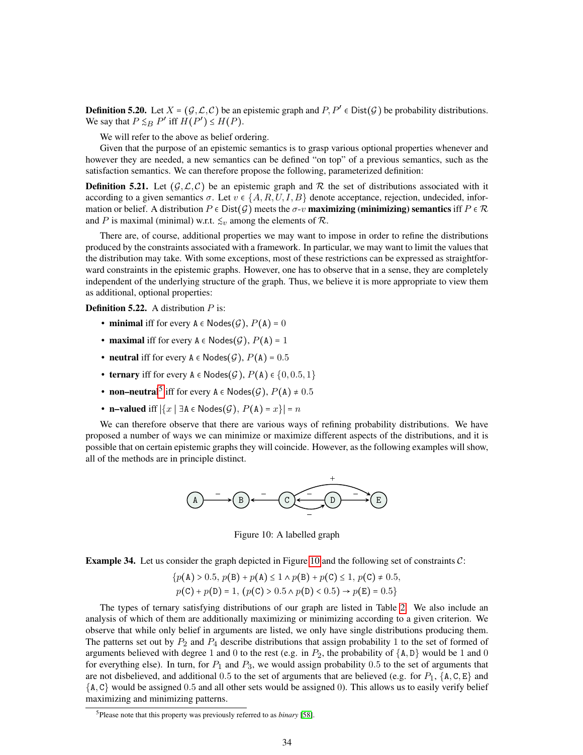**Definition 5.20.** Let $X = (\mathcal{G}, \mathcal{L}, \mathcal{C})$ be an epistemic graph and $P, P' \in \mathsf{Dist}(\mathcal{G})$ be probability distributions. We say that $P \lesssim_B P'$ iff $H(P') \leq H(P)$.

We will refer to the above as belief ordering.

Given that the purpose of an epistemic semantics is to grasp various optional properties whenever and however they are needed, a new semantics can be defined "on top" of a previous semantics, such as the satisfaction semantics. We can therefore propose the following, parameterized definition:

**Definition 5.21.** Let $(\mathcal{G}, \mathcal{L}, \mathcal{C})$ be an epistemic graph and $\mathcal{R}$ the set of distributions associated with it according to a given semantics $\sigma$. Let $v \in \{A, R, U, I, B\}$ denote acceptance, rejection, undecided, information or belief. A distribution $P \in \mathsf{Dist}(\mathcal{G})$ meets the $\sigma$-$v$ **maximizing (minimizing) semantics** iff $P \in \mathcal{R}$ and $P$ is maximal (minimal) w.r.t. $\lesssim_v$ among the elements of $\mathcal{R}$.

There are, of course, additional properties we may want to impose in order to refine the distributions produced by the constraints associated with a framework. In particular, we may want to limit the values that the distribution may take. With some exceptions, most of these restrictions can be expressed as straightforward constraints in the epistemic graphs. However, one has to observe that in a sense, they are completely independent of the underlying structure of the graph. Thus, we believe it is more appropriate to view them as additional, optional properties:

**Definition 5.22.** A distribution $P$ is:

- **minimal** iff for every $\mathtt{A} \in \mathsf{Nodes}(\mathcal{G})$, $P(\mathtt{A}) = 0$
- **maximal** iff for every $\mathtt{A} \in \mathsf{Nodes}(\mathcal{G})$, $P(\mathtt{A}) = 1$
- **neutral** iff for every $\mathtt{A} \in \mathsf{Nodes}(\mathcal{G})$, $P(\mathtt{A}) = 0.5$
- **ternary** iff for every $\mathtt{A} \in \mathsf{Nodes}(\mathcal{G})$, $P(\mathtt{A}) \in \{0, 0.5, 1\}$
- **non–neutral**[5] iff for every $\mathtt{A} \in \mathsf{Nodes}(\mathcal{G})$, $P(\mathtt{A}) \neq 0.5$
- **n–valued** iff $|\{x \mid \exists \mathtt{A} \in \mathsf{Nodes}(\mathcal{G}),\ P(\mathtt{A}) = x\}| = n$

We can therefore observe that there are various ways of refining probability distributions. We have proposed a number of ways we can minimize or maximize different aspects of the distributions, and it is possible that on certain epistemic graphs they will coincide. However, as the following examples will show, all of the methods are in principle distinct.

Figure 10: A labelled graph

**Example 34.** Let us consider the graph depicted in Figure 10 and the following set of constraints $\mathcal{C}$:

$$\{p(\mathtt{A}) > 0.5,\ p(\mathtt{B}) + p(\mathtt{A}) \leq 1 \land p(\mathtt{B}) + p(\mathtt{C}) \leq 1,\ p(\mathtt{C}) \neq 0.5,$$
$$p(\mathtt{C}) + p(\mathtt{D}) = 1,\ (p(\mathtt{C}) > 0.5 \land p(\mathtt{D}) < 0.5) \rightarrow p(\mathtt{E}) = 0.5\}$$

The types of ternary satisfying distributions of our graph are listed in Table 2. We also include an analysis of which of them are additionally maximizing or minimizing according to a given criterion. We observe that while only belief in arguments are listed, we only have single distributions producing them. The patterns set out by $P_2$ and $P_4$ describe distributions that assign probability 1 to the set of formed of arguments believed with degree 1 and 0 to the rest (e.g. in $P_2$, the probability of $\{\mathtt{A}, \mathtt{D}\}$ would be 1 and 0 for everything else). In turn, for $P_1$ and $P_3$, we would assign probability 0.5 to the set of arguments that are not disbelieved, and additional 0.5 to the set of arguments that are believed (e.g. for $P_1$, $\{\mathtt{A}, \mathtt{C}, \mathtt{E}\}$ and $\{\mathtt{A}, \mathtt{C}\}$ would be assigned 0.5 and all other sets would be assigned 0). This allows us to easily verify belief maximizing and minimizing patterns.

[5] Please note that this property was previously referred to as *binary* [58].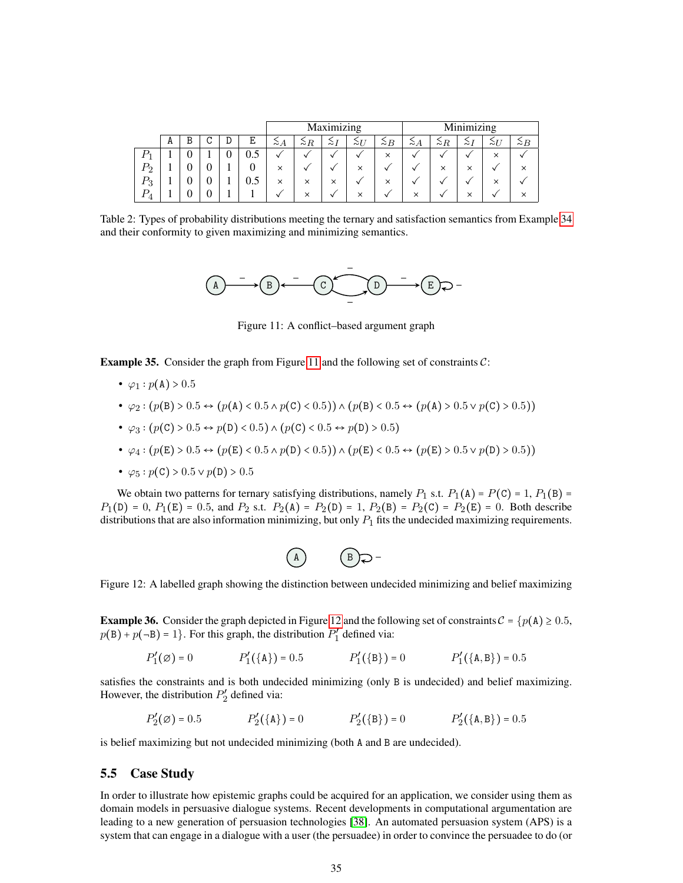|  | A | B | C | D | E | Maximizing | | | | | Minimizing | | | | |
|---|---|---|---|---|---|---|---|---|---|---|---|---|---|---|---|
|  |  |  |  |  |  | $\lesssim_A$ | $\lesssim_R$ | $\lesssim_I$ | $\lesssim_U$ | $\lesssim_B$ | $\lesssim_A$ | $\lesssim_R$ | $\lesssim_I$ | $\lesssim_U$ | $\lesssim_B$ |
| $P_1$ | 1 | 0 | 1 | 0 | 0.5 | ✓ | ✓ | ✓ | ✓ | × | ✓ | ✓ | ✓ | × | ✓ |
| $P_2$ | 1 | 0 | 0 | 1 | 0 | × | ✓ | ✓ | × | ✓ | ✓ | × | × | ✓ | × |
| $P_3$ | 1 | 0 | 0 | 1 | 0.5 | × | × | × | ✓ | × | ✓ | ✓ | ✓ | × | ✓ |
| $P_4$ | 1 | 0 | 0 | 1 | 1 | ✓ | × | ✓ | × | ✓ | × | ✓ | × | ✓ | × |

Table 2: Types of probability distributions meeting the ternary and satisfaction semantics from Example 34 and their conformity to given maximizing and minimizing semantics.

Figure 11: A conflict–based argument graph

**Example 35.** Consider the graph from Figure 11 and the following set of constraints $\mathcal{C}$:

- $\varphi_1 : p(\mathtt{A}) > 0.5$
- $\varphi_2 : (p(\mathtt{B}) > 0.5 \leftrightarrow (p(\mathtt{A}) < 0.5 \wedge p(\mathtt{C}) < 0.5)) \wedge (p(\mathtt{B}) < 0.5 \leftrightarrow (p(\mathtt{A}) > 0.5 \vee p(\mathtt{C}) > 0.5))$
- $\varphi_3 : (p(\mathtt{C}) > 0.5 \leftrightarrow p(\mathtt{D}) < 0.5) \wedge (p(\mathtt{C}) < 0.5 \leftrightarrow p(\mathtt{D}) > 0.5)$
- $\varphi_4 : (p(\mathtt{E}) > 0.5 \leftrightarrow (p(\mathtt{E}) < 0.5 \wedge p(\mathtt{D}) < 0.5)) \wedge (p(\mathtt{E}) < 0.5 \leftrightarrow (p(\mathtt{E}) > 0.5 \vee p(\mathtt{D}) > 0.5))$
- $\varphi_5 : p(\mathtt{C}) > 0.5 \vee p(\mathtt{D}) > 0.5$

We obtain two patterns for ternary satisfying distributions, namely $P_1$ s.t. $P_1(\mathtt{A}) = P(\mathtt{C}) = 1$, $P_1(\mathtt{B}) = P_1(\mathtt{D}) = 0$, $P_1(\mathtt{E}) = 0.5$, and $P_2$ s.t. $P_2(\mathtt{A}) = P_2(\mathtt{D}) = 1$, $P_2(\mathtt{B}) = P_2(\mathtt{C}) = P_2(\mathtt{E}) = 0$. Both describe distributions that are also information minimizing, but only $P_1$ fits the undecided maximizing requirements.

Figure 12: A labelled graph showing the distinction between undecided minimizing and belief maximizing

**Example 36.** Consider the graph depicted in Figure 12 and the following set of constraints $\mathcal{C} = \{p(\mathtt{A}) \geq 0.5, p(\mathtt{B}) + p(\neg\mathtt{B}) = 1\}$. For this graph, the distribution $P'_1$ defined via:

$$P'_1(\varnothing) = 0 \qquad P'_1(\{\mathtt{A}\}) = 0.5 \qquad P'_1(\{\mathtt{B}\}) = 0 \qquad P'_1(\{\mathtt{A},\mathtt{B}\}) = 0.5$$

satisfies the constraints and is both undecided minimizing (only B is undecided) and belief maximizing. However, the distribution $P'_2$ defined via:

$$P'_2(\varnothing) = 0.5 \qquad P'_2(\{\mathtt{A}\}) = 0 \qquad P'_2(\{\mathtt{B}\}) = 0 \qquad P'_2(\{\mathtt{A},\mathtt{B}\}) = 0.5$$

is belief maximizing but not undecided minimizing (both A and B are undecided).

## 5.5 Case Study

In order to illustrate how epistemic graphs could be acquired for an application, we consider using them as domain models in persuasive dialogue systems. Recent developments in computational argumentation are leading to a new generation of persuasion technologies [38]. An automated persuasion system (APS) is a system that can engage in a dialogue with a user (the persuadee) in order to convince the persuadee to do (or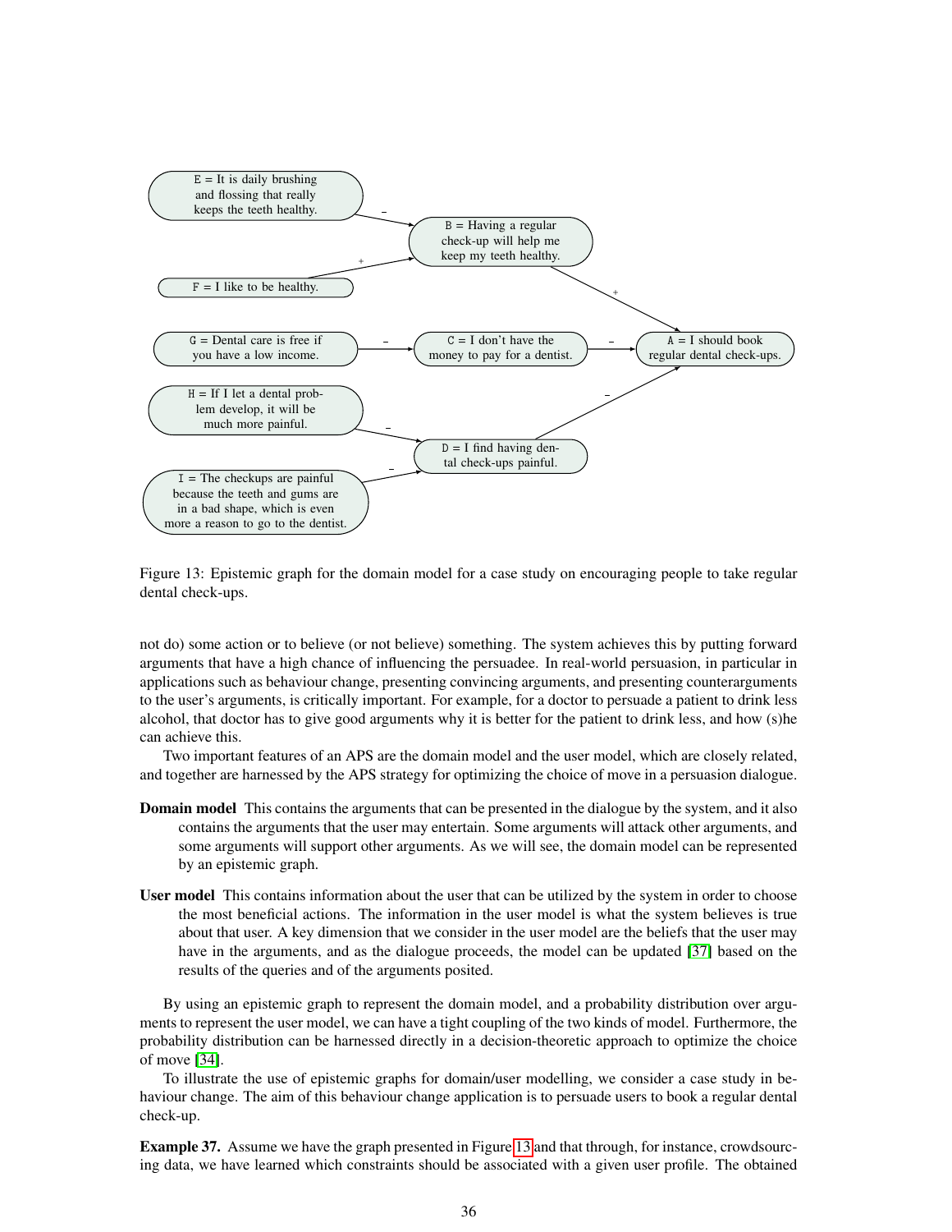E = It is daily brushing and flossing that really keeps the teeth healthy.

F = I like to be healthy.

B = Having a regular check-up will help me keep my teeth healthy.

G = Dental care is free if you have a low income.

C = I don't have the money to pay for a dentist.

A = I should book regular dental check-ups.

H = If I let a dental problem develop, it will be much more painful.

D = I find having dental check-ups painful.

I = The checkups are painful because the teeth and gums are in a bad shape, which is even more a reason to go to the dentist.

Figure 13: Epistemic graph for the domain model for a case study on encouraging people to take regular dental check-ups.

not do) some action or to believe (or not believe) something. The system achieves this by putting forward arguments that have a high chance of influencing the persuadee. In real-world persuasion, in particular in applications such as behaviour change, presenting convincing arguments, and presenting counterarguments to the user's arguments, is critically important. For example, for a doctor to persuade a patient to drink less alcohol, that doctor has to give good arguments why it is better for the patient to drink less, and how (s)he can achieve this.

Two important features of an APS are the domain model and the user model, which are closely related, and together are harnessed by the APS strategy for optimizing the choice of move in a persuasion dialogue.

**Domain model** This contains the arguments that can be presented in the dialogue by the system, and it also contains the arguments that the user may entertain. Some arguments will attack other arguments, and some arguments will support other arguments. As we will see, the domain model can be represented by an epistemic graph.

**User model** This contains information about the user that can be utilized by the system in order to choose the most beneficial actions. The information in the user model is what the system believes is true about that user. A key dimension that we consider in the user model are the beliefs that the user may have in the arguments, and as the dialogue proceeds, the model can be updated [37] based on the results of the queries and of the arguments posited.

By using an epistemic graph to represent the domain model, and a probability distribution over arguments to represent the user model, we can have a tight coupling of the two kinds of model. Furthermore, the probability distribution can be harnessed directly in a decision-theoretic approach to optimize the choice of move [34].

To illustrate the use of epistemic graphs for domain/user modelling, we consider a case study in behaviour change. The aim of this behaviour change application is to persuade users to book a regular dental check-up.

**Example 37.** Assume we have the graph presented in Figure 13 and that through, for instance, crowdsourcing data, we have learned which constraints should be associated with a given user profile. The obtained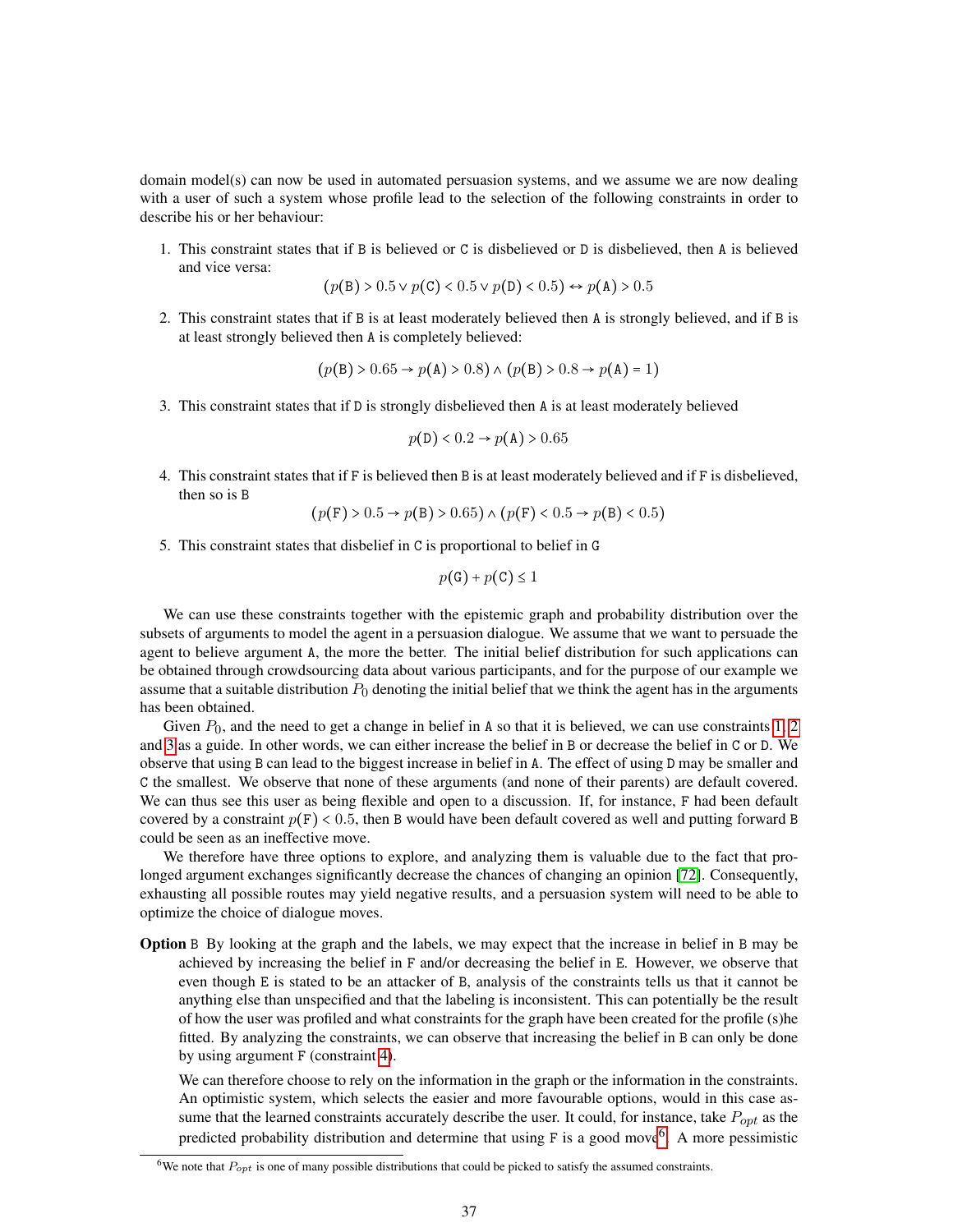domain model(s) can now be used in automated persuasion systems, and we assume we are now dealing with a user of such a system whose profile lead to the selection of the following constraints in order to describe his or her behaviour:

1. This constraint states that if B is believed or C is disbelieved or D is disbelieved, then A is believed and vice versa:
$$(p(\texttt{B}) > 0.5 \lor p(\texttt{C}) < 0.5 \lor p(\texttt{D}) < 0.5) \leftrightarrow p(\texttt{A}) > 0.5$$

2. This constraint states that if B is at least moderately believed then A is strongly believed, and if B is at least strongly believed then A is completely believed:
$$(p(\texttt{B}) > 0.65 \rightarrow p(\texttt{A}) > 0.8) \land (p(\texttt{B}) > 0.8 \rightarrow p(\texttt{A}) = 1)$$

3. This constraint states that if D is strongly disbelieved then A is at least moderately believed
$$p(\texttt{D}) < 0.2 \rightarrow p(\texttt{A}) > 0.65$$

4. This constraint states that if F is believed then B is at least moderately believed and if F is disbelieved, then so is B
$$(p(\texttt{F}) > 0.5 \rightarrow p(\texttt{B}) > 0.65) \land (p(\texttt{F}) < 0.5 \rightarrow p(\texttt{B}) < 0.5)$$

5. This constraint states that disbelief in C is proportional to belief in G
$$p(\texttt{G}) + p(\texttt{C}) \leq 1$$

We can use these constraints together with the epistemic graph and probability distribution over the subsets of arguments to model the agent in a persuasion dialogue. We assume that we want to persuade the agent to believe argument A, the more the better. The initial belief distribution for such applications can be obtained through crowdsourcing data about various participants, and for the purpose of our example we assume that a suitable distribution $P_0$ denoting the initial belief that we think the agent has in the arguments has been obtained.

Given $P_0$, and the need to get a change in belief in A so that it is believed, we can use constraints 1, 2 and 3 as a guide. In other words, we can either increase the belief in B or decrease the belief in C or D. We observe that using B can lead to the biggest increase in belief in A. The effect of using D may be smaller and C the smallest. We observe that none of these arguments (and none of their parents) are default covered. We can thus see this user as being flexible and open to a discussion. If, for instance, F had been default covered by a constraint $p(\texttt{F}) < 0.5$, then B would have been default covered as well and putting forward B could be seen as an ineffective move.

We therefore have three options to explore, and analyzing them is valuable due to the fact that prolonged argument exchanges significantly decrease the chances of changing an opinion [72]. Consequently, exhausting all possible routes may yield negative results, and a persuasion system will need to be able to optimize the choice of dialogue moves.

**Option** B By looking at the graph and the labels, we may expect that the increase in belief in B may be achieved by increasing the belief in F and/or decreasing the belief in E. However, we observe that even though E is stated to be an attacker of B, analysis of the constraints tells us that it cannot be anything else than unspecified and that the labeling is inconsistent. This can potentially be the result of how the user was profiled and what constraints for the graph have been created for the profile (s)he fitted. By analyzing the constraints, we can observe that increasing the belief in B can only be done by using argument F (constraint 4).

We can therefore choose to rely on the information in the graph or the information in the constraints. An optimistic system, which selects the easier and more favourable options, would in this case assume that the learned constraints accurately describe the user. It could, for instance, take $P_{opt}$ as the predicted probability distribution and determine that using F is a good move[6]. A more pessimistic

[6] We note that $P_{opt}$ is one of many possible distributions that could be picked to satisfy the assumed constraints.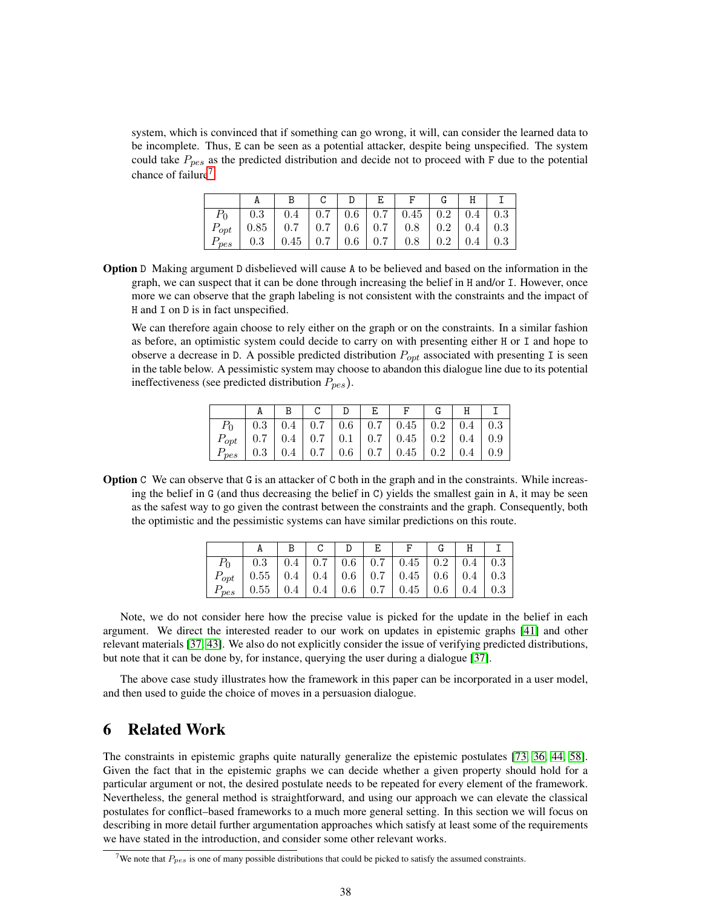system, which is convinced that if something can go wrong, it will, can consider the learned data to be incomplete. Thus, `E` can be seen as a potential attacker, despite being unspecified. The system could take $P_{pes}$ as the predicted distribution and decide not to proceed with `F` due to the potential chance of failure[7].

|  | A | B | C | D | E | F | G | H | I |
|---|---|---|---|---|---|---|---|---|---|
| $P_0$ | 0.3 | 0.4 | 0.7 | 0.6 | 0.7 | 0.45 | 0.2 | 0.4 | 0.3 |
| $P_{opt}$ | 0.85 | 0.7 | 0.7 | 0.6 | 0.7 | 0.8 | 0.2 | 0.4 | 0.3 |
| $P_{pes}$ | 0.3 | 0.45 | 0.7 | 0.6 | 0.7 | 0.8 | 0.2 | 0.4 | 0.3 |

**Option** `D` Making argument `D` disbelieved will cause `A` to be believed and based on the information in the graph, we can suspect that it can be done through increasing the belief in `H` and/or `I`. However, once more we can observe that the graph labeling is not consistent with the constraints and the impact of `H` and `I` on `D` is in fact unspecified.

We can therefore again choose to rely either on the graph or on the constraints. In a similar fashion as before, an optimistic system could decide to carry on with presenting either `H` or `I` and hope to observe a decrease in `D`. A possible predicted distribution $P_{opt}$ associated with presenting `I` is seen in the table below. A pessimistic system may choose to abandon this dialogue line due to its potential ineffectiveness (see predicted distribution $P_{pes}$).

|  | A | B | C | D | E | F | G | H | I |
|---|---|---|---|---|---|---|---|---|---|
| $P_0$ | 0.3 | 0.4 | 0.7 | 0.6 | 0.7 | 0.45 | 0.2 | 0.4 | 0.3 |
| $P_{opt}$ | 0.7 | 0.4 | 0.7 | 0.1 | 0.7 | 0.45 | 0.2 | 0.4 | 0.9 |
| $P_{pes}$ | 0.3 | 0.4 | 0.7 | 0.6 | 0.7 | 0.45 | 0.2 | 0.4 | 0.9 |

**Option** `C` We can observe that `G` is an attacker of `C` both in the graph and in the constraints. While increasing the belief in `G` (and thus decreasing the belief in `C`) yields the smallest gain in `A`, it may be seen as the safest way to go given the contrast between the constraints and the graph. Consequently, both the optimistic and the pessimistic systems can have similar predictions on this route.

|  | A | B | C | D | E | F | G | H | I |
|---|---|---|---|---|---|---|---|---|---|
| $P_0$ | 0.3 | 0.4 | 0.7 | 0.6 | 0.7 | 0.45 | 0.2 | 0.4 | 0.3 |
| $P_{opt}$ | 0.55 | 0.4 | 0.4 | 0.6 | 0.7 | 0.45 | 0.6 | 0.4 | 0.3 |
| $P_{pes}$ | 0.55 | 0.4 | 0.4 | 0.6 | 0.7 | 0.45 | 0.6 | 0.4 | 0.3 |

Note, we do not consider here how the precise value is picked for the update in the belief in each argument. We direct the interested reader to our work on updates in epistemic graphs [41] and other relevant materials [37, 43]. We also do not explicitly consider the issue of verifying predicted distributions, but note that it can be done by, for instance, querying the user during a dialogue [37].

The above case study illustrates how the framework in this paper can be incorporated in a user model, and then used to guide the choice of moves in a persuasion dialogue.

# 6 Related Work

The constraints in epistemic graphs quite naturally generalize the epistemic postulates [73, 36, 44, 58]. Given the fact that in the epistemic graphs we can decide whether a given property should hold for a particular argument or not, the desired postulate needs to be repeated for every element of the framework. Nevertheless, the general method is straightforward, and using our approach we can elevate the classical postulates for conflict–based frameworks to a much more general setting. In this section we will focus on describing in more detail further argumentation approaches which satisfy at least some of the requirements we have stated in the introduction, and consider some other relevant works.

[7] We note that $P_{pes}$ is one of many possible distributions that could be picked to satisfy the assumed constraints.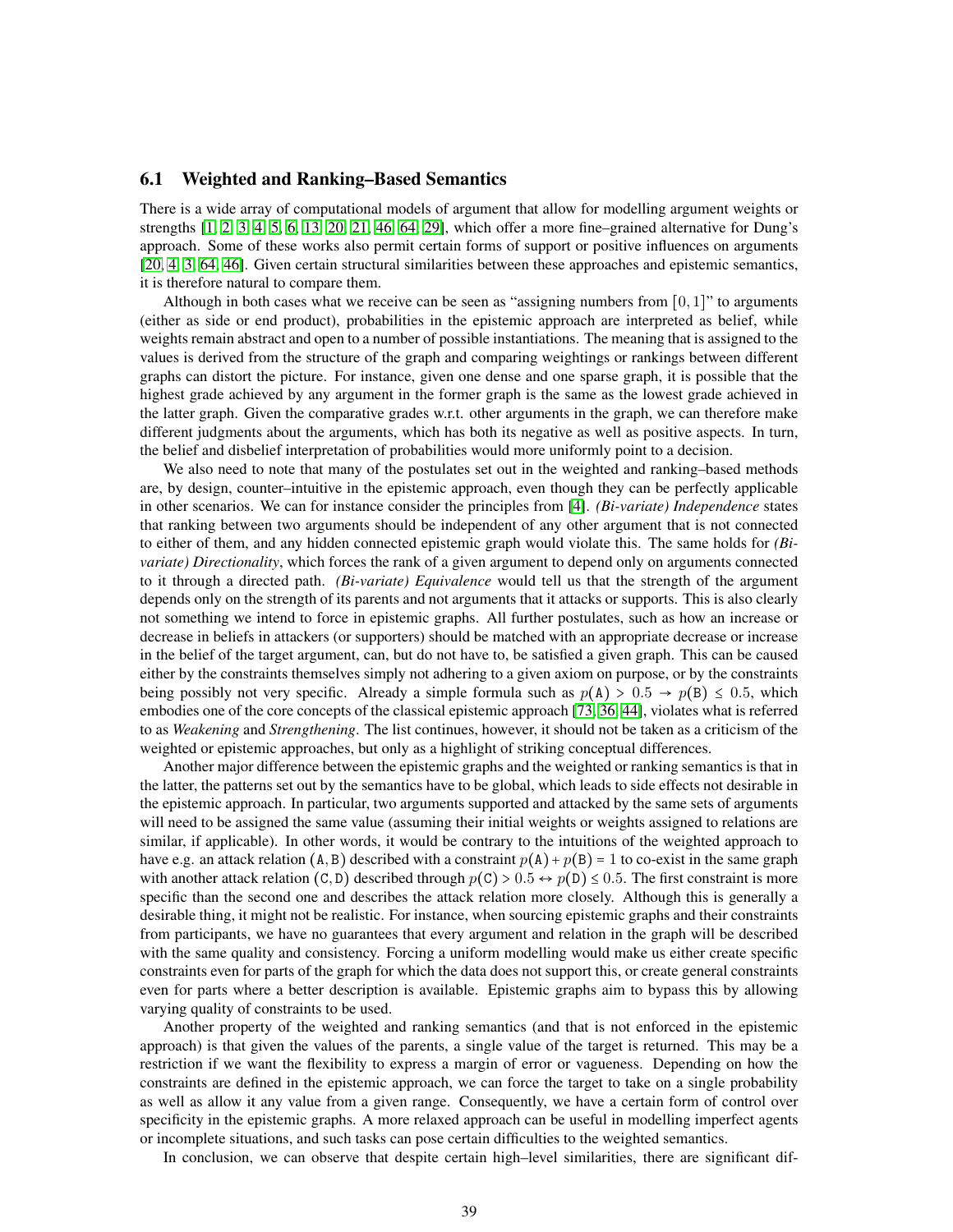### 6.1 Weighted and Ranking–Based Semantics

There is a wide array of computational models of argument that allow for modelling argument weights or strengths [1, 2, 3, 4, 5, 6, 13, 20, 21, 46, 64, 29], which offer a more fine–grained alternative for Dung's approach. Some of these works also permit certain forms of support or positive influences on arguments [20, 4, 3, 64, 46]. Given certain structural similarities between these approaches and epistemic semantics, it is therefore natural to compare them.

Although in both cases what we receive can be seen as "assigning numbers from $[0, 1]$" to arguments (either as side or end product), probabilities in the epistemic approach are interpreted as belief, while weights remain abstract and open to a number of possible instantiations. The meaning that is assigned to the values is derived from the structure of the graph and comparing weightings or rankings between different graphs can distort the picture. For instance, given one dense and one sparse graph, it is possible that the highest grade achieved by any argument in the former graph is the same as the lowest grade achieved in the latter graph. Given the comparative grades w.r.t. other arguments in the graph, we can therefore make different judgments about the arguments, which has both its negative as well as positive aspects. In turn, the belief and disbelief interpretation of probabilities would more uniformly point to a decision.

We also need to note that many of the postulates set out in the weighted and ranking–based methods are, by design, counter–intuitive in the epistemic approach, even though they can be perfectly applicable in other scenarios. We can for instance consider the principles from [4]. *(Bi-variate) Independence* states that ranking between two arguments should be independent of any other argument that is not connected to either of them, and any hidden connected epistemic graph would violate this. The same holds for *(Bi-variate) Directionality*, which forces the rank of a given argument to depend only on arguments connected to it through a directed path. *(Bi-variate) Equivalence* would tell us that the strength of the argument depends only on the strength of its parents and not arguments that it attacks or supports. This is also clearly not something we intend to force in epistemic graphs. All further postulates, such as how an increase or decrease in beliefs in attackers (or supporters) should be matched with an appropriate decrease or increase in the belief of the target argument, can, but do not have to, be satisfied a given graph. This can be caused either by the constraints themselves simply not adhering to a given axiom on purpose, or by the constraints being possibly not very specific. Already a simple formula such as $p(\mathtt{A}) > 0.5 \rightarrow p(\mathtt{B}) \leq 0.5$, which embodies one of the core concepts of the classical epistemic approach [73, 36, 44], violates what is referred to as *Weakening* and *Strengthening*. The list continues, however, it should not be taken as a criticism of the weighted or epistemic approaches, but only as a highlight of striking conceptual differences.

Another major difference between the epistemic graphs and the weighted or ranking semantics is that in the latter, the patterns set out by the semantics have to be global, which leads to side effects not desirable in the epistemic approach. In particular, two arguments supported and attacked by the same sets of arguments will need to be assigned the same value (assuming their initial weights or weights assigned to relations are similar, if applicable). In other words, it would be contrary to the intuitions of the weighted approach to have e.g. an attack relation $(\mathtt{A}, \mathtt{B})$ described with a constraint $p(\mathtt{A}) + p(\mathtt{B}) = 1$ to co-exist in the same graph with another attack relation $(\mathtt{C}, \mathtt{D})$ described through $p(\mathtt{C}) > 0.5 \leftrightarrow p(\mathtt{D}) \leq 0.5$. The first constraint is more specific than the second one and describes the attack relation more closely. Although this is generally a desirable thing, it might not be realistic. For instance, when sourcing epistemic graphs and their constraints from participants, we have no guarantees that every argument and relation in the graph will be described with the same quality and consistency. Forcing a uniform modelling would make us either create specific constraints even for parts of the graph for which the data does not support this, or create general constraints even for parts where a better description is available. Epistemic graphs aim to bypass this by allowing varying quality of constraints to be used.

Another property of the weighted and ranking semantics (and that is not enforced in the epistemic approach) is that given the values of the parents, a single value of the target is returned. This may be a restriction if we want the flexibility to express a margin of error or vagueness. Depending on how the constraints are defined in the epistemic approach, we can force the target to take on a single probability as well as allow it any value from a given range. Consequently, we have a certain form of control over specificity in the epistemic graphs. A more relaxed approach can be useful in modelling imperfect agents or incomplete situations, and such tasks can pose certain difficulties to the weighted semantics.

In conclusion, we can observe that despite certain high–level similarities, there are significant dif-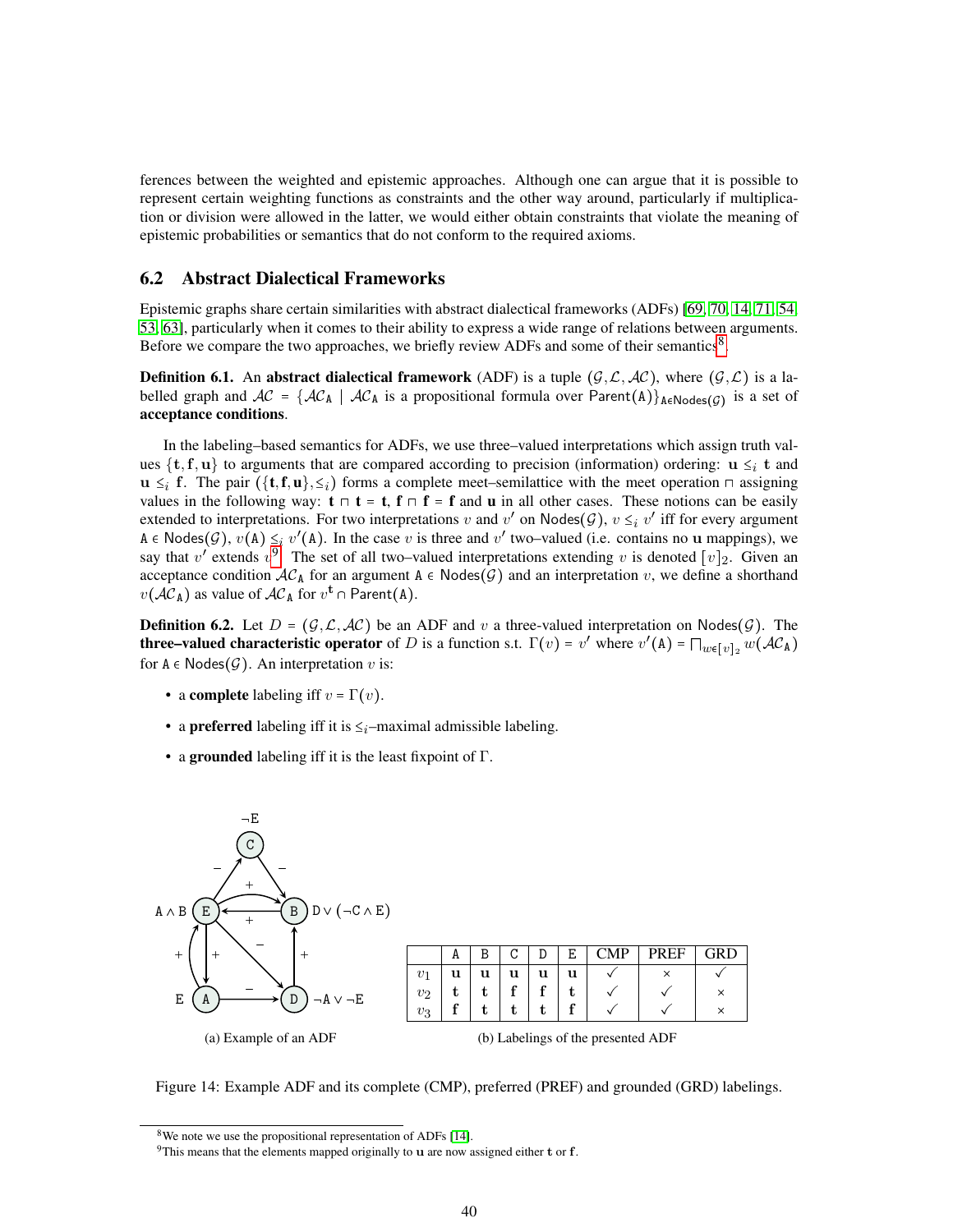ferences between the weighted and epistemic approaches. Although one can argue that it is possible to represent certain weighting functions as constraints and the other way around, particularly if multiplication or division were allowed in the latter, we would either obtain constraints that violate the meaning of epistemic probabilities or semantics that do not conform to the required axioms.

## 6.2 Abstract Dialectical Frameworks

Epistemic graphs share certain similarities with abstract dialectical frameworks (ADFs) [69, 70, 14, 71, 54, 53, 63], particularly when it comes to their ability to express a wide range of relations between arguments. Before we compare the two approaches, we briefly review ADFs and some of their semantics[8].

**Definition 6.1.** An **abstract dialectical framework** (ADF) is a tuple $(\mathcal{G}, \mathcal{L}, \mathcal{AC})$, where $(\mathcal{G}, \mathcal{L})$ is a labelled graph and $\mathcal{AC} = \{\mathcal{AC}_{\mathtt{A}} \mid \mathcal{AC}_{\mathtt{A}}$ is a propositional formula over $\mathsf{Parent}(\mathtt{A})\}_{\mathtt{A} \in \mathsf{Nodes}(\mathcal{G})}$ is a set of **acceptance conditions**.

In the labeling–based semantics for ADFs, we use three–valued interpretations which assign truth values $\{\mathbf{t}, \mathbf{f}, \mathbf{u}\}$ to arguments that are compared according to precision (information) ordering: $\mathbf{u} \leq_i \mathbf{t}$ and $\mathbf{u} \leq_i \mathbf{f}$. The pair $(\{\mathbf{t}, \mathbf{f}, \mathbf{u}\}, \leq_i)$ forms a complete meet–semilattice with the meet operation $\sqcap$ assigning values in the following way: $\mathbf{t} \sqcap \mathbf{t} = \mathbf{t}$, $\mathbf{f} \sqcap \mathbf{f} = \mathbf{f}$ and $\mathbf{u}$ in all other cases. These notions can be easily extended to interpretations. For two interpretations $v$ and $v'$ on $\mathsf{Nodes}(\mathcal{G})$, $v \leq_i v'$ iff for every argument $\mathtt{A} \in \mathsf{Nodes}(\mathcal{G})$, $v(\mathtt{A}) \leq_i v'(\mathtt{A})$. In the case $v$ is three and $v'$ two–valued (i.e. contains no $\mathbf{u}$ mappings), we say that $v'$ extends $v$[9]. The set of all two–valued interpretations extending $v$ is denoted $[v]_2$. Given an acceptance condition $\mathcal{AC}_{\mathtt{A}}$ for an argument $\mathtt{A} \in \mathsf{Nodes}(\mathcal{G})$ and an interpretation $v$, we define a shorthand $v(\mathcal{AC}_{\mathtt{A}})$ as value of $\mathcal{AC}_{\mathtt{A}}$ for $v^{\mathbf{t}} \cap \mathsf{Parent}(\mathtt{A})$.

**Definition 6.2.** Let $D = (\mathcal{G}, \mathcal{L}, \mathcal{AC})$ be an ADF and $v$ a three-valued interpretation on $\mathsf{Nodes}(\mathcal{G})$. The **three–valued characteristic operator** of $D$ is a function s.t. $\Gamma(v) = v'$ where $v'(\mathtt{A}) = \bigsqcap_{w \in [v]_2} w(\mathcal{AC}_{\mathtt{A}})$ for $\mathtt{A} \in \mathsf{Nodes}(\mathcal{G})$. An interpretation $v$ is:

- a **complete** labeling iff $v = \Gamma(v)$.
- a **preferred** labeling iff it is $\leq_i$–maximal admissible labeling.
- a **grounded** labeling iff it is the least fixpoint of $\Gamma$.

(a) Example of an ADF

|  | A | B | C | D | E | CMP | PREF | GRD |
|---|---|---|---|---|---|---|---|---|
| $v_1$ | **u** | **u** | **u** | **u** | **u** | ✓ | × | ✓ |
| $v_2$ | **t** | **t** | **f** | **f** | **t** | ✓ | ✓ | × |
| $v_3$ | **f** | **t** | **t** | **t** | **f** | ✓ | ✓ | × |

(b) Labelings of the presented ADF

Figure 14: Example ADF and its complete (CMP), preferred (PREF) and grounded (GRD) labelings.

[8] We note we use the propositional representation of ADFs [14].

[9] This means that the elements mapped originally to $\mathbf{u}$ are now assigned either $\mathbf{t}$ or $\mathbf{f}$.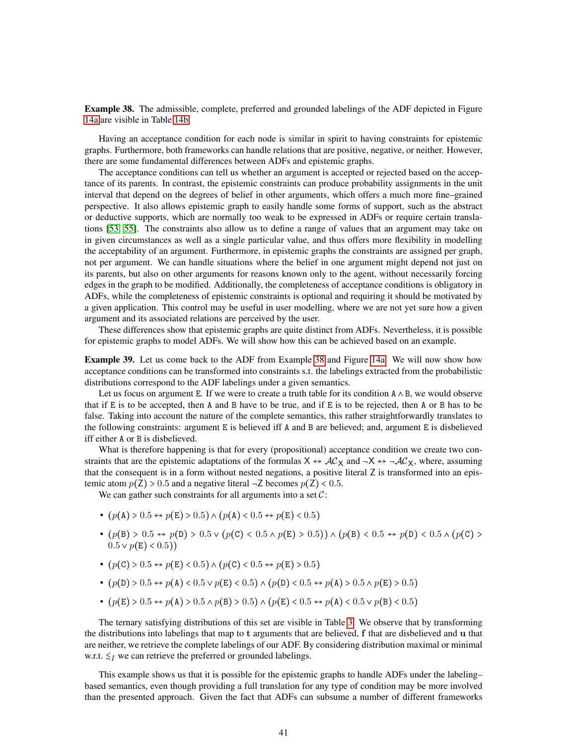**Example 38.** The admissible, complete, preferred and grounded labelings of the ADF depicted in Figure 14a are visible in Table 14b.

Having an acceptance condition for each node is similar in spirit to having constraints for epistemic graphs. Furthermore, both frameworks can handle relations that are positive, negative, or neither. However, there are some fundamental differences between ADFs and epistemic graphs.

The acceptance conditions can tell us whether an argument is accepted or rejected based on the acceptance of its parents. In contrast, the epistemic constraints can produce probability assignments in the unit interval that depend on the degrees of belief in other arguments, which offers a much more fine–grained perspective. It also allows epistemic graph to easily handle some forms of support, such as the abstract or deductive supports, which are normally too weak to be expressed in ADFs or require certain translations [53, 55]. The constraints also allow us to define a range of values that an argument may take on in given circumstances as well as a single particular value, and thus offers more flexibility in modelling the acceptability of an argument. Furthermore, in epistemic graphs the constraints are assigned per graph, not per argument. We can handle situations where the belief in one argument might depend not just on its parents, but also on other arguments for reasons known only to the agent, without necessarily forcing edges in the graph to be modified. Additionally, the completeness of acceptance conditions is obligatory in ADFs, while the completeness of epistemic constraints is optional and requiring it should be motivated by a given application. This control may be useful in user modelling, where we are not yet sure how a given argument and its associated relations are perceived by the user.

These differences show that epistemic graphs are quite distinct from ADFs. Nevertheless, it is possible for epistemic graphs to model ADFs. We will show how this can be achieved based on an example.

**Example 39.** Let us come back to the ADF from Example 38 and Figure 14a. We will now show how acceptance conditions can be transformed into constraints s.t. the labelings extracted from the probabilistic distributions correspond to the ADF labelings under a given semantics.

Let us focus on argument E. If we were to create a truth table for its condition $A \wedge B$, we would observe that if E is to be accepted, then A and B have to be true, and if E is to be rejected, then A or B has to be false. Taking into account the nature of the complete semantics, this rather straightforwardly translates to the following constraints: argument E is believed iff A and B are believed; and, argument E is disbelieved iff either A or B is disbelieved.

What is therefore happening is that for every (propositional) acceptance condition we create two constraints that are the epistemic adaptations of the formulas $X \leftrightarrow \mathcal{AC}_X$ and $\neg X \leftrightarrow \neg \mathcal{AC}_X$, where, assuming that the consequent is in a form without nested negations, a positive literal Z is transformed into an epistemic atom $p(Z) > 0.5$ and a negative literal $\neg Z$ becomes $p(Z) < 0.5$.

We can gather such constraints for all arguments into a set $\mathcal{C}$:

- $(p(A) > 0.5 \leftrightarrow p(E) > 0.5) \wedge (p(A) < 0.5 \leftrightarrow p(E) < 0.5)$
- $(p(B) > 0.5 \leftrightarrow p(D) > 0.5 \vee (p(C) < 0.5 \wedge p(E) > 0.5)) \wedge (p(B) < 0.5 \leftrightarrow p(D) < 0.5 \wedge (p(C) > 0.5 \vee p(E) < 0.5))$
- $(p(C) > 0.5 \leftrightarrow p(E) < 0.5) \wedge (p(C) < 0.5 \leftrightarrow p(E) > 0.5)$
- $(p(D) > 0.5 \leftrightarrow p(A) < 0.5 \vee p(E) < 0.5) \wedge (p(D) < 0.5 \leftrightarrow p(A) > 0.5 \wedge p(E) > 0.5)$
- $(p(E) > 0.5 \leftrightarrow p(A) > 0.5 \wedge p(B) > 0.5) \wedge (p(E) < 0.5 \leftrightarrow p(A) < 0.5 \vee p(B) < 0.5)$

The ternary satisfying distributions of this set are visible in Table 3. We observe that by transforming the distributions into labelings that map to $\mathbf{t}$ arguments that are believed, $\mathbf{f}$ that are disbelieved and $\mathbf{u}$ that are neither, we retrieve the complete labelings of our ADF. By considering distribution maximal or minimal w.r.t. $\lesssim_I$ we can retrieve the preferred or grounded labelings.

This example shows us that it is possible for the epistemic graphs to handle ADFs under the labeling–based semantics, even though providing a full translation for any type of condition may be more involved than the presented approach. Given the fact that ADFs can subsume a number of different frameworks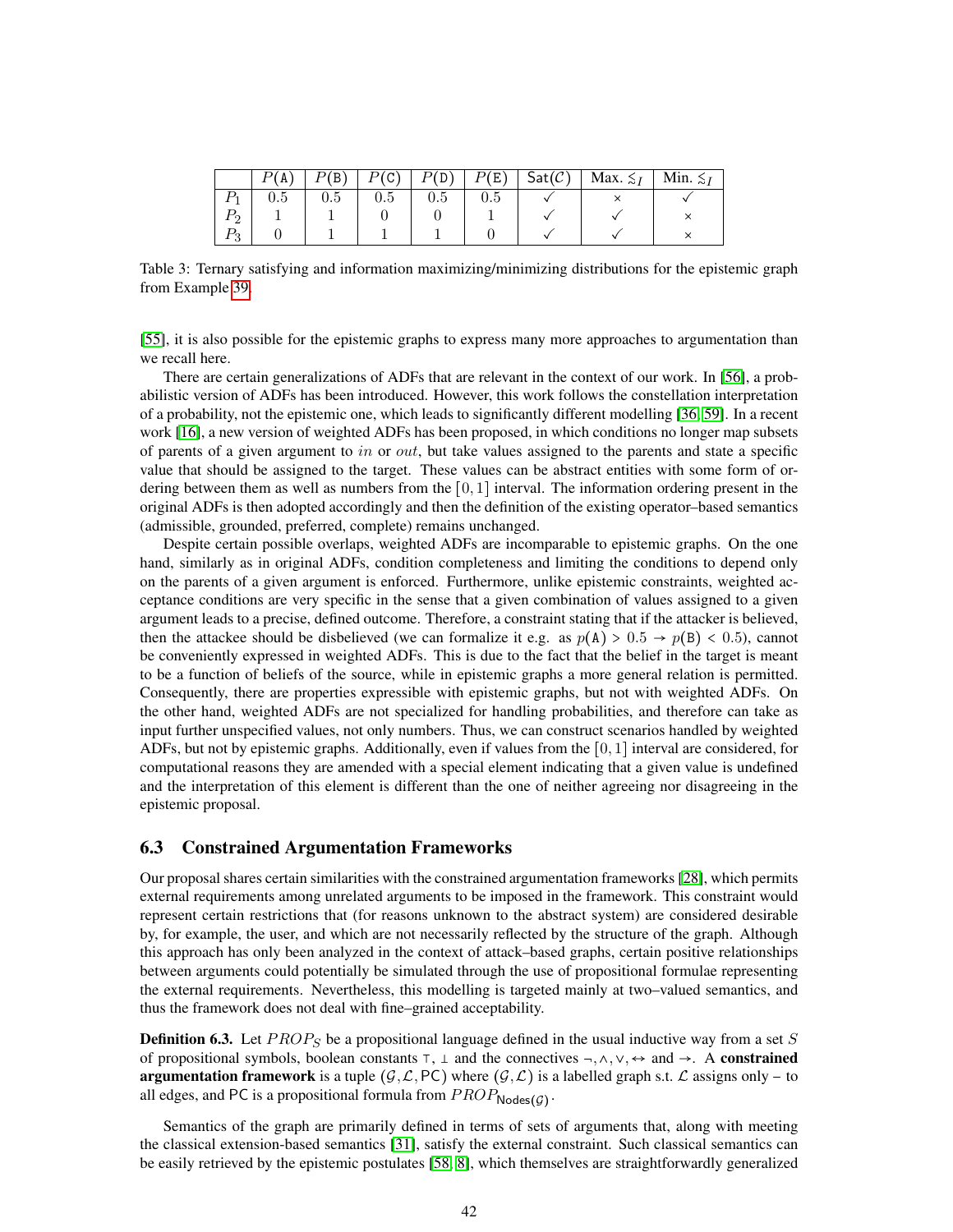|  | $P(\mathtt{A})$ | $P(\mathtt{B})$ | $P(\mathtt{C})$ | $P(\mathtt{D})$ | $P(\mathtt{E})$ | $\mathsf{Sat}(\mathcal{C})$ | Max. $\lesssim_I$ | Min. $\lesssim_I$ |
|---|---|---|---|---|---|---|---|---|
| $P_1$ | 0.5 | 0.5 | 0.5 | 0.5 | 0.5 | ✓ | × | ✓ |
| $P_2$ | 1 | 1 | 0 | 0 | 1 | ✓ | ✓ | × |
| $P_3$ | 0 | 1 | 1 | 1 | 0 | ✓ | ✓ | × |

Table 3: Ternary satisfying and information maximizing/minimizing distributions for the epistemic graph from Example 39.

[55], it is also possible for the epistemic graphs to express many more approaches to argumentation than we recall here.

There are certain generalizations of ADFs that are relevant in the context of our work. In [56], a probabilistic version of ADFs has been introduced. However, this work follows the constellation interpretation of a probability, not the epistemic one, which leads to significantly different modelling [36, 59]. In a recent work [16], a new version of weighted ADFs has been proposed, in which conditions no longer map subsets of parents of a given argument to $in$ or $out$, but take values assigned to the parents and state a specific value that should be assigned to the target. These values can be abstract entities with some form of ordering between them as well as numbers from the $[0, 1]$ interval. The information ordering present in the original ADFs is then adopted accordingly and then the definition of the existing operator–based semantics (admissible, grounded, preferred, complete) remains unchanged.

Despite certain possible overlaps, weighted ADFs are incomparable to epistemic graphs. On the one hand, similarly as in original ADFs, condition completeness and limiting the conditions to depend only on the parents of a given argument is enforced. Furthermore, unlike epistemic constraints, weighted acceptance conditions are very specific in the sense that a given combination of values assigned to a given argument leads to a precise, defined outcome. Therefore, a constraint stating that if the attacker is believed, then the attackee should be disbelieved (we can formalize it e.g. as $p(\mathtt{A}) > 0.5 \rightarrow p(\mathtt{B}) < 0.5$), cannot be conveniently expressed in weighted ADFs. This is due to the fact that the belief in the target is meant to be a function of beliefs of the source, while in epistemic graphs a more general relation is permitted. Consequently, there are properties expressible with epistemic graphs, but not with weighted ADFs. On the other hand, weighted ADFs are not specialized for handling probabilities, and therefore can take as input further unspecified values, not only numbers. Thus, we can construct scenarios handled by weighted ADFs, but not by epistemic graphs. Additionally, even if values from the $[0, 1]$ interval are considered, for computational reasons they are amended with a special element indicating that a given value is undefined and the interpretation of this element is different than the one of neither agreeing nor disagreeing in the epistemic proposal.

### 6.3 Constrained Argumentation Frameworks

Our proposal shares certain similarities with the constrained argumentation frameworks [28], which permits external requirements among unrelated arguments to be imposed in the framework. This constraint would represent certain restrictions that (for reasons unknown to the abstract system) are considered desirable by, for example, the user, and which are not necessarily reflected by the structure of the graph. Although this approach has only been analyzed in the context of attack–based graphs, certain positive relationships between arguments could potentially be simulated through the use of propositional formulae representing the external requirements. Nevertheless, this modelling is targeted mainly at two–valued semantics, and thus the framework does not deal with fine–grained acceptability.

**Definition 6.3.** Let $PROP_S$ be a propositional language defined in the usual inductive way from a set $S$ of propositional symbols, boolean constants $\top$, $\bot$ and the connectives $\neg, \wedge, \vee, \leftrightarrow$ and $\rightarrow$. A **constrained argumentation framework** is a tuple $(\mathcal{G}, \mathcal{L}, \mathsf{PC})$ where $(\mathcal{G}, \mathcal{L})$ is a labelled graph s.t. $\mathcal{L}$ assigns only $-$ to all edges, and $\mathsf{PC}$ is a propositional formula from $PROP_{\mathsf{Nodes}(\mathcal{G})}$.

Semantics of the graph are primarily defined in terms of sets of arguments that, along with meeting the classical extension-based semantics [31], satisfy the external constraint. Such classical semantics can be easily retrieved by the epistemic postulates [58, 8], which themselves are straightforwardly generalized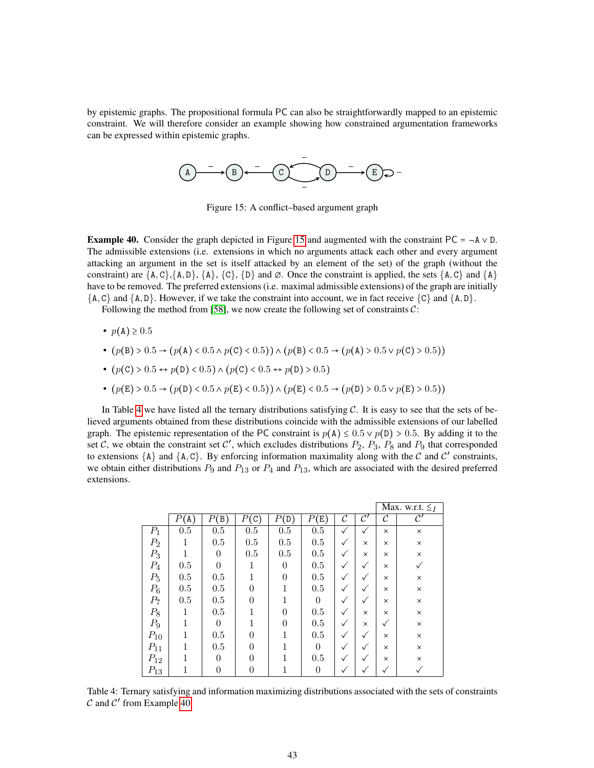by epistemic graphs. The propositional formula PC can also be straightforwardly mapped to an epistemic constraint. We will therefore consider an example showing how constrained argumentation frameworks can be expressed within epistemic graphs.

Figure 15: A conflict–based argument graph

**Example 40.** Consider the graph depicted in Figure 15 and augmented with the constraint $\mathsf{PC} = \neg\mathtt{A} \vee \mathtt{D}$. The admissible extensions (i.e. extensions in which no arguments attack each other and every argument attacking an argument in the set is itself attacked by an element of the set) of the graph (without the constraint) are $\{\mathtt{A},\mathtt{C}\}$,$\{\mathtt{A},\mathtt{D}\}$, $\{\mathtt{A}\}$, $\{\mathtt{C}\}$, $\{\mathtt{D}\}$ and $\varnothing$. Once the constraint is applied, the sets $\{\mathtt{A},\mathtt{C}\}$ and $\{\mathtt{A}\}$ have to be removed. The preferred extensions (i.e. maximal admissible extensions) of the graph are initially $\{\mathtt{A},\mathtt{C}\}$ and $\{\mathtt{A},\mathtt{D}\}$. However, if we take the constraint into account, we in fact receive $\{\mathtt{C}\}$ and $\{\mathtt{A},\mathtt{D}\}$.

Following the method from [58], we now create the following set of constraints $\mathcal{C}$:

- $p(\mathtt{A}) \geq 0.5$
- $(p(\mathtt{B}) > 0.5 \rightarrow (p(\mathtt{A}) < 0.5 \wedge p(\mathtt{C}) < 0.5)) \wedge (p(\mathtt{B}) < 0.5 \rightarrow (p(\mathtt{A}) > 0.5 \vee p(\mathtt{C}) > 0.5))$
- $(p(\mathtt{C}) > 0.5 \leftrightarrow p(\mathtt{D}) < 0.5) \wedge (p(\mathtt{C}) < 0.5 \leftrightarrow p(\mathtt{D}) > 0.5)$
- $(p(\mathtt{E}) > 0.5 \rightarrow (p(\mathtt{D}) < 0.5 \wedge p(\mathtt{E}) < 0.5)) \wedge (p(\mathtt{E}) < 0.5 \rightarrow (p(\mathtt{D}) > 0.5 \vee p(\mathtt{E}) > 0.5))$

In Table 4 we have listed all the ternary distributions satisfying $\mathcal{C}$. It is easy to see that the sets of believed arguments obtained from these distributions coincide with the admissible extensions of our labelled graph. The epistemic representation of the PC constraint is $p(\mathtt{A}) \leq 0.5 \vee p(\mathtt{D}) > 0.5$. By adding it to the set $\mathcal{C}$, we obtain the constraint set $\mathcal{C}'$, which excludes distributions $P_2$, $P_3$, $P_8$ and $P_9$ that corresponded to extensions $\{\mathtt{A}\}$ and $\{\mathtt{A},\mathtt{C}\}$. By enforcing information maximality along with the $\mathcal{C}$ and $\mathcal{C}'$ constraints, we obtain either distributions $P_9$ and $P_{13}$ or $P_4$ and $P_{13}$, which are associated with the desired preferred extensions.

| | $P(\mathtt{A})$ | $P(\mathtt{B})$ | $P(\mathtt{C})$ | $P(\mathtt{D})$ | $P(\mathtt{E})$ | $\mathcal{C}$ | $\mathcal{C}'$ | Max. w.r.t. $\lesssim_I$ $\mathcal{C}$ | Max. w.r.t. $\lesssim_I$ $\mathcal{C}'$ |
|---|---|---|---|---|---|---|---|---|---|
| $P_1$ | 0.5 | 0.5 | 0.5 | 0.5 | 0.5 | ✓ | ✓ | × | × |
| $P_2$ | 1 | 0.5 | 0.5 | 0.5 | 0.5 | ✓ | × | × | × |
| $P_3$ | 1 | 0 | 0.5 | 0.5 | 0.5 | ✓ | × | × | × |
| $P_4$ | 0.5 | 0 | 1 | 0 | 0.5 | ✓ | ✓ | × | ✓ |
| $P_5$ | 0.5 | 0.5 | 1 | 0 | 0.5 | ✓ | ✓ | × | × |
| $P_6$ | 0.5 | 0.5 | 0 | 1 | 0.5 | ✓ | ✓ | × | × |
| $P_7$ | 0.5 | 0.5 | 0 | 1 | 0 | ✓ | ✓ | × | × |
| $P_8$ | 1 | 0.5 | 1 | 0 | 0.5 | ✓ | × | × | × |
| $P_9$ | 1 | 0 | 1 | 0 | 0.5 | ✓ | × | ✓ | × |
| $P_{10}$ | 1 | 0.5 | 0 | 1 | 0.5 | ✓ | ✓ | × | × |
| $P_{11}$ | 1 | 0.5 | 0 | 1 | 0 | ✓ | ✓ | × | × |
| $P_{12}$ | 1 | 0 | 0 | 1 | 0.5 | ✓ | ✓ | × | × |
| $P_{13}$ | 1 | 0 | 0 | 1 | 0 | ✓ | ✓ | ✓ | ✓ |

Table 4: Ternary satisfying and information maximizing distributions associated with the sets of constraints $\mathcal{C}$ and $\mathcal{C}'$ from Example 40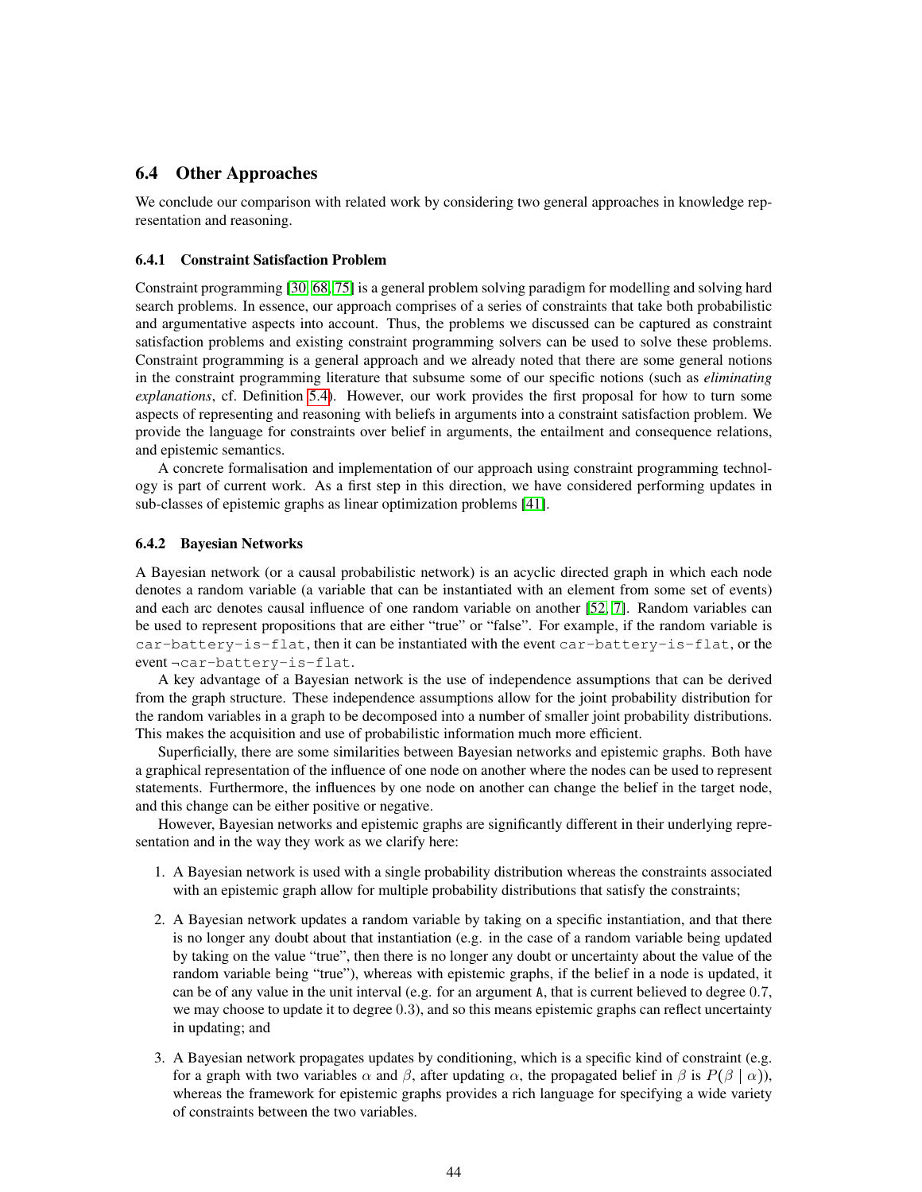## 6.4 Other Approaches

We conclude our comparison with related work by considering two general approaches in knowledge representation and reasoning.

### 6.4.1 Constraint Satisfaction Problem

Constraint programming [30, 68, 75] is a general problem solving paradigm for modelling and solving hard search problems. In essence, our approach comprises of a series of constraints that take both probabilistic and argumentative aspects into account. Thus, the problems we discussed can be captured as constraint satisfaction problems and existing constraint programming solvers can be used to solve these problems. Constraint programming is a general approach and we already noted that there are some general notions in the constraint programming literature that subsume some of our specific notions (such as *eliminating explanations*, cf. Definition 5.4). However, our work provides the first proposal for how to turn some aspects of representing and reasoning with beliefs in arguments into a constraint satisfaction problem. We provide the language for constraints over belief in arguments, the entailment and consequence relations, and epistemic semantics.

A concrete formalisation and implementation of our approach using constraint programming technology is part of current work. As a first step in this direction, we have considered performing updates in sub-classes of epistemic graphs as linear optimization problems [41].

### 6.4.2 Bayesian Networks

A Bayesian network (or a causal probabilistic network) is an acyclic directed graph in which each node denotes a random variable (a variable that can be instantiated with an element from some set of events) and each arc denotes causal influence of one random variable on another [52, 7]. Random variables can be used to represent propositions that are either "true" or "false". For example, if the random variable is `car-battery-is-flat`, then it can be instantiated with the event `car-battery-is-flat`, or the event $\neg$`car-battery-is-flat`.

A key advantage of a Bayesian network is the use of independence assumptions that can be derived from the graph structure. These independence assumptions allow for the joint probability distribution for the random variables in a graph to be decomposed into a number of smaller joint probability distributions. This makes the acquisition and use of probabilistic information much more efficient.

Superficially, there are some similarities between Bayesian networks and epistemic graphs. Both have a graphical representation of the influence of one node on another where the nodes can be used to represent statements. Furthermore, the influences by one node on another can change the belief in the target node, and this change can be either positive or negative.

However, Bayesian networks and epistemic graphs are significantly different in their underlying representation and in the way they work as we clarify here:

1. A Bayesian network is used with a single probability distribution whereas the constraints associated with an epistemic graph allow for multiple probability distributions that satisfy the constraints;
2. A Bayesian network updates a random variable by taking on a specific instantiation, and that there is no longer any doubt about that instantiation (e.g. in the case of a random variable being updated by taking on the value "true", then there is no longer any doubt or uncertainty about the value of the random variable being "true"), whereas with epistemic graphs, if the belief in a node is updated, it can be of any value in the unit interval (e.g. for an argument `A`, that is current believed to degree $0.7$, we may choose to update it to degree $0.3$), and so this means epistemic graphs can reflect uncertainty in updating; and
3. A Bayesian network propagates updates by conditioning, which is a specific kind of constraint (e.g. for a graph with two variables $\alpha$ and $\beta$, after updating $\alpha$, the propagated belief in $\beta$ is $P(\beta \mid \alpha)$), whereas the framework for epistemic graphs provides a rich language for specifying a wide variety of constraints between the two variables.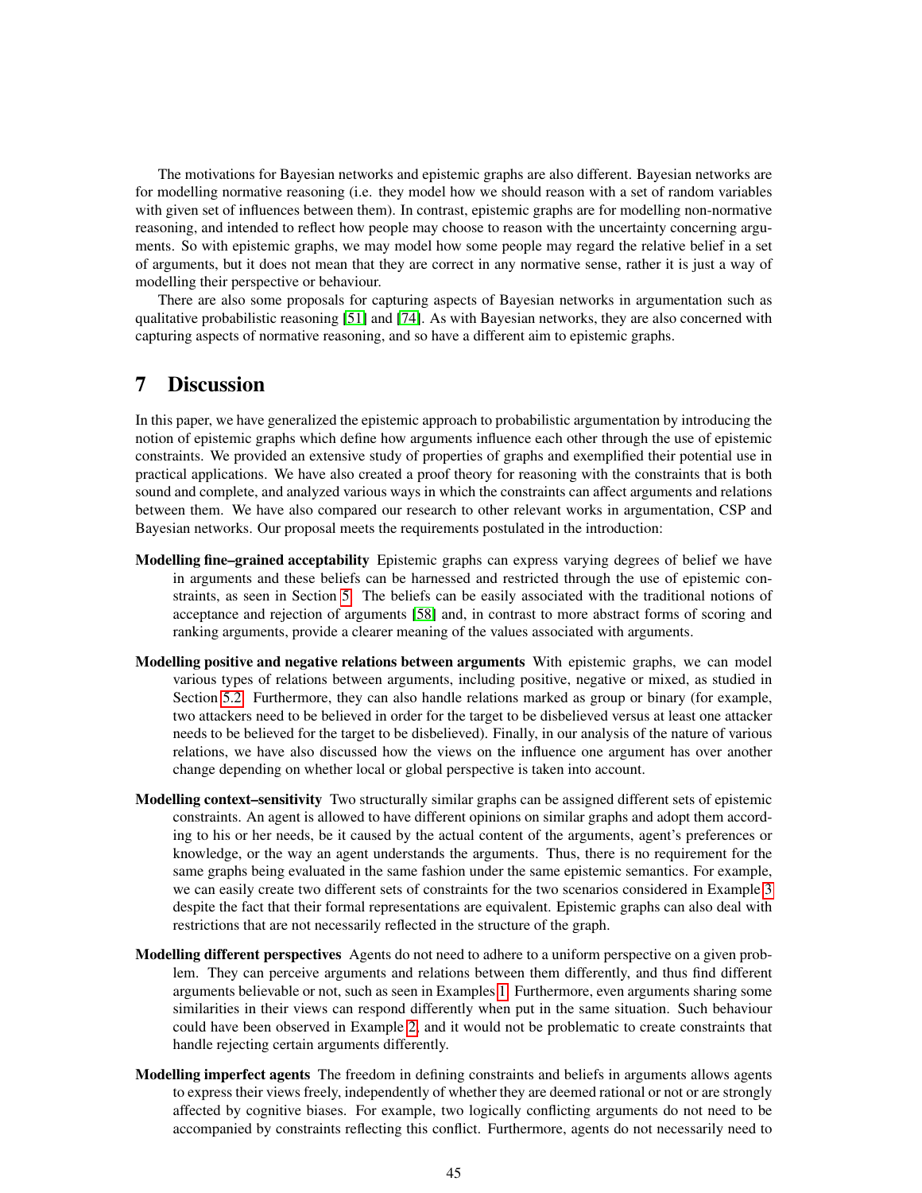The motivations for Bayesian networks and epistemic graphs are also different. Bayesian networks are for modelling normative reasoning (i.e. they model how we should reason with a set of random variables with given set of influences between them). In contrast, epistemic graphs are for modelling non-normative reasoning, and intended to reflect how people may choose to reason with the uncertainty concerning arguments. So with epistemic graphs, we may model how some people may regard the relative belief in a set of arguments, but it does not mean that they are correct in any normative sense, rather it is just a way of modelling their perspective or behaviour.

There are also some proposals for capturing aspects of Bayesian networks in argumentation such as qualitative probabilistic reasoning [51] and [74]. As with Bayesian networks, they are also concerned with capturing aspects of normative reasoning, and so have a different aim to epistemic graphs.

# 7 Discussion

In this paper, we have generalized the epistemic approach to probabilistic argumentation by introducing the notion of epistemic graphs which define how arguments influence each other through the use of epistemic constraints. We provided an extensive study of properties of graphs and exemplified their potential use in practical applications. We have also created a proof theory for reasoning with the constraints that is both sound and complete, and analyzed various ways in which the constraints can affect arguments and relations between them. We have also compared our research to other relevant works in argumentation, CSP and Bayesian networks. Our proposal meets the requirements postulated in the introduction:

**Modelling fine–grained acceptability** Epistemic graphs can express varying degrees of belief we have in arguments and these beliefs can be harnessed and restricted through the use of epistemic constraints, as seen in Section 5. The beliefs can be easily associated with the traditional notions of acceptance and rejection of arguments [58] and, in contrast to more abstract forms of scoring and ranking arguments, provide a clearer meaning of the values associated with arguments.

**Modelling positive and negative relations between arguments** With epistemic graphs, we can model various types of relations between arguments, including positive, negative or mixed, as studied in Section 5.2. Furthermore, they can also handle relations marked as group or binary (for example, two attackers need to be believed in order for the target to be disbelieved versus at least one attacker needs to be believed for the target to be disbelieved). Finally, in our analysis of the nature of various relations, we have also discussed how the views on the influence one argument has over another change depending on whether local or global perspective is taken into account.

**Modelling context–sensitivity** Two structurally similar graphs can be assigned different sets of epistemic constraints. An agent is allowed to have different opinions on similar graphs and adopt them according to his or her needs, be it caused by the actual content of the arguments, agent's preferences or knowledge, or the way an agent understands the arguments. Thus, there is no requirement for the same graphs being evaluated in the same fashion under the same epistemic semantics. For example, we can easily create two different sets of constraints for the two scenarios considered in Example 3 despite the fact that their formal representations are equivalent. Epistemic graphs can also deal with restrictions that are not necessarily reflected in the structure of the graph.

**Modelling different perspectives** Agents do not need to adhere to a uniform perspective on a given problem. They can perceive arguments and relations between them differently, and thus find different arguments believable or not, such as seen in Examples 1. Furthermore, even arguments sharing some similarities in their views can respond differently when put in the same situation. Such behaviour could have been observed in Example 2, and it would not be problematic to create constraints that handle rejecting certain arguments differently.

**Modelling imperfect agents** The freedom in defining constraints and beliefs in arguments allows agents to express their views freely, independently of whether they are deemed rational or not or are strongly affected by cognitive biases. For example, two logically conflicting arguments do not need to be accompanied by constraints reflecting this conflict. Furthermore, agents do not necessarily need to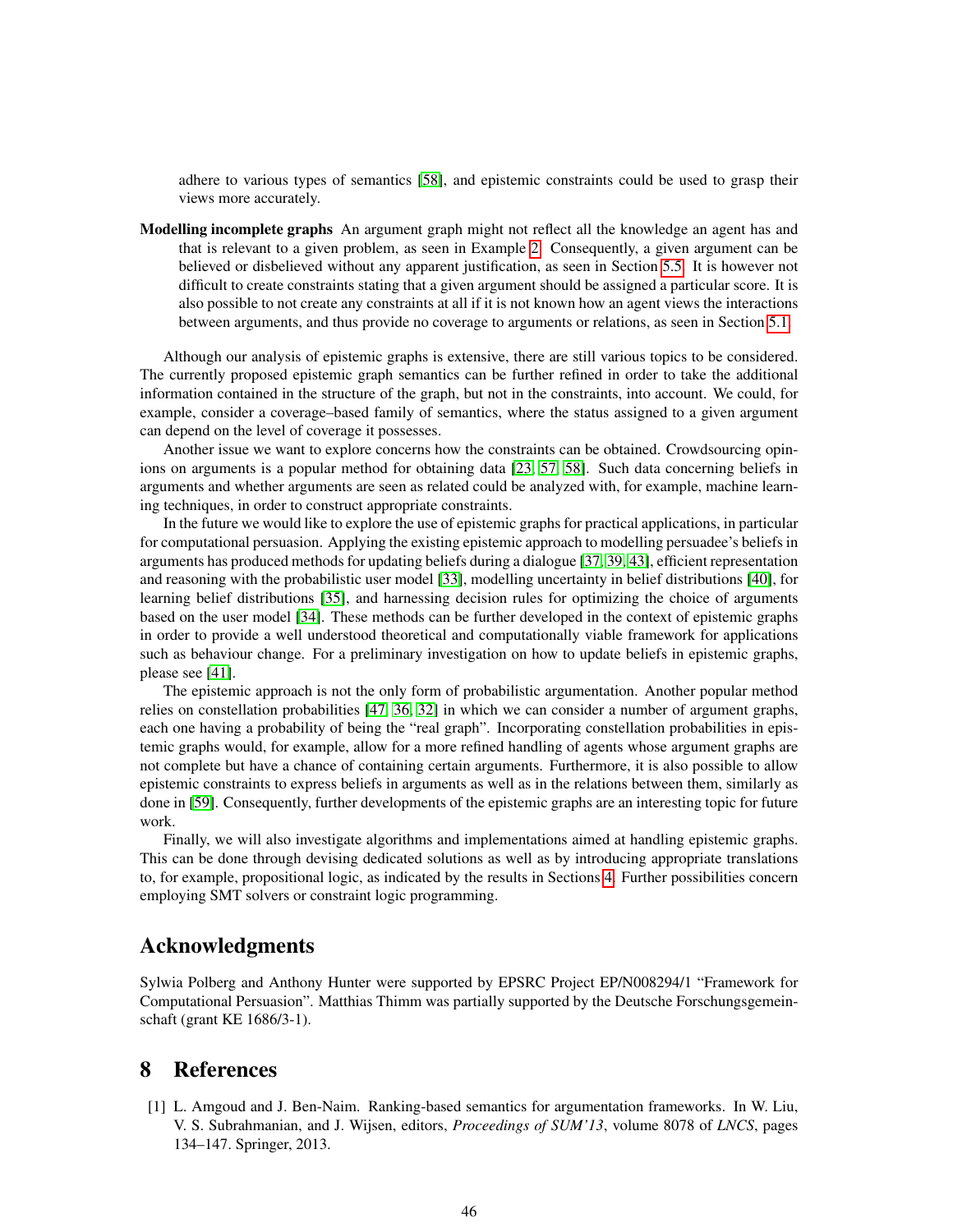adhere to various types of semantics [58], and epistemic constraints could be used to grasp their views more accurately.

**Modelling incomplete graphs** An argument graph might not reflect all the knowledge an agent has and that is relevant to a given problem, as seen in Example 2. Consequently, a given argument can be believed or disbelieved without any apparent justification, as seen in Section 5.5. It is however not difficult to create constraints stating that a given argument should be assigned a particular score. It is also possible to not create any constraints at all if it is not known how an agent views the interactions between arguments, and thus provide no coverage to arguments or relations, as seen in Section 5.1.

Although our analysis of epistemic graphs is extensive, there are still various topics to be considered. The currently proposed epistemic graph semantics can be further refined in order to take the additional information contained in the structure of the graph, but not in the constraints, into account. We could, for example, consider a coverage–based family of semantics, where the status assigned to a given argument can depend on the level of coverage it possesses.

Another issue we want to explore concerns how the constraints can be obtained. Crowdsourcing opinions on arguments is a popular method for obtaining data [23, 57, 58]. Such data concerning beliefs in arguments and whether arguments are seen as related could be analyzed with, for example, machine learning techniques, in order to construct appropriate constraints.

In the future we would like to explore the use of epistemic graphs for practical applications, in particular for computational persuasion. Applying the existing epistemic approach to modelling persuadee's beliefs in arguments has produced methods for updating beliefs during a dialogue [37, 39, 43], efficient representation and reasoning with the probabilistic user model [33], modelling uncertainty in belief distributions [40], for learning belief distributions [35], and harnessing decision rules for optimizing the choice of arguments based on the user model [34]. These methods can be further developed in the context of epistemic graphs in order to provide a well understood theoretical and computationally viable framework for applications such as behaviour change. For a preliminary investigation on how to update beliefs in epistemic graphs, please see [41].

The epistemic approach is not the only form of probabilistic argumentation. Another popular method relies on constellation probabilities [47, 36, 32] in which we can consider a number of argument graphs, each one having a probability of being the "real graph". Incorporating constellation probabilities in epistemic graphs would, for example, allow for a more refined handling of agents whose argument graphs are not complete but have a chance of containing certain arguments. Furthermore, it is also possible to allow epistemic constraints to express beliefs in arguments as well as in the relations between them, similarly as done in [59]. Consequently, further developments of the epistemic graphs are an interesting topic for future work.

Finally, we will also investigate algorithms and implementations aimed at handling epistemic graphs. This can be done through devising dedicated solutions as well as by introducing appropriate translations to, for example, propositional logic, as indicated by the results in Sections 4. Further possibilities concern employing SMT solvers or constraint logic programming.

## Acknowledgments

Sylwia Polberg and Anthony Hunter were supported by EPSRC Project EP/N008294/1 "Framework for Computational Persuasion". Matthias Thimm was partially supported by the Deutsche Forschungsgemeinschaft (grant KE 1686/3-1).

## 8 References

[1] L. Amgoud and J. Ben-Naim. Ranking-based semantics for argumentation frameworks. In W. Liu, V. S. Subrahmanian, and J. Wijsen, editors, *Proceedings of SUM'13*, volume 8078 of *LNCS*, pages 134–147. Springer, 2013.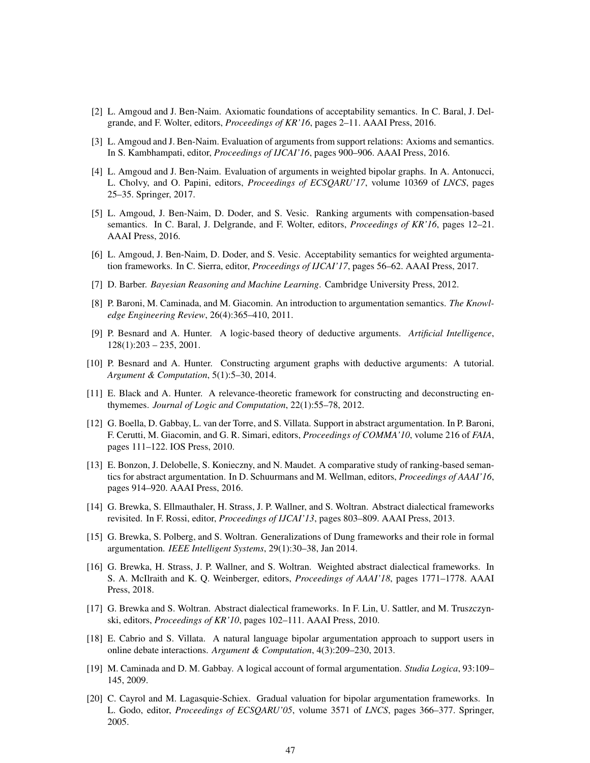[2] L. Amgoud and J. Ben-Naim. Axiomatic foundations of acceptability semantics. In C. Baral, J. Delgrande, and F. Wolter, editors, *Proceedings of KR'16*, pages 2–11. AAAI Press, 2016.

[3] L. Amgoud and J. Ben-Naim. Evaluation of arguments from support relations: Axioms and semantics. In S. Kambhampati, editor, *Proceedings of IJCAI'16*, pages 900–906. AAAI Press, 2016.

[4] L. Amgoud and J. Ben-Naim. Evaluation of arguments in weighted bipolar graphs. In A. Antonucci, L. Cholvy, and O. Papini, editors, *Proceedings of ECSQARU'17*, volume 10369 of *LNCS*, pages 25–35. Springer, 2017.

[5] L. Amgoud, J. Ben-Naim, D. Doder, and S. Vesic. Ranking arguments with compensation-based semantics. In C. Baral, J. Delgrande, and F. Wolter, editors, *Proceedings of KR'16*, pages 12–21. AAAI Press, 2016.

[6] L. Amgoud, J. Ben-Naim, D. Doder, and S. Vesic. Acceptability semantics for weighted argumentation frameworks. In C. Sierra, editor, *Proceedings of IJCAI'17*, pages 56–62. AAAI Press, 2017.

[7] D. Barber. *Bayesian Reasoning and Machine Learning*. Cambridge University Press, 2012.

[8] P. Baroni, M. Caminada, and M. Giacomin. An introduction to argumentation semantics. *The Knowledge Engineering Review*, 26(4):365–410, 2011.

[9] P. Besnard and A. Hunter. A logic-based theory of deductive arguments. *Artificial Intelligence*, 128(1):203 – 235, 2001.

[10] P. Besnard and A. Hunter. Constructing argument graphs with deductive arguments: A tutorial. *Argument & Computation*, 5(1):5–30, 2014.

[11] E. Black and A. Hunter. A relevance-theoretic framework for constructing and deconstructing enthymemes. *Journal of Logic and Computation*, 22(1):55–78, 2012.

[12] G. Boella, D. Gabbay, L. van der Torre, and S. Villata. Support in abstract argumentation. In P. Baroni, F. Cerutti, M. Giacomin, and G. R. Simari, editors, *Proceedings of COMMA'10*, volume 216 of *FAIA*, pages 111–122. IOS Press, 2010.

[13] E. Bonzon, J. Delobelle, S. Konieczny, and N. Maudet. A comparative study of ranking-based semantics for abstract argumentation. In D. Schuurmans and M. Wellman, editors, *Proceedings of AAAI'16*, pages 914–920. AAAI Press, 2016.

[14] G. Brewka, S. Ellmauthaler, H. Strass, J. P. Wallner, and S. Woltran. Abstract dialectical frameworks revisited. In F. Rossi, editor, *Proceedings of IJCAI'13*, pages 803–809. AAAI Press, 2013.

[15] G. Brewka, S. Polberg, and S. Woltran. Generalizations of Dung frameworks and their role in formal argumentation. *IEEE Intelligent Systems*, 29(1):30–38, Jan 2014.

[16] G. Brewka, H. Strass, J. P. Wallner, and S. Woltran. Weighted abstract dialectical frameworks. In S. A. McIlraith and K. Q. Weinberger, editors, *Proceedings of AAAI'18*, pages 1771–1778. AAAI Press, 2018.

[17] G. Brewka and S. Woltran. Abstract dialectical frameworks. In F. Lin, U. Sattler, and M. Truszczynski, editors, *Proceedings of KR'10*, pages 102–111. AAAI Press, 2010.

[18] E. Cabrio and S. Villata. A natural language bipolar argumentation approach to support users in online debate interactions. *Argument & Computation*, 4(3):209–230, 2013.

[19] M. Caminada and D. M. Gabbay. A logical account of formal argumentation. *Studia Logica*, 93:109–145, 2009.

[20] C. Cayrol and M. Lagasquie-Schiex. Gradual valuation for bipolar argumentation frameworks. In L. Godo, editor, *Proceedings of ECSQARU'05*, volume 3571 of *LNCS*, pages 366–377. Springer, 2005.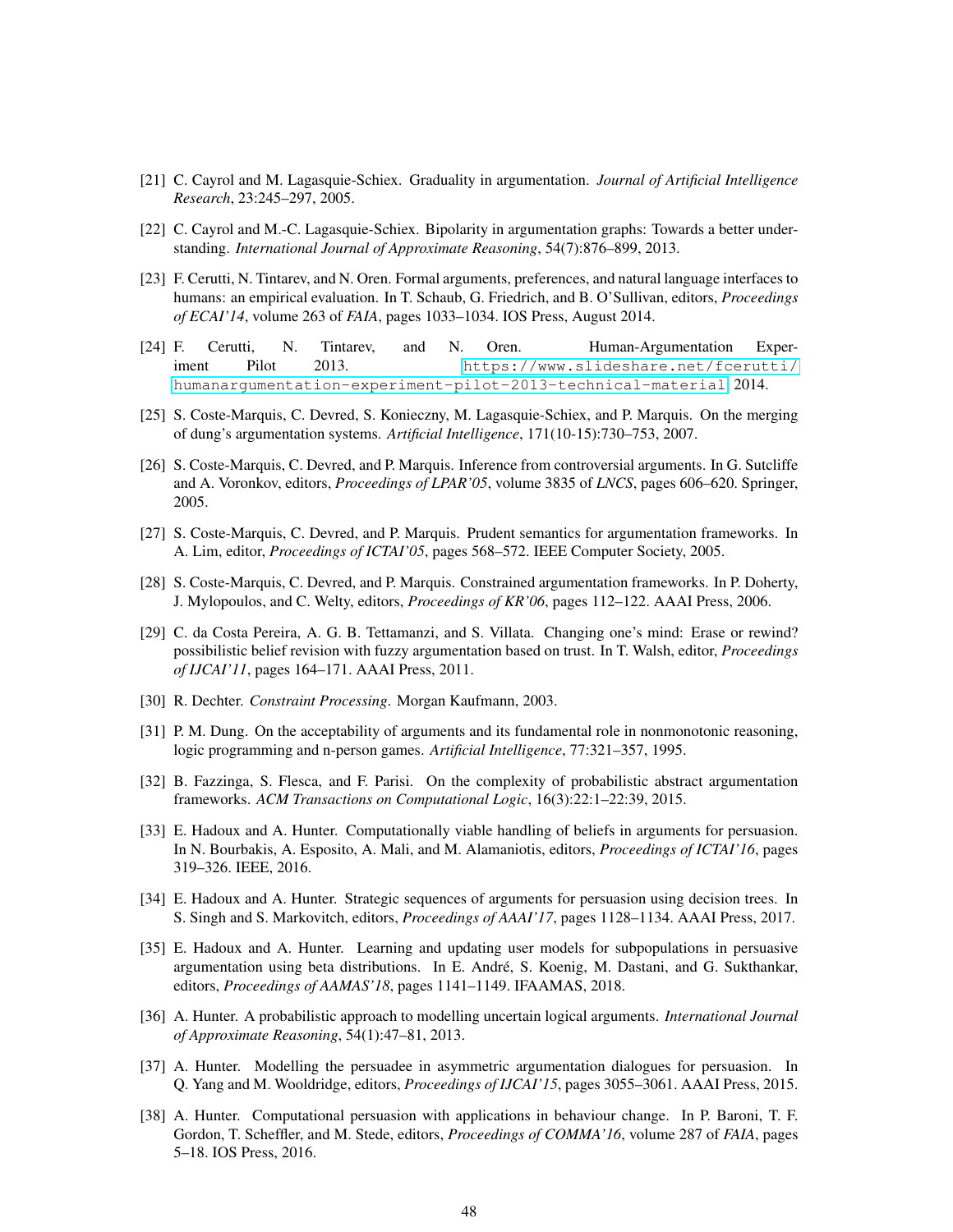[21] C. Cayrol and M. Lagasquie-Schiex. Graduality in argumentation. *Journal of Artificial Intelligence Research*, 23:245–297, 2005.

[22] C. Cayrol and M.-C. Lagasquie-Schiex. Bipolarity in argumentation graphs: Towards a better understanding. *International Journal of Approximate Reasoning*, 54(7):876–899, 2013.

[23] F. Cerutti, N. Tintarev, and N. Oren. Formal arguments, preferences, and natural language interfaces to humans: an empirical evaluation. In T. Schaub, G. Friedrich, and B. O'Sullivan, editors, *Proceedings of ECAI'14*, volume 263 of *FAIA*, pages 1033–1034. IOS Press, August 2014.

[24] F. Cerutti, N. Tintarev, and N. Oren. Human-Argumentation Experiment Pilot 2013. https://www.slideshare.net/fcerutti/humanargumentation-experiment-pilot-2013-technical-material, 2014.

[25] S. Coste-Marquis, C. Devred, S. Konieczny, M. Lagasquie-Schiex, and P. Marquis. On the merging of dung's argumentation systems. *Artificial Intelligence*, 171(10-15):730–753, 2007.

[26] S. Coste-Marquis, C. Devred, and P. Marquis. Inference from controversial arguments. In G. Sutcliffe and A. Voronkov, editors, *Proceedings of LPAR'05*, volume 3835 of *LNCS*, pages 606–620. Springer, 2005.

[27] S. Coste-Marquis, C. Devred, and P. Marquis. Prudent semantics for argumentation frameworks. In A. Lim, editor, *Proceedings of ICTAI'05*, pages 568–572. IEEE Computer Society, 2005.

[28] S. Coste-Marquis, C. Devred, and P. Marquis. Constrained argumentation frameworks. In P. Doherty, J. Mylopoulos, and C. Welty, editors, *Proceedings of KR'06*, pages 112–122. AAAI Press, 2006.

[29] C. da Costa Pereira, A. G. B. Tettamanzi, and S. Villata. Changing one's mind: Erase or rewind? possibilistic belief revision with fuzzy argumentation based on trust. In T. Walsh, editor, *Proceedings of IJCAI'11*, pages 164–171. AAAI Press, 2011.

[30] R. Dechter. *Constraint Processing*. Morgan Kaufmann, 2003.

[31] P. M. Dung. On the acceptability of arguments and its fundamental role in nonmonotonic reasoning, logic programming and n-person games. *Artificial Intelligence*, 77:321–357, 1995.

[32] B. Fazzinga, S. Flesca, and F. Parisi. On the complexity of probabilistic abstract argumentation frameworks. *ACM Transactions on Computational Logic*, 16(3):22:1–22:39, 2015.

[33] E. Hadoux and A. Hunter. Computationally viable handling of beliefs in arguments for persuasion. In N. Bourbakis, A. Esposito, A. Mali, and M. Alamaniotis, editors, *Proceedings of ICTAI'16*, pages 319–326. IEEE, 2016.

[34] E. Hadoux and A. Hunter. Strategic sequences of arguments for persuasion using decision trees. In S. Singh and S. Markovitch, editors, *Proceedings of AAAI'17*, pages 1128–1134. AAAI Press, 2017.

[35] E. Hadoux and A. Hunter. Learning and updating user models for subpopulations in persuasive argumentation using beta distributions. In E. André, S. Koenig, M. Dastani, and G. Sukthankar, editors, *Proceedings of AAMAS'18*, pages 1141–1149. IFAAMAS, 2018.

[36] A. Hunter. A probabilistic approach to modelling uncertain logical arguments. *International Journal of Approximate Reasoning*, 54(1):47–81, 2013.

[37] A. Hunter. Modelling the persuadee in asymmetric argumentation dialogues for persuasion. In Q. Yang and M. Wooldridge, editors, *Proceedings of IJCAI'15*, pages 3055–3061. AAAI Press, 2015.

[38] A. Hunter. Computational persuasion with applications in behaviour change. In P. Baroni, T. F. Gordon, T. Scheffler, and M. Stede, editors, *Proceedings of COMMA'16*, volume 287 of *FAIA*, pages 5–18. IOS Press, 2016.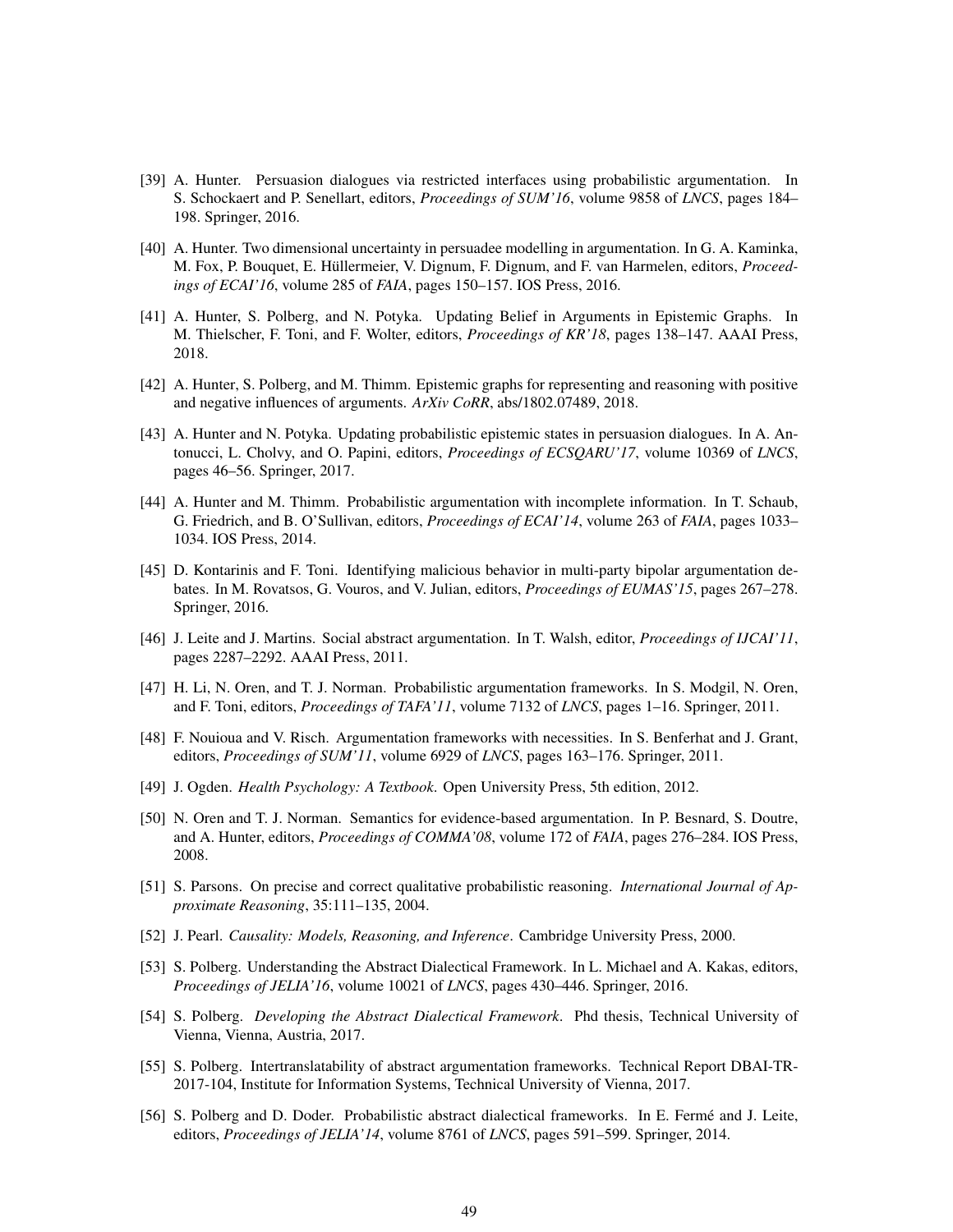[39] A. Hunter. Persuasion dialogues via restricted interfaces using probabilistic argumentation. In S. Schockaert and P. Senellart, editors, *Proceedings of SUM'16*, volume 9858 of *LNCS*, pages 184–198. Springer, 2016.

[40] A. Hunter. Two dimensional uncertainty in persuadee modelling in argumentation. In G. A. Kaminka, M. Fox, P. Bouquet, E. Hüllermeier, V. Dignum, F. Dignum, and F. van Harmelen, editors, *Proceedings of ECAI'16*, volume 285 of *FAIA*, pages 150–157. IOS Press, 2016.

[41] A. Hunter, S. Polberg, and N. Potyka. Updating Belief in Arguments in Epistemic Graphs. In M. Thielscher, F. Toni, and F. Wolter, editors, *Proceedings of KR'18*, pages 138–147. AAAI Press, 2018.

[42] A. Hunter, S. Polberg, and M. Thimm. Epistemic graphs for representing and reasoning with positive and negative influences of arguments. *ArXiv CoRR*, abs/1802.07489, 2018.

[43] A. Hunter and N. Potyka. Updating probabilistic epistemic states in persuasion dialogues. In A. Antonucci, L. Cholvy, and O. Papini, editors, *Proceedings of ECSQARU'17*, volume 10369 of *LNCS*, pages 46–56. Springer, 2017.

[44] A. Hunter and M. Thimm. Probabilistic argumentation with incomplete information. In T. Schaub, G. Friedrich, and B. O'Sullivan, editors, *Proceedings of ECAI'14*, volume 263 of *FAIA*, pages 1033–1034. IOS Press, 2014.

[45] D. Kontarinis and F. Toni. Identifying malicious behavior in multi-party bipolar argumentation debates. In M. Rovatsos, G. Vouros, and V. Julian, editors, *Proceedings of EUMAS'15*, pages 267–278. Springer, 2016.

[46] J. Leite and J. Martins. Social abstract argumentation. In T. Walsh, editor, *Proceedings of IJCAI'11*, pages 2287–2292. AAAI Press, 2011.

[47] H. Li, N. Oren, and T. J. Norman. Probabilistic argumentation frameworks. In S. Modgil, N. Oren, and F. Toni, editors, *Proceedings of TAFA'11*, volume 7132 of *LNCS*, pages 1–16. Springer, 2011.

[48] F. Nouioua and V. Risch. Argumentation frameworks with necessities. In S. Benferhat and J. Grant, editors, *Proceedings of SUM'11*, volume 6929 of *LNCS*, pages 163–176. Springer, 2011.

[49] J. Ogden. *Health Psychology: A Textbook*. Open University Press, 5th edition, 2012.

[50] N. Oren and T. J. Norman. Semantics for evidence-based argumentation. In P. Besnard, S. Doutre, and A. Hunter, editors, *Proceedings of COMMA'08*, volume 172 of *FAIA*, pages 276–284. IOS Press, 2008.

[51] S. Parsons. On precise and correct qualitative probabilistic reasoning. *International Journal of Approximate Reasoning*, 35:111–135, 2004.

[52] J. Pearl. *Causality: Models, Reasoning, and Inference*. Cambridge University Press, 2000.

[53] S. Polberg. Understanding the Abstract Dialectical Framework. In L. Michael and A. Kakas, editors, *Proceedings of JELIA'16*, volume 10021 of *LNCS*, pages 430–446. Springer, 2016.

[54] S. Polberg. *Developing the Abstract Dialectical Framework*. Phd thesis, Technical University of Vienna, Vienna, Austria, 2017.

[55] S. Polberg. Intertranslatability of abstract argumentation frameworks. Technical Report DBAI-TR-2017-104, Institute for Information Systems, Technical University of Vienna, 2017.

[56] S. Polberg and D. Doder. Probabilistic abstract dialectical frameworks. In E. Fermé and J. Leite, editors, *Proceedings of JELIA'14*, volume 8761 of *LNCS*, pages 591–599. Springer, 2014.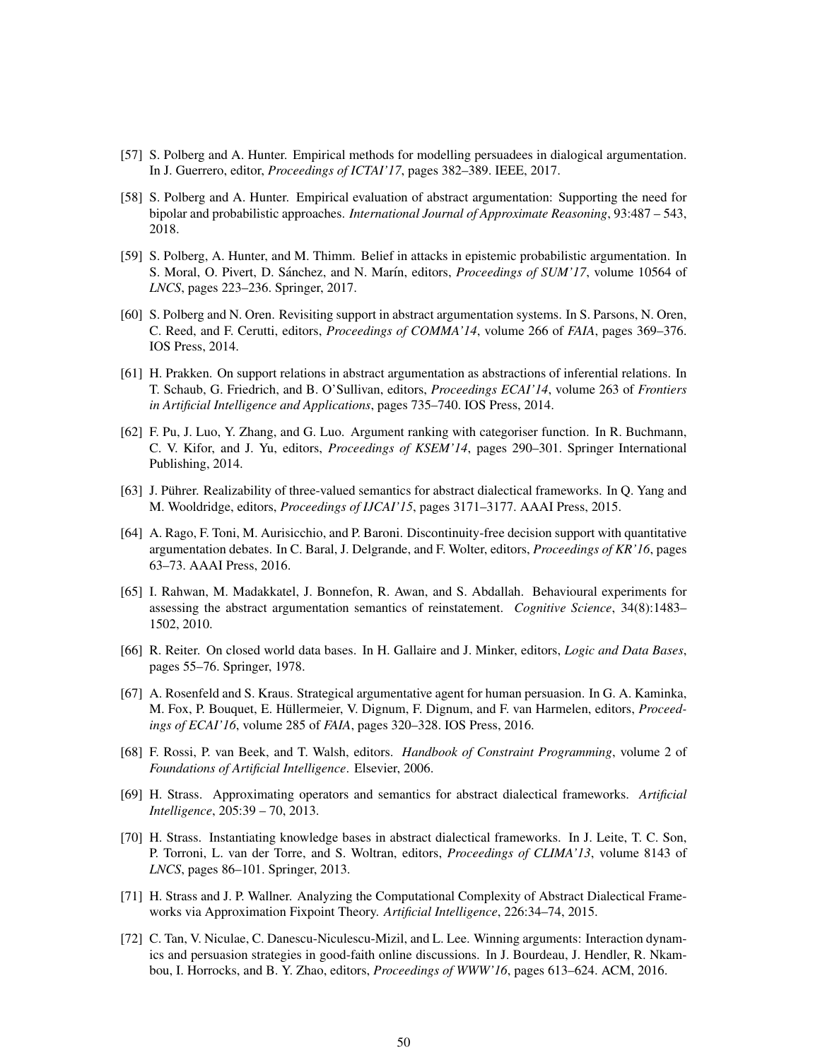[57] S. Polberg and A. Hunter. Empirical methods for modelling persuadees in dialogical argumentation. In J. Guerrero, editor, *Proceedings of ICTAI'17*, pages 382–389. IEEE, 2017.

[58] S. Polberg and A. Hunter. Empirical evaluation of abstract argumentation: Supporting the need for bipolar and probabilistic approaches. *International Journal of Approximate Reasoning*, 93:487 – 543, 2018.

[59] S. Polberg, A. Hunter, and M. Thimm. Belief in attacks in epistemic probabilistic argumentation. In S. Moral, O. Pivert, D. Sánchez, and N. Marín, editors, *Proceedings of SUM'17*, volume 10564 of *LNCS*, pages 223–236. Springer, 2017.

[60] S. Polberg and N. Oren. Revisiting support in abstract argumentation systems. In S. Parsons, N. Oren, C. Reed, and F. Cerutti, editors, *Proceedings of COMMA'14*, volume 266 of *FAIA*, pages 369–376. IOS Press, 2014.

[61] H. Prakken. On support relations in abstract argumentation as abstractions of inferential relations. In T. Schaub, G. Friedrich, and B. O'Sullivan, editors, *Proceedings ECAI'14*, volume 263 of *Frontiers in Artificial Intelligence and Applications*, pages 735–740. IOS Press, 2014.

[62] F. Pu, J. Luo, Y. Zhang, and G. Luo. Argument ranking with categoriser function. In R. Buchmann, C. V. Kifor, and J. Yu, editors, *Proceedings of KSEM'14*, pages 290–301. Springer International Publishing, 2014.

[63] J. Pührer. Realizability of three-valued semantics for abstract dialectical frameworks. In Q. Yang and M. Wooldridge, editors, *Proceedings of IJCAI'15*, pages 3171–3177. AAAI Press, 2015.

[64] A. Rago, F. Toni, M. Aurisicchio, and P. Baroni. Discontinuity-free decision support with quantitative argumentation debates. In C. Baral, J. Delgrande, and F. Wolter, editors, *Proceedings of KR'16*, pages 63–73. AAAI Press, 2016.

[65] I. Rahwan, M. Madakkatel, J. Bonnefon, R. Awan, and S. Abdallah. Behavioural experiments for assessing the abstract argumentation semantics of reinstatement. *Cognitive Science*, 34(8):1483–1502, 2010.

[66] R. Reiter. On closed world data bases. In H. Gallaire and J. Minker, editors, *Logic and Data Bases*, pages 55–76. Springer, 1978.

[67] A. Rosenfeld and S. Kraus. Strategical argumentative agent for human persuasion. In G. A. Kaminka, M. Fox, P. Bouquet, E. Hüllermeier, V. Dignum, F. Dignum, and F. van Harmelen, editors, *Proceedings of ECAI'16*, volume 285 of *FAIA*, pages 320–328. IOS Press, 2016.

[68] F. Rossi, P. van Beek, and T. Walsh, editors. *Handbook of Constraint Programming*, volume 2 of *Foundations of Artificial Intelligence*. Elsevier, 2006.

[69] H. Strass. Approximating operators and semantics for abstract dialectical frameworks. *Artificial Intelligence*, 205:39 – 70, 2013.

[70] H. Strass. Instantiating knowledge bases in abstract dialectical frameworks. In J. Leite, T. C. Son, P. Torroni, L. van der Torre, and S. Woltran, editors, *Proceedings of CLIMA'13*, volume 8143 of *LNCS*, pages 86–101. Springer, 2013.

[71] H. Strass and J. P. Wallner. Analyzing the Computational Complexity of Abstract Dialectical Frameworks via Approximation Fixpoint Theory. *Artificial Intelligence*, 226:34–74, 2015.

[72] C. Tan, V. Niculae, C. Danescu-Niculescu-Mizil, and L. Lee. Winning arguments: Interaction dynamics and persuasion strategies in good-faith online discussions. In J. Bourdeau, J. Hendler, R. Nkambou, I. Horrocks, and B. Y. Zhao, editors, *Proceedings of WWW'16*, pages 613–624. ACM, 2016.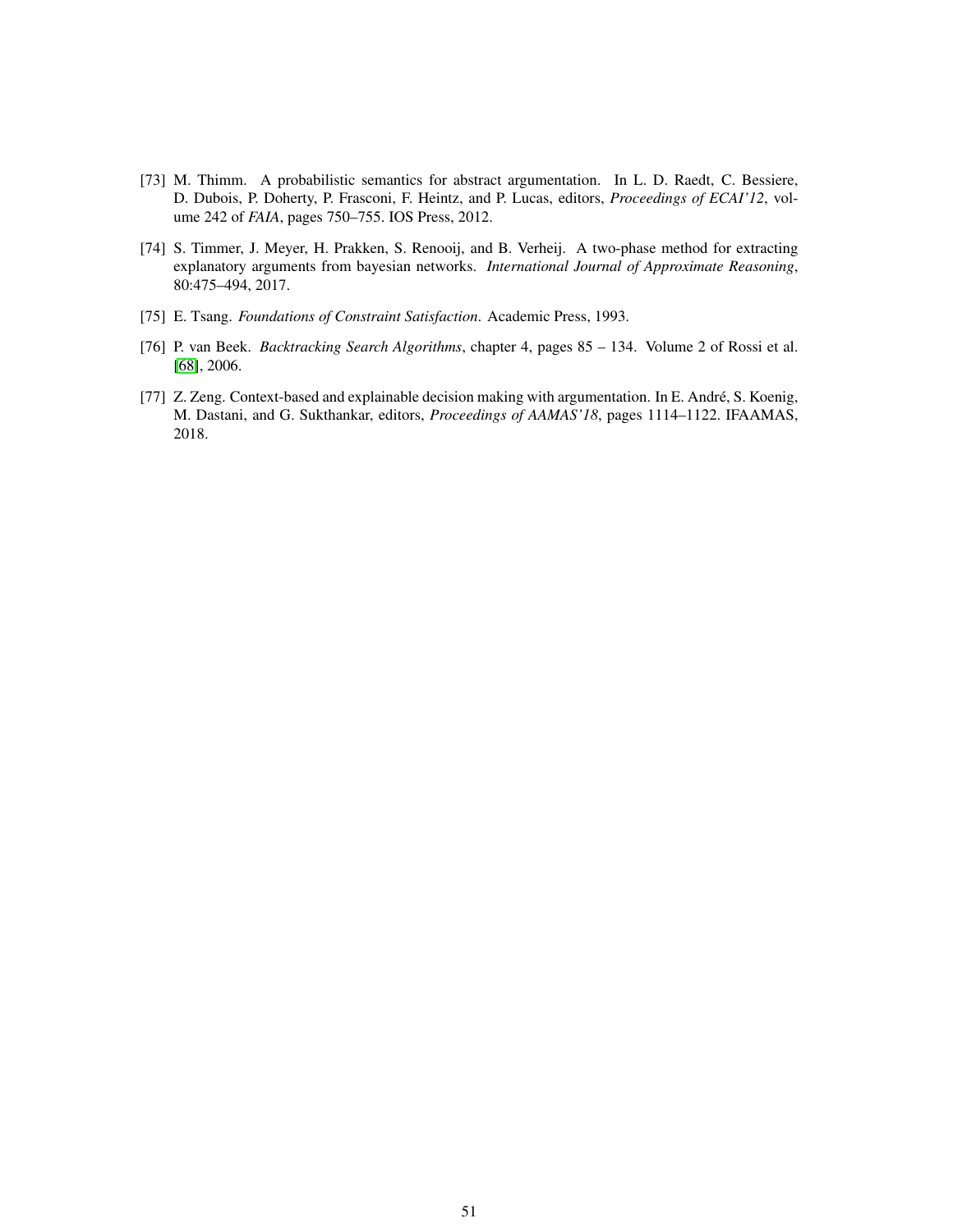[73] M. Thimm. A probabilistic semantics for abstract argumentation. In L. D. Raedt, C. Bessiere, D. Dubois, P. Doherty, P. Frasconi, F. Heintz, and P. Lucas, editors, *Proceedings of ECAI'12*, volume 242 of *FAIA*, pages 750–755. IOS Press, 2012.

[74] S. Timmer, J. Meyer, H. Prakken, S. Renooij, and B. Verheij. A two-phase method for extracting explanatory arguments from bayesian networks. *International Journal of Approximate Reasoning*, 80:475–494, 2017.

[75] E. Tsang. *Foundations of Constraint Satisfaction*. Academic Press, 1993.

[76] P. van Beek. *Backtracking Search Algorithms*, chapter 4, pages 85 – 134. Volume 2 of Rossi et al. [68], 2006.

[77] Z. Zeng. Context-based and explainable decision making with argumentation. In E. André, S. Koenig, M. Dastani, and G. Sukthankar, editors, *Proceedings of AAMAS'18*, pages 1114–1122. IFAAMAS, 2018.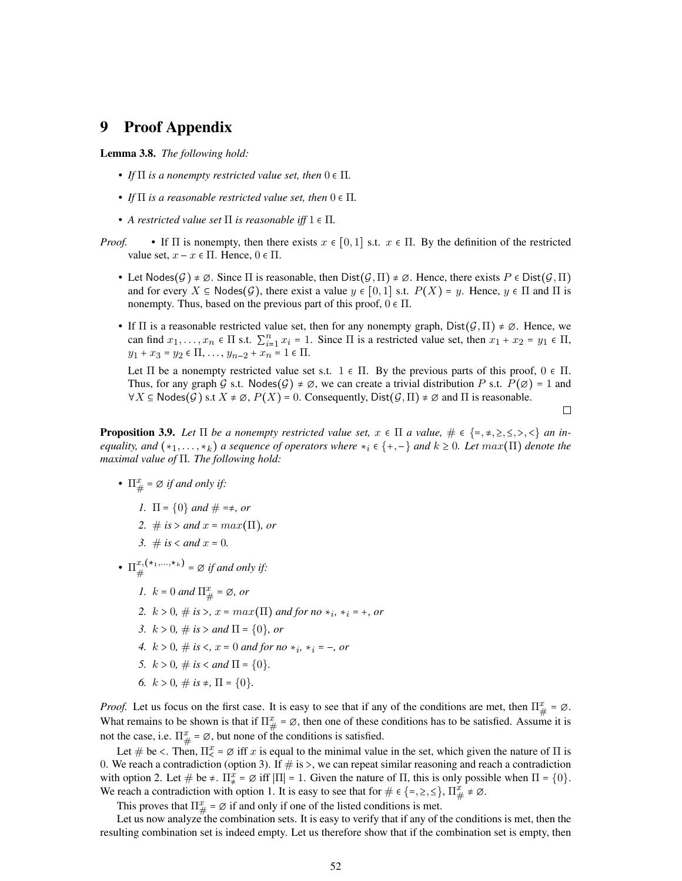# 9 Proof Appendix

**Lemma 3.8.** *The following hold:*

- *If* $\Pi$ *is a nonempty restricted value set, then* $0 \in \Pi$.
- *If* $\Pi$ *is a reasonable restricted value set, then* $0 \in \Pi$.
- *A restricted value set* $\Pi$ *is reasonable iff* $1 \in \Pi$.

*Proof.*

- If $\Pi$ is nonempty, then there exists $x \in [0,1]$ s.t. $x \in \Pi$. By the definition of the restricted value set, $x - x \in \Pi$. Hence, $0 \in \Pi$.
- Let $\mathsf{Nodes}(\mathcal{G}) \neq \emptyset$. Since $\Pi$ is reasonable, then $\mathsf{Dist}(\mathcal{G}, \Pi) \neq \emptyset$. Hence, there exists $P \in \mathsf{Dist}(\mathcal{G}, \Pi)$ and for every $X \subseteq \mathsf{Nodes}(\mathcal{G})$, there exist a value $y \in [0,1]$ s.t. $P(X) = y$. Hence, $y \in \Pi$ and $\Pi$ is nonempty. Thus, based on the previous part of this proof, $0 \in \Pi$.
- If $\Pi$ is a reasonable restricted value set, then for any nonempty graph, $\mathsf{Dist}(\mathcal{G}, \Pi) \neq \emptyset$. Hence, we can find $x_1, \ldots, x_n \in \Pi$ s.t. $\sum_{i=1}^{n} x_i = 1$. Since $\Pi$ is a restricted value set, then $x_1 + x_2 = y_1 \in \Pi$, $y_1 + x_3 = y_2 \in \Pi$, $\ldots$, $y_{n-2} + x_n = 1 \in \Pi$.

  Let $\Pi$ be a nonempty restricted value set s.t. $1 \in \Pi$. By the previous parts of this proof, $0 \in \Pi$. Thus, for any graph $\mathcal{G}$ s.t. $\mathsf{Nodes}(\mathcal{G}) \neq \emptyset$, we can create a trivial distribution $P$ s.t. $P(\emptyset) = 1$ and $\forall X \subseteq \mathsf{Nodes}(\mathcal{G})$ s.t $X \neq \emptyset$, $P(X) = 0$. Consequently, $\mathsf{Dist}(\mathcal{G}, \Pi) \neq \emptyset$ and $\Pi$ is reasonable.

$\square$

**Proposition 3.9.** *Let* $\Pi$ *be a nonempty restricted value set,* $x \in \Pi$ *a value,* $\# \in \{=, \neq, \geq, \leq, >, <\}$ *an inequality, and* $(*_1, \ldots, *_k)$ *a sequence of operators where* $*_i \in \{+, -\}$ *and* $k \geq 0$. *Let* $max(\Pi)$ *denote the maximal value of* $\Pi$. *The following hold:*

- $\Pi^x_\# = \emptyset$ *if and only if:*
  1. $\Pi = \{0\}$ *and* $\# = \neq$, *or*
  2. $\#$ *is* $>$ *and* $x = max(\Pi)$, *or*
  3. $\#$ *is* $<$ *and* $x = 0$.
- $\Pi^{x,(*_1,\ldots,*_k)}_\# = \emptyset$ *if and only if:*
  1. $k = 0$ *and* $\Pi^x_\# = \emptyset$, *or*
  2. $k > 0$, $\#$ *is* $>$, $x = max(\Pi)$ *and for no* $*_i$, $*_i = +$, *or*
  3. $k > 0$, $\#$ *is* $>$ *and* $\Pi = \{0\}$, *or*
  4. $k > 0$, $\#$ *is* $<$, $x = 0$ *and for no* $*_i$, $*_i = -$, *or*
  5. $k > 0$, $\#$ *is* $<$ *and* $\Pi = \{0\}$.
  6. $k > 0$, $\#$ *is* $\neq$, $\Pi = \{0\}$.

*Proof.* Let us focus on the first case. It is easy to see that if any of the conditions are met, then $\Pi^x_\# = \emptyset$. What remains to be shown is that if $\Pi^x_\# = \emptyset$, then one of these conditions has to be satisfied. Assume it is not the case, i.e. $\Pi^x_\# = \emptyset$, but none of the conditions is satisfied.

Let $\#$ be $<$. Then, $\Pi^x_< = \emptyset$ iff $x$ is equal to the minimal value in the set, which given the nature of $\Pi$ is 0. We reach a contradiction (option 3). If $\#$ is $>$, we can repeat similar reasoning and reach a contradiction with option 2. Let $\#$ be $\neq$. $\Pi^x_\neq = \emptyset$ iff $|\Pi| = 1$. Given the nature of $\Pi$, this is only possible when $\Pi = \{0\}$. We reach a contradiction with option 1. It is easy to see that for $\# \in \{=, \geq, \leq\}$, $\Pi^x_\# \neq \emptyset$.

This proves that $\Pi^x_\# = \emptyset$ if and only if one of the listed conditions is met.

Let us now analyze the combination sets. It is easy to verify that if any of the conditions is met, then the resulting combination set is indeed empty. Let us therefore show that if the combination set is empty, then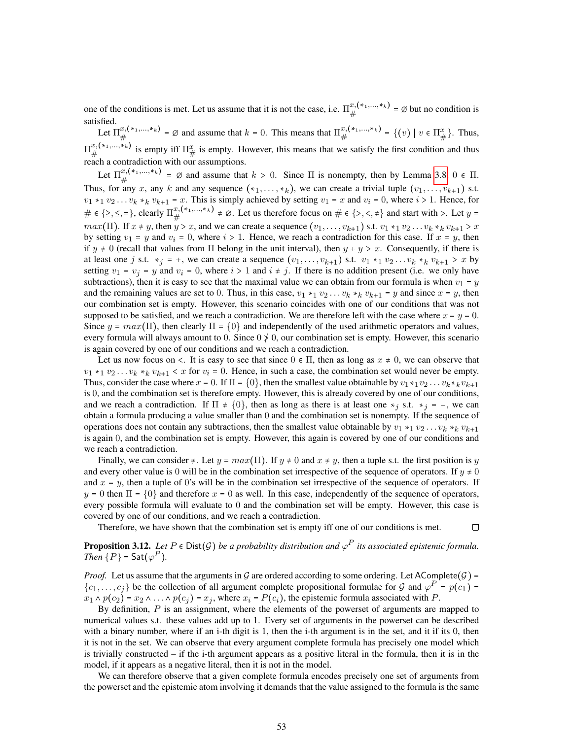one of the conditions is met. Let us assume that it is not the case, i.e. $\Pi_{\#}^{x,(*_1,\ldots,*_k)} = \varnothing$ but no condition is satisfied.

Let $\Pi_{\#}^{x,(*_1,\ldots,*_k)} = \varnothing$ and assume that $k = 0$. This means that $\Pi_{\#}^{x,(*_1,\ldots,*_k)} = \{(v) \mid v \in \Pi_{\#}^{x}\}$. Thus, $\Pi_{\#}^{x,(*_1,\ldots,*_k)}$ is empty iff $\Pi_{\#}^{x}$ is empty. However, this means that we satisfy the first condition and thus reach a contradiction with our assumptions.

Let $\Pi_{\#}^{x,(*_1,\ldots,*_k)} = \varnothing$ and assume that $k > 0$. Since $\Pi$ is nonempty, then by Lemma 3.8, $0 \in \Pi$. Thus, for any $x$, any $k$ and any sequence $(*_1, \ldots, *_k)$, we can create a trivial tuple $(v_1, \ldots, v_{k+1})$ s.t. $v_1 *_1 v_2 \ldots v_k *_k v_{k+1} = x$. This is simply achieved by setting $v_1 = x$ and $v_i = 0$, where $i > 1$. Hence, for $\# \in \{\geq, \leq, =\}$, clearly $\Pi_{\#}^{x,(*_1,\ldots,*_k)} \neq \varnothing$. Let us therefore focus on $\# \in \{>, <, \neq\}$ and start with $>$. Let $y = max(\Pi)$. If $x \neq y$, then $y > x$, and we can create a sequence $(v_1, \ldots, v_{k+1})$ s.t. $v_1 *_1 v_2 \ldots v_k *_k v_{k+1} > x$ by setting $v_1 = y$ and $v_i = 0$, where $i > 1$. Hence, we reach a contradiction for this case. If $x = y$, then if $y \neq 0$ (recall that values from $\Pi$ belong in the unit interval), then $y + y > x$. Consequently, if there is at least one $j$ s.t. $*_j = +$, we can create a sequence $(v_1, \ldots, v_{k+1})$ s.t. $v_1 *_1 v_2 \ldots v_k *_k v_{k+1} > x$ by setting $v_1 = v_j = y$ and $v_i = 0$, where $i > 1$ and $i \neq j$. If there is no addition present (i.e. we only have subtractions), then it is easy to see that the maximal value we can obtain from our formula is when $v_1 = y$ and the remaining values are set to 0. Thus, in this case, $v_1 *_1 v_2 \ldots v_k *_k v_{k+1} = y$ and since $x = y$, then our combination set is empty. However, this scenario coincides with one of our conditions that was not supposed to be satisfied, and we reach a contradiction. We are therefore left with the case where $x = y = 0$. Since $y = max(\Pi)$, then clearly $\Pi = \{0\}$ and independently of the used arithmetic operators and values, every formula will always amount to 0. Since $0 \not> 0$, our combination set is empty. However, this scenario is again covered by one of our conditions and we reach a contradiction.

Let us now focus on $<$. It is easy to see that since $0 \in \Pi$, then as long as $x \neq 0$, we can observe that $v_1 *_1 v_2 \ldots v_k *_k v_{k+1} < x$ for $v_i = 0$. Hence, in such a case, the combination set would never be empty. Thus, consider the case where $x = 0$. If $\Pi = \{0\}$, then the smallest value obtainable by $v_1 *_1 v_2 \ldots v_k *_k v_{k+1}$ is 0, and the combination set is therefore empty. However, this is already covered by one of our conditions, and we reach a contradiction. If $\Pi \neq \{0\}$, then as long as there is at least one $*_j$ s.t. $*_j = -$, we can obtain a formula producing a value smaller than 0 and the combination set is nonempty. If the sequence of operations does not contain any subtractions, then the smallest value obtainable by $v_1 *_1 v_2 \ldots v_k *_k v_{k+1}$ is again 0, and the combination set is empty. However, this again is covered by one of our conditions and we reach a contradiction.

Finally, we can consider $\neq$. Let $y = max(\Pi)$. If $y \neq 0$ and $x \neq y$, then a tuple s.t. the first position is $y$ and every other value is 0 will be in the combination set irrespective of the sequence of operators. If $y \neq 0$ and $x = y$, then a tuple of 0's will be in the combination set irrespective of the sequence of operators. If $y = 0$ then $\Pi = \{0\}$ and therefore $x = 0$ as well. In this case, independently of the sequence of operators, every possible formula will evaluate to 0 and the combination set will be empty. However, this case is covered by one of our conditions, and we reach a contradiction.

Therefore, we have shown that the combination set is empty iff one of our conditions is met. $\square$

**Proposition 3.12.** *Let $P \in \mathsf{Dist}(\mathcal{G})$ be a probability distribution and $\varphi^P$ its associated epistemic formula. Then $\{P\} = \mathsf{Sat}(\varphi^P)$.*

*Proof.* Let us assume that the arguments in $\mathcal{G}$ are ordered according to some ordering. Let $\mathsf{AComplete}(\mathcal{G}) = \{c_1, \ldots, c_j\}$ be the collection of all argument complete propositional formulae for $\mathcal{G}$ and $\varphi^P = p(c_1) = x_1 \wedge p(c_2) = x_2 \wedge \ldots \wedge p(c_j) = x_j$, where $x_i = P(c_i)$, the epistemic formula associated with $P$.

By definition, $P$ is an assignment, where the elements of the powerset of arguments are mapped to numerical values s.t. these values add up to 1. Every set of arguments in the powerset can be described with a binary number, where if an i-th digit is 1, then the i-th argument is in the set, and it if its 0, then it is not in the set. We can observe that every argument complete formula has precisely one model which is trivially constructed – if the i-th argument appears as a positive literal in the formula, then it is in the model, if it appears as a negative literal, then it is not in the model.

We can therefore observe that a given complete formula encodes precisely one set of arguments from the powerset and the epistemic atom involving it demands that the value assigned to the formula is the same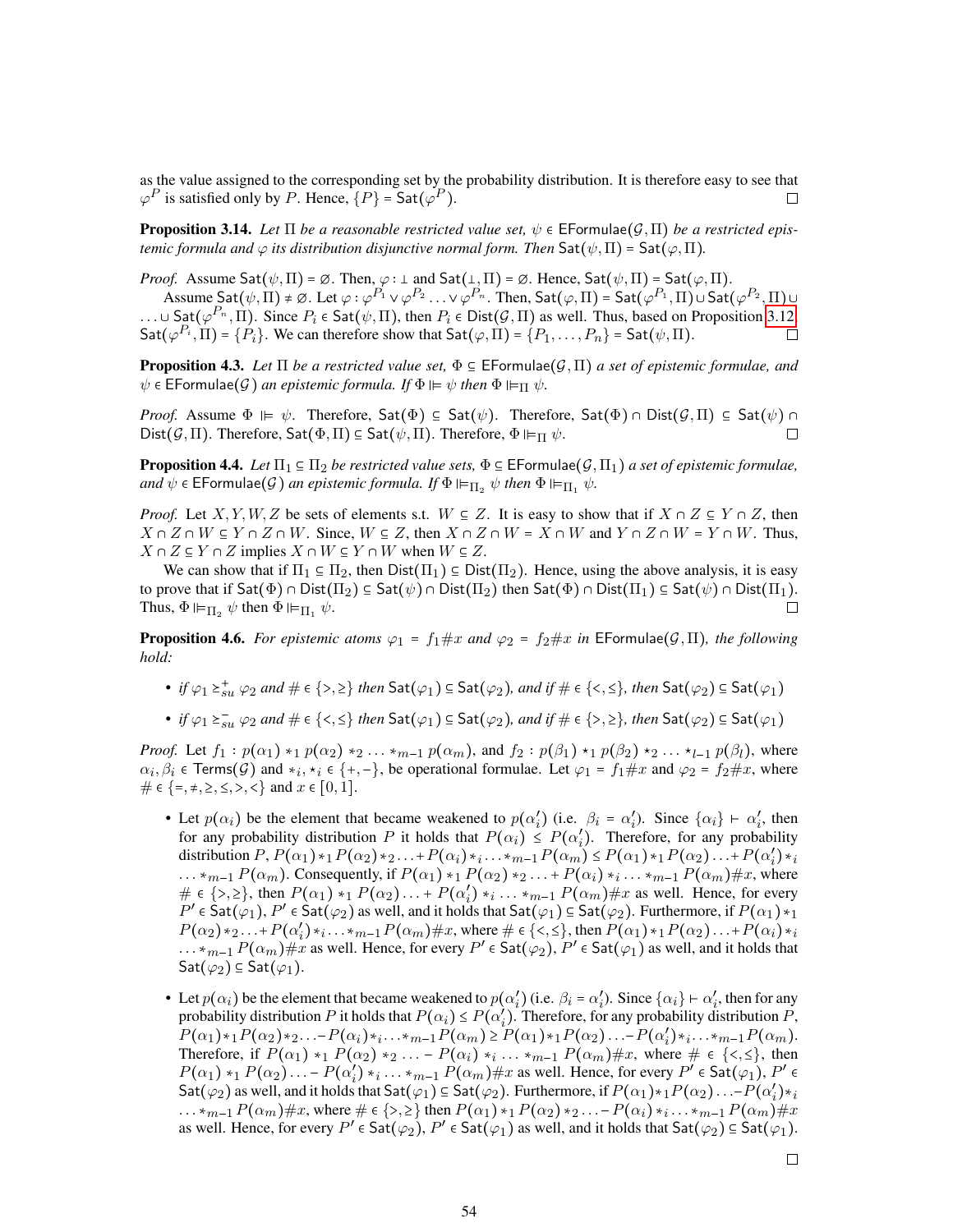as the value assigned to the corresponding set by the probability distribution. It is therefore easy to see that $\varphi^P$ is satisfied only by $P$. Hence, $\{P\} = \mathsf{Sat}(\varphi^P)$. ☐

**Proposition 3.14.** *Let $\Pi$ be a reasonable restricted value set, $\psi \in \mathsf{EFormulae}(\mathcal{G}, \Pi)$ be a restricted epistemic formula and $\varphi$ its distribution disjunctive normal form. Then $\mathsf{Sat}(\psi, \Pi) = \mathsf{Sat}(\varphi, \Pi)$.*

*Proof.* Assume $\mathsf{Sat}(\psi, \Pi) = \varnothing$. Then, $\varphi : \bot$ and $\mathsf{Sat}(\bot, \Pi) = \varnothing$. Hence, $\mathsf{Sat}(\psi, \Pi) = \mathsf{Sat}(\varphi, \Pi)$.

Assume $\mathsf{Sat}(\psi, \Pi) \neq \varnothing$. Let $\varphi : \varphi^{P_1} \vee \varphi^{P_2} \ldots \vee \varphi^{P_n}$. Then, $\mathsf{Sat}(\varphi, \Pi) = \mathsf{Sat}(\varphi^{P_1}, \Pi) \cup \mathsf{Sat}(\varphi^{P_2}, \Pi) \cup \ldots \cup \mathsf{Sat}(\varphi^{P_n}, \Pi)$. Since $P_i \in \mathsf{Sat}(\psi, \Pi)$, then $P_i \in \mathsf{Dist}(\mathcal{G}, \Pi)$ as well. Thus, based on Proposition 3.12, $\mathsf{Sat}(\varphi^{P_i}, \Pi) = \{P_i\}$. We can therefore show that $\mathsf{Sat}(\varphi, \Pi) = \{P_1, \ldots, P_n\} = \mathsf{Sat}(\psi, \Pi)$. ☐

**Proposition 4.3.** *Let $\Pi$ be a restricted value set, $\Phi \subseteq \mathsf{EFormulae}(\mathcal{G}, \Pi)$ a set of epistemic formulae, and $\psi \in \mathsf{EFormulae}(\mathcal{G})$ an epistemic formula. If $\Phi \Vdash \psi$ then $\Phi \Vdash_\Pi \psi$.*

*Proof.* Assume $\Phi \Vdash \psi$. Therefore, $\mathsf{Sat}(\Phi) \subseteq \mathsf{Sat}(\psi)$. Therefore, $\mathsf{Sat}(\Phi) \cap \mathsf{Dist}(\mathcal{G}, \Pi) \subseteq \mathsf{Sat}(\psi) \cap \mathsf{Dist}(\mathcal{G}, \Pi)$. Therefore, $\mathsf{Sat}(\Phi, \Pi) \subseteq \mathsf{Sat}(\psi, \Pi)$. Therefore, $\Phi \Vdash_\Pi \psi$. ☐

**Proposition 4.4.** *Let $\Pi_1 \subseteq \Pi_2$ be restricted value sets, $\Phi \subseteq \mathsf{EFormulae}(\mathcal{G}, \Pi_1)$ a set of epistemic formulae, and $\psi \in \mathsf{EFormulae}(\mathcal{G})$ an epistemic formula. If $\Phi \Vdash_{\Pi_2} \psi$ then $\Phi \Vdash_{\Pi_1} \psi$.*

*Proof.* Let $X, Y, W, Z$ be sets of elements s.t. $W \subseteq Z$. It is easy to show that if $X \cap Z \subseteq Y \cap Z$, then $X \cap Z \cap W \subseteq Y \cap Z \cap W$. Since, $W \subseteq Z$, then $X \cap Z \cap W = X \cap W$ and $Y \cap Z \cap W = Y \cap W$. Thus, $X \cap Z \subseteq Y \cap Z$ implies $X \cap W \subseteq Y \cap W$ when $W \subseteq Z$.

We can show that if $\Pi_1 \subseteq \Pi_2$, then $\mathsf{Dist}(\Pi_1) \subseteq \mathsf{Dist}(\Pi_2)$. Hence, using the above analysis, it is easy to prove that if $\mathsf{Sat}(\Phi) \cap \mathsf{Dist}(\Pi_2) \subseteq \mathsf{Sat}(\psi) \cap \mathsf{Dist}(\Pi_2)$ then $\mathsf{Sat}(\Phi) \cap \mathsf{Dist}(\Pi_1) \subseteq \mathsf{Sat}(\psi) \cap \mathsf{Dist}(\Pi_1)$. Thus, $\Phi \Vdash_{\Pi_2} \psi$ then $\Phi \Vdash_{\Pi_1} \psi$. ☐

**Proposition 4.6.** *For epistemic atoms $\varphi_1 = f_1 \# x$ and $\varphi_2 = f_2 \# x$ in $\mathsf{EFormulae}(\mathcal{G}, \Pi)$, the following hold:*

- *if $\varphi_1 \geq^+_{su} \varphi_2$ and $\# \in \{>, \geq\}$ then $\mathsf{Sat}(\varphi_1) \subseteq \mathsf{Sat}(\varphi_2)$, and if $\# \in \{<, \leq\}$, then $\mathsf{Sat}(\varphi_2) \subseteq \mathsf{Sat}(\varphi_1)$*
- *if $\varphi_1 \geq^-_{su} \varphi_2$ and $\# \in \{<, \leq\}$ then $\mathsf{Sat}(\varphi_1) \subseteq \mathsf{Sat}(\varphi_2)$, and if $\# \in \{>, \geq\}$, then $\mathsf{Sat}(\varphi_2) \subseteq \mathsf{Sat}(\varphi_1)$*

*Proof.* Let $f_1 : p(\alpha_1) *_1 p(\alpha_2) *_2 \ldots *_{m-1} p(\alpha_m)$, and $f_2 : p(\beta_1) \star_1 p(\beta_2) \star_2 \ldots \star_{l-1} p(\beta_l)$, where $\alpha_i, \beta_i \in \mathsf{Terms}(\mathcal{G})$ and $*_i, \star_i \in \{+, -\}$, be operational formulae. Let $\varphi_1 = f_1 \# x$ and $\varphi_2 = f_2 \# x$, where $\# \in \{=, \neq, \geq, \leq, >, <\}$ and $x \in [0, 1]$.

- Let $p(\alpha_i)$ be the element that became weakened to $p(\alpha'_i)$ (i.e. $\beta_i = \alpha'_i$). Since $\{\alpha_i\} \vdash \alpha'_i$, then for any probability distribution $P$ it holds that $P(\alpha_i) \leq P(\alpha'_i)$. Therefore, for any probability distribution $P$, $P(\alpha_1) *_1 P(\alpha_2) *_2 \ldots + P(\alpha_i) *_i \ldots *_{m-1} P(\alpha_m) \leq P(\alpha_1) *_1 P(\alpha_2) \ldots + P(\alpha'_i) *_i \ldots *_{m-1} P(\alpha_m)$. Consequently, if $P(\alpha_1) *_1 P(\alpha_2) *_2 \ldots + P(\alpha_i) *_i \ldots *_{m-1} P(\alpha_m) \# x$, where $\# \in \{>, \geq\}$, then $P(\alpha_1) *_1 P(\alpha_2) \ldots + P(\alpha'_i) *_i \ldots *_{m-1} P(\alpha_m) \# x$ as well. Hence, for every $P' \in \mathsf{Sat}(\varphi_1)$, $P' \in \mathsf{Sat}(\varphi_2)$ as well, and it holds that $\mathsf{Sat}(\varphi_1) \subseteq \mathsf{Sat}(\varphi_2)$. Furthermore, if $P(\alpha_1) *_1 P(\alpha_2) *_2 \ldots + P(\alpha'_i) *_i \ldots *_{m-1} P(\alpha_m) \# x$, where $\# \in \{<, \leq\}$, then $P(\alpha_1) *_1 P(\alpha_2) \ldots + P(\alpha_i) *_i \ldots *_{m-1} P(\alpha_m) \# x$ as well. Hence, for every $P' \in \mathsf{Sat}(\varphi_2)$, $P' \in \mathsf{Sat}(\varphi_1)$ as well, and it holds that $\mathsf{Sat}(\varphi_2) \subseteq \mathsf{Sat}(\varphi_1)$.
- Let $p(\alpha_i)$ be the element that became weakened to $p(\alpha'_i)$ (i.e. $\beta_i = \alpha'_i$). Since $\{\alpha_i\} \vdash \alpha'_i$, then for any probability distribution $P$ it holds that $P(\alpha_i) \leq P(\alpha'_i)$. Therefore, for any probability distribution $P$, $P(\alpha_1) *_1 P(\alpha_2) *_2 \ldots - P(\alpha_i) *_i \ldots *_{m-1} P(\alpha_m) \geq P(\alpha_1) *_1 P(\alpha_2) \ldots - P(\alpha'_i) *_i \ldots *_{m-1} P(\alpha_m)$. Therefore, if $P(\alpha_1) *_1 P(\alpha_2) *_2 \ldots - P(\alpha_i) *_i \ldots *_{m-1} P(\alpha_m) \# x$, where $\# \in \{<, \leq\}$, then $P(\alpha_1) *_1 P(\alpha_2) \ldots - P(\alpha'_i) *_i \ldots *_{m-1} P(\alpha_m) \# x$ as well. Hence, for every $P' \in \mathsf{Sat}(\varphi_1)$, $P' \in \mathsf{Sat}(\varphi_2)$ as well, and it holds that $\mathsf{Sat}(\varphi_1) \subseteq \mathsf{Sat}(\varphi_2)$. Furthermore, if $P(\alpha_1) *_1 P(\alpha_2) \ldots - P(\alpha'_i) *_i \ldots *_{m-1} P(\alpha_m) \# x$, where $\# \in \{>, \geq\}$ then $P(\alpha_1) *_1 P(\alpha_2) *_2 \ldots - P(\alpha_i) *_i \ldots *_{m-1} P(\alpha_m) \# x$ as well. Hence, for every $P' \in \mathsf{Sat}(\varphi_2)$, $P' \in \mathsf{Sat}(\varphi_1)$ as well, and it holds that $\mathsf{Sat}(\varphi_2) \subseteq \mathsf{Sat}(\varphi_1)$.

☐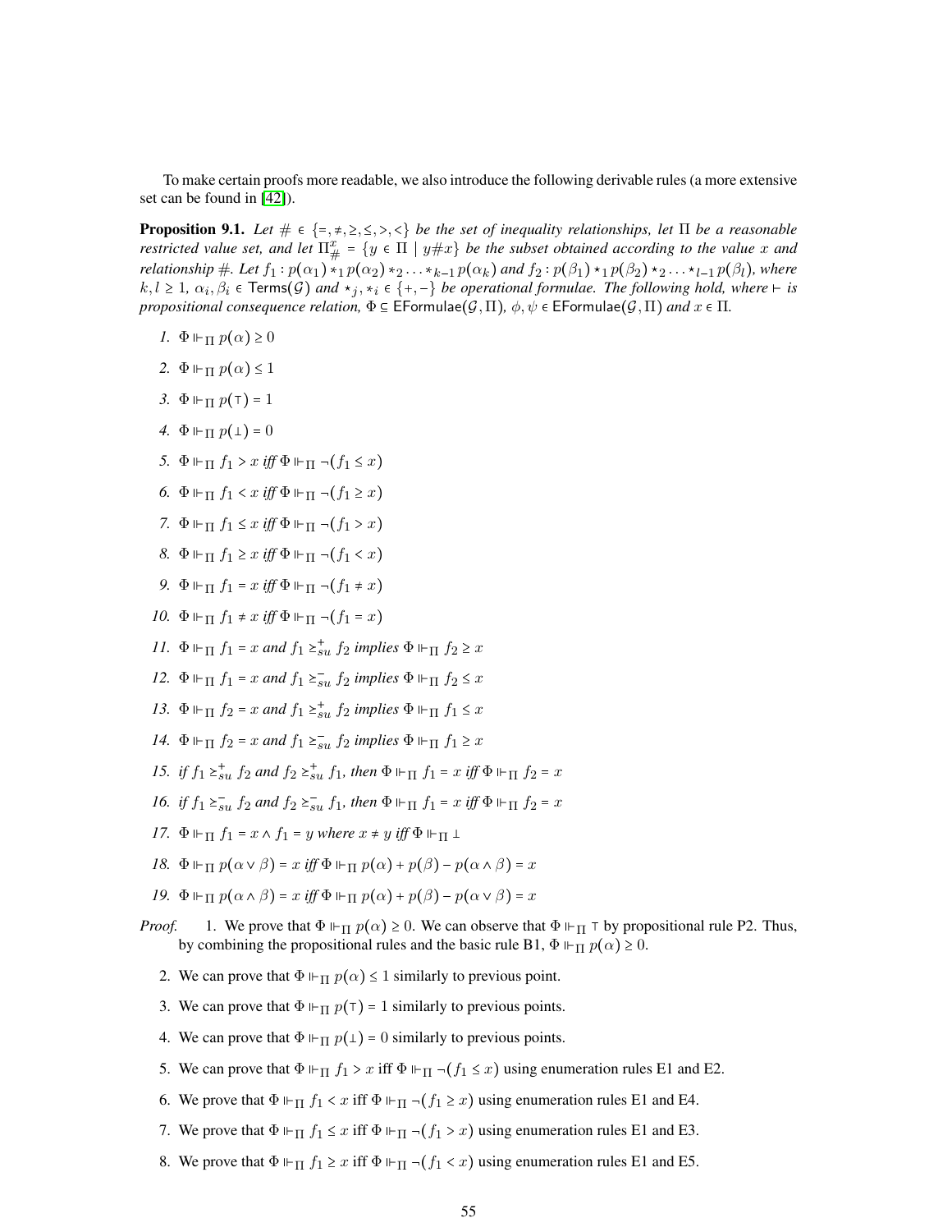To make certain proofs more readable, we also introduce the following derivable rules (a more extensive set can be found in [42]).

**Proposition 9.1.** *Let $\# \in \{=, \neq, \geq, \leq, >, <\}$ be the set of inequality relationships, let $\Pi$ be a reasonable restricted value set, and let $\Pi^x_\# = \{y \in \Pi \mid y \# x\}$ be the subset obtained according to the value $x$ and relationship $\#$. Let $f_1 : p(\alpha_1) *_1 p(\alpha_2) *_2 \ldots *_{k-1} p(\alpha_k)$ and $f_2 : p(\beta_1) \star_1 p(\beta_2) \star_2 \ldots \star_{l-1} p(\beta_l)$, where $k, l \geq 1$, $\alpha_i, \beta_i \in \mathsf{Terms}(\mathcal{G})$ and $\star_j, *_i \in \{+, -\}$ be operational formulae. The following hold, where $\vdash$ is propositional consequence relation, $\Phi \subseteq \mathsf{EFormulae}(\mathcal{G}, \Pi)$, $\phi, \psi \in \mathsf{EFormulae}(\mathcal{G}, \Pi)$ and $x \in \Pi$.*

1. $\Phi \Vdash_\Pi p(\alpha) \geq 0$
2. $\Phi \Vdash_\Pi p(\alpha) \leq 1$
3. $\Phi \Vdash_\Pi p(\top) = 1$
4. $\Phi \Vdash_\Pi p(\bot) = 0$
5. $\Phi \Vdash_\Pi f_1 > x$ *iff* $\Phi \Vdash_\Pi \neg(f_1 \leq x)$
6. $\Phi \Vdash_\Pi f_1 < x$ *iff* $\Phi \Vdash_\Pi \neg(f_1 \geq x)$
7. $\Phi \Vdash_\Pi f_1 \leq x$ *iff* $\Phi \Vdash_\Pi \neg(f_1 > x)$
8. $\Phi \Vdash_\Pi f_1 \geq x$ *iff* $\Phi \Vdash_\Pi \neg(f_1 < x)$
9. $\Phi \Vdash_\Pi f_1 = x$ *iff* $\Phi \Vdash_\Pi \neg(f_1 \neq x)$
10. $\Phi \Vdash_\Pi f_1 \neq x$ *iff* $\Phi \Vdash_\Pi \neg(f_1 = x)$
11. $\Phi \Vdash_\Pi f_1 = x$ *and* $f_1 \succeq^+_{su} f_2$ *implies* $\Phi \Vdash_\Pi f_2 \geq x$
12. $\Phi \Vdash_\Pi f_1 = x$ *and* $f_1 \succeq^-_{su} f_2$ *implies* $\Phi \Vdash_\Pi f_2 \leq x$
13. $\Phi \Vdash_\Pi f_2 = x$ *and* $f_1 \succeq^+_{su} f_2$ *implies* $\Phi \Vdash_\Pi f_1 \leq x$
14. $\Phi \Vdash_\Pi f_2 = x$ *and* $f_1 \succeq^-_{su} f_2$ *implies* $\Phi \Vdash_\Pi f_1 \geq x$
15. *if* $f_1 \succeq^+_{su} f_2$ *and* $f_2 \succeq^+_{su} f_1$, *then* $\Phi \Vdash_\Pi f_1 = x$ *iff* $\Phi \Vdash_\Pi f_2 = x$
16. *if* $f_1 \succeq^-_{su} f_2$ *and* $f_2 \succeq^-_{su} f_1$, *then* $\Phi \Vdash_\Pi f_1 = x$ *iff* $\Phi \Vdash_\Pi f_2 = x$
17. $\Phi \Vdash_\Pi f_1 = x \wedge f_1 = y$ *where* $x \neq y$ *iff* $\Phi \Vdash_\Pi \bot$
18. $\Phi \Vdash_\Pi p(\alpha \vee \beta) = x$ *iff* $\Phi \Vdash_\Pi p(\alpha) + p(\beta) - p(\alpha \wedge \beta) = x$
19. $\Phi \Vdash_\Pi p(\alpha \wedge \beta) = x$ *iff* $\Phi \Vdash_\Pi p(\alpha) + p(\beta) - p(\alpha \vee \beta) = x$

*Proof.*

1. We prove that $\Phi \Vdash_\Pi p(\alpha) \geq 0$. We can observe that $\Phi \Vdash_\Pi \top$ by propositional rule P2. Thus, by combining the propositional rules and the basic rule B1, $\Phi \Vdash_\Pi p(\alpha) \geq 0$.
2. We can prove that $\Phi \Vdash_\Pi p(\alpha) \leq 1$ similarly to previous point.
3. We can prove that $\Phi \Vdash_\Pi p(\top) = 1$ similarly to previous points.
4. We can prove that $\Phi \Vdash_\Pi p(\bot) = 0$ similarly to previous points.
5. We can prove that $\Phi \Vdash_\Pi f_1 > x$ iff $\Phi \Vdash_\Pi \neg(f_1 \leq x)$ using enumeration rules E1 and E2.
6. We prove that $\Phi \Vdash_\Pi f_1 < x$ iff $\Phi \Vdash_\Pi \neg(f_1 \geq x)$ using enumeration rules E1 and E4.
7. We prove that $\Phi \Vdash_\Pi f_1 \leq x$ iff $\Phi \Vdash_\Pi \neg(f_1 > x)$ using enumeration rules E1 and E3.
8. We prove that $\Phi \Vdash_\Pi f_1 \geq x$ iff $\Phi \Vdash_\Pi \neg(f_1 < x)$ using enumeration rules E1 and E5.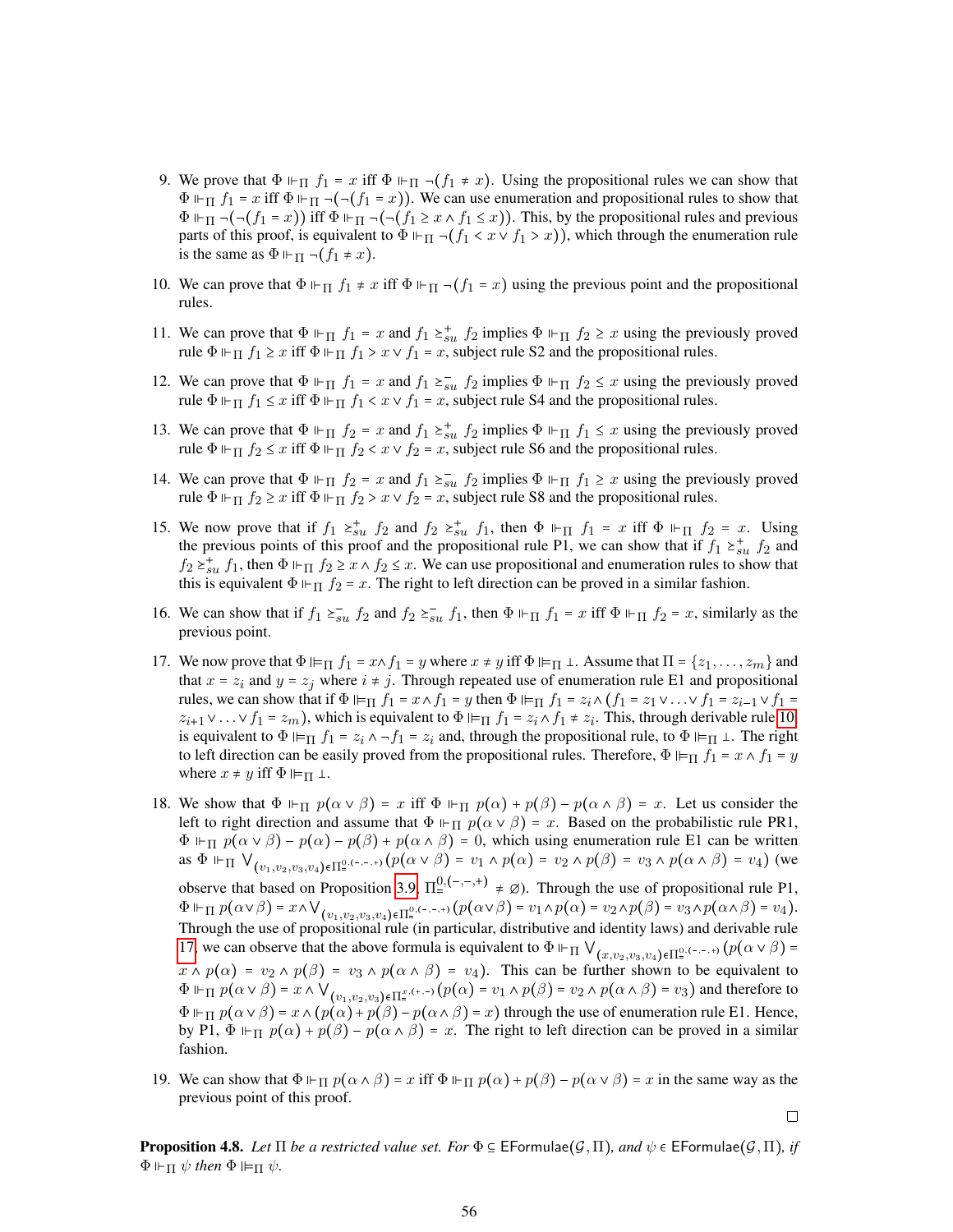9. We prove that $\Phi \Vdash_\Pi f_1 = x$ iff $\Phi \Vdash_\Pi \neg(f_1 \neq x)$. Using the propositional rules we can show that $\Phi \Vdash_\Pi f_1 = x$ iff $\Phi \Vdash_\Pi \neg(\neg(f_1 = x))$. We can use enumeration and propositional rules to show that $\Phi \Vdash_\Pi \neg(\neg(f_1 = x))$ iff $\Phi \Vdash_\Pi \neg(\neg(f_1 \geq x \wedge f_1 \leq x))$. This, by the propositional rules and previous parts of this proof, is equivalent to $\Phi \Vdash_\Pi \neg(f_1 < x \vee f_1 > x))$, which through the enumeration rule is the same as $\Phi \Vdash_\Pi \neg(f_1 \neq x)$.

10. We can prove that $\Phi \Vdash_\Pi f_1 \neq x$ iff $\Phi \Vdash_\Pi \neg(f_1 = x)$ using the previous point and the propositional rules.

11. We can prove that $\Phi \Vdash_\Pi f_1 = x$ and $f_1 \succeq^+_{su} f_2$ implies $\Phi \Vdash_\Pi f_2 \geq x$ using the previously proved rule $\Phi \Vdash_\Pi f_1 \geq x$ iff $\Phi \Vdash_\Pi f_1 > x \vee f_1 = x$, subject rule S2 and the propositional rules.

12. We can prove that $\Phi \Vdash_\Pi f_1 = x$ and $f_1 \succeq^-_{su} f_2$ implies $\Phi \Vdash_\Pi f_2 \leq x$ using the previously proved rule $\Phi \Vdash_\Pi f_1 \leq x$ iff $\Phi \Vdash_\Pi f_1 < x \vee f_1 = x$, subject rule S4 and the propositional rules.

13. We can prove that $\Phi \Vdash_\Pi f_2 = x$ and $f_1 \succeq^+_{su} f_2$ implies $\Phi \Vdash_\Pi f_1 \leq x$ using the previously proved rule $\Phi \Vdash_\Pi f_2 \leq x$ iff $\Phi \Vdash_\Pi f_2 < x \vee f_2 = x$, subject rule S6 and the propositional rules.

14. We can prove that $\Phi \Vdash_\Pi f_2 = x$ and $f_1 \succeq^-_{su} f_2$ implies $\Phi \Vdash_\Pi f_1 \geq x$ using the previously proved rule $\Phi \Vdash_\Pi f_2 \geq x$ iff $\Phi \Vdash_\Pi f_2 > x \vee f_2 = x$, subject rule S8 and the propositional rules.

15. We now prove that if $f_1 \succeq^+_{su} f_2$ and $f_2 \succeq^+_{su} f_1$, then $\Phi \Vdash_\Pi f_1 = x$ iff $\Phi \Vdash_\Pi f_2 = x$. Using the previous points of this proof and the propositional rule P1, we can show that if $f_1 \succeq^+_{su} f_2$ and $f_2 \succeq^+_{su} f_1$, then $\Phi \Vdash_\Pi f_2 \geq x \wedge f_2 \leq x$. We can use propositional and enumeration rules to show that this is equivalent $\Phi \Vdash_\Pi f_2 = x$. The right to left direction can be proved in a similar fashion.

16. We can show that if $f_1 \succeq^-_{su} f_2$ and $f_2 \succeq^-_{su} f_1$, then $\Phi \Vdash_\Pi f_1 = x$ iff $\Phi \Vdash_\Pi f_2 = x$, similarly as the previous point.

17. We now prove that $\Phi \Vdash_\Pi f_1 = x \wedge f_1 = y$ where $x \neq y$ iff $\Phi \Vdash_\Pi \bot$. Assume that $\Pi = \{z_1, \ldots, z_m\}$ and that $x = z_i$ and $y = z_j$ where $i \neq j$. Through repeated use of enumeration rule E1 and propositional rules, we can show that if $\Phi \Vdash_\Pi f_1 = x \wedge f_1 = y$ then $\Phi \Vdash_\Pi f_1 = z_i \wedge (f_1 = z_1 \vee \ldots \vee f_1 = z_{i-1} \vee f_1 = z_{i+1} \vee \ldots \vee f_1 = z_m)$, which is equivalent to $\Phi \Vdash_\Pi f_1 = z_i \wedge f_1 \neq z_i$. This, through derivable rule 10, is equivalent to $\Phi \Vdash_\Pi f_1 = z_i \wedge \neg f_1 = z_i$ and, through the propositional rule, to $\Phi \Vdash_\Pi \bot$. The right to left direction can be easily proved from the propositional rules. Therefore, $\Phi \Vdash_\Pi f_1 = x \wedge f_1 = y$ where $x \neq y$ iff $\Phi \Vdash_\Pi \bot$.

18. We show that $\Phi \Vdash_\Pi p(\alpha \vee \beta) = x$ iff $\Phi \Vdash_\Pi p(\alpha) + p(\beta) - p(\alpha \wedge \beta) = x$. Let us consider the left to right direction and assume that $\Phi \Vdash_\Pi p(\alpha \vee \beta) = x$. Based on the probabilistic rule PR1, $\Phi \Vdash_\Pi p(\alpha \vee \beta) - p(\alpha) - p(\beta) + p(\alpha \wedge \beta) = 0$, which using enumeration rule E1 can be written as $\Phi \Vdash_\Pi \bigvee_{(v_1,v_2,v_3,v_4) \in \Pi^{0,(-,-,+)}_{=}} (p(\alpha \vee \beta) = v_1 \wedge p(\alpha) = v_2 \wedge p(\beta) = v_3 \wedge p(\alpha \wedge \beta) = v_4)$ (we observe that based on Proposition 3.9, $\Pi^{0,(-,-,+)}_{=} \neq \varnothing$). Through the use of propositional rule P1, $\Phi \Vdash_\Pi p(\alpha \vee \beta) = x \wedge \bigvee_{(v_1,v_2,v_3,v_4) \in \Pi^{0,(-,-,+)}_{=}} (p(\alpha \vee \beta) = v_1 \wedge p(\alpha) = v_2 \wedge p(\beta) = v_3 \wedge p(\alpha \wedge \beta) = v_4)$. Through the use of propositional rule (in particular, distributive and identity laws) and derivable rule 17, we can observe that the above formula is equivalent to $\Phi \Vdash_\Pi \bigvee_{(x,v_2,v_3,v_4) \in \Pi^{0,(-,-,+)}_{=}} (p(\alpha \vee \beta) = x \wedge p(\alpha) = v_2 \wedge p(\beta) = v_3 \wedge p(\alpha \wedge \beta) = v_4)$. This can be further shown to be equivalent to $\Phi \Vdash_\Pi p(\alpha \vee \beta) = x \wedge \bigvee_{(v_1,v_2,v_3) \in \Pi^{x,(+,-)}_{=}} (p(\alpha) = v_1 \wedge p(\beta) = v_2 \wedge p(\alpha \wedge \beta) = v_3)$ and therefore to $\Phi \Vdash_\Pi p(\alpha \vee \beta) = x \wedge (p(\alpha) + p(\beta) - p(\alpha \wedge \beta) = x)$ through the use of enumeration rule E1. Hence, by P1, $\Phi \Vdash_\Pi p(\alpha) + p(\beta) - p(\alpha \wedge \beta) = x$. The right to left direction can be proved in a similar fashion.

19. We can show that $\Phi \Vdash_\Pi p(\alpha \wedge \beta) = x$ iff $\Phi \Vdash_\Pi p(\alpha) + p(\beta) - p(\alpha \vee \beta) = x$ in the same way as the previous point of this proof.

$\square$

**Proposition 4.8.** *Let $\Pi$ be a restricted value set. For $\Phi \subseteq$ EFormulae$(\mathcal{G}, \Pi)$, and $\psi \in$ EFormulae$(\mathcal{G}, \Pi)$, if $\Phi \Vdash_\Pi \psi$ then $\Phi \models_\Pi \psi$.*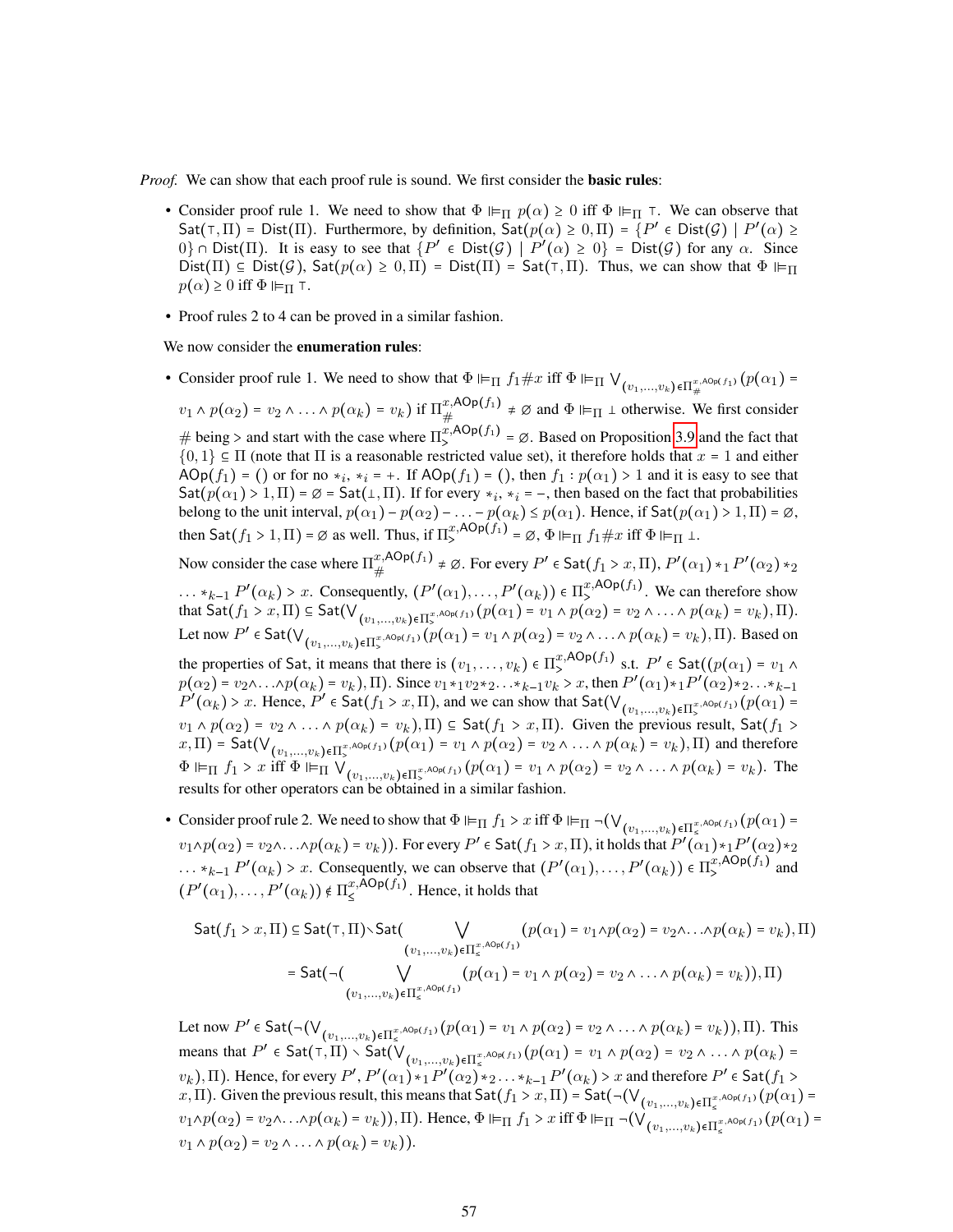*Proof.* We can show that each proof rule is sound. We first consider the **basic rules**:

- Consider proof rule 1. We need to show that $\Phi \Vdash_\Pi p(\alpha) \geq 0$ iff $\Phi \Vdash_\Pi \top$. We can observe that $\mathsf{Sat}(\top, \Pi) = \mathsf{Dist}(\Pi)$. Furthermore, by definition, $\mathsf{Sat}(p(\alpha) \geq 0, \Pi) = \{P' \in \mathsf{Dist}(\mathcal{G}) \mid P'(\alpha) \geq 0\} \cap \mathsf{Dist}(\Pi)$. It is easy to see that $\{P' \in \mathsf{Dist}(\mathcal{G}) \mid P'(\alpha) \geq 0\} = \mathsf{Dist}(\mathcal{G})$ for any $\alpha$. Since $\mathsf{Dist}(\Pi) \subseteq \mathsf{Dist}(\mathcal{G})$, $\mathsf{Sat}(p(\alpha) \geq 0, \Pi) = \mathsf{Dist}(\Pi) = \mathsf{Sat}(\top, \Pi)$. Thus, we can show that $\Phi \Vdash_\Pi p(\alpha) \geq 0$ iff $\Phi \Vdash_\Pi \top$.
- Proof rules 2 to 4 can be proved in a similar fashion.

We now consider the **enumeration rules**:

- Consider proof rule 1. We need to show that $\Phi \Vdash_\Pi f_1 \# x$ iff $\Phi \Vdash_\Pi \bigvee_{(v_1,\ldots,v_k) \in \Pi_\#^{x,\mathsf{AOp}(f_1)}} (p(\alpha_1) = v_1 \wedge p(\alpha_2) = v_2 \wedge \ldots \wedge p(\alpha_k) = v_k)$ if $\Pi_\#^{x,\mathsf{AOp}(f_1)} \neq \emptyset$ and $\Phi \Vdash_\Pi \bot$ otherwise. We first consider $\#$ being $>$ and start with the case where $\Pi_>^{x,\mathsf{AOp}(f_1)} = \emptyset$. Based on Proposition 3.9 and the fact that $\{0,1\} \subseteq \Pi$ (note that $\Pi$ is a reasonable restricted value set), it therefore holds that $x = 1$ and either $\mathsf{AOp}(f_1) = ()$ or for no $*_i$, $*_i = +$. If $\mathsf{AOp}(f_1) = ()$, then $f_1 : p(\alpha_1) > 1$ and it is easy to see that $\mathsf{Sat}(p(\alpha_1) > 1, \Pi) = \emptyset = \mathsf{Sat}(\bot, \Pi)$. If for every $*_i$, $*_i = -$, then based on the fact that probabilities belong to the unit interval, $p(\alpha_1) - p(\alpha_2) - \ldots - p(\alpha_k) \leq p(\alpha_1)$. Hence, if $\mathsf{Sat}(p(\alpha_1) > 1, \Pi) = \emptyset$, then $\mathsf{Sat}(f_1 > 1, \Pi) = \emptyset$ as well. Thus, if $\Pi_>^{x,\mathsf{AOp}(f_1)} = \emptyset$, $\Phi \Vdash_\Pi f_1 \# x$ iff $\Phi \Vdash_\Pi \bot$.

  Now consider the case where $\Pi_\#^{x,\mathsf{AOp}(f_1)} \neq \emptyset$. For every $P' \in \mathsf{Sat}(f_1 > x, \Pi)$, $P'(\alpha_1) *_1 P'(\alpha_2) *_2 \ldots *_{k-1} P'(\alpha_k) > x$. Consequently, $(P'(\alpha_1), \ldots, P'(\alpha_k)) \in \Pi_>^{x,\mathsf{AOp}(f_1)}$. We can therefore show that $\mathsf{Sat}(f_1 > x, \Pi) \subseteq \mathsf{Sat}(\bigvee_{(v_1,\ldots,v_k) \in \Pi_>^{x,\mathsf{AOp}(f_1)}} (p(\alpha_1) = v_1 \wedge p(\alpha_2) = v_2 \wedge \ldots \wedge p(\alpha_k) = v_k), \Pi)$. Let now $P' \in \mathsf{Sat}(\bigvee_{(v_1,\ldots,v_k) \in \Pi_>^{x,\mathsf{AOp}(f_1)}} (p(\alpha_1) = v_1 \wedge p(\alpha_2) = v_2 \wedge \ldots \wedge p(\alpha_k) = v_k), \Pi)$. Based on the properties of $\mathsf{Sat}$, it means that there is $(v_1, \ldots, v_k) \in \Pi_>^{x,\mathsf{AOp}(f_1)}$ s.t. $P' \in \mathsf{Sat}((p(\alpha_1) = v_1 \wedge p(\alpha_2) = v_2 \wedge \ldots \wedge p(\alpha_k) = v_k), \Pi)$. Since $v_1 *_1 v_2 *_2 \ldots *_{k-1} v_k > x$, then $P'(\alpha_1) *_1 P'(\alpha_2) *_2 \ldots *_{k-1} P'(\alpha_k) > x$. Hence, $P' \in \mathsf{Sat}(f_1 > x, \Pi)$, and we can show that $\mathsf{Sat}(\bigvee_{(v_1,\ldots,v_k) \in \Pi_>^{x,\mathsf{AOp}(f_1)}} (p(\alpha_1) = v_1 \wedge p(\alpha_2) = v_2 \wedge \ldots \wedge p(\alpha_k) = v_k), \Pi) \subseteq \mathsf{Sat}(f_1 > x, \Pi)$. Given the previous result, $\mathsf{Sat}(f_1 > x, \Pi) = \mathsf{Sat}(\bigvee_{(v_1,\ldots,v_k) \in \Pi_>^{x,\mathsf{AOp}(f_1)}} (p(\alpha_1) = v_1 \wedge p(\alpha_2) = v_2 \wedge \ldots \wedge p(\alpha_k) = v_k), \Pi)$ and therefore $\Phi \Vdash_\Pi f_1 > x$ iff $\Phi \Vdash_\Pi \bigvee_{(v_1,\ldots,v_k) \in \Pi_>^{x,\mathsf{AOp}(f_1)}} (p(\alpha_1) = v_1 \wedge p(\alpha_2) = v_2 \wedge \ldots \wedge p(\alpha_k) = v_k)$. The results for other operators can be obtained in a similar fashion.

- Consider proof rule 2. We need to show that $\Phi \Vdash_\Pi f_1 > x$ iff $\Phi \Vdash_\Pi \neg(\bigvee_{(v_1,\ldots,v_k) \in \Pi_\leq^{x,\mathsf{AOp}(f_1)}} (p(\alpha_1) = v_1 \wedge p(\alpha_2) = v_2 \wedge \ldots \wedge p(\alpha_k) = v_k))$. For every $P' \in \mathsf{Sat}(f_1 > x, \Pi)$, it holds that $P'(\alpha_1) *_1 P'(\alpha_2) *_2 \ldots *_{k-1} P'(\alpha_k) > x$. Consequently, we can observe that $(P'(\alpha_1), \ldots, P'(\alpha_k)) \in \Pi_>^{x,\mathsf{AOp}(f_1)}$ and $(P'(\alpha_1), \ldots, P'(\alpha_k)) \notin \Pi_\leq^{x,\mathsf{AOp}(f_1)}$. Hence, it holds that

$$
\begin{aligned}
\mathsf{Sat}(f_1 > x, \Pi) &\subseteq \mathsf{Sat}(\top, \Pi) \setminus \mathsf{Sat}(\bigvee_{(v_1,\ldots,v_k) \in \Pi_\leq^{x,\mathsf{AOp}(f_1)}} (p(\alpha_1) = v_1 \wedge p(\alpha_2) = v_2 \wedge \ldots \wedge p(\alpha_k) = v_k), \Pi) \\
&= \mathsf{Sat}(\neg(\bigvee_{(v_1,\ldots,v_k) \in \Pi_\leq^{x,\mathsf{AOp}(f_1)}} (p(\alpha_1) = v_1 \wedge p(\alpha_2) = v_2 \wedge \ldots \wedge p(\alpha_k) = v_k)), \Pi)
\end{aligned}
$$

  Let now $P' \in \mathsf{Sat}(\neg(\bigvee_{(v_1,\ldots,v_k) \in \Pi_\leq^{x,\mathsf{AOp}(f_1)}} (p(\alpha_1) = v_1 \wedge p(\alpha_2) = v_2 \wedge \ldots \wedge p(\alpha_k) = v_k)), \Pi)$. This means that $P' \in \mathsf{Sat}(\top, \Pi) \setminus \mathsf{Sat}(\bigvee_{(v_1,\ldots,v_k) \in \Pi_\leq^{x,\mathsf{AOp}(f_1)}} (p(\alpha_1) = v_1 \wedge p(\alpha_2) = v_2 \wedge \ldots \wedge p(\alpha_k) = v_k), \Pi)$. Hence, for every $P'$, $P'(\alpha_1) *_1 P'(\alpha_2) *_2 \ldots *_{k-1} P'(\alpha_k) > x$ and therefore $P' \in \mathsf{Sat}(f_1 > x, \Pi)$. Given the previous result, this means that $\mathsf{Sat}(f_1 > x, \Pi) = \mathsf{Sat}(\neg(\bigvee_{(v_1,\ldots,v_k) \in \Pi_\leq^{x,\mathsf{AOp}(f_1)}} (p(\alpha_1) = v_1 \wedge p(\alpha_2) = v_2 \wedge \ldots \wedge p(\alpha_k) = v_k)), \Pi)$. Hence, $\Phi \Vdash_\Pi f_1 > x$ iff $\Phi \Vdash_\Pi \neg(\bigvee_{(v_1,\ldots,v_k) \in \Pi_\leq^{x,\mathsf{AOp}(f_1)}} (p(\alpha_1) = v_1 \wedge p(\alpha_2) = v_2 \wedge \ldots \wedge p(\alpha_k) = v_k))$.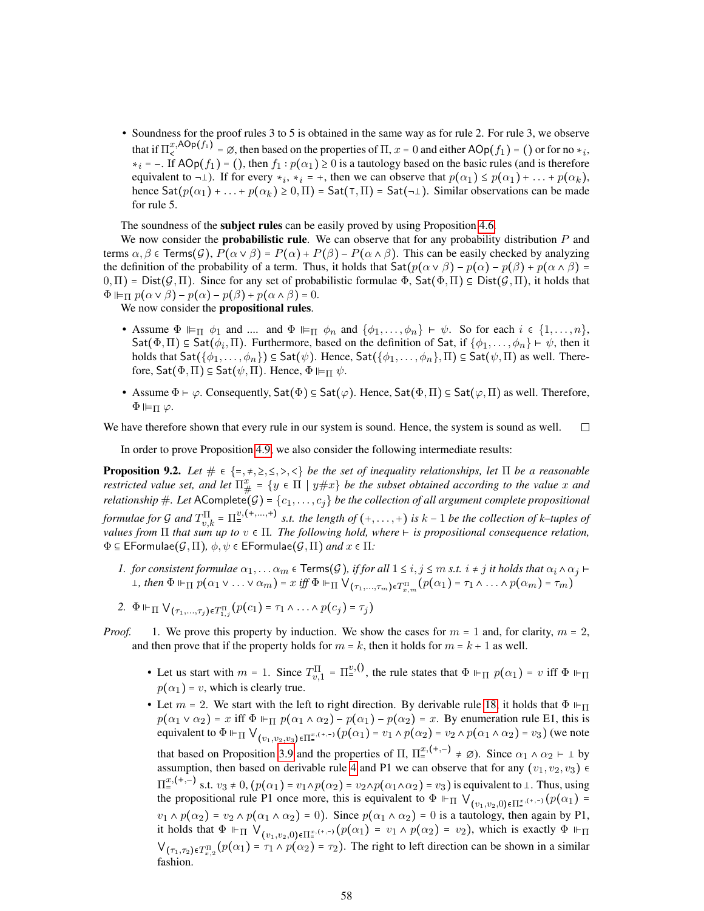- Soundness for the proof rules 3 to 5 is obtained in the same way as for rule 2. For rule 3, we observe that if $\Pi_{<}^{x,\mathsf{AOp}(f_1)} = \varnothing$, then based on the properties of $\Pi$, $x = 0$ and either $\mathsf{AOp}(f_1) = ()$ or for no $*_i$, $*_i = -$. If $\mathsf{AOp}(f_1) = ()$, then $f_1 : p(\alpha_1) \geq 0$ is a tautology based on the basic rules (and is therefore equivalent to $\neg\bot$). If for every $*_i$, $*_i = +$, then we can observe that $p(\alpha_1) \leq p(\alpha_1) + \ldots + p(\alpha_k)$, hence $\mathsf{Sat}(p(\alpha_1) + \ldots + p(\alpha_k) \geq 0, \Pi) = \mathsf{Sat}(\top, \Pi) = \mathsf{Sat}(\neg\bot)$. Similar observations can be made for rule 5.

The soundness of the **subject rules** can be easily proved by using Proposition 4.6.

We now consider the **probabilistic rule**. We can observe that for any probability distribution $P$ and terms $\alpha, \beta \in \mathsf{Terms}(\mathcal{G})$, $P(\alpha \vee \beta) = P(\alpha) + P(\beta) - P(\alpha \wedge \beta)$. This can be easily checked by analyzing the definition of the probability of a term. Thus, it holds that $\mathsf{Sat}(p(\alpha \vee \beta) - p(\alpha) - p(\beta) + p(\alpha \wedge \beta) = 0, \Pi) = \mathsf{Dist}(\mathcal{G}, \Pi)$. Since for any set of probabilistic formulae $\Phi$, $\mathsf{Sat}(\Phi, \Pi) \subseteq \mathsf{Dist}(\mathcal{G}, \Pi)$, it holds that $\Phi \Vdash_\Pi p(\alpha \vee \beta) - p(\alpha) - p(\beta) + p(\alpha \wedge \beta) = 0$.

We now consider the **propositional rules**.

- Assume $\Phi \Vdash_\Pi \phi_1$ and .... and $\Phi \Vdash_\Pi \phi_n$ and $\{\phi_1, \ldots, \phi_n\} \vdash \psi$. So for each $i \in \{1, \ldots, n\}$, $\mathsf{Sat}(\Phi, \Pi) \subseteq \mathsf{Sat}(\phi_i, \Pi)$. Furthermore, based on the definition of Sat, if $\{\phi_1, \ldots, \phi_n\} \vdash \psi$, then it holds that $\mathsf{Sat}(\{\phi_1, \ldots, \phi_n\}) \subseteq \mathsf{Sat}(\psi)$. Hence, $\mathsf{Sat}(\{\phi_1, \ldots, \phi_n\}, \Pi) \subseteq \mathsf{Sat}(\psi, \Pi)$ as well. Therefore, $\mathsf{Sat}(\Phi, \Pi) \subseteq \mathsf{Sat}(\psi, \Pi)$. Hence, $\Phi \Vdash_\Pi \psi$.
- Assume $\Phi \vdash \varphi$. Consequently, $\mathsf{Sat}(\Phi) \subseteq \mathsf{Sat}(\varphi)$. Hence, $\mathsf{Sat}(\Phi, \Pi) \subseteq \mathsf{Sat}(\varphi, \Pi)$ as well. Therefore, $\Phi \Vdash_\Pi \varphi$.

We have therefore shown that every rule in our system is sound. Hence, the system is sound as well. □

In order to prove Proposition 4.9, we also consider the following intermediate results:

**Proposition 9.2.** *Let $\# \in \{=, \neq, \geq, \leq, >, <\}$ be the set of inequality relationships, let $\Pi$ be a reasonable restricted value set, and let $\Pi_{\#}^{x} = \{y \in \Pi \mid y\#x\}$ be the subset obtained according to the value $x$ and relationship $\#$. Let $\mathsf{AComplete}(\mathcal{G}) = \{c_1, \ldots, c_j\}$ be the collection of all argument complete propositional formulae for $\mathcal{G}$ and $T_{v,k}^{\Pi} = \Pi_{=}^{v,(+,\ldots,+)}$ s.t. the length of $(+, \ldots, +)$ is $k-1$ be the collection of $k$–tuples of values from $\Pi$ that sum up to $v \in \Pi$. The following hold, where $\vdash$ is propositional consequence relation, $\Phi \subseteq \mathsf{EFormulae}(\mathcal{G}, \Pi)$, $\phi, \psi \in \mathsf{EFormulae}(\mathcal{G}, \Pi)$ and $x \in \Pi$:*

1. *for consistent formulae $\alpha_1, \ldots \alpha_m \in \mathsf{Terms}(\mathcal{G})$, if for all $1 \leq i, j \leq m$ s.t. $i \neq j$ it holds that $\alpha_i \wedge \alpha_j \vdash \bot$, then $\Phi \Vdash_\Pi p(\alpha_1 \vee \ldots \vee \alpha_m) = x$ iff $\Phi \Vdash_\Pi \bigvee_{(\tau_1, \ldots, \tau_m) \in T_{x,m}^{\Pi}} (p(\alpha_1) = \tau_1 \wedge \ldots \wedge p(\alpha_m) = \tau_m)$*
2. *$\Phi \Vdash_\Pi \bigvee_{(\tau_1, \ldots, \tau_j) \in T_{1,j}^{\Pi}} (p(c_1) = \tau_1 \wedge \ldots \wedge p(c_j) = \tau_j)$*

*Proof.* 1. We prove this property by induction. We show the cases for $m = 1$ and, for clarity, $m = 2$, and then prove that if the property holds for $m = k$, then it holds for $m = k + 1$ as well.

- Let us start with $m = 1$. Since $T_{v,1}^{\Pi} = \Pi_{=}^{v,()}$, the rule states that $\Phi \Vdash_\Pi p(\alpha_1) = v$ iff $\Phi \Vdash_\Pi p(\alpha_1) = v$, which is clearly true.
- Let $m = 2$. We start with the left to right direction. By derivable rule 18, it holds that $\Phi \Vdash_\Pi p(\alpha_1 \vee \alpha_2) = x$ iff $\Phi \Vdash_\Pi p(\alpha_1 \wedge \alpha_2) - p(\alpha_1) - p(\alpha_2) = x$. By enumeration rule E1, this is equivalent to $\Phi \Vdash_\Pi \bigvee_{(v_1, v_2, v_3) \in \Pi_{=}^{x,(+,-)}} (p(\alpha_1) = v_1 \wedge p(\alpha_2) = v_2 \wedge p(\alpha_1 \wedge \alpha_2) = v_3)$ (we note that based on Proposition 3.9 and the properties of $\Pi$, $\Pi_{=}^{x,(+,-)} \neq \varnothing$). Since $\alpha_1 \wedge \alpha_2 \vdash \bot$ by assumption, then based on derivable rule 4 and P1 we can observe that for any $(v_1, v_2, v_3) \in \Pi_{=}^{x,(+,-)}$ s.t. $v_3 \neq 0$, $(p(\alpha_1) = v_1 \wedge p(\alpha_2) = v_2 \wedge p(\alpha_1 \wedge \alpha_2) = v_3)$ is equivalent to $\bot$. Thus, using the propositional rule P1 once more, this is equivalent to $\Phi \Vdash_\Pi \bigvee_{(v_1, v_2, 0) \in \Pi_{=}^{x,(+,-)}} (p(\alpha_1) = v_1 \wedge p(\alpha_2) = v_2 \wedge p(\alpha_1 \wedge \alpha_2) = 0)$. Since $p(\alpha_1 \wedge \alpha_2) = 0$ is a tautology, then again by P1, it holds that $\Phi \Vdash_\Pi \bigvee_{(v_1, v_2, 0) \in \Pi_{=}^{x,(+,-)}} (p(\alpha_1) = v_1 \wedge p(\alpha_2) = v_2)$, which is exactly $\Phi \Vdash_\Pi \bigvee_{(\tau_1, \tau_2) \in T_{x,2}^{\Pi}} (p(\alpha_1) = \tau_1 \wedge p(\alpha_2) = \tau_2)$. The right to left direction can be shown in a similar fashion.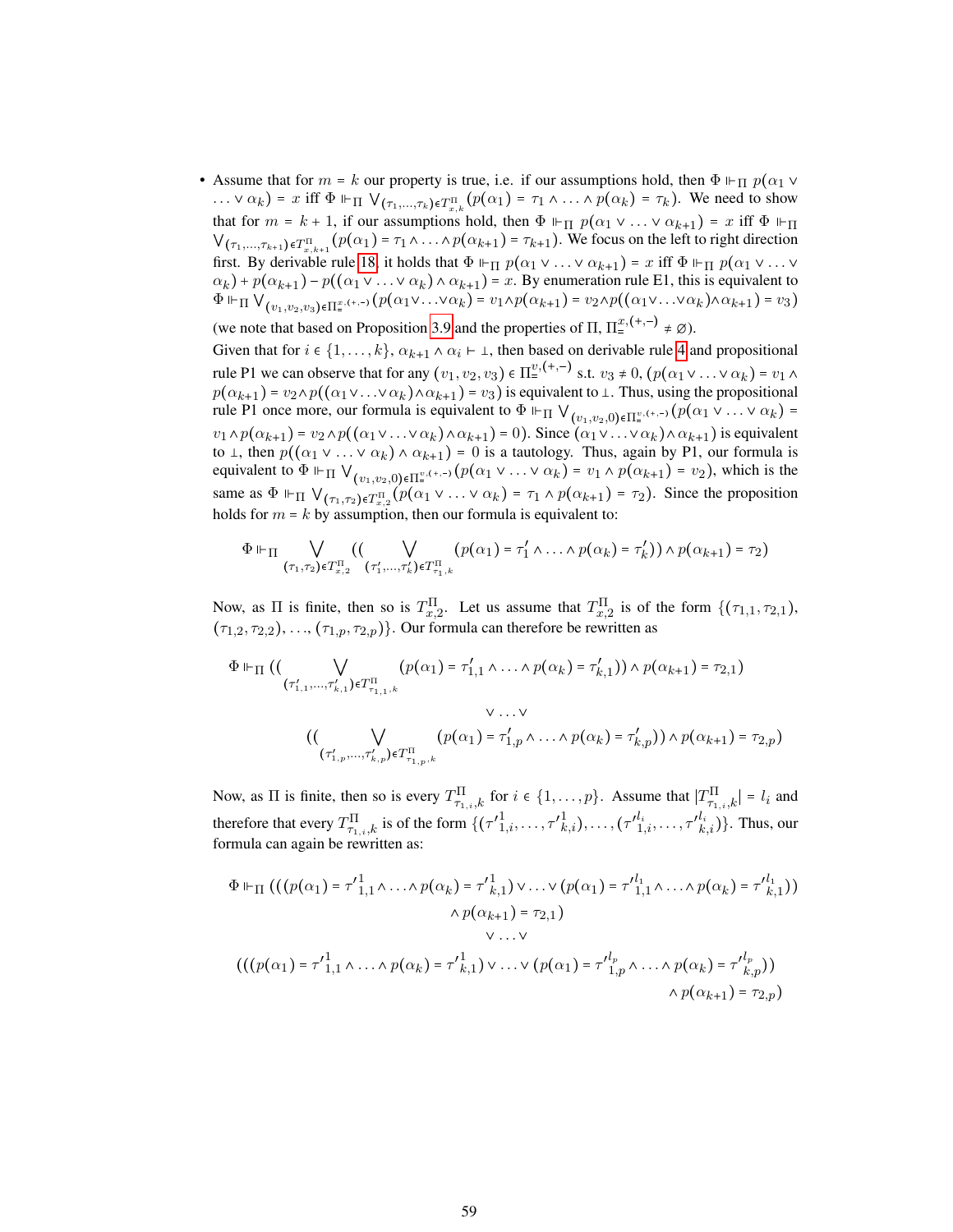- Assume that for $m = k$ our property is true, i.e. if our assumptions hold, then $\Phi \Vdash_\Pi p(\alpha_1 \vee \ldots \vee \alpha_k) = x$ iff $\Phi \Vdash_\Pi \bigvee_{(\tau_1,\ldots,\tau_k)\in T^\Pi_{x,k}} (p(\alpha_1) = \tau_1 \wedge \ldots \wedge p(\alpha_k) = \tau_k)$. We need to show that for $m = k+1$, if our assumptions hold, then $\Phi \Vdash_\Pi p(\alpha_1 \vee \ldots \vee \alpha_{k+1}) = x$ iff $\Phi \Vdash_\Pi \bigvee_{(\tau_1,\ldots,\tau_{k+1})\in T^\Pi_{x,k+1}} (p(\alpha_1) = \tau_1 \wedge \ldots \wedge p(\alpha_{k+1}) = \tau_{k+1})$. We focus on the left to right direction first. By derivable rule 18, it holds that $\Phi \Vdash_\Pi p(\alpha_1 \vee \ldots \vee \alpha_{k+1}) = x$ iff $\Phi \Vdash_\Pi p(\alpha_1 \vee \ldots \vee \alpha_k) + p(\alpha_{k+1}) - p((\alpha_1 \vee \ldots \vee \alpha_k) \wedge \alpha_{k+1}) = x$. By enumeration rule E1, this is equivalent to $\Phi \Vdash_\Pi \bigvee_{(v_1,v_2,v_3)\in \Pi^{x,(+,-)}_=} (p(\alpha_1 \vee \ldots \vee \alpha_k) = v_1 \wedge p(\alpha_{k+1}) = v_2 \wedge p((\alpha_1 \vee \ldots \vee \alpha_k) \wedge \alpha_{k+1}) = v_3)$ (we note that based on Proposition 3.9 and the properties of $\Pi$, $\Pi^{x,(+,-)}_= \neq \varnothing$).

  Given that for $i \in \{1,\ldots,k\}$, $\alpha_{k+1} \wedge \alpha_i \vdash \bot$, then based on derivable rule 4 and propositional rule P1 we can observe that for any $(v_1,v_2,v_3) \in \Pi^{v,(+,-)}_=$ s.t. $v_3 \neq 0$, $(p(\alpha_1 \vee \ldots \vee \alpha_k) = v_1 \wedge p(\alpha_{k+1}) = v_2 \wedge p((\alpha_1 \vee \ldots \vee \alpha_k) \wedge \alpha_{k+1}) = v_3)$ is equivalent to $\bot$. Thus, using the propositional rule P1 once more, our formula is equivalent to $\Phi \Vdash_\Pi \bigvee_{(v_1,v_2,0)\in \Pi^{v,(+,-)}_=} (p(\alpha_1 \vee \ldots \vee \alpha_k) = v_1 \wedge p(\alpha_{k+1}) = v_2 \wedge p((\alpha_1 \vee \ldots \vee \alpha_k) \wedge \alpha_{k+1}) = 0)$. Since $(\alpha_1 \vee \ldots \vee \alpha_k) \wedge \alpha_{k+1})$ is equivalent to $\bot$, then $p((\alpha_1 \vee \ldots \vee \alpha_k) \wedge \alpha_{k+1}) = 0$ is a tautology. Thus, again by P1, our formula is equivalent to $\Phi \Vdash_\Pi \bigvee_{(v_1,v_2,0)\in \Pi^{v,(+,-)}_=} (p(\alpha_1 \vee \ldots \vee \alpha_k) = v_1 \wedge p(\alpha_{k+1}) = v_2)$, which is the same as $\Phi \Vdash_\Pi \bigvee_{(\tau_1,\tau_2)\in T^\Pi_{x,2}} (p(\alpha_1 \vee \ldots \vee \alpha_k) = \tau_1 \wedge p(\alpha_{k+1}) = \tau_2)$. Since the proposition holds for $m = k$ by assumption, then our formula is equivalent to:

$$\Phi \Vdash_\Pi \bigvee_{(\tau_1,\tau_2)\in T^\Pi_{x,2}} ((\bigvee_{(\tau'_1,\ldots,\tau'_k)\in T^\Pi_{\tau_1,k}} (p(\alpha_1) = \tau'_1 \wedge \ldots \wedge p(\alpha_k) = \tau'_k)) \wedge p(\alpha_{k+1}) = \tau_2)$$

  Now, as $\Pi$ is finite, then so is $T^\Pi_{x,2}$. Let us assume that $T^\Pi_{x,2}$ is of the form $\{(\tau_{1,1},\tau_{2,1}), (\tau_{1,2},\tau_{2,2}), \ldots, (\tau_{1,p},\tau_{2,p})\}$. Our formula can therefore be rewritten as

$$\begin{aligned}\Phi \Vdash_\Pi ((&\bigvee_{(\tau'_{1,1},\ldots,\tau'_{k,1})\in T^\Pi_{\tau_{1,1},k}} (p(\alpha_1) = \tau'_{1,1} \wedge \ldots \wedge p(\alpha_k) = \tau'_{k,1})) \wedge p(\alpha_{k+1}) = \tau_{2,1})\\ &\vee \ldots \vee\\ ((&\bigvee_{(\tau'_{1,p},\ldots,\tau'_{k,p})\in T^\Pi_{\tau_{1,p},k}} (p(\alpha_1) = \tau'_{1,p} \wedge \ldots \wedge p(\alpha_k) = \tau'_{k,p})) \wedge p(\alpha_{k+1}) = \tau_{2,p})\end{aligned}$$

  Now, as $\Pi$ is finite, then so is every $T^\Pi_{\tau_{1,i},k}$ for $i \in \{1,\ldots,p\}$. Assume that $|T^\Pi_{\tau_{1,i},k}| = l_i$ and therefore that every $T^\Pi_{\tau_{1,i},k}$ is of the form $\{({\tau'}^1_{1,i},\ldots,{\tau'}^1_{k,i}),\ldots,({\tau'}^{l_i}_{1,i},\ldots,{\tau'}^{l_i}_{k,i})\}$. Thus, our formula can again be rewritten as:

$$\begin{aligned}\Phi \Vdash_\Pi (((&p(\alpha_1) = {\tau'}^1_{1,1} \wedge \ldots \wedge p(\alpha_k) = {\tau'}^1_{k,1}) \vee \ldots \vee (p(\alpha_1) = {\tau'}^{l_1}_{1,1} \wedge \ldots \wedge p(\alpha_k) = {\tau'}^{l_1}_{k,1}))\\ &\wedge p(\alpha_{k+1}) = \tau_{2,1})\\ &\vee \ldots \vee\\ (((&p(\alpha_1) = {\tau'}^1_{1,1} \wedge \ldots \wedge p(\alpha_k) = {\tau'}^1_{k,1}) \vee \ldots \vee (p(\alpha_1) = {\tau'}^{l_p}_{1,p} \wedge \ldots \wedge p(\alpha_k) = {\tau'}^{l_p}_{k,p}))\\ &\wedge p(\alpha_{k+1}) = \tau_{2,p})\end{aligned}$$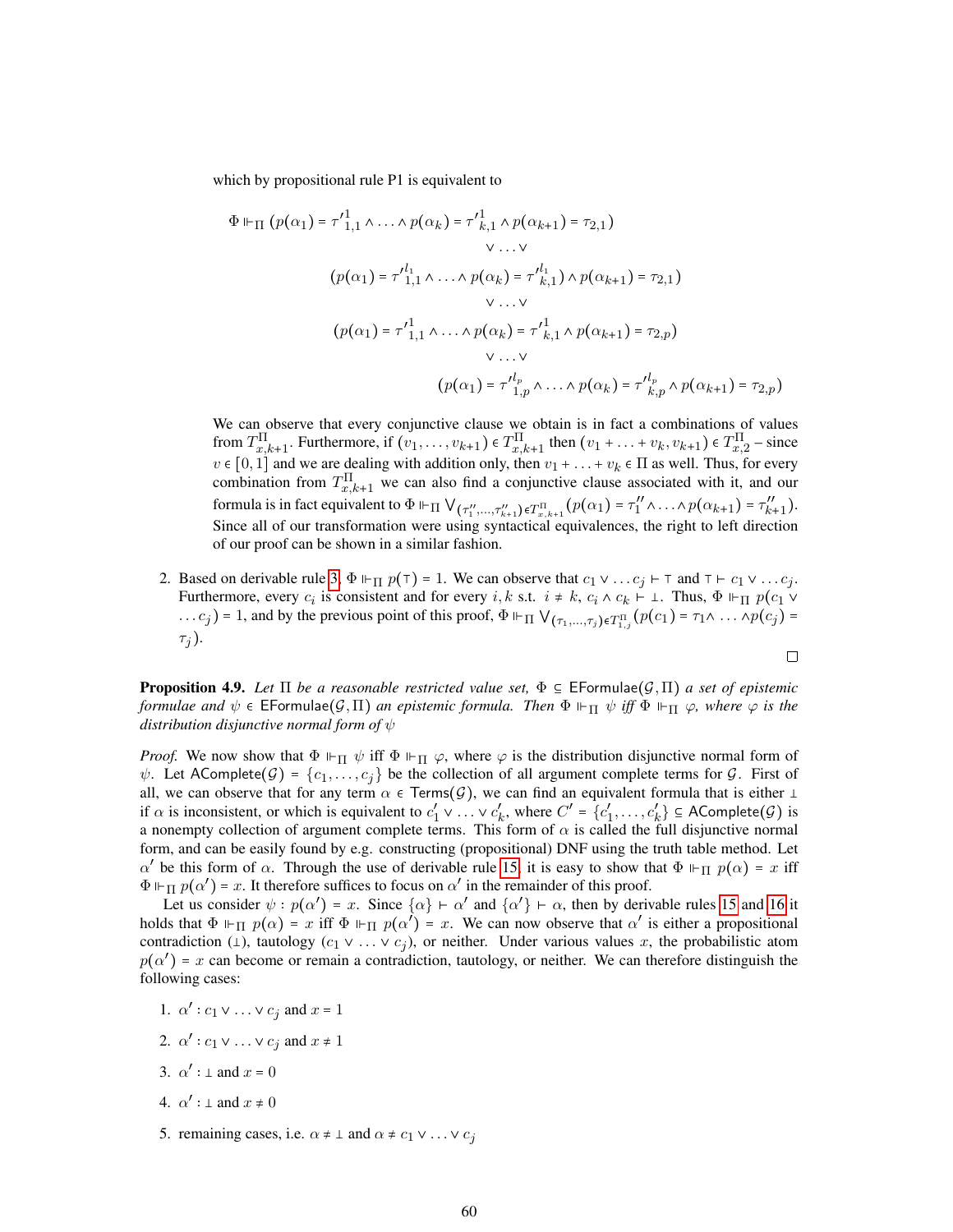which by propositional rule P1 is equivalent to

$$
\begin{aligned}
\Phi \Vdash_\Pi (p(\alpha_1) = {\tau'}^1_{1,1} \wedge \ldots \wedge p(\alpha_k) = {\tau'}^1_{k,1} \wedge p(\alpha_{k+1}) = \tau_{2,1}) \\
\vee \ldots \vee \\
(p(\alpha_1) = {\tau'}^{l_1}_{1,1} \wedge \ldots \wedge p(\alpha_k) = {\tau'}^{l_1}_{k,1}) \wedge p(\alpha_{k+1}) = \tau_{2,1}) \\
\vee \ldots \vee \\
(p(\alpha_1) = {\tau'}^1_{1,1} \wedge \ldots \wedge p(\alpha_k) = {\tau'}^1_{k,1} \wedge p(\alpha_{k+1}) = \tau_{2,p}) \\
\vee \ldots \vee \\
(p(\alpha_1) = {\tau'}^{l_p}_{1,p} \wedge \ldots \wedge p(\alpha_k) = {\tau'}^{l_p}_{k,p} \wedge p(\alpha_{k+1}) = \tau_{2,p})
\end{aligned}
$$

We can observe that every conjunctive clause we obtain is in fact a combinations of values from $T^\Pi_{x,k+1}$. Furthermore, if $(v_1, \ldots, v_{k+1}) \in T^\Pi_{x,k+1}$ then $(v_1 + \ldots + v_k, v_{k+1}) \in T^\Pi_{x,2}$ – since $v \in [0,1]$ and we are dealing with addition only, then $v_1 + \ldots + v_k \in \Pi$ as well. Thus, for every combination from $T^\Pi_{x,k+1}$ we can also find a conjunctive clause associated with it, and our formula is in fact equivalent to $\Phi \Vdash_\Pi \bigvee_{(\tau''_1,\ldots,\tau''_{k+1}) \in T^\Pi_{x,k+1}} (p(\alpha_1) = \tau''_1 \wedge \ldots \wedge p(\alpha_{k+1}) = \tau''_{k+1})$. Since all of our transformation were using syntactical equivalences, the right to left direction of our proof can be shown in a similar fashion.

2. Based on derivable rule 3, $\Phi \Vdash_\Pi p(\top) = 1$. We can observe that $c_1 \vee \ldots c_j \vdash \top$ and $\top \vdash c_1 \vee \ldots c_j$. Furthermore, every $c_i$ is consistent and for every $i,k$ s.t. $i \neq k$, $c_i \wedge c_k \vdash \bot$. Thus, $\Phi \Vdash_\Pi p(c_1 \vee \ldots c_j) = 1$, and by the previous point of this proof, $\Phi \Vdash_\Pi \bigvee_{(\tau_1,\ldots,\tau_j) \in T^\Pi_{1,j}} (p(c_1) = \tau_1 \wedge \ldots \wedge p(c_j) = \tau_j)$.

□

**Proposition 4.9.** *Let $\Pi$ be a reasonable restricted value set, $\Phi \subseteq$ EFormulae$(\mathcal{G}, \Pi)$ a set of epistemic formulae and $\psi \in$ EFormulae$(\mathcal{G}, \Pi)$ an epistemic formula. Then $\Phi \Vdash_\Pi \psi$ iff $\Phi \Vdash_\Pi \varphi$, where $\varphi$ is the distribution disjunctive normal form of $\psi$*

*Proof.* We now show that $\Phi \Vdash_\Pi \psi$ iff $\Phi \Vdash_\Pi \varphi$, where $\varphi$ is the distribution disjunctive normal form of $\psi$. Let AComplete$(\mathcal{G}) = \{c_1, \ldots, c_j\}$ be the collection of all argument complete terms for $\mathcal{G}$. First of all, we can observe that for any term $\alpha \in$ Terms$(\mathcal{G})$, we can find an equivalent formula that is either $\bot$ if $\alpha$ is inconsistent, or which is equivalent to $c'_1 \vee \ldots \vee c'_k$, where $C' = \{c'_1, \ldots, c'_k\} \subseteq$ AComplete$(\mathcal{G})$ is a nonempty collection of argument complete terms. This form of $\alpha$ is called the full disjunctive normal form, and can be easily found by e.g. constructing (propositional) DNF using the truth table method. Let $\alpha'$ be this form of $\alpha$. Through the use of derivable rule 15, it is easy to show that $\Phi \Vdash_\Pi p(\alpha) = x$ iff $\Phi \Vdash_\Pi p(\alpha') = x$. It therefore suffices to focus on $\alpha'$ in the remainder of this proof.

Let us consider $\psi : p(\alpha') = x$. Since $\{\alpha\} \vdash \alpha'$ and $\{\alpha'\} \vdash \alpha$, then by derivable rules 15 and 16 it holds that $\Phi \Vdash_\Pi p(\alpha) = x$ iff $\Phi \Vdash_\Pi p(\alpha') = x$. We can now observe that $\alpha'$ is either a propositional contradiction ($\bot$), tautology ($c_1 \vee \ldots \vee c_j$), or neither. Under various values $x$, the probabilistic atom $p(\alpha') = x$ can become or remain a contradiction, tautology, or neither. We can therefore distinguish the following cases:

1. $\alpha' : c_1 \vee \ldots \vee c_j$ and $x = 1$
2. $\alpha' : c_1 \vee \ldots \vee c_j$ and $x \neq 1$
3. $\alpha' : \bot$ and $x = 0$
4. $\alpha' : \bot$ and $x \neq 0$
5. remaining cases, i.e. $\alpha \neq \bot$ and $\alpha \neq c_1 \vee \ldots \vee c_j$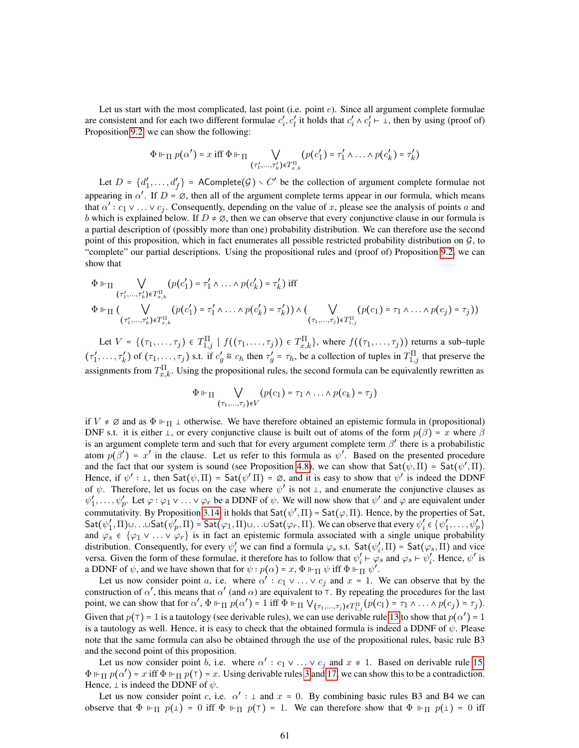Let us start with the most complicated, last point (i.e. point $e$). Since all argument complete formulae are consistent and for each two different formulae $c'_i, c'_l$ it holds that $c'_i \wedge c'_l \vdash \bot$, then by using (proof of) Proposition 9.2, we can show the following:

$$\Phi \Vdash_{\Pi} p(\alpha') = x \text{ iff } \Phi \Vdash_{\Pi} \bigvee_{(\tau'_1,\ldots,\tau'_k)\in T^{\Pi}_{x,k}} (p(c'_1) = \tau'_1 \wedge \ldots \wedge p(c'_k) = \tau'_k)$$

Let $D = \{d'_1, \ldots, d'_f\} = \mathsf{AComplete}(\mathcal{G}) \smallsetminus C'$ be the collection of argument complete formulae not appearing in $\alpha'$. If $D = \varnothing$, then all of the argument complete terms appear in our formula, which means that $\alpha' : c_1 \vee \ldots \vee c_j$. Consequently, depending on the value of $x$, please see the analysis of points $a$ and $b$ which is explained below. If $D \neq \varnothing$, then we can observe that every conjunctive clause in our formula is a partial description of (possibly more than one) probability distribution. We can therefore use the second point of this proposition, which in fact enumerates all possible restricted probability distribution on $\mathcal{G}$, to "complete" our partial descriptions. Using the propositional rules and (proof of) Proposition 9.2, we can show that

$$\Phi \Vdash_{\Pi} \bigvee_{(\tau'_1,\ldots,\tau'_k)\in T^{\Pi}_{x,k}} (p(c'_1) = \tau'_1 \wedge \ldots \wedge p(c'_k) = \tau'_k) \text{ iff}$$

$$\Phi \Vdash_{\Pi} (\bigvee_{(\tau'_1,\ldots,\tau'_k)\in T^{\Pi}_{x,k}} (p(c'_1) = \tau'_1 \wedge \ldots \wedge p(c'_k) = \tau'_k)) \wedge (\bigvee_{(\tau_1,\ldots,\tau_j)\in T^{\Pi}_{1,j}} (p(c_1) = \tau_1 \wedge \ldots \wedge p(c_j) = \tau_j))$$

Let $V = \{(\tau_1, \ldots, \tau_j) \in T^{\Pi}_{1,j} \mid f((\tau_1, \ldots, \tau_j)) \in T^{\Pi}_{x,k}\}$, where $f((\tau_1, \ldots, \tau_j))$ returns a sub–tuple $(\tau'_1, \ldots, \tau'_k)$ of $(\tau_1, \ldots, \tau_j)$ s.t. if $c'_g \approx c_h$ then $\tau'_g = \tau_h$, be a collection of tuples in $T^{\Pi}_{1,j}$ that preserve the assignments from $T^{\Pi}_{x,k}$. Using the propositional rules, the second formula can be equivalently rewritten as

$$\Phi \Vdash_{\Pi} \bigvee_{(\tau_1,\ldots,\tau_j)\in V} (p(c_1) = \tau_1 \wedge \ldots \wedge p(c_k) = \tau_j)$$

if $V \neq \varnothing$ and as $\Phi \Vdash_{\Pi} \bot$ otherwise. We have therefore obtained an epistemic formula in (propositional) DNF s.t. it is either $\bot$, or every conjunctive clause is built out of atoms of the form $p(\beta) = x$ where $\beta$ is an argument complete term and such that for every argument complete term $\beta'$ there is a probabilistic atom $p(\beta') = x'$ in the clause. Let us refer to this formula as $\psi'$. Based on the presented procedure and the fact that our system is sound (see Proposition 4.8), we can show that $\mathsf{Sat}(\psi, \Pi) = \mathsf{Sat}(\psi', \Pi)$. Hence, if $\psi' : \bot$, then $\mathsf{Sat}(\psi, \Pi) = \mathsf{Sat}(\psi' \Pi) = \varnothing$, and it is easy to show that $\psi'$ is indeed the DDNF of $\psi$. Therefore, let us focus on the case where $\psi'$ is not $\bot$, and enumerate the conjunctive clauses as $\psi'_1, \ldots, \psi'_p$. Let $\varphi : \varphi_1 \vee \ldots \vee \varphi_r$ be a DDNF of $\psi$. We will now show that $\psi'$ and $\varphi$ are equivalent under commutativity. By Proposition 3.14, it holds that $\mathsf{Sat}(\psi', \Pi) = \mathsf{Sat}(\varphi, \Pi)$. Hence, by the properties of Sat, $\mathsf{Sat}(\psi'_1, \Pi) \cup \ldots \cup \mathsf{Sat}(\psi'_p, \Pi) = \mathsf{Sat}(\varphi_1, \Pi) \cup \ldots \cup \mathsf{Sat}(\varphi_r, \Pi)$. We can observe that every $\psi'_i \in \{\psi'_1, \ldots, \psi'_p\}$ and $\varphi_s \in \{\varphi_1 \vee \ldots \vee \varphi_r\}$ is in fact an epistemic formula associated with a single unique probability distribution. Consequently, for every $\psi'_i$ we can find a formula $\varphi_s$ s.t. $\mathsf{Sat}(\psi'_i, \Pi) = \mathsf{Sat}(\varphi_s, \Pi)$ and vice versa. Given the form of these formulae, it therefore has to follow that $\psi'_i \vdash \varphi_s$ and $\varphi_s \vdash \psi'_i$. Hence, $\psi'$ is a DDNF of $\psi$, and we have shown that for $\psi : p(\alpha) = x$, $\Phi \Vdash_{\Pi} \psi$ iff $\Phi \Vdash_{\Pi} \psi'$.

Let us now consider point $a$, i.e. where $\alpha' : c_1 \vee \ldots \vee c_j$ and $x = 1$. We can observe that by the construction of $\alpha'$, this means that $\alpha'$ (and $\alpha$) are equivalent to $\top$. By repeating the procedures for the last point, we can show that for $\alpha'$, $\Phi \Vdash_{\Pi} p(\alpha') = 1$ iff $\Phi \Vdash_{\Pi} \bigvee_{(\tau_1,\ldots,\tau_j)\in T^{\Pi}_{1,j}} (p(c_1) = \tau_1 \wedge \ldots \wedge p(c_j) = \tau_j)$. Given that $p(\top) = 1$ is a tautology (see derivable rules), we can use derivable rule 13 to show that $p(\alpha') = 1$ is a tautology as well. Hence, it is easy to check that the obtained formula is indeed a DDNF of $\psi$. Please note that the same formula can also be obtained through the use of the propositional rules, basic rule B3 and the second point of this proposition.

Let us now consider point $b$, i.e. where $\alpha' : c_1 \vee \ldots \vee c_j$ and $x \neq 1$. Based on derivable rule 15, $\Phi \Vdash_{\Pi} p(\alpha') = x$ iff $\Phi \Vdash_{\Pi} p(\top) = x$. Using derivable rules 3 and 17, we can show this to be a contradiction. Hence, $\bot$ is indeed the DDNF of $\psi$.

Let us now consider point $c$, i.e. $\alpha' : \bot$ and $x = 0$. By combining basic rules B3 and B4 we can observe that $\Phi \Vdash_{\Pi} p(\bot) = 0$ iff $\Phi \Vdash_{\Pi} p(\top) = 1$. We can therefore show that $\Phi \Vdash_{\Pi} p(\bot) = 0$ iff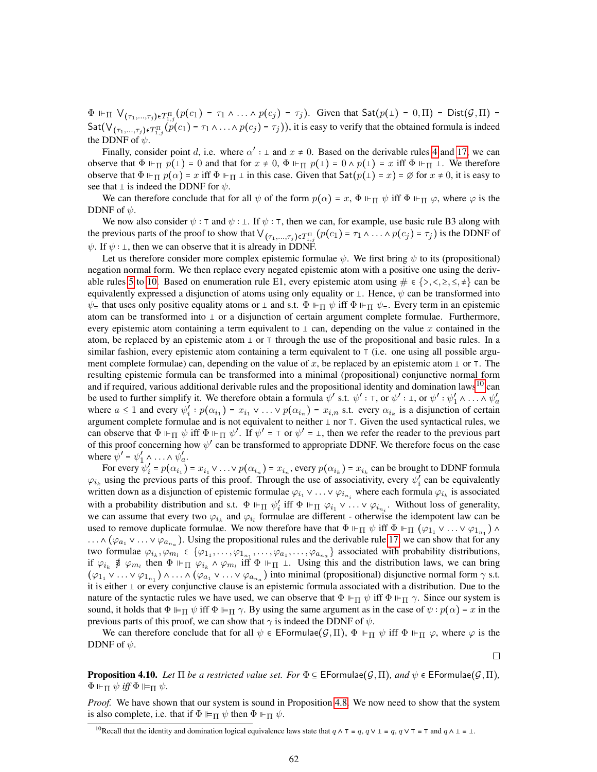$\Phi \Vdash_\Pi \bigvee_{(\tau_1,\ldots,\tau_j)\in T^{\Pi}_{1,j}} (p(c_1) = \tau_1 \wedge \ldots \wedge p(c_j) = \tau_j)$. Given that $\mathsf{Sat}(p(\bot) = 0, \Pi) = \mathsf{Dist}(\mathcal{G}, \Pi) = \mathsf{Sat}(\bigvee_{(\tau_1,\ldots,\tau_j)\in T^{\Pi}_{1,j}} (p(c_1) = \tau_1 \wedge \ldots \wedge p(c_j) = \tau_j))$, it is easy to verify that the obtained formula is indeed the DDNF of $\psi$.

Finally, consider point $d$, i.e. where $\alpha' : \bot$ and $x \neq 0$. Based on the derivable rules 4 and 17, we can observe that $\Phi \Vdash_\Pi p(\bot) = 0$ and that for $x \neq 0$, $\Phi \Vdash_\Pi p(\bot) = 0 \wedge p(\bot) = x$ iff $\Phi \Vdash_\Pi \bot$. We therefore observe that $\Phi \Vdash_\Pi p(\alpha) = x$ iff $\Phi \Vdash_\Pi \bot$ in this case. Given that $\mathsf{Sat}(p(\bot) = x) = \varnothing$ for $x \neq 0$, it is easy to see that $\bot$ is indeed the DDNF for $\psi$.

We can therefore conclude that for all $\psi$ of the form $p(\alpha) = x$, $\Phi \Vdash_\Pi \psi$ iff $\Phi \Vdash_\Pi \varphi$, where $\varphi$ is the DDNF of $\psi$.

We now also consider $\psi : \top$ and $\psi : \bot$. If $\psi : \top$, then we can, for example, use basic rule B3 along with the previous parts of the proof to show that $\bigvee_{(\tau_1,\ldots,\tau_j)\in T^{\Pi}_{1,j}} (p(c_1) = \tau_1 \wedge \ldots \wedge p(c_j) = \tau_j)$ is the DDNF of $\psi$. If $\psi : \bot$, then we can observe that it is already in DDNF.

Let us therefore consider more complex epistemic formulae $\psi$. We first bring $\psi$ to its (propositional) negation normal form. We then replace every negated epistemic atom with a positive one using the derivable rules 5 to 10. Based on enumeration rule E1, every epistemic atom using $\# \in \{>, <, \geq, \leq, \neq\}$ can be equivalently expressed a disjunction of atoms using only equality or $\bot$. Hence, $\psi$ can be transformed into $\psi_=$ that uses only positive equality atoms or $\bot$ and s.t. $\Phi \Vdash_\Pi \psi$ iff $\Phi \Vdash_\Pi \psi_=$. Every term in an epistemic atom can be transformed into $\bot$ or a disjunction of certain argument complete formulae. Furthermore, every epistemic atom containing a term equivalent to $\bot$ can, depending on the value $x$ contained in the atom, be replaced by an epistemic atom $\bot$ or $\top$ through the use of the propositional and basic rules. In a similar fashion, every epistemic atom containing a term equivalent to $\top$ (i.e. one using all possible argument complete formulae) can, depending on the value of $x$, be replaced by an epistemic atom $\bot$ or $\top$. The resulting epistemic formula can be transformed into a minimal (propositional) conjunctive normal form and if required, various additional derivable rules and the propositional identity and domination laws[10] can be used to further simplify it. We therefore obtain a formula $\psi'$ s.t. $\psi' : \top$, or $\psi' : \bot$, or $\psi' : \psi'_1 \wedge \ldots \wedge \psi'_a$ where $a \leq 1$ and every $\psi'_i : p(\alpha_{i_1}) = x_{i_1} \vee \ldots \vee p(\alpha_{i_n}) = x_{i,n}$ s.t. every $\alpha_{i_k}$ is a disjunction of certain argument complete formulae and is not equivalent to neither $\bot$ nor $\top$. Given the used syntactical rules, we can observe that $\Phi \Vdash_\Pi \psi$ iff $\Phi \Vdash_\Pi \psi'$. If $\psi' = \top$ or $\psi' = \bot$, then we refer the reader to the previous part of this proof concerning how $\psi'$ can be transformed to appropriate DDNF. We therefore focus on the case where $\psi' = \psi'_1 \wedge \ldots \wedge \psi'_a$.

For every $\psi'_i = p(\alpha_{i_1}) = x_{i_1} \vee \ldots \vee p(\alpha_{i_n}) = x_{i_n}$, every $p(\alpha_{i_k}) = x_{i_k}$ can be brought to DDNF formula $\varphi_{i_k}$ using the previous parts of this proof. Through the use of associativity, every $\psi'_i$ can be equivalently written down as a disjunction of epistemic formulae $\varphi_{i_1} \vee \ldots \vee \varphi_{i_{n_i}}$ where each formula $\varphi_{i_k}$ is associated with a probability distribution and s.t. $\Phi \Vdash_\Pi \psi'_i$ iff $\Phi \Vdash_\Pi \varphi_{i_1} \vee \ldots \vee \varphi_{i_{n_i}}$. Without loss of generality, we can assume that every two $\varphi_{i_k}$ and $\varphi_{i_l}$ formulae are different - otherwise the idempotent law can be used to remove duplicate formulae. We now therefore have that $\Phi \Vdash_\Pi \psi$ iff $\Phi \Vdash_\Pi (\varphi_{1_1} \vee \ldots \vee \varphi_{1_{n_1}}) \wedge \ldots \wedge (\varphi_{a_1} \vee \ldots \vee \varphi_{a_{n_a}})$. Using the propositional rules and the derivable rule 17, we can show that for any two formulae $\varphi_{i_k}, \varphi_{m_l} \in \{\varphi_{1_1}, \ldots, \varphi_{1_{n_1}}, \ldots, \varphi_{a_1}, \ldots, \varphi_{a_{n_a}}\}$ associated with probability distributions, if $\varphi_{i_k} \not\equiv \varphi_{m_l}$ then $\Phi \Vdash_\Pi \varphi_{i_k} \wedge \varphi_{m_l}$ iff $\Phi \Vdash_\Pi \bot$. Using this and the distribution laws, we can bring $(\varphi_{1_1} \vee \ldots \vee \varphi_{1_{n_1}}) \wedge \ldots \wedge (\varphi_{a_1} \vee \ldots \vee \varphi_{a_{n_a}})$ into minimal (propositional) disjunctive normal form $\gamma$ s.t. it is either $\bot$ or every conjunctive clause is an epistemic formula associated with a distribution. Due to the nature of the syntactic rules we have used, we can observe that $\Phi \Vdash_\Pi \psi$ iff $\Phi \Vdash_\Pi \gamma$. Since our system is sound, it holds that $\Phi \VDash_\Pi \psi$ iff $\Phi \VDash_\Pi \gamma$. By using the same argument as in the case of $\psi : p(\alpha) = x$ in the previous parts of this proof, we can show that $\gamma$ is indeed the DDNF of $\psi$.

We can therefore conclude that for all $\psi \in \mathsf{EFormulae}(\mathcal{G}, \Pi)$, $\Phi \Vdash_\Pi \psi$ iff $\Phi \Vdash_\Pi \varphi$, where $\varphi$ is the DDNF of $\psi$.

□

**Proposition 4.10.** *Let $\Pi$ be a restricted value set. For $\Phi \subseteq \mathsf{EFormulae}(\mathcal{G}, \Pi)$, and $\psi \in \mathsf{EFormulae}(\mathcal{G}, \Pi)$, $\Phi \Vdash_\Pi \psi$ iff $\Phi \VDash_\Pi \psi$.*

*Proof.* We have shown that our system is sound in Proposition 4.8. We now need to show that the system is also complete, i.e. that if $\Phi \VDash_\Pi \psi$ then $\Phi \Vdash_\Pi \psi$.

[10] Recall that the identity and domination logical equivalence laws state that $q \wedge \top \equiv q$, $q \vee \bot \equiv q$, $q \vee \top \equiv \top$ and $q \wedge \bot \equiv \bot$.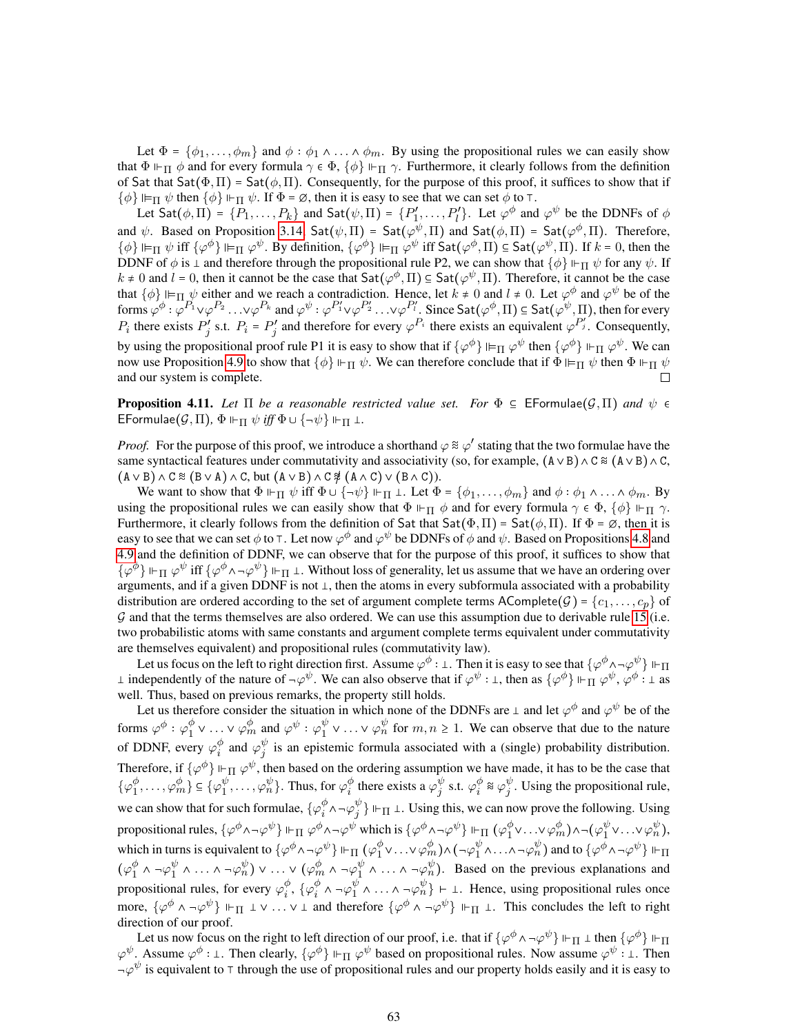Let $\Phi = \{\phi_1, \ldots, \phi_m\}$ and $\phi : \phi_1 \wedge \ldots \wedge \phi_m$. By using the propositional rules we can easily show that $\Phi \Vdash_\Pi \phi$ and for every formula $\gamma \in \Phi$, $\{\phi\} \Vdash_\Pi \gamma$. Furthermore, it clearly follows from the definition of $\mathsf{Sat}$ that $\mathsf{Sat}(\Phi, \Pi) = \mathsf{Sat}(\phi, \Pi)$. Consequently, for the purpose of this proof, it suffices to show that if $\{\phi\} \Vdash\!\!\vDash_\Pi \psi$ then $\{\phi\} \Vdash_\Pi \psi$. If $\Phi = \varnothing$, then it is easy to see that we can set $\phi$ to $\top$.

Let $\mathsf{Sat}(\phi, \Pi) = \{P_1, \ldots, P_k\}$ and $\mathsf{Sat}(\psi, \Pi) = \{P'_1, \ldots, P'_l\}$. Let $\varphi^\phi$ and $\varphi^\psi$ be the DDNFs of $\phi$ and $\psi$. Based on Proposition 3.14, $\mathsf{Sat}(\psi, \Pi) = \mathsf{Sat}(\varphi^\psi, \Pi)$ and $\mathsf{Sat}(\phi, \Pi) = \mathsf{Sat}(\varphi^\phi, \Pi)$. Therefore, $\{\phi\} \Vdash\!\!\vDash_\Pi \psi$ iff $\{\varphi^\phi\} \Vdash\!\!\vDash_\Pi \varphi^\psi$. By definition, $\{\varphi^\phi\} \Vdash\!\!\vDash_\Pi \varphi^\psi$ iff $\mathsf{Sat}(\varphi^\phi, \Pi) \subseteq \mathsf{Sat}(\varphi^\psi, \Pi)$. If $k = 0$, then the DDNF of $\phi$ is $\bot$ and therefore through the propositional rule P2, we can show that $\{\phi\} \Vdash_\Pi \psi$ for any $\psi$. If $k \neq 0$ and $l = 0$, then it cannot be the case that $\mathsf{Sat}(\varphi^\phi, \Pi) \subseteq \mathsf{Sat}(\varphi^\psi, \Pi)$. Therefore, it cannot be the case that $\{\phi\} \Vdash\!\!\vDash_\Pi \psi$ either and we reach a contradiction. Hence, let $k \neq 0$ and $l \neq 0$. Let $\varphi^\phi$ and $\varphi^\psi$ be of the forms $\varphi^\phi : \varphi^{P_1} \vee \varphi^{P_2} \ldots \vee \varphi^{P_k}$ and $\varphi^\psi : \varphi^{P'_1} \vee \varphi^{P'_2} \ldots \vee \varphi^{P'_l}$. Since $\mathsf{Sat}(\varphi^\phi, \Pi) \subseteq \mathsf{Sat}(\varphi^\psi, \Pi)$, then for every $P_i$ there exists $P'_j$ s.t. $P_i = P'_j$ and therefore for every $\varphi^{P_i}$ there exists an equivalent $\varphi^{P'_j}$. Consequently, by using the propositional proof rule P1 it is easy to show that if $\{\varphi^\phi\} \Vdash\!\!\vDash_\Pi \varphi^\psi$ then $\{\varphi^\phi\} \Vdash_\Pi \varphi^\psi$. We can now use Proposition 4.9 to show that $\{\phi\} \Vdash_\Pi \psi$. We can therefore conclude that if $\Phi \Vdash\!\!\vDash_\Pi \psi$ then $\Phi \Vdash_\Pi \psi$ and our system is complete. □

**Proposition 4.11.** *Let $\Pi$ be a reasonable restricted value set. For $\Phi \subseteq \mathsf{EFormulae}(\mathcal{G}, \Pi)$ and $\psi \in \mathsf{EFormulae}(\mathcal{G}, \Pi)$, $\Phi \Vdash_\Pi \psi$ iff $\Phi \cup \{\neg\psi\} \Vdash_\Pi \bot$.*

*Proof.* For the purpose of this proof, we introduce a shorthand $\varphi \approx \varphi'$ stating that the two formulae have the same syntactical features under commutativity and associativity (so, for example, $(\mathtt{A} \vee \mathtt{B}) \wedge \mathtt{C} \approx (\mathtt{A} \vee \mathtt{B}) \wedge \mathtt{C}$, $(\mathtt{A} \vee \mathtt{B}) \wedge \mathtt{C} \approx (\mathtt{B} \vee \mathtt{A}) \wedge \mathtt{C}$, but $(\mathtt{A} \vee \mathtt{B}) \wedge \mathtt{C} \not\approx (\mathtt{A} \wedge \mathtt{C}) \vee (\mathtt{B} \wedge \mathtt{C})$).

We want to show that $\Phi \Vdash_\Pi \psi$ iff $\Phi \cup \{\neg\psi\} \Vdash_\Pi \bot$. Let $\Phi = \{\phi_1, \ldots, \phi_m\}$ and $\phi : \phi_1 \wedge \ldots \wedge \phi_m$. By using the propositional rules we can easily show that $\Phi \Vdash_\Pi \phi$ and for every formula $\gamma \in \Phi$, $\{\phi\} \Vdash_\Pi \gamma$. Furthermore, it clearly follows from the definition of $\mathsf{Sat}$ that $\mathsf{Sat}(\Phi, \Pi) = \mathsf{Sat}(\phi, \Pi)$. If $\Phi = \varnothing$, then it is easy to see that we can set $\phi$ to $\top$. Let now $\varphi^\phi$ and $\varphi^\psi$ be DDNFs of $\phi$ and $\psi$. Based on Propositions 4.8 and 4.9 and the definition of DDNF, we can observe that for the purpose of this proof, it suffices to show that $\{\varphi^\phi\} \Vdash_\Pi \varphi^\psi$ iff $\{\varphi^\phi \wedge \neg\varphi^\psi\} \Vdash_\Pi \bot$. Without loss of generality, let us assume that we have an ordering over arguments, and if a given DDNF is not $\bot$, then the atoms in every subformula associated with a probability distribution are ordered according to the set of argument complete terms $\mathsf{AComplete}(\mathcal{G}) = \{c_1, \ldots, c_p\}$ of $\mathcal{G}$ and that the terms themselves are also ordered. We can use this assumption due to derivable rule 15 (i.e. two probabilistic atoms with same constants and argument complete terms equivalent under commutativity are themselves equivalent) and propositional rules (commutativity law).

Let us focus on the left to right direction first. Assume $\varphi^\phi : \bot$. Then it is easy to see that $\{\varphi^\phi \wedge \neg\varphi^\psi\} \Vdash_\Pi \bot$ independently of the nature of $\neg\varphi^\psi$. We can also observe that if $\varphi^\psi : \bot$, then as $\{\varphi^\phi\} \Vdash_\Pi \varphi^\psi$, $\varphi^\phi : \bot$ as well. Thus, based on previous remarks, the property still holds.

Let us therefore consider the situation in which none of the DDNFs are $\bot$ and let $\varphi^\phi$ and $\varphi^\psi$ be of the forms $\varphi^\phi : \varphi_1^\phi \vee \ldots \vee \varphi_m^\phi$ and $\varphi^\psi : \varphi_1^\psi \vee \ldots \vee \varphi_n^\psi$ for $m, n \geq 1$. We can observe that due to the nature of DDNF, every $\varphi_i^\phi$ and $\varphi_j^\psi$ is an epistemic formula associated with a (single) probability distribution. Therefore, if $\{\varphi^\phi\} \Vdash_\Pi \varphi^\psi$, then based on the ordering assumption we have made, it has to be the case that $\{\varphi_1^\phi, \ldots, \varphi_m^\phi\} \subseteq \{\varphi_1^\psi, \ldots, \varphi_n^\psi\}$. Thus, for $\varphi_i^\phi$ there exists a $\varphi_j^\psi$ s.t. $\varphi_i^\phi \approx \varphi_j^\psi$. Using the propositional rule, we can show that for such formulae, $\{\varphi_i^\phi \wedge \neg\varphi_j^\psi\} \Vdash_\Pi \bot$. Using this, we can now prove the following. Using propositional rules, $\{\varphi^\phi \wedge \neg\varphi^\psi\} \Vdash_\Pi \varphi^\phi \wedge \neg\varphi^\psi$ which is $\{\varphi^\phi \wedge \neg\varphi^\psi\} \Vdash_\Pi (\varphi_1^\phi \vee \ldots \vee \varphi_m^\phi) \wedge \neg(\varphi_1^\psi \vee \ldots \vee \varphi_n^\psi)$, which in turns is equivalent to $\{\varphi^\phi \wedge \neg\varphi^\psi\} \Vdash_\Pi (\varphi_1^\phi \vee \ldots \vee \varphi_m^\phi) \wedge (\neg\varphi_1^\psi \wedge \ldots \wedge \neg\varphi_n^\psi)$ and to $\{\varphi^\phi \wedge \neg\varphi^\psi\} \Vdash_\Pi (\varphi_1^\phi \wedge \neg\varphi_1^\psi \wedge \ldots \wedge \neg\varphi_n^\psi) \vee \ldots \vee (\varphi_m^\phi \wedge \neg\varphi_1^\psi \wedge \ldots \wedge \neg\varphi_n^\psi)$. Based on the previous explanations and propositional rules, for every $\varphi_i^\phi$, $\{\varphi_i^\phi \wedge \neg\varphi_1^\psi \wedge \ldots \wedge \neg\varphi_n^\psi\} \vdash \bot$. Hence, using propositional rules once more, $\{\varphi^\phi \wedge \neg\varphi^\psi\} \Vdash_\Pi \bot \vee \ldots \vee \bot$ and therefore $\{\varphi^\phi \wedge \neg\varphi^\psi\} \Vdash_\Pi \bot$. This concludes the left to right direction of our proof.

Let us now focus on the right to left direction of our proof, i.e. that if $\{\varphi^\phi \wedge \neg\varphi^\psi\} \Vdash_\Pi \bot$ then $\{\varphi^\phi\} \Vdash_\Pi \varphi^\psi$. Assume $\varphi^\phi : \bot$. Then clearly, $\{\varphi^\phi\} \Vdash_\Pi \varphi^\psi$ based on propositional rules. Now assume $\varphi^\psi : \bot$. Then $\neg\varphi^\psi$ is equivalent to $\top$ through the use of propositional rules and our property holds easily and it is easy to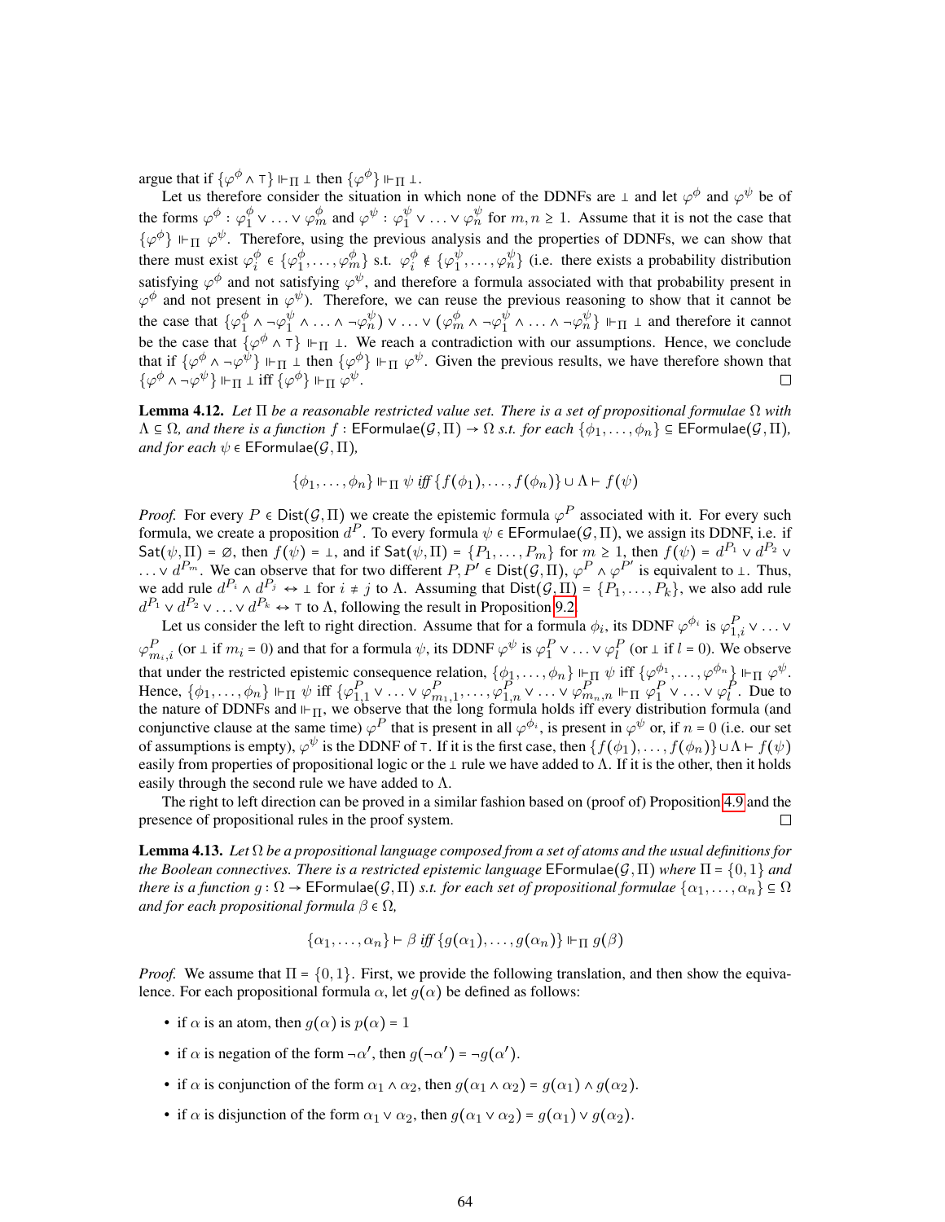argue that if $\{\varphi^{\phi} \wedge \top\} \Vdash_{\Pi} \bot$ then $\{\varphi^{\phi}\} \Vdash_{\Pi} \bot$.

Let us therefore consider the situation in which none of the DDNFs are $\bot$ and let $\varphi^{\phi}$ and $\varphi^{\psi}$ be of the forms $\varphi^{\phi} : \varphi^{\phi}_1 \vee \ldots \vee \varphi^{\phi}_m$ and $\varphi^{\psi} : \varphi^{\psi}_1 \vee \ldots \vee \varphi^{\psi}_n$ for $m, n \geq 1$. Assume that it is not the case that $\{\varphi^{\phi}\} \Vdash_{\Pi} \varphi^{\psi}$. Therefore, using the previous analysis and the properties of DDNFs, we can show that there must exist $\varphi^{\phi}_i \in \{\varphi^{\phi}_1, \ldots, \varphi^{\phi}_m\}$ s.t. $\varphi^{\phi}_i \notin \{\varphi^{\psi}_1, \ldots, \varphi^{\psi}_n\}$ (i.e. there exists a probability distribution satisfying $\varphi^{\phi}$ and not satisfying $\varphi^{\psi}$, and therefore a formula associated with that probability present in $\varphi^{\phi}$ and not present in $\varphi^{\psi}$). Therefore, we can reuse the previous reasoning to show that it cannot be the case that $\{\varphi^{\phi}_1 \wedge \neg\varphi^{\psi}_1 \wedge \ldots \wedge \neg\varphi^{\psi}_n) \vee \ldots \vee (\varphi^{\phi}_m \wedge \neg\varphi^{\psi}_1 \wedge \ldots \wedge \neg\varphi^{\psi}_n\} \Vdash_{\Pi} \bot$ and therefore it cannot be the case that $\{\varphi^{\phi} \wedge \top\} \Vdash_{\Pi} \bot$. We reach a contradiction with our assumptions. Hence, we conclude that if $\{\varphi^{\phi} \wedge \neg\varphi^{\psi}\} \Vdash_{\Pi} \bot$ then $\{\varphi^{\phi}\} \Vdash_{\Pi} \varphi^{\psi}$. Given the previous results, we have therefore shown that $\{\varphi^{\phi} \wedge \neg\varphi^{\psi}\} \Vdash_{\Pi} \bot$ iff $\{\varphi^{\phi}\} \Vdash_{\Pi} \varphi^{\psi}$. □

**Lemma 4.12.** *Let $\Pi$ be a reasonable restricted value set. There is a set of propositional formulae $\Omega$ with $\Lambda \subseteq \Omega$, and there is a function $f : \mathsf{EFormulae}(\mathcal{G}, \Pi) \to \Omega$ s.t. for each $\{\phi_1, \ldots, \phi_n\} \subseteq \mathsf{EFormulae}(\mathcal{G}, \Pi)$, and for each $\psi \in \mathsf{EFormulae}(\mathcal{G}, \Pi)$,*

$$\{\phi_1, \ldots, \phi_n\} \Vdash_{\Pi} \psi \text{ iff } \{f(\phi_1), \ldots, f(\phi_n)\} \cup \Lambda \vdash f(\psi)$$

*Proof.* For every $P \in \mathsf{Dist}(\mathcal{G}, \Pi)$ we create the epistemic formula $\varphi^P$ associated with it. For every such formula, we create a proposition $d^P$. To every formula $\psi \in \mathsf{EFormulae}(\mathcal{G}, \Pi)$, we assign its DDNF, i.e. if $\mathsf{Sat}(\psi, \Pi) = \emptyset$, then $f(\psi) = \bot$, and if $\mathsf{Sat}(\psi, \Pi) = \{P_1, \ldots, P_m\}$ for $m \geq 1$, then $f(\psi) = d^{P_1} \vee d^{P_2} \vee \ldots \vee d^{P_m}$. We can observe that for two different $P, P' \in \mathsf{Dist}(\mathcal{G}, \Pi)$, $\varphi^P \wedge \varphi^{P'}$ is equivalent to $\bot$. Thus, we add rule $d^{P_i} \wedge d^{P_j} \leftrightarrow \bot$ for $i \neq j$ to $\Lambda$. Assuming that $\mathsf{Dist}(\mathcal{G}, \Pi) = \{P_1, \ldots, P_k\}$, we also add rule $d^{P_1} \vee d^{P_2} \vee \ldots \vee d^{P_k} \leftrightarrow \top$ to $\Lambda$, following the result in Proposition 9.2.

Let us consider the left to right direction. Assume that for a formula $\phi_i$, its DDNF $\varphi^{\phi_i}$ is $\varphi^P_{1,i} \vee \ldots \vee \varphi^P_{m_i,i}$ (or $\bot$ if $m_i = 0$) and that for a formula $\psi$, its DDNF $\varphi^{\psi}$ is $\varphi^P_1 \vee \ldots \vee \varphi^P_l$ (or $\bot$ if $l = 0$). We observe that under the restricted epistemic consequence relation, $\{\phi_1, \ldots, \phi_n\} \Vdash_{\Pi} \psi$ iff $\{\varphi^{\phi_1}, \ldots, \varphi^{\phi_n}\} \Vdash_{\Pi} \varphi^{\psi}$. Hence, $\{\phi_1, \ldots, \phi_n\} \Vdash_{\Pi} \psi$ iff $\{\varphi^P_{1,1} \vee \ldots \vee \varphi^P_{m_1,1}, \ldots, \varphi^P_{1,n} \vee \ldots \vee \varphi^P_{m_n,n} \Vdash_{\Pi} \varphi^P_1 \vee \ldots \vee \varphi^P_l$. Due to the nature of DDNFs and $\Vdash_{\Pi}$, we observe that the long formula holds iff every distribution formula (and conjunctive clause at the same time) $\varphi^P$ that is present in all $\varphi^{\phi_i}$, is present in $\varphi^{\psi}$ or, if $n = 0$ (i.e. our set of assumptions is empty), $\varphi^{\psi}$ is the DDNF of $\top$. If it is the first case, then $\{f(\phi_1), \ldots, f(\phi_n)\} \cup \Lambda \vdash f(\psi)$ easily from properties of propositional logic or the $\bot$ rule we have added to $\Lambda$. If it is the other, then it holds easily through the second rule we have added to $\Lambda$.

The right to left direction can be proved in a similar fashion based on (proof of) Proposition 4.9 and the presence of propositional rules in the proof system. □

**Lemma 4.13.** *Let $\Omega$ be a propositional language composed from a set of atoms and the usual definitions for the Boolean connectives. There is a restricted epistemic language $\mathsf{EFormulae}(\mathcal{G}, \Pi)$ where $\Pi = \{0, 1\}$ and there is a function $g : \Omega \to \mathsf{EFormulae}(\mathcal{G}, \Pi)$ s.t. for each set of propositional formulae $\{\alpha_1, \ldots, \alpha_n\} \subseteq \Omega$ and for each propositional formula $\beta \in \Omega$,*

$$\{\alpha_1, \ldots, \alpha_n\} \vdash \beta \text{ iff } \{g(\alpha_1), \ldots, g(\alpha_n)\} \Vdash_{\Pi} g(\beta)$$

*Proof.* We assume that $\Pi = \{0, 1\}$. First, we provide the following translation, and then show the equivalence. For each propositional formula $\alpha$, let $g(\alpha)$ be defined as follows:

- if $\alpha$ is an atom, then $g(\alpha)$ is $p(\alpha) = 1$
- if $\alpha$ is negation of the form $\neg\alpha'$, then $g(\neg\alpha') = \neg g(\alpha')$.
- if $\alpha$ is conjunction of the form $\alpha_1 \wedge \alpha_2$, then $g(\alpha_1 \wedge \alpha_2) = g(\alpha_1) \wedge g(\alpha_2)$.
- if $\alpha$ is disjunction of the form $\alpha_1 \vee \alpha_2$, then $g(\alpha_1 \vee \alpha_2) = g(\alpha_1) \vee g(\alpha_2)$.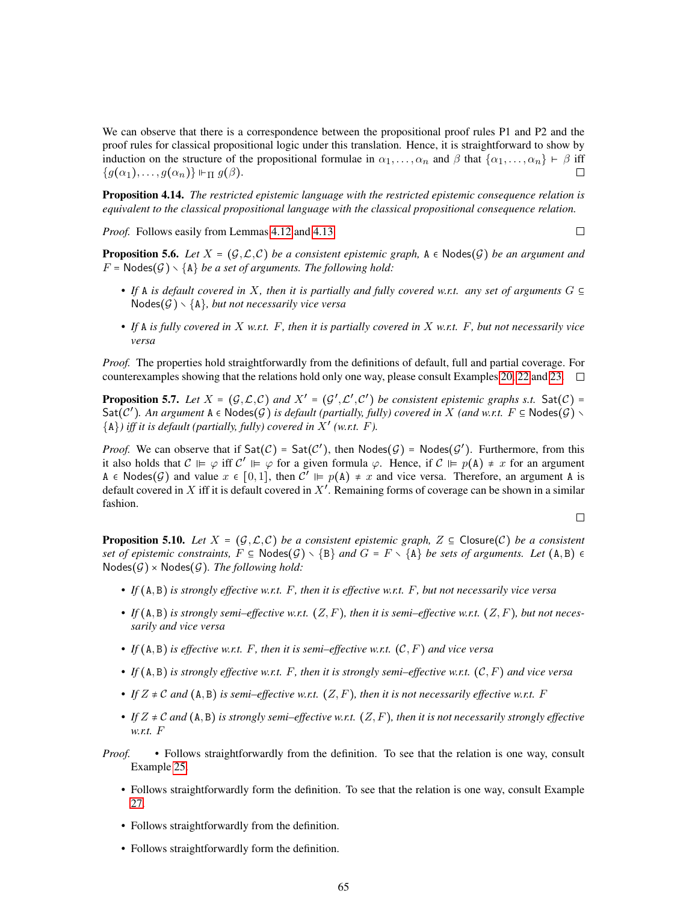We can observe that there is a correspondence between the propositional proof rules P1 and P2 and the proof rules for classical propositional logic under this translation. Hence, it is straightforward to show by induction on the structure of the propositional formulae in $\alpha_1, \ldots, \alpha_n$ and $\beta$ that $\{\alpha_1, \ldots, \alpha_n\} \vdash \beta$ iff $\{g(\alpha_1), \ldots, g(\alpha_n)\} \Vdash_{\Pi} g(\beta)$. □

**Proposition 4.14.** *The restricted epistemic language with the restricted epistemic consequence relation is equivalent to the classical propositional language with the classical propositional consequence relation.*

*Proof.* Follows easily from Lemmas 4.12 and 4.13. □

**Proposition 5.6.** *Let $X = (\mathcal{G}, \mathcal{L}, \mathcal{C})$ be a consistent epistemic graph, $\mathtt{A} \in \mathsf{Nodes}(\mathcal{G})$ be an argument and $F = \mathsf{Nodes}(\mathcal{G}) \setminus \{\mathtt{A}\}$ be a set of arguments. The following hold:*

- *If $\mathtt{A}$ is default covered in $X$, then it is partially and fully covered w.r.t. any set of arguments $G \subseteq \mathsf{Nodes}(\mathcal{G}) \setminus \{\mathtt{A}\}$, but not necessarily vice versa*
- *If $\mathtt{A}$ is fully covered in $X$ w.r.t. $F$, then it is partially covered in $X$ w.r.t. $F$, but not necessarily vice versa*

*Proof.* The properties hold straightforwardly from the definitions of default, full and partial coverage. For counterexamples showing that the relations hold only one way, please consult Examples 20, 22 and 23. □

**Proposition 5.7.** *Let $X = (\mathcal{G}, \mathcal{L}, \mathcal{C})$ and $X' = (\mathcal{G}', \mathcal{L}', \mathcal{C}')$ be consistent epistemic graphs s.t. $\mathsf{Sat}(\mathcal{C}) = \mathsf{Sat}(\mathcal{C}')$. An argument $\mathtt{A} \in \mathsf{Nodes}(\mathcal{G})$ is default (partially, fully) covered in $X$ (and w.r.t. $F \subseteq \mathsf{Nodes}(\mathcal{G}) \setminus \{\mathtt{A}\}$) iff it is default (partially, fully) covered in $X'$ (w.r.t. $F$).*

*Proof.* We can observe that if $\mathsf{Sat}(\mathcal{C}) = \mathsf{Sat}(\mathcal{C}')$, then $\mathsf{Nodes}(\mathcal{G}) = \mathsf{Nodes}(\mathcal{G}')$. Furthermore, from this it also holds that $\mathcal{C} \Vdash \varphi$ iff $\mathcal{C}' \Vdash \varphi$ for a given formula $\varphi$. Hence, if $\mathcal{C} \Vdash p(\mathtt{A}) \neq x$ for an argument $\mathtt{A} \in \mathsf{Nodes}(\mathcal{G})$ and value $x \in [0,1]$, then $\mathcal{C}' \Vdash p(\mathtt{A}) \neq x$ and vice versa. Therefore, an argument $\mathtt{A}$ is default covered in $X$ iff it is default covered in $X'$. Remaining forms of coverage can be shown in a similar fashion. □

**Proposition 5.10.** *Let $X = (\mathcal{G}, \mathcal{L}, \mathcal{C})$ be a consistent epistemic graph, $Z \subseteq \mathsf{Closure}(\mathcal{C})$ be a consistent set of epistemic constraints, $F \subseteq \mathsf{Nodes}(\mathcal{G}) \setminus \{\mathtt{B}\}$ and $G = F \setminus \{\mathtt{A}\}$ be sets of arguments. Let $(\mathtt{A}, \mathtt{B}) \in \mathsf{Nodes}(\mathcal{G}) \times \mathsf{Nodes}(\mathcal{G})$. The following hold:*

- *If $(\mathtt{A}, \mathtt{B})$ is strongly effective w.r.t. $F$, then it is effective w.r.t. $F$, but not necessarily vice versa*
- *If $(\mathtt{A}, \mathtt{B})$ is strongly semi–effective w.r.t. $(Z, F)$, then it is semi–effective w.r.t. $(Z, F)$, but not necessarily and vice versa*
- *If $(\mathtt{A}, \mathtt{B})$ is effective w.r.t. $F$, then it is semi–effective w.r.t. $(\mathcal{C}, F)$ and vice versa*
- *If $(\mathtt{A}, \mathtt{B})$ is strongly effective w.r.t. $F$, then it is strongly semi–effective w.r.t. $(\mathcal{C}, F)$ and vice versa*
- *If $Z \neq \mathcal{C}$ and $(\mathtt{A}, \mathtt{B})$ is semi–effective w.r.t. $(Z, F)$, then it is not necessarily effective w.r.t. $F$*
- *If $Z \neq \mathcal{C}$ and $(\mathtt{A}, \mathtt{B})$ is strongly semi–effective w.r.t. $(Z, F)$, then it is not necessarily strongly effective w.r.t. $F$*

*Proof.*

- Follows straightforwardly from the definition. To see that the relation is one way, consult Example 25.
- Follows straightforwardly form the definition. To see that the relation is one way, consult Example 27.
- Follows straightforwardly from the definition.
- Follows straightforwardly form the definition.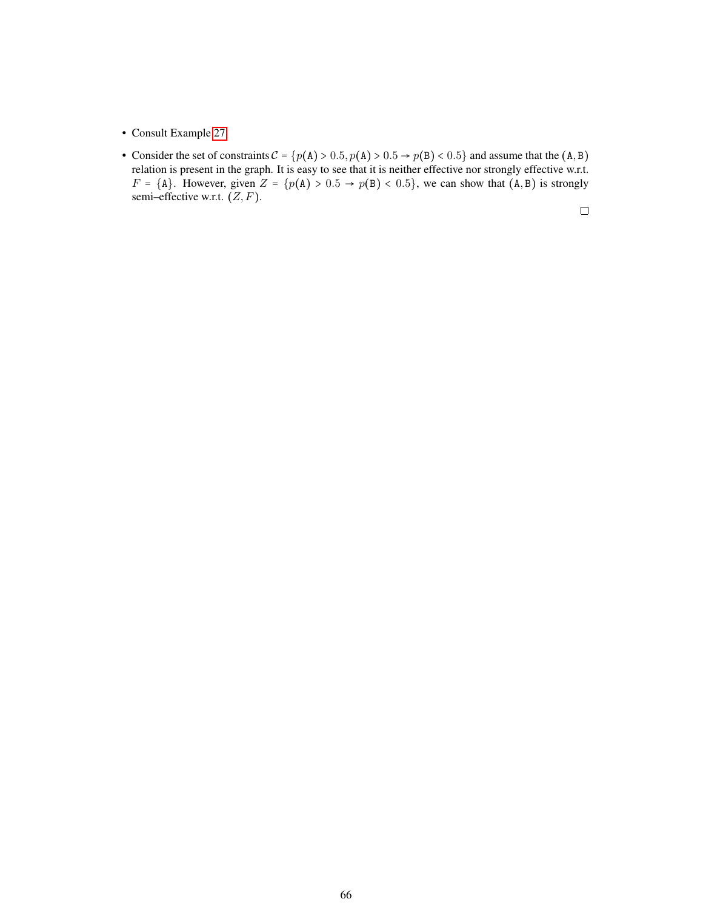- Consult Example 27
- Consider the set of constraints $\mathcal{C} = \{p(\mathtt{A}) > 0.5, p(\mathtt{A}) > 0.5 \rightarrow p(\mathtt{B}) < 0.5\}$ and assume that the $(\mathtt{A}, \mathtt{B})$ relation is present in the graph. It is easy to see that it is neither effective nor strongly effective w.r.t. $F = \{\mathtt{A}\}$. However, given $Z = \{p(\mathtt{A}) > 0.5 \rightarrow p(\mathtt{B}) < 0.5\}$, we can show that $(\mathtt{A}, \mathtt{B})$ is strongly semi–effective w.r.t. $(Z, F)$.

□